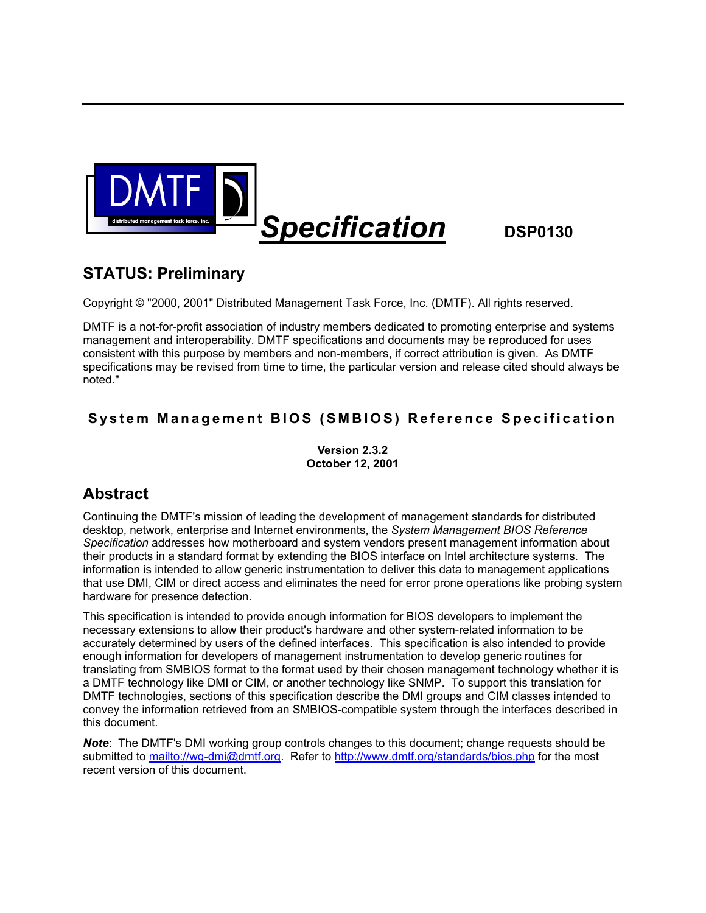DMTF

distributed management task force, inc.

# *Specification* DSP0130

## STATUS: Preliminary

Copyright © "2000, 2001" Distributed Management Task Force, Inc. (DMTF). All rights reserved.

DMTF is a not-for-profit association of industry members dedicated to promoting enterprise and systems management and interoperability. DMTF specifications and documents may be reproduced for uses consistent with this purpose by members and non-members, if correct attribution is given. As DMTF specifications may be revised from time to time, the particular version and release cited should always be noted."

# System Management BIOS (SMBIOS) Reference Specification

**Version 2.3.2**
**October 12, 2001**

## Abstract

Continuing the DMTF's mission of leading the development of management standards for distributed desktop, network, enterprise and Internet environments, the *System Management BIOS Reference Specification* addresses how motherboard and system vendors present management information about their products in a standard format by extending the BIOS interface on Intel architecture systems. The information is intended to allow generic instrumentation to deliver this data to management applications that use DMI, CIM or direct access and eliminates the need for error prone operations like probing system hardware for presence detection.

This specification is intended to provide enough information for BIOS developers to implement the necessary extensions to allow their product's hardware and other system-related information to be accurately determined by users of the defined interfaces. This specification is also intended to provide enough information for developers of management instrumentation to develop generic routines for translating from SMBIOS format to the format used by their chosen management technology whether it is a DMTF technology like DMI or CIM, or another technology like SNMP. To support this translation for DMTF technologies, sections of this specification describe the DMI groups and CIM classes intended to convey the information retrieved from an SMBIOS-compatible system through the interfaces described in this document.

***Note***: The DMTF's DMI working group controls changes to this document; change requests should be submitted to mailto://wg-dmi@dmtf.org. Refer to http://www.dmtf.org/standards/bios.php for the most recent version of this document.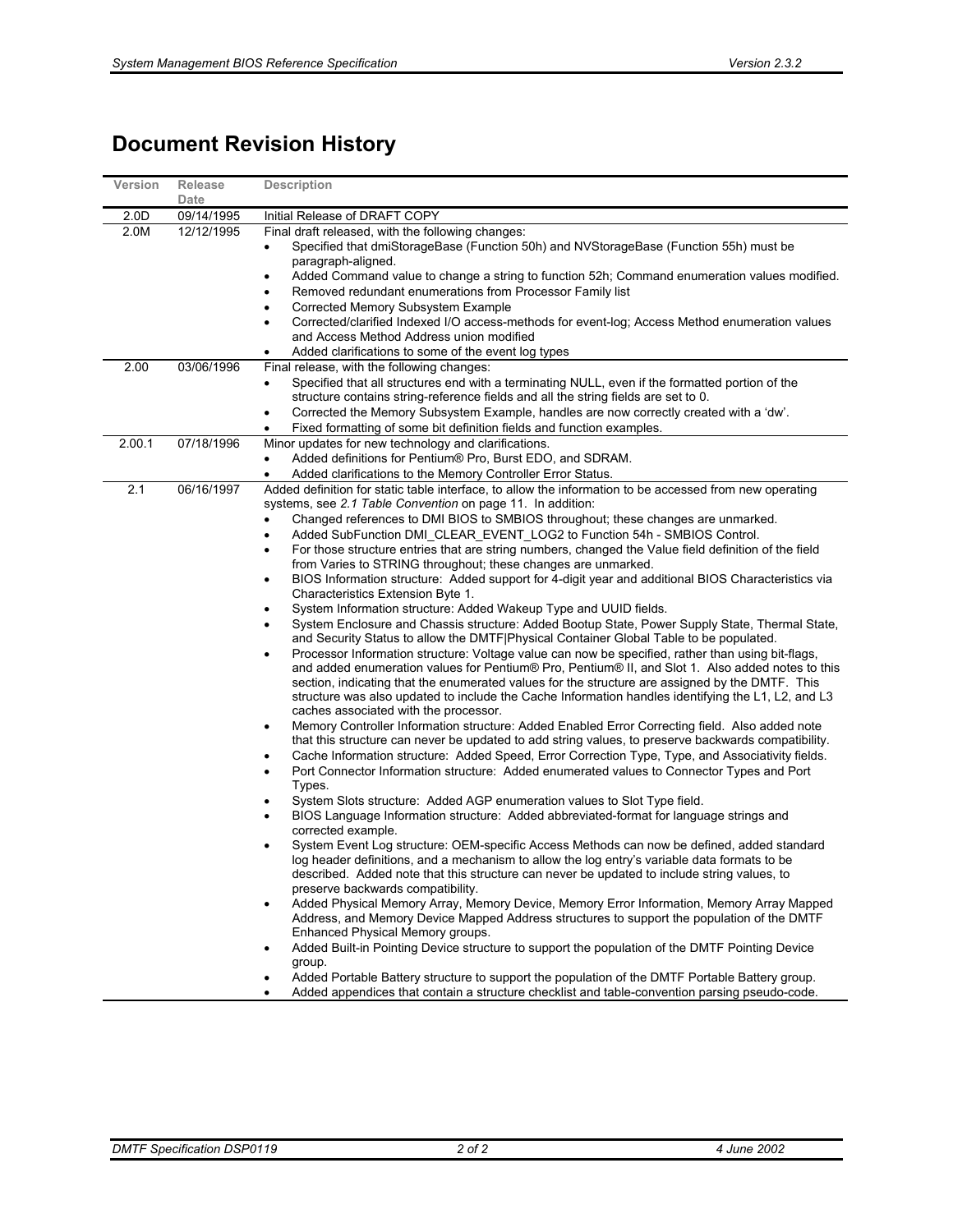## Document Revision History

| Version | Release Date | Description |
|---|---|---|
| 2.0D | 09/14/1995 | Initial Release of DRAFT COPY |
| 2.0M | 12/12/1995 | Final draft released, with the following changes:<br>• Specified that dmiStorageBase (Function 50h) and NVStorageBase (Function 55h) must be paragraph-aligned.<br>• Added Command value to change a string to function 52h; Command enumeration values modified.<br>• Removed redundant enumerations from Processor Family list<br>• Corrected Memory Subsystem Example<br>• Corrected/clarified Indexed I/O access-methods for event-log; Access Method enumeration values and Access Method Address union modified<br>• Added clarifications to some of the event log types |
| 2.00 | 03/06/1996 | Final release, with the following changes:<br>• Specified that all structures end with a terminating NULL, even if the formatted portion of the structure contains string-reference fields and all the string fields are set to 0.<br>• Corrected the Memory Subsystem Example, handles are now correctly created with a 'dw'.<br>• Fixed formatting of some bit definition fields and function examples. |
| 2.00.1 | 07/18/1996 | Minor updates for new technology and clarifications.<br>• Added definitions for Pentium® Pro, Burst EDO, and SDRAM.<br>• Added clarifications to the Memory Controller Error Status. |
| 2.1 | 06/16/1997 | Added definition for static table interface, to allow the information to be accessed from new operating systems, see *2.1 Table Convention* on page 11. In addition:<br>• Changed references to DMI BIOS to SMBIOS throughout; these changes are unmarked.<br>• Added SubFunction DMI_CLEAR_EVENT_LOG2 to Function 54h - SMBIOS Control.<br>• For those structure entries that are string numbers, changed the Value field definition of the field from Varies to STRING throughout; these changes are unmarked.<br>• BIOS Information structure: Added support for 4-digit year and additional BIOS Characteristics via Characteristics Extension Byte 1.<br>• System Information structure: Added Wakeup Type and UUID fields.<br>• System Enclosure and Chassis structure: Added Bootup State, Power Supply State, Thermal State, and Security Status to allow the DMTF\|Physical Container Global Table to be populated.<br>• Processor Information structure: Voltage value can now be specified, rather than using bit-flags, and added enumeration values for Pentium® Pro, Pentium® II, and Slot 1. Also added notes to this section, indicating that the enumerated values for the structure are assigned by the DMTF. This structure was also updated to include the Cache Information handles identifying the L1, L2, and L3 caches associated with the processor.<br>• Memory Controller Information structure: Added Enabled Error Correcting field. Also added note that this structure can never be updated to add string values, to preserve backwards compatibility.<br>• Cache Information structure: Added Speed, Error Correction Type, Type, and Associativity fields.<br>• Port Connector Information structure: Added enumerated values to Connector Types and Port Types.<br>• System Slots structure: Added AGP enumeration values to Slot Type field.<br>• BIOS Language Information structure: Added abbreviated-format for language strings and corrected example.<br>• System Event Log structure: OEM-specific Access Methods can now be defined, added standard log header definitions, and a mechanism to allow the log entry's variable data formats to be described. Added note that this structure can never be updated to include string values, to preserve backwards compatibility.<br>• Added Physical Memory Array, Memory Device, Memory Error Information, Memory Array Mapped Address, and Memory Device Mapped Address structures to support the population of the DMTF Enhanced Physical Memory groups.<br>• Added Built-in Pointing Device structure to support the population of the DMTF Pointing Device group.<br>• Added Portable Battery structure to support the population of the DMTF Portable Battery group.<br>• Added appendices that contain a structure checklist and table-convention parsing pseudo-code. |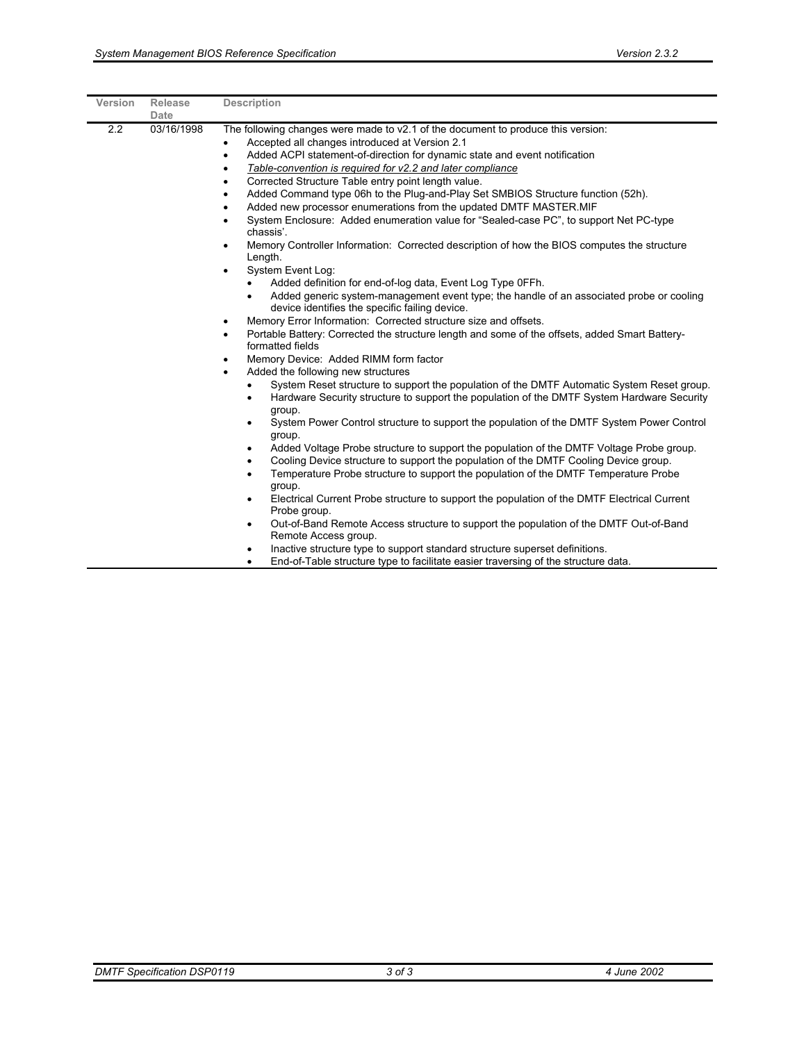| Version | Release Date | Description |
|---|---|---|
| 2.2 | 03/16/1998 | The following changes were made to v2.1 of the document to produce this version:<br>• Accepted all changes introduced at Version 2.1<br>• Added ACPI statement-of-direction for dynamic state and event notification<br>• *Table-convention is required for v2.2 and later compliance*<br>• Corrected Structure Table entry point length value.<br>• Added Command type 06h to the Plug-and-Play Set SMBIOS Structure function (52h).<br>• Added new processor enumerations from the updated DMTF MASTER.MIF<br>• System Enclosure: Added enumeration value for "Sealed-case PC", to support Net PC-type chassis'.<br>• Memory Controller Information: Corrected description of how the BIOS computes the structure Length.<br>• System Event Log:<br>&nbsp;&nbsp;&nbsp;&nbsp;• Added definition for end-of-log data, Event Log Type 0FFh.<br>&nbsp;&nbsp;&nbsp;&nbsp;• Added generic system-management event type; the handle of an associated probe or cooling device identifies the specific failing device.<br>• Memory Error Information: Corrected structure size and offsets.<br>• Portable Battery: Corrected the structure length and some of the offsets, added Smart Battery-formatted fields<br>• Memory Device: Added RIMM form factor<br>• Added the following new structures<br>&nbsp;&nbsp;&nbsp;&nbsp;• System Reset structure to support the population of the DMTF Automatic System Reset group.<br>&nbsp;&nbsp;&nbsp;&nbsp;• Hardware Security structure to support the population of the DMTF System Hardware Security group.<br>&nbsp;&nbsp;&nbsp;&nbsp;• System Power Control structure to support the population of the DMTF System Power Control group.<br>&nbsp;&nbsp;&nbsp;&nbsp;• Added Voltage Probe structure to support the population of the DMTF Voltage Probe group.<br>&nbsp;&nbsp;&nbsp;&nbsp;• Cooling Device structure to support the population of the DMTF Cooling Device group.<br>&nbsp;&nbsp;&nbsp;&nbsp;• Temperature Probe structure to support the population of the DMTF Temperature Probe group.<br>&nbsp;&nbsp;&nbsp;&nbsp;• Electrical Current Probe structure to support the population of the DMTF Electrical Current Probe group.<br>&nbsp;&nbsp;&nbsp;&nbsp;• Out-of-Band Remote Access structure to support the population of the DMTF Out-of-Band Remote Access group.<br>&nbsp;&nbsp;&nbsp;&nbsp;• Inactive structure type to support standard structure superset definitions.<br>&nbsp;&nbsp;&nbsp;&nbsp;• End-of-Table structure type to facilitate easier traversing of the structure data. |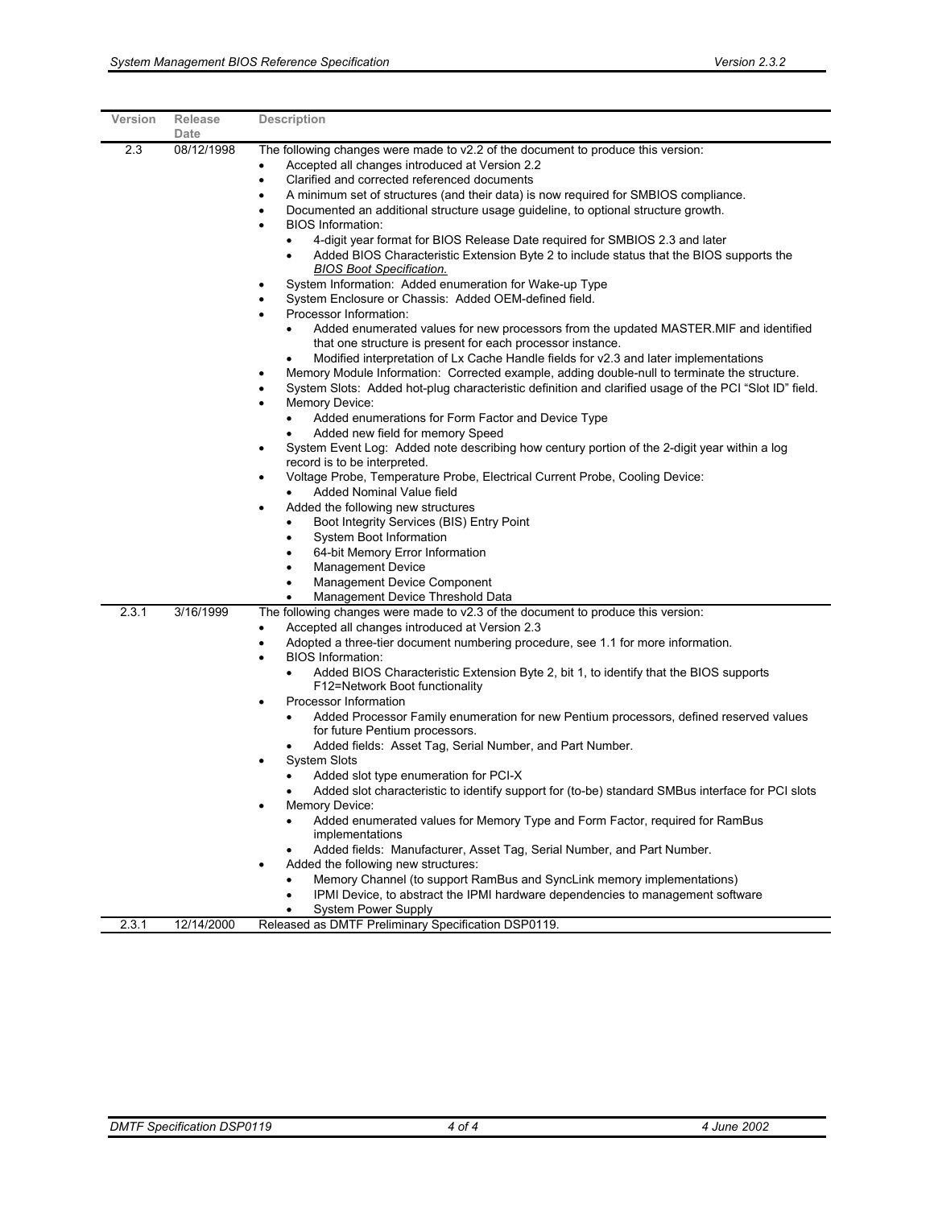| Version | Release Date | Description |
|---|---|---|
| 2.3 | 08/12/1998 | The following changes were made to v2.2 of the document to produce this version:<br>• Accepted all changes introduced at Version 2.2<br>• Clarified and corrected referenced documents<br>• A minimum set of structures (and their data) is now required for SMBIOS compliance.<br>• Documented an additional structure usage guideline, to optional structure growth.<br>• BIOS Information:<br>  • 4-digit year format for BIOS Release Date required for SMBIOS 2.3 and later<br>  • Added BIOS Characteristic Extension Byte 2 to include status that the BIOS supports the *BIOS Boot Specification.*<br>• System Information: Added enumeration for Wake-up Type<br>• System Enclosure or Chassis: Added OEM-defined field.<br>• Processor Information:<br>  • Added enumerated values for new processors from the updated MASTER.MIF and identified that one structure is present for each processor instance.<br>  • Modified interpretation of Lx Cache Handle fields for v2.3 and later implementations<br>• Memory Module Information: Corrected example, adding double-null to terminate the structure.<br>• System Slots: Added hot-plug characteristic definition and clarified usage of the PCI "Slot ID" field.<br>• Memory Device:<br>  • Added enumerations for Form Factor and Device Type<br>  • Added new field for memory Speed<br>• System Event Log: Added note describing how century portion of the 2-digit year within a log record is to be interpreted.<br>• Voltage Probe, Temperature Probe, Electrical Current Probe, Cooling Device:<br>  • Added Nominal Value field<br>• Added the following new structures<br>  • Boot Integrity Services (BIS) Entry Point<br>  • System Boot Information<br>  • 64-bit Memory Error Information<br>  • Management Device<br>  • Management Device Component<br>  • Management Device Threshold Data |
| 2.3.1 | 3/16/1999 | The following changes were made to v2.3 of the document to produce this version:<br>• Accepted all changes introduced at Version 2.3<br>• Adopted a three-tier document numbering procedure, see 1.1 for more information.<br>• BIOS Information:<br>  • Added BIOS Characteristic Extension Byte 2, bit 1, to identify that the BIOS supports F12=Network Boot functionality<br>• Processor Information<br>  • Added Processor Family enumeration for new Pentium processors, defined reserved values for future Pentium processors.<br>  • Added fields: Asset Tag, Serial Number, and Part Number.<br>• System Slots<br>  • Added slot type enumeration for PCI-X<br>  • Added slot characteristic to identify support for (to-be) standard SMBus interface for PCI slots<br>• Memory Device:<br>  • Added enumerated values for Memory Type and Form Factor, required for RamBus implementations<br>  • Added fields: Manufacturer, Asset Tag, Serial Number, and Part Number.<br>• Added the following new structures:<br>  • Memory Channel (to support RamBus and SyncLink memory implementations)<br>  • IPMI Device, to abstract the IPMI hardware dependencies to management software<br>  • System Power Supply |
| 2.3.1 | 12/14/2000 | Released as DMTF Preliminary Specification DSP0119. |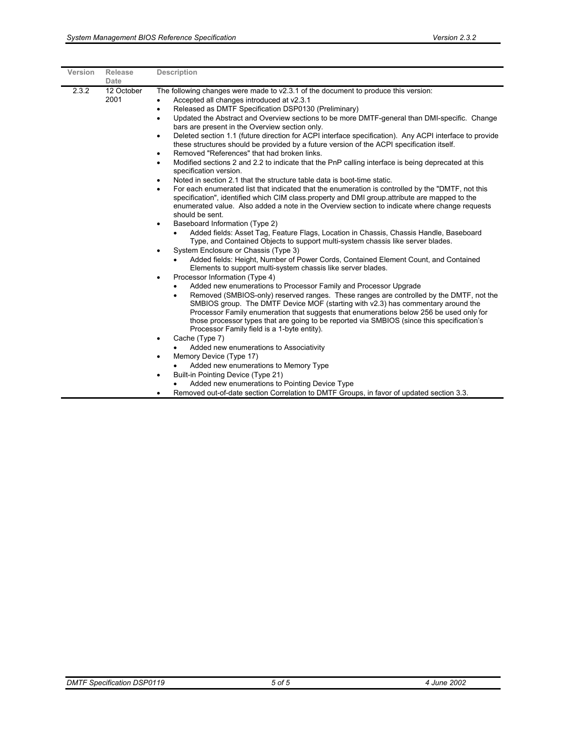| Version | Release Date | Description |
|---|---|---|
| 2.3.2 | 12 October 2001 | The following changes were made to v2.3.1 of the document to produce this version:<br>• Accepted all changes introduced at v2.3.1<br>• Released as DMTF Specification DSP0130 (Preliminary)<br>• Updated the Abstract and Overview sections to be more DMTF-general than DMI-specific. Change bars are present in the Overview section only.<br>• Deleted section 1.1 (future direction for ACPI interface specification). Any ACPI interface to provide these structures should be provided by a future version of the ACPI specification itself.<br>• Removed "References" that had broken links.<br>• Modified sections 2 and 2.2 to indicate that the PnP calling interface is being deprecated at this specification version.<br>• Noted in section 2.1 that the structure table data is boot-time static.<br>• For each enumerated list that indicated that the enumeration is controlled by the "DMTF, not this specification", identified which CIM class.property and DMI group.attribute are mapped to the enumerated value. Also added a note in the Overview section to indicate where change requests should be sent.<br>• Baseboard Information (Type 2)<br>&nbsp;&nbsp;&nbsp;&nbsp;• Added fields: Asset Tag, Feature Flags, Location in Chassis, Chassis Handle, Baseboard Type, and Contained Objects to support multi-system chassis like server blades.<br>• System Enclosure or Chassis (Type 3)<br>&nbsp;&nbsp;&nbsp;&nbsp;• Added fields: Height, Number of Power Cords, Contained Element Count, and Contained Elements to support multi-system chassis like server blades.<br>• Processor Information (Type 4)<br>&nbsp;&nbsp;&nbsp;&nbsp;• Added new enumerations to Processor Family and Processor Upgrade<br>&nbsp;&nbsp;&nbsp;&nbsp;• Removed (SMBIOS-only) reserved ranges. These ranges are controlled by the DMTF, not the SMBIOS group. The DMTF Device MOF (starting with v2.3) has commentary around the Processor Family enumeration that suggests that enumerations below 256 be used only for those processor types that are going to be reported via SMBIOS (since this specification's Processor Family field is a 1-byte entity).<br>• Cache (Type 7)<br>&nbsp;&nbsp;&nbsp;&nbsp;• Added new enumerations to Associativity<br>• Memory Device (Type 17)<br>&nbsp;&nbsp;&nbsp;&nbsp;• Added new enumerations to Memory Type<br>• Built-in Pointing Device (Type 21)<br>&nbsp;&nbsp;&nbsp;&nbsp;• Added new enumerations to Pointing Device Type<br>• Removed out-of-date section Correlation to DMTF Groups, in favor of updated section 3.3. |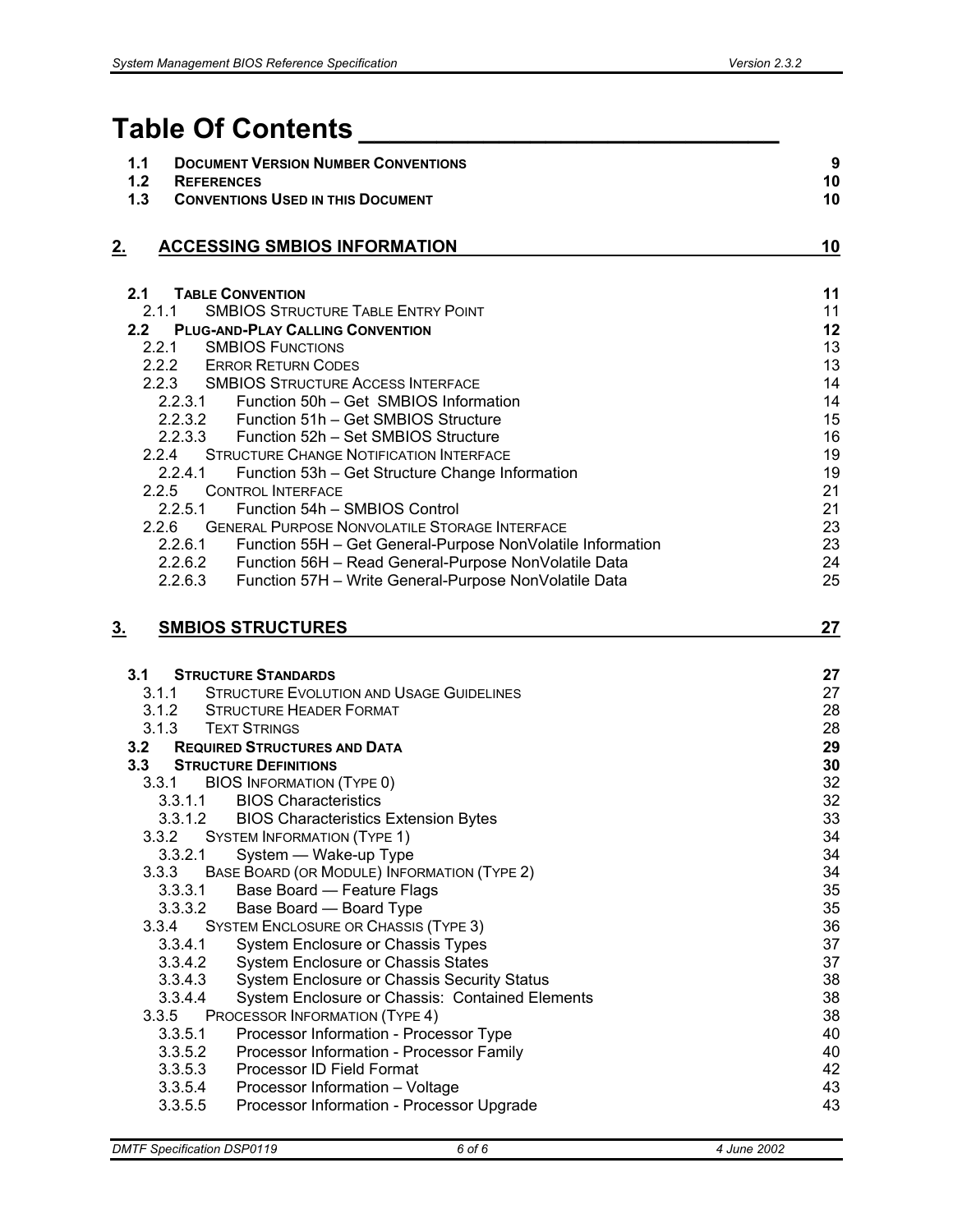# Table Of Contents

| | | |
|---|---|---|
| **1.1** | **DOCUMENT VERSION NUMBER CONVENTIONS** | **9** |
| **1.2** | **REFERENCES** | **10** |
| **1.3** | **CONVENTIONS USED IN THIS DOCUMENT** | **10** |

## 2. ACCESSING SMBIOS INFORMATION — 10

| | | |
|---|---|---|
| **2.1** | **TABLE CONVENTION** | **11** |
| 2.1.1 | SMBIOS STRUCTURE TABLE ENTRY POINT | 11 |
| **2.2** | **PLUG-AND-PLAY CALLING CONVENTION** | **12** |
| 2.2.1 | SMBIOS FUNCTIONS | 13 |
| 2.2.2 | ERROR RETURN CODES | 13 |
| 2.2.3 | SMBIOS STRUCTURE ACCESS INTERFACE | 14 |
| 2.2.3.1 | Function 50h – Get SMBIOS Information | 14 |
| 2.2.3.2 | Function 51h – Get SMBIOS Structure | 15 |
| 2.2.3.3 | Function 52h – Set SMBIOS Structure | 16 |
| 2.2.4 | STRUCTURE CHANGE NOTIFICATION INTERFACE | 19 |
| 2.2.4.1 | Function 53h – Get Structure Change Information | 19 |
| 2.2.5 | CONTROL INTERFACE | 21 |
| 2.2.5.1 | Function 54h – SMBIOS Control | 21 |
| 2.2.6 | GENERAL PURPOSE NONVOLATILE STORAGE INTERFACE | 23 |
| 2.2.6.1 | Function 55H – Get General-Purpose NonVolatile Information | 23 |
| 2.2.6.2 | Function 56H – Read General-Purpose NonVolatile Data | 24 |
| 2.2.6.3 | Function 57H – Write General-Purpose NonVolatile Data | 25 |

## 3. SMBIOS STRUCTURES — 27

| | | |
|---|---|---|
| **3.1** | **STRUCTURE STANDARDS** | **27** |
| 3.1.1 | STRUCTURE EVOLUTION AND USAGE GUIDELINES | 27 |
| 3.1.2 | STRUCTURE HEADER FORMAT | 28 |
| 3.1.3 | TEXT STRINGS | 28 |
| **3.2** | **REQUIRED STRUCTURES AND DATA** | **29** |
| **3.3** | **STRUCTURE DEFINITIONS** | **30** |
| 3.3.1 | BIOS INFORMATION (TYPE 0) | 32 |
| 3.3.1.1 | BIOS Characteristics | 32 |
| 3.3.1.2 | BIOS Characteristics Extension Bytes | 33 |
| 3.3.2 | SYSTEM INFORMATION (TYPE 1) | 34 |
| 3.3.2.1 | System — Wake-up Type | 34 |
| 3.3.3 | BASE BOARD (OR MODULE) INFORMATION (TYPE 2) | 34 |
| 3.3.3.1 | Base Board — Feature Flags | 35 |
| 3.3.3.2 | Base Board — Board Type | 35 |
| 3.3.4 | SYSTEM ENCLOSURE OR CHASSIS (TYPE 3) | 36 |
| 3.3.4.1 | System Enclosure or Chassis Types | 37 |
| 3.3.4.2 | System Enclosure or Chassis States | 37 |
| 3.3.4.3 | System Enclosure or Chassis Security Status | 38 |
| 3.3.4.4 | System Enclosure or Chassis: Contained Elements | 38 |
| 3.3.5 | PROCESSOR INFORMATION (TYPE 4) | 38 |
| 3.3.5.1 | Processor Information - Processor Type | 40 |
| 3.3.5.2 | Processor Information - Processor Family | 40 |
| 3.3.5.3 | Processor ID Field Format | 42 |
| 3.3.5.4 | Processor Information – Voltage | 43 |
| 3.3.5.5 | Processor Information - Processor Upgrade | 43 |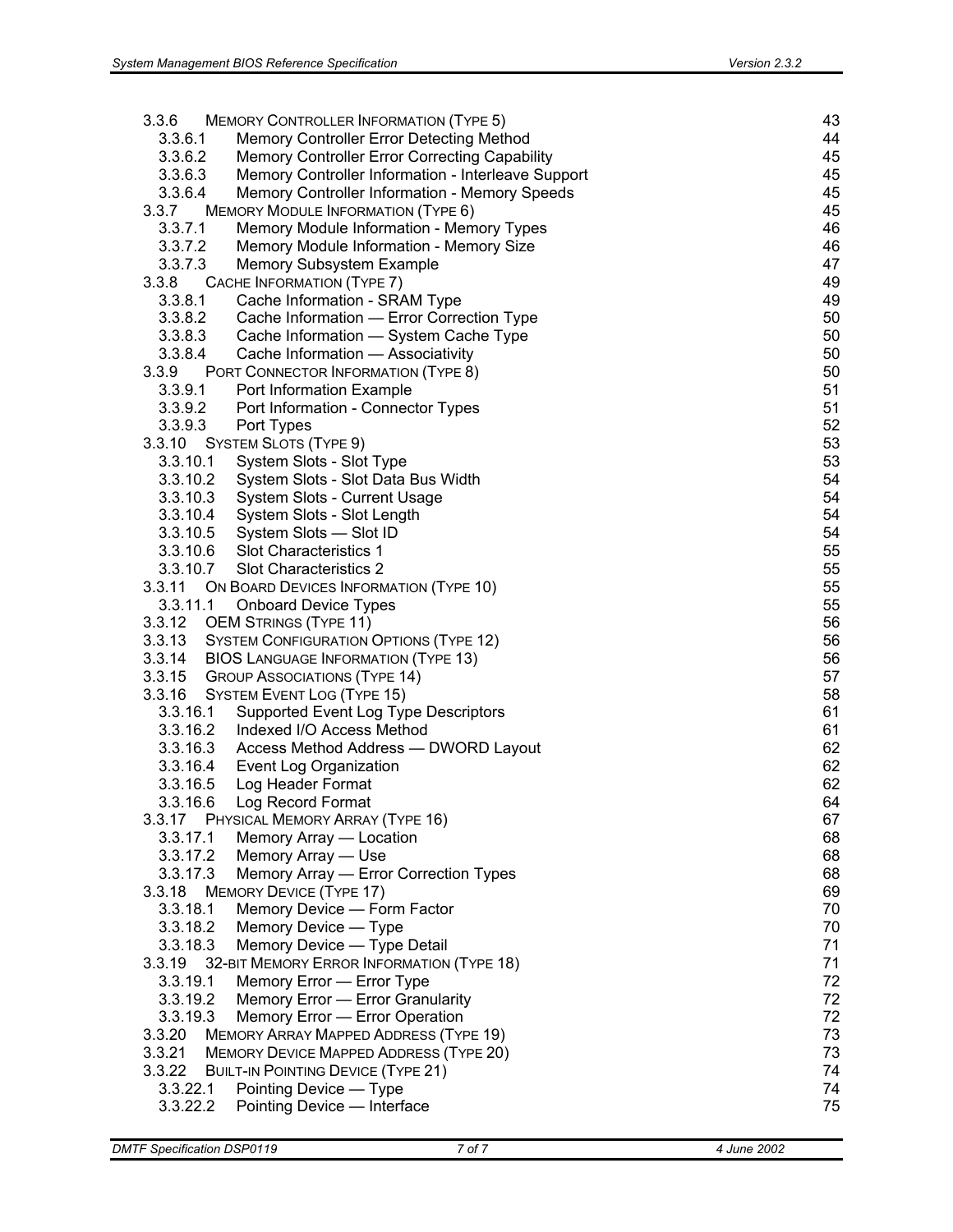3.3.6 MEMORY CONTROLLER INFORMATION (TYPE 5) 43
  3.3.6.1 Memory Controller Error Detecting Method 44
  3.3.6.2 Memory Controller Error Correcting Capability 45
  3.3.6.3 Memory Controller Information - Interleave Support 45
  3.3.6.4 Memory Controller Information - Memory Speeds 45
3.3.7 MEMORY MODULE INFORMATION (TYPE 6) 45
  3.3.7.1 Memory Module Information - Memory Types 46
  3.3.7.2 Memory Module Information - Memory Size 46
  3.3.7.3 Memory Subsystem Example 47
3.3.8 CACHE INFORMATION (TYPE 7) 49
  3.3.8.1 Cache Information - SRAM Type 49
  3.3.8.2 Cache Information — Error Correction Type 50
  3.3.8.3 Cache Information — System Cache Type 50
  3.3.8.4 Cache Information — Associativity 50
3.3.9 PORT CONNECTOR INFORMATION (TYPE 8) 50
  3.3.9.1 Port Information Example 51
  3.3.9.2 Port Information - Connector Types 51
  3.3.9.3 Port Types 52
3.3.10 SYSTEM SLOTS (TYPE 9) 53
  3.3.10.1 System Slots - Slot Type 53
  3.3.10.2 System Slots - Slot Data Bus Width 54
  3.3.10.3 System Slots - Current Usage 54
  3.3.10.4 System Slots - Slot Length 54
  3.3.10.5 System Slots — Slot ID 54
  3.3.10.6 Slot Characteristics 1 55
  3.3.10.7 Slot Characteristics 2 55
3.3.11 ON BOARD DEVICES INFORMATION (TYPE 10) 55
  3.3.11.1 Onboard Device Types 55
3.3.12 OEM STRINGS (TYPE 11) 56
3.3.13 SYSTEM CONFIGURATION OPTIONS (TYPE 12) 56
3.3.14 BIOS LANGUAGE INFORMATION (TYPE 13) 56
3.3.15 GROUP ASSOCIATIONS (TYPE 14) 57
3.3.16 SYSTEM EVENT LOG (TYPE 15) 58
  3.3.16.1 Supported Event Log Type Descriptors 61
  3.3.16.2 Indexed I/O Access Method 61
  3.3.16.3 Access Method Address — DWORD Layout 62
  3.3.16.4 Event Log Organization 62
  3.3.16.5 Log Header Format 62
  3.3.16.6 Log Record Format 64
3.3.17 PHYSICAL MEMORY ARRAY (TYPE 16) 67
  3.3.17.1 Memory Array — Location 68
  3.3.17.2 Memory Array — Use 68
  3.3.17.3 Memory Array — Error Correction Types 68
3.3.18 MEMORY DEVICE (TYPE 17) 69
  3.3.18.1 Memory Device — Form Factor 70
  3.3.18.2 Memory Device — Type 70
  3.3.18.3 Memory Device — Type Detail 71
3.3.19 32-BIT MEMORY ERROR INFORMATION (TYPE 18) 71
  3.3.19.1 Memory Error — Error Type 72
  3.3.19.2 Memory Error — Error Granularity 72
  3.3.19.3 Memory Error — Error Operation 72
3.3.20 MEMORY ARRAY MAPPED ADDRESS (TYPE 19) 73
3.3.21 MEMORY DEVICE MAPPED ADDRESS (TYPE 20) 73
3.3.22 BUILT-IN POINTING DEVICE (TYPE 21) 74
  3.3.22.1 Pointing Device — Type 74
  3.3.22.2 Pointing Device — Interface 75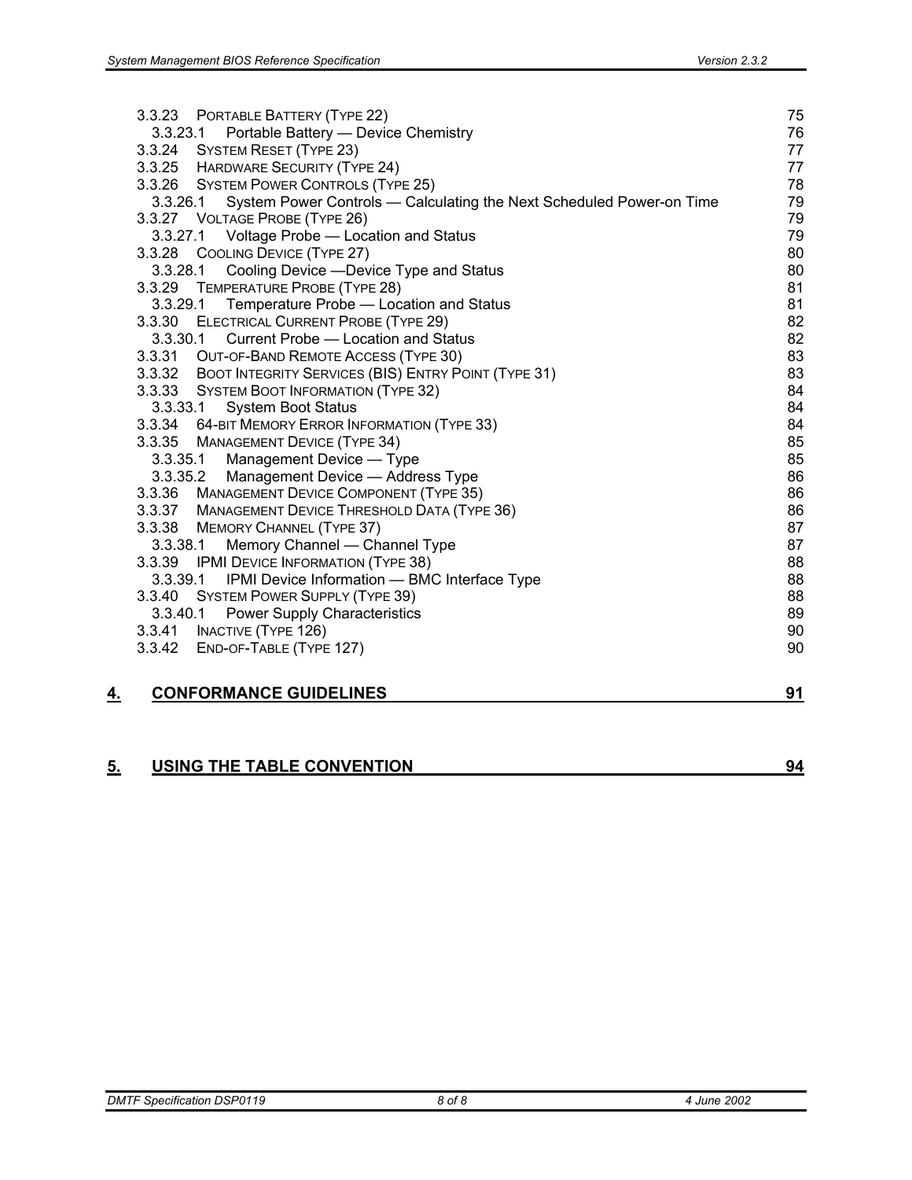3.3.23 PORTABLE BATTERY (TYPE 22) 75
3.3.23.1 Portable Battery — Device Chemistry 76
3.3.24 SYSTEM RESET (TYPE 23) 77
3.3.25 HARDWARE SECURITY (TYPE 24) 77
3.3.26 SYSTEM POWER CONTROLS (TYPE 25) 78
3.3.26.1 System Power Controls — Calculating the Next Scheduled Power-on Time 79
3.3.27 VOLTAGE PROBE (TYPE 26) 79
3.3.27.1 Voltage Probe — Location and Status 79
3.3.28 COOLING DEVICE (TYPE 27) 80
3.3.28.1 Cooling Device —Device Type and Status 80
3.3.29 TEMPERATURE PROBE (TYPE 28) 81
3.3.29.1 Temperature Probe — Location and Status 81
3.3.30 ELECTRICAL CURRENT PROBE (TYPE 29) 82
3.3.30.1 Current Probe — Location and Status 82
3.3.31 OUT-OF-BAND REMOTE ACCESS (TYPE 30) 83
3.3.32 BOOT INTEGRITY SERVICES (BIS) ENTRY POINT (TYPE 31) 83
3.3.33 SYSTEM BOOT INFORMATION (TYPE 32) 84
3.3.33.1 System Boot Status 84
3.3.34 64-BIT MEMORY ERROR INFORMATION (TYPE 33) 84
3.3.35 MANAGEMENT DEVICE (TYPE 34) 85
3.3.35.1 Management Device — Type 85
3.3.35.2 Management Device — Address Type 86
3.3.36 MANAGEMENT DEVICE COMPONENT (TYPE 35) 86
3.3.37 MANAGEMENT DEVICE THRESHOLD DATA (TYPE 36) 86
3.3.38 MEMORY CHANNEL (TYPE 37) 87
3.3.38.1 Memory Channel — Channel Type 87
3.3.39 IPMI DEVICE INFORMATION (TYPE 38) 88
3.3.39.1 IPMI Device Information — BMC Interface Type 88
3.3.40 SYSTEM POWER SUPPLY (TYPE 39) 88
3.3.40.1 Power Supply Characteristics 89
3.3.41 INACTIVE (TYPE 126) 90
3.3.42 END-OF-TABLE (TYPE 127) 90

**4. CONFORMANCE GUIDELINES 91**

**5. USING THE TABLE CONVENTION 94**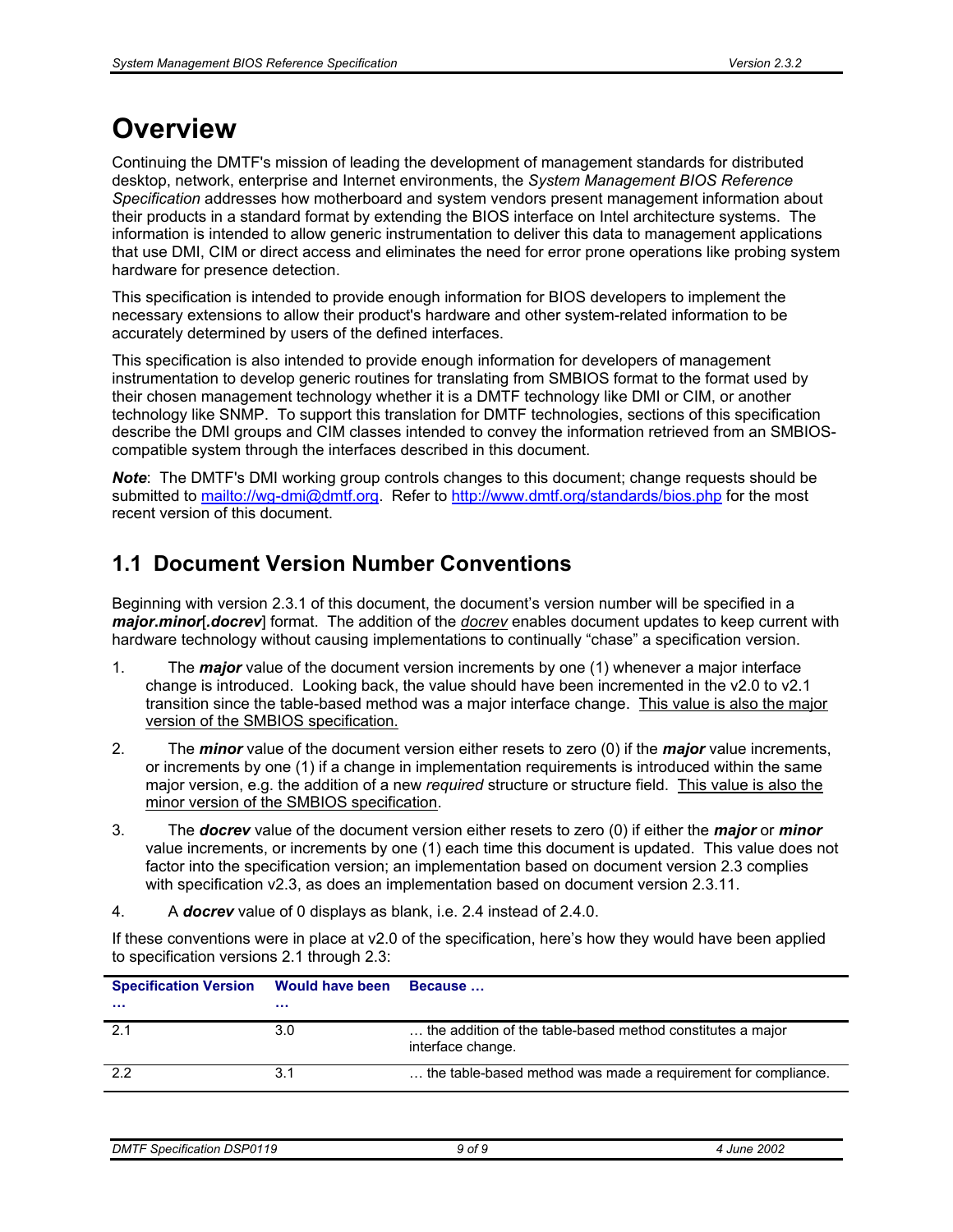# Overview

Continuing the DMTF's mission of leading the development of management standards for distributed desktop, network, enterprise and Internet environments, the *System Management BIOS Reference Specification* addresses how motherboard and system vendors present management information about their products in a standard format by extending the BIOS interface on Intel architecture systems. The information is intended to allow generic instrumentation to deliver this data to management applications that use DMI, CIM or direct access and eliminates the need for error prone operations like probing system hardware for presence detection.

This specification is intended to provide enough information for BIOS developers to implement the necessary extensions to allow their product's hardware and other system-related information to be accurately determined by users of the defined interfaces.

This specification is also intended to provide enough information for developers of management instrumentation to develop generic routines for translating from SMBIOS format to the format used by their chosen management technology whether it is a DMTF technology like DMI or CIM, or another technology like SNMP. To support this translation for DMTF technologies, sections of this specification describe the DMI groups and CIM classes intended to convey the information retrieved from an SMBIOS-compatible system through the interfaces described in this document.

***Note***: The DMTF's DMI working group controls changes to this document; change requests should be submitted to mailto:wg-dmi@dmtf.org. Refer to http://www.dmtf.org/standards/bios.php for the most recent version of this document.

## 1.1 Document Version Number Conventions

Beginning with version 2.3.1 of this document, the document's version number will be specified in a ***major.minor***[***.docrev***] format. The addition of the *docrev* enables document updates to keep current with hardware technology without causing implementations to continually "chase" a specification version.

1. The ***major*** value of the document version increments by one (1) whenever a major interface change is introduced. Looking back, the value should have been incremented in the v2.0 to v2.1 transition since the table-based method was a major interface change. This value is also the major version of the SMBIOS specification.
2. The ***minor*** value of the document version either resets to zero (0) if the ***major*** value increments, or increments by one (1) if a change in implementation requirements is introduced within the same major version, e.g. the addition of a new *required* structure or structure field. This value is also the minor version of the SMBIOS specification.
3. The ***docrev*** value of the document version either resets to zero (0) if either the ***major*** or ***minor*** value increments, or increments by one (1) each time this document is updated. This value does not factor into the specification version; an implementation based on document version 2.3 complies with specification v2.3, as does an implementation based on document version 2.3.11.
4. A ***docrev*** value of 0 displays as blank, i.e. 2.4 instead of 2.4.0.

If these conventions were in place at v2.0 of the specification, here's how they would have been applied to specification versions 2.1 through 2.3:

| Specification Version … | Would have been … | Because … |
|---|---|---|
| 2.1 | 3.0 | … the addition of the table-based method constitutes a major interface change. |
| 2.2 | 3.1 | … the table-based method was made a requirement for compliance. |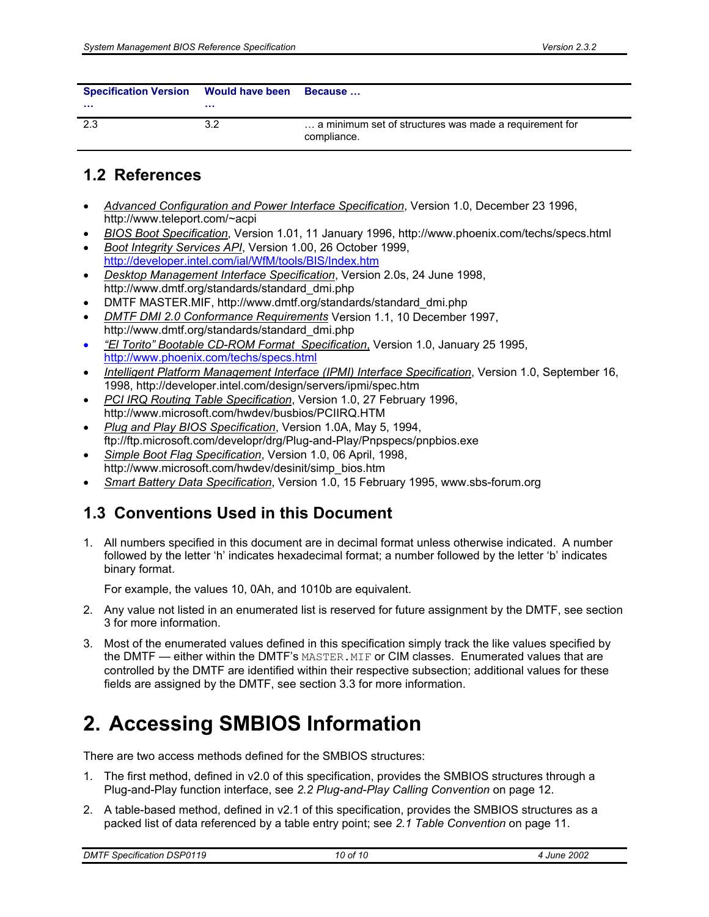| Specification Version … | Would have been … | Because … |
| --- | --- | --- |
| 2.3 | 3.2 | … a minimum set of structures was made a requirement for compliance. |

## 1.2 References

- *Advanced Configuration and Power Interface Specification*, Version 1.0, December 23 1996, http://www.teleport.com/~acpi
- *BIOS Boot Specification*, Version 1.01, 11 January 1996, http://www.phoenix.com/techs/specs.html
- *Boot Integrity Services API*, Version 1.00, 26 October 1999, http://developer.intel.com/ial/WfM/tools/BIS/Index.htm
- *Desktop Management Interface Specification*, Version 2.0s, 24 June 1998, http://www.dmtf.org/standards/standard_dmi.php
- DMTF MASTER.MIF, http://www.dmtf.org/standards/standard_dmi.php
- *DMTF DMI 2.0 Conformance Requirements* Version 1.1, 10 December 1997, http://www.dmtf.org/standards/standard_dmi.php
- *"El Torito" Bootable CD-ROM Format Specification*, Version 1.0, January 25 1995, http://www.phoenix.com/techs/specs.html
- *Intelligent Platform Management Interface (IPMI) Interface Specification*, Version 1.0, September 16, 1998, http://developer.intel.com/design/servers/ipmi/spec.htm
- *PCI IRQ Routing Table Specification*, Version 1.0, 27 February 1996, http://www.microsoft.com/hwdev/busbios/PCIIRQ.HTM
- *Plug and Play BIOS Specification*, Version 1.0A, May 5, 1994, ftp://ftp.microsoft.com/developr/drg/Plug-and-Play/Pnpspecs/pnpbios.exe
- *Simple Boot Flag Specification*, Version 1.0, 06 April, 1998, http://www.microsoft.com/hwdev/desinit/simp_bios.htm
- *Smart Battery Data Specification*, Version 1.0, 15 February 1995, www.sbs-forum.org

## 1.3 Conventions Used in this Document

1. All numbers specified in this document are in decimal format unless otherwise indicated. A number followed by the letter 'h' indicates hexadecimal format; a number followed by the letter 'b' indicates binary format.

   For example, the values 10, 0Ah, and 1010b are equivalent.

2. Any value not listed in an enumerated list is reserved for future assignment by the DMTF, see section 3 for more information.

3. Most of the enumerated values defined in this specification simply track the like values specified by the DMTF — either within the DMTF's `MASTER.MIF` or CIM classes. Enumerated values that are controlled by the DMTF are identified within their respective subsection; additional values for these fields are assigned by the DMTF, see section 3.3 for more information.

# 2. Accessing SMBIOS Information

There are two access methods defined for the SMBIOS structures:

1. The first method, defined in v2.0 of this specification, provides the SMBIOS structures through a Plug-and-Play function interface, see *2.2 Plug-and-Play Calling Convention* on page 12.

2. A table-based method, defined in v2.1 of this specification, provides the SMBIOS structures as a packed list of data referenced by a table entry point; see *2.1 Table Convention* on page 11.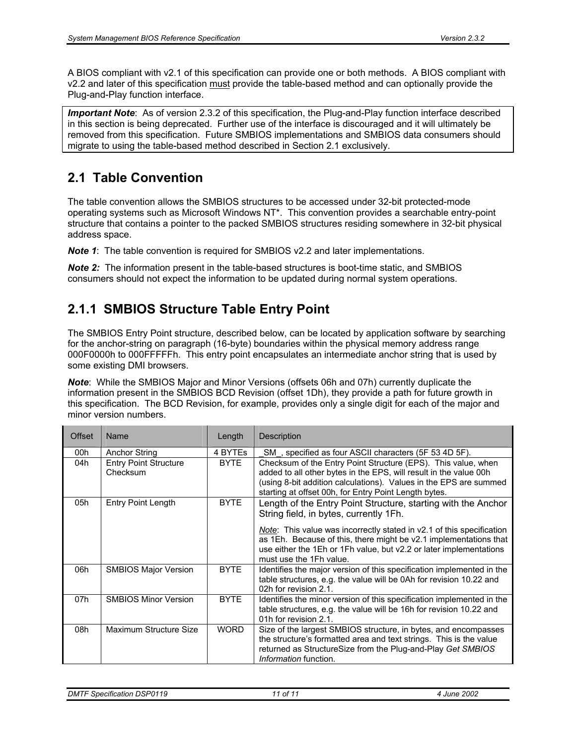A BIOS compliant with v2.1 of this specification can provide one or both methods. A BIOS compliant with v2.2 and later of this specification must provide the table-based method and can optionally provide the Plug-and-Play function interface.

> ***Important Note***: As of version 2.3.2 of this specification, the Plug-and-Play function interface described in this section is being deprecated. Further use of the interface is discouraged and it will ultimately be removed from this specification. Future SMBIOS implementations and SMBIOS data consumers should migrate to using the table-based method described in Section 2.1 exclusively.

## 2.1 Table Convention

The table convention allows the SMBIOS structures to be accessed under 32-bit protected-mode operating systems such as Microsoft Windows NT*. This convention provides a searchable entry-point structure that contains a pointer to the packed SMBIOS structures residing somewhere in 32-bit physical address space.

***Note 1***: The table convention is required for SMBIOS v2.2 and later implementations.

***Note 2:*** The information present in the table-based structures is boot-time static, and SMBIOS consumers should not expect the information to be updated during normal system operations.

### 2.1.1 SMBIOS Structure Table Entry Point

The SMBIOS Entry Point structure, described below, can be located by application software by searching for the anchor-string on paragraph (16-byte) boundaries within the physical memory address range 000F0000h to 000FFFFFh. This entry point encapsulates an intermediate anchor string that is used by some existing DMI browsers.

***Note***: While the SMBIOS Major and Minor Versions (offsets 06h and 07h) currently duplicate the information present in the SMBIOS BCD Revision (offset 1Dh), they provide a path for future growth in this specification. The BCD Revision, for example, provides only a single digit for each of the major and minor version numbers.

| Offset | Name | Length | Description |
|---|---|---|---|
| 00h | Anchor String | 4 BYTEs | _SM_, specified as four ASCII characters (5F 53 4D 5F). |
| 04h | Entry Point Structure Checksum | BYTE | Checksum of the Entry Point Structure (EPS). This value, when added to all other bytes in the EPS, will result in the value 00h (using 8-bit addition calculations). Values in the EPS are summed starting at offset 00h, for Entry Point Length bytes. |
| 05h | Entry Point Length | BYTE | Length of the Entry Point Structure, starting with the Anchor String field, in bytes, currently 1Fh.<br><br>*Note*: This value was incorrectly stated in v2.1 of this specification as 1Eh. Because of this, there might be v2.1 implementations that use either the 1Eh or 1Fh value, but v2.2 or later implementations must use the 1Fh value. |
| 06h | SMBIOS Major Version | BYTE | Identifies the major version of this specification implemented in the table structures, e.g. the value will be 0Ah for revision 10.22 and 02h for revision 2.1. |
| 07h | SMBIOS Minor Version | BYTE | Identifies the minor version of this specification implemented in the table structures, e.g. the value will be 16h for revision 10.22 and 01h for revision 2.1. |
| 08h | Maximum Structure Size | WORD | Size of the largest SMBIOS structure, in bytes, and encompasses the structure's formatted area and text strings. This is the value returned as StructureSize from the Plug-and-Play *Get SMBIOS Information* function. |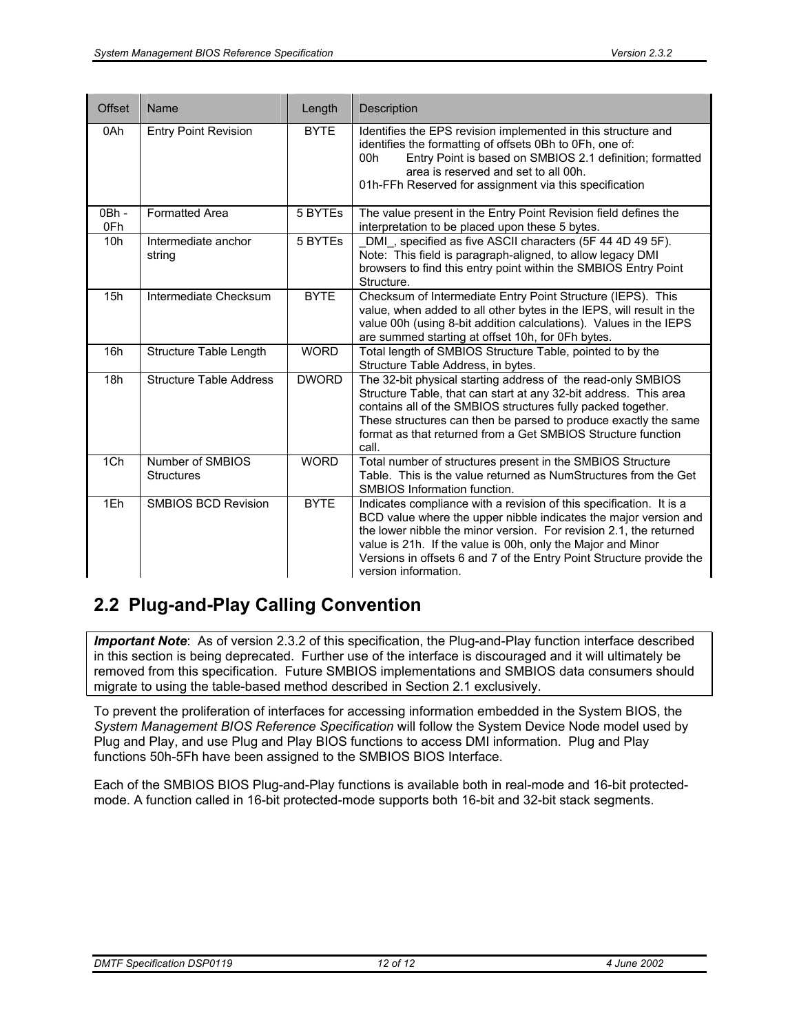| Offset | Name | Length | Description |
|---|---|---|---|
| 0Ah | Entry Point Revision | BYTE | Identifies the EPS revision implemented in this structure and identifies the formatting of offsets 0Bh to 0Fh, one of:<br>00h Entry Point is based on SMBIOS 2.1 definition; formatted area is reserved and set to all 00h.<br>01h-FFh Reserved for assignment via this specification |
| 0Bh - 0Fh | Formatted Area | 5 BYTEs | The value present in the Entry Point Revision field defines the interpretation to be placed upon these 5 bytes. |
| 10h | Intermediate anchor string | 5 BYTEs | _DMI_, specified as five ASCII characters (5F 44 4D 49 5F).<br>Note: This field is paragraph-aligned, to allow legacy DMI browsers to find this entry point within the SMBIOS Entry Point Structure. |
| 15h | Intermediate Checksum | BYTE | Checksum of Intermediate Entry Point Structure (IEPS). This value, when added to all other bytes in the IEPS, will result in the value 00h (using 8-bit addition calculations). Values in the IEPS are summed starting at offset 10h, for 0Fh bytes. |
| 16h | Structure Table Length | WORD | Total length of SMBIOS Structure Table, pointed to by the Structure Table Address, in bytes. |
| 18h | Structure Table Address | DWORD | The 32-bit physical starting address of the read-only SMBIOS Structure Table, that can start at any 32-bit address. This area contains all of the SMBIOS structures fully packed together. These structures can then be parsed to produce exactly the same format as that returned from a Get SMBIOS Structure function call. |
| 1Ch | Number of SMBIOS Structures | WORD | Total number of structures present in the SMBIOS Structure Table. This is the value returned as NumStructures from the Get SMBIOS Information function. |
| 1Eh | SMBIOS BCD Revision | BYTE | Indicates compliance with a revision of this specification. It is a BCD value where the upper nibble indicates the major version and the lower nibble the minor version. For revision 2.1, the returned value is 21h. If the value is 00h, only the Major and Minor Versions in offsets 6 and 7 of the Entry Point Structure provide the version information. |

## 2.2 Plug-and-Play Calling Convention

***Important Note***: As of version 2.3.2 of this specification, the Plug-and-Play function interface described in this section is being deprecated. Further use of the interface is discouraged and it will ultimately be removed from this specification. Future SMBIOS implementations and SMBIOS data consumers should migrate to using the table-based method described in Section 2.1 exclusively.

To prevent the proliferation of interfaces for accessing information embedded in the System BIOS, the *System Management BIOS Reference Specification* will follow the System Device Node model used by Plug and Play, and use Plug and Play BIOS functions to access DMI information. Plug and Play functions 50h-5Fh have been assigned to the SMBIOS BIOS Interface.

Each of the SMBIOS BIOS Plug-and-Play functions is available both in real-mode and 16-bit protected-mode. A function called in 16-bit protected-mode supports both 16-bit and 32-bit stack segments.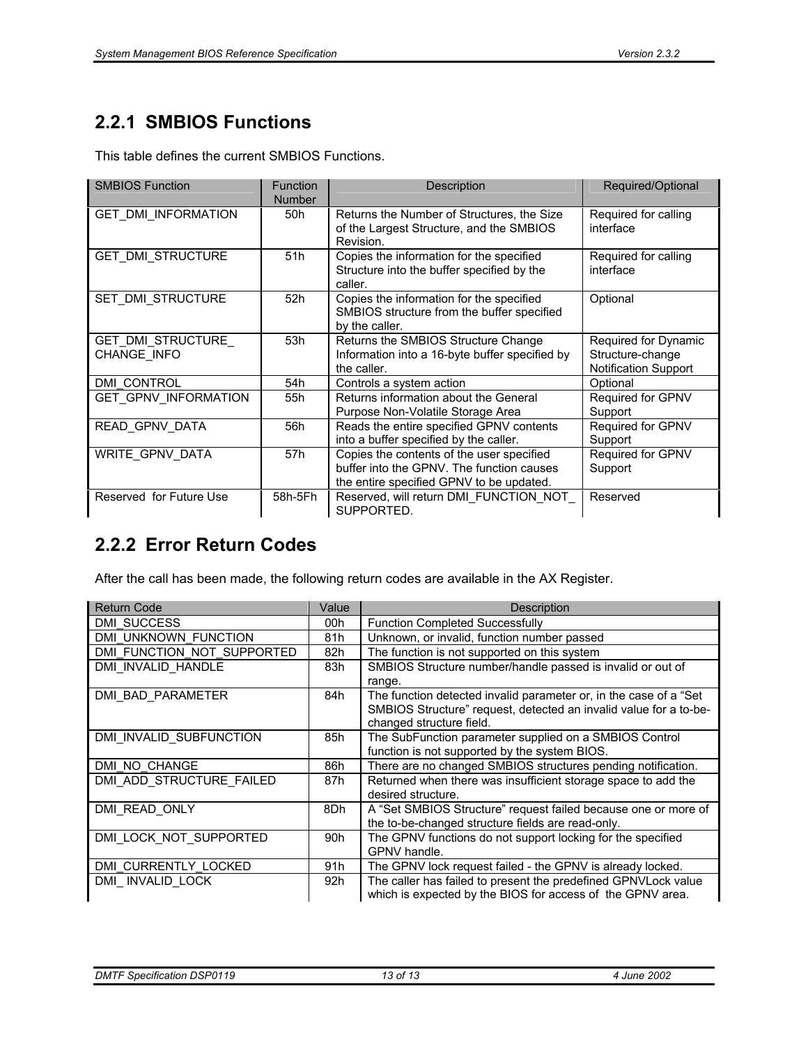### 2.2.1 SMBIOS Functions

This table defines the current SMBIOS Functions.

| SMBIOS Function | Function Number | Description | Required/Optional |
|---|---|---|---|
| GET_DMI_INFORMATION | 50h | Returns the Number of Structures, the Size of the Largest Structure, and the SMBIOS Revision. | Required for calling interface |
| GET_DMI_STRUCTURE | 51h | Copies the information for the specified Structure into the buffer specified by the caller. | Required for calling interface |
| SET_DMI_STRUCTURE | 52h | Copies the information for the specified SMBIOS structure from the buffer specified by the caller. | Optional |
| GET_DMI_STRUCTURE_ CHANGE_INFO | 53h | Returns the SMBIOS Structure Change Information into a 16-byte buffer specified by the caller. | Required for Dynamic Structure-change Notification Support |
| DMI_CONTROL | 54h | Controls a system action | Optional |
| GET_GPNV_INFORMATION | 55h | Returns information about the General Purpose Non-Volatile Storage Area | Required for GPNV Support |
| READ_GPNV_DATA | 56h | Reads the entire specified GPNV contents into a buffer specified by the caller. | Required for GPNV Support |
| WRITE_GPNV_DATA | 57h | Copies the contents of the user specified buffer into the GPNV. The function causes the entire specified GPNV to be updated. | Required for GPNV Support |
| Reserved for Future Use | 58h-5Fh | Reserved, will return DMI_FUNCTION_NOT_ SUPPORTED. | Reserved |

### 2.2.2 Error Return Codes

After the call has been made, the following return codes are available in the AX Register.

| Return Code | Value | Description |
|---|---|---|
| DMI_SUCCESS | 00h | Function Completed Successfully |
| DMI_UNKNOWN_FUNCTION | 81h | Unknown, or invalid, function number passed |
| DMI_FUNCTION_NOT_SUPPORTED | 82h | The function is not supported on this system |
| DMI_INVALID_HANDLE | 83h | SMBIOS Structure number/handle passed is invalid or out of range. |
| DMI_BAD_PARAMETER | 84h | The function detected invalid parameter or, in the case of a "Set SMBIOS Structure" request, detected an invalid value for a to-be-changed structure field. |
| DMI_INVALID_SUBFUNCTION | 85h | The SubFunction parameter supplied on a SMBIOS Control function is not supported by the system BIOS. |
| DMI_NO_CHANGE | 86h | There are no changed SMBIOS structures pending notification. |
| DMI_ADD_STRUCTURE_FAILED | 87h | Returned when there was insufficient storage space to add the desired structure. |
| DMI_READ_ONLY | 8Dh | A "Set SMBIOS Structure" request failed because one or more of the to-be-changed structure fields are read-only. |
| DMI_LOCK_NOT_SUPPORTED | 90h | The GPNV functions do not support locking for the specified GPNV handle. |
| DMI_CURRENTLY_LOCKED | 91h | The GPNV lock request failed - the GPNV is already locked. |
| DMI_ INVALID_LOCK | 92h | The caller has failed to present the predefined GPNVLock value which is expected by the BIOS for access of the GPNV area. |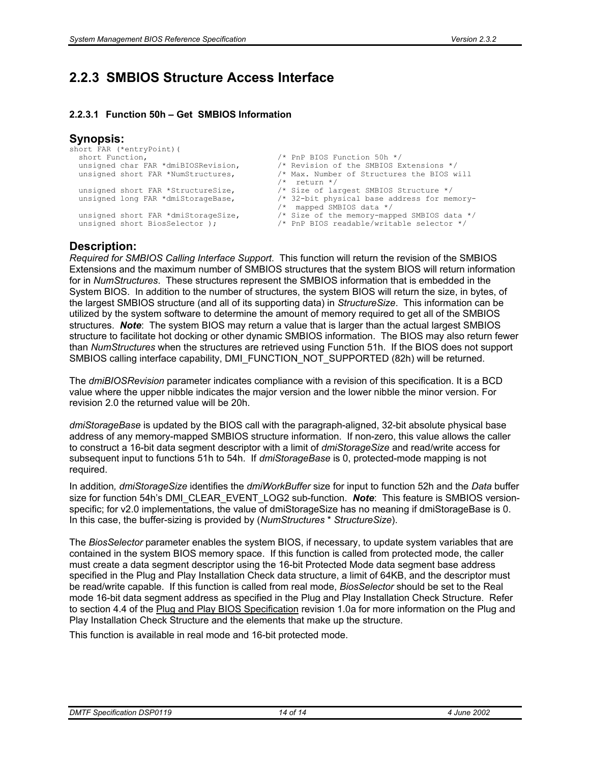## 2.2.3 SMBIOS Structure Access Interface

#### 2.2.3.1 Function 50h – Get SMBIOS Information

### Synopsis:

```
short FAR (*entryPoint)(
  short Function,                      /* PnP BIOS Function 50h */
  unsigned char FAR *dmiBIOSRevision,  /* Revision of the SMBIOS Extensions */
  unsigned short FAR *NumStructures,   /* Max. Number of Structures the BIOS will
                                       /*  return */
  unsigned short FAR *StructureSize,   /* Size of largest SMBIOS Structure */
  unsigned long FAR *dmiStorageBase,   /* 32-bit physical base address for memory-
                                       /*  mapped SMBIOS data */
  unsigned short FAR *dmiStorageSize,  /* Size of the memory-mapped SMBIOS data */
  unsigned short BiosSelector );       /* PnP BIOS readable/writable selector */
```

### Description:

*Required for SMBIOS Calling Interface Support*. This function will return the revision of the SMBIOS Extensions and the maximum number of SMBIOS structures that the system BIOS will return information for in *NumStructures*. These structures represent the SMBIOS information that is embedded in the System BIOS. In addition to the number of structures, the system BIOS will return the size, in bytes, of the largest SMBIOS structure (and all of its supporting data) in *StructureSize*. This information can be utilized by the system software to determine the amount of memory required to get all of the SMBIOS structures. ***Note***: The system BIOS may return a value that is larger than the actual largest SMBIOS structure to facilitate hot docking or other dynamic SMBIOS information. The BIOS may also return fewer than *NumStructures* when the structures are retrieved using Function 51h. If the BIOS does not support SMBIOS calling interface capability, DMI_FUNCTION_NOT_SUPPORTED (82h) will be returned.

The *dmiBIOSRevision* parameter indicates compliance with a revision of this specification. It is a BCD value where the upper nibble indicates the major version and the lower nibble the minor version. For revision 2.0 the returned value will be 20h.

*dmiStorageBase* is updated by the BIOS call with the paragraph-aligned, 32-bit absolute physical base address of any memory-mapped SMBIOS structure information. If non-zero, this value allows the caller to construct a 16-bit data segment descriptor with a limit of *dmiStorageSize* and read/write access for subsequent input to functions 51h to 54h. If *dmiStorageBase* is 0, protected-mode mapping is not required.

In addition*, dmiStorageSize* identifies the *dmiWorkBuffer* size for input to function 52h and the *Data* buffer size for function 54h's DMI_CLEAR_EVENT_LOG2 sub-function. ***Note***: This feature is SMBIOS version-specific; for v2.0 implementations, the value of dmiStorageSize has no meaning if dmiStorageBase is 0. In this case, the buffer-sizing is provided by (*NumStructures* * *StructureSize*).

The *BiosSelector* parameter enables the system BIOS, if necessary, to update system variables that are contained in the system BIOS memory space. If this function is called from protected mode, the caller must create a data segment descriptor using the 16-bit Protected Mode data segment base address specified in the Plug and Play Installation Check data structure, a limit of 64KB, and the descriptor must be read/write capable. If this function is called from real mode, *BiosSelector* should be set to the Real mode 16-bit data segment address as specified in the Plug and Play Installation Check Structure. Refer to section 4.4 of the Plug and Play BIOS Specification revision 1.0a for more information on the Plug and Play Installation Check Structure and the elements that make up the structure.

This function is available in real mode and 16-bit protected mode.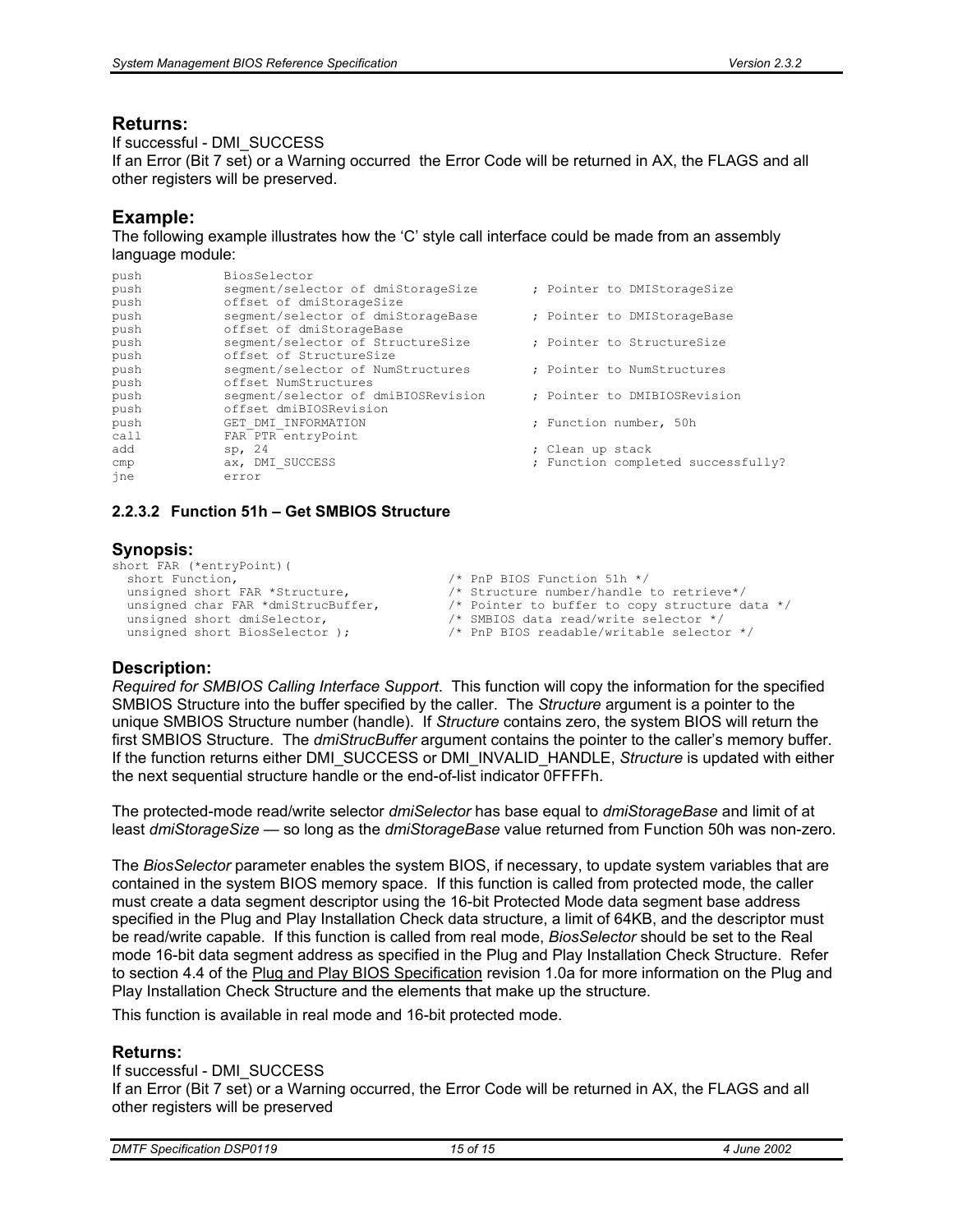## Returns:

If successful - DMI_SUCCESS

If an Error (Bit 7 set) or a Warning occurred  the Error Code will be returned in AX, the FLAGS and all other registers will be preserved.

## Example:

The following example illustrates how the 'C' style call interface could be made from an assembly language module:

```
push        BiosSelector
push        segment/selector of dmiStorageSize       ; Pointer to DMIStorageSize
push        offset of dmiStorageSize
push        segment/selector of dmiStorageBase       ; Pointer to DMIStorageBase
push        offset of dmiStorageBase
push        segment/selector of StructureSize        ; Pointer to StructureSize
push        offset of StructureSize
push        segment/selector of NumStructures        ; Pointer to NumStructures
push        offset NumStructures
push        segment/selector of dmiBIOSRevision      ; Pointer to DMIBIOSRevision
push        offset dmiBIOSRevision
push        GET_DMI_INFORMATION                      ; Function number, 50h
call        FAR PTR entryPoint
add         sp, 24                                   ; Clean up stack
cmp         ax, DMI_SUCCESS                          ; Function completed successfully?
jne         error
```

### 2.2.3.2 Function 51h – Get SMBIOS Structure

## Synopsis:

```
short FAR (*entryPoint)(
  short Function,                        /* PnP BIOS Function 51h */
  unsigned short FAR *Structure,         /* Structure number/handle to retrieve*/
  unsigned char FAR *dmiStrucBuffer,     /* Pointer to buffer to copy structure data */
  unsigned short dmiSelector,            /* SMBIOS data read/write selector */
  unsigned short BiosSelector );         /* PnP BIOS readable/writable selector */
```

## Description:

*Required for SMBIOS Calling Interface Support*. This function will copy the information for the specified SMBIOS Structure into the buffer specified by the caller. The *Structure* argument is a pointer to the unique SMBIOS Structure number (handle). If *Structure* contains zero, the system BIOS will return the first SMBIOS Structure. The *dmiStrucBuffer* argument contains the pointer to the caller's memory buffer. If the function returns either DMI_SUCCESS or DMI_INVALID_HANDLE, *Structure* is updated with either the next sequential structure handle or the end-of-list indicator 0FFFFh.

The protected-mode read/write selector *dmiSelector* has base equal to *dmiStorageBase* and limit of at least *dmiStorageSize* — so long as the *dmiStorageBase* value returned from Function 50h was non-zero.

The *BiosSelector* parameter enables the system BIOS, if necessary, to update system variables that are contained in the system BIOS memory space. If this function is called from protected mode, the caller must create a data segment descriptor using the 16-bit Protected Mode data segment base address specified in the Plug and Play Installation Check data structure, a limit of 64KB, and the descriptor must be read/write capable. If this function is called from real mode, *BiosSelector* should be set to the Real mode 16-bit data segment address as specified in the Plug and Play Installation Check Structure. Refer to section 4.4 of the Plug and Play BIOS Specification revision 1.0a for more information on the Plug and Play Installation Check Structure and the elements that make up the structure.

This function is available in real mode and 16-bit protected mode.

## Returns:

If successful - DMI_SUCCESS

If an Error (Bit 7 set) or a Warning occurred, the Error Code will be returned in AX, the FLAGS and all other registers will be preserved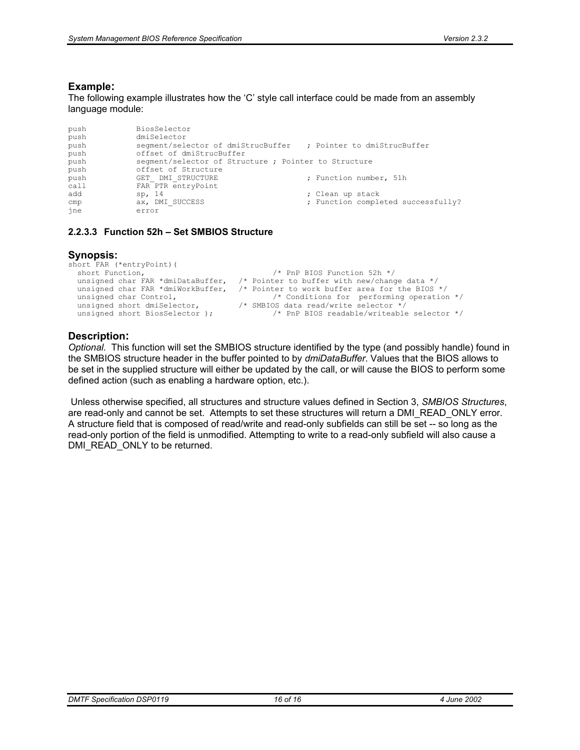### Example:

The following example illustrates how the 'C' style call interface could be made from an assembly language module:

```
push          BiosSelector
push          dmiSelector
push          segment/selector of dmiStrucBuffer   ; Pointer to dmiStrucBuffer
push          offset of dmiStrucBuffer
push          segment/selector of Structure ; Pointer to Structure
push          offset of Structure
push          GET_ DMI_STRUCTURE                  ; Function number, 51h
call          FAR PTR entryPoint
add           sp, 14                              ; Clean up stack
cmp           ax, DMI_SUCCESS                     ; Function completed successfully?
jne           error
```

#### 2.2.3.3 Function 52h – Set SMBIOS Structure

### Synopsis:

```
short FAR (*entryPoint)(
  short Function,                            /* PnP BIOS Function 52h */
  unsigned char FAR *dmiDataBuffer,  /* Pointer to buffer with new/change data */
  unsigned char FAR *dmiWorkBuffer,  /* Pointer to work buffer area for the BIOS */
  unsigned char Control,                     /* Conditions for  performing operation */
  unsigned short dmiSelector,        /* SMBIOS data read/write selector */
  unsigned short BiosSelector );             /* PnP BIOS readable/writeable selector */
```

### Description:

*Optional.* This function will set the SMBIOS structure identified by the type (and possibly handle) found in the SMBIOS structure header in the buffer pointed to by *dmiDataBuffer*. Values that the BIOS allows to be set in the supplied structure will either be updated by the call, or will cause the BIOS to perform some defined action (such as enabling a hardware option, etc.).

Unless otherwise specified, all structures and structure values defined in Section 3, *SMBIOS Structures*, are read-only and cannot be set. Attempts to set these structures will return a DMI_READ_ONLY error. A structure field that is composed of read/write and read-only subfields can still be set -- so long as the read-only portion of the field is unmodified. Attempting to write to a read-only subfield will also cause a DMI_READ_ONLY to be returned.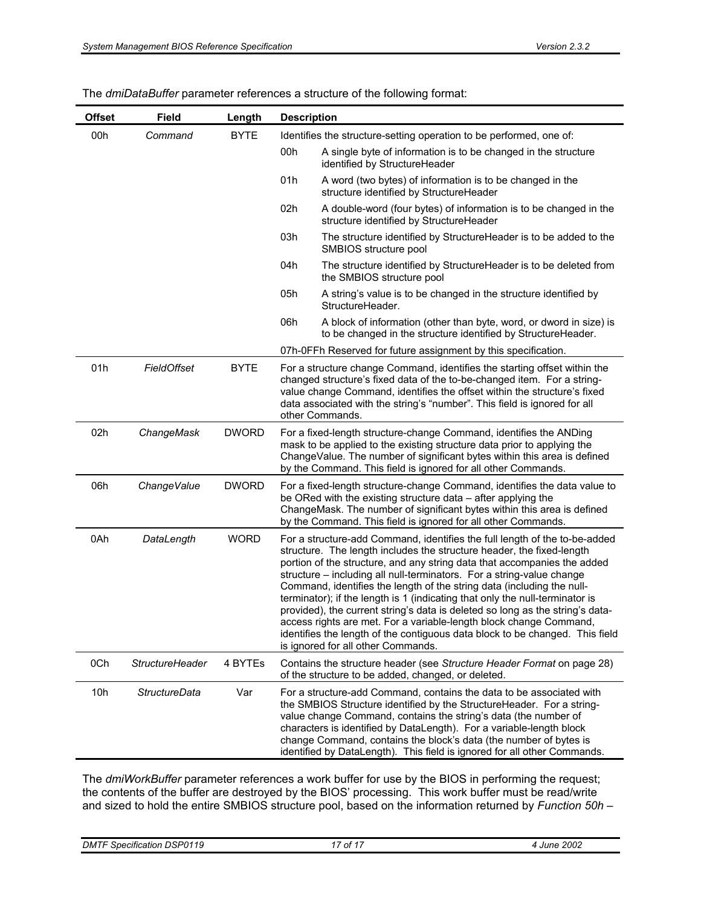The *dmiDataBuffer* parameter references a structure of the following format:

| Offset | Field | Length | Description |
|---|---|---|---|
| 00h | *Command* | BYTE | Identifies the structure-setting operation to be performed, one of:<br>00h A single byte of information is to be changed in the structure identified by StructureHeader<br>01h A word (two bytes) of information is to be changed in the structure identified by StructureHeader<br>02h A double-word (four bytes) of information is to be changed in the structure identified by StructureHeader<br>03h The structure identified by StructureHeader is to be added to the SMBIOS structure pool<br>04h The structure identified by StructureHeader is to be deleted from the SMBIOS structure pool<br>05h A string's value is to be changed in the structure identified by StructureHeader.<br>06h A block of information (other than byte, word, or dword in size) is to be changed in the structure identified by StructureHeader.<br>07h-0FFh Reserved for future assignment by this specification. |
| 01h | *FieldOffset* | BYTE | For a structure change Command, identifies the starting offset within the changed structure's fixed data of the to-be-changed item. For a string-value change Command, identifies the offset within the structure's fixed data associated with the string's "number". This field is ignored for all other Commands. |
| 02h | *ChangeMask* | DWORD | For a fixed-length structure-change Command, identifies the ANDing mask to be applied to the existing structure data prior to applying the ChangeValue. The number of significant bytes within this area is defined by the Command. This field is ignored for all other Commands. |
| 06h | *ChangeValue* | DWORD | For a fixed-length structure-change Command, identifies the data value to be ORed with the existing structure data – after applying the ChangeMask. The number of significant bytes within this area is defined by the Command. This field is ignored for all other Commands. |
| 0Ah | *DataLength* | WORD | For a structure-add Command, identifies the full length of the to-be-added structure. The length includes the structure header, the fixed-length portion of the structure, and any string data that accompanies the added structure – including all null-terminators. For a string-value change Command, identifies the length of the string data (including the null-terminator); if the length is 1 (indicating that only the null-terminator is provided), the current string's data is deleted so long as the string's data-access rights are met. For a variable-length block change Command, identifies the length of the contiguous data block to be changed. This field is ignored for all other Commands. |
| 0Ch | *StructureHeader* | 4 BYTEs | Contains the structure header (see *Structure Header Format* on page 28) of the structure to be added, changed, or deleted. |
| 10h | *StructureData* | Var | For a structure-add Command, contains the data to be associated with the SMBIOS Structure identified by the StructureHeader. For a string-value change Command, contains the string's data (the number of characters is identified by DataLength). For a variable-length block change Command, contains the block's data (the number of bytes is identified by DataLength). This field is ignored for all other Commands. |

The *dmiWorkBuffer* parameter references a work buffer for use by the BIOS in performing the request; the contents of the buffer are destroyed by the BIOS' processing. This work buffer must be read/write and sized to hold the entire SMBIOS structure pool, based on the information returned by *Function 50h –*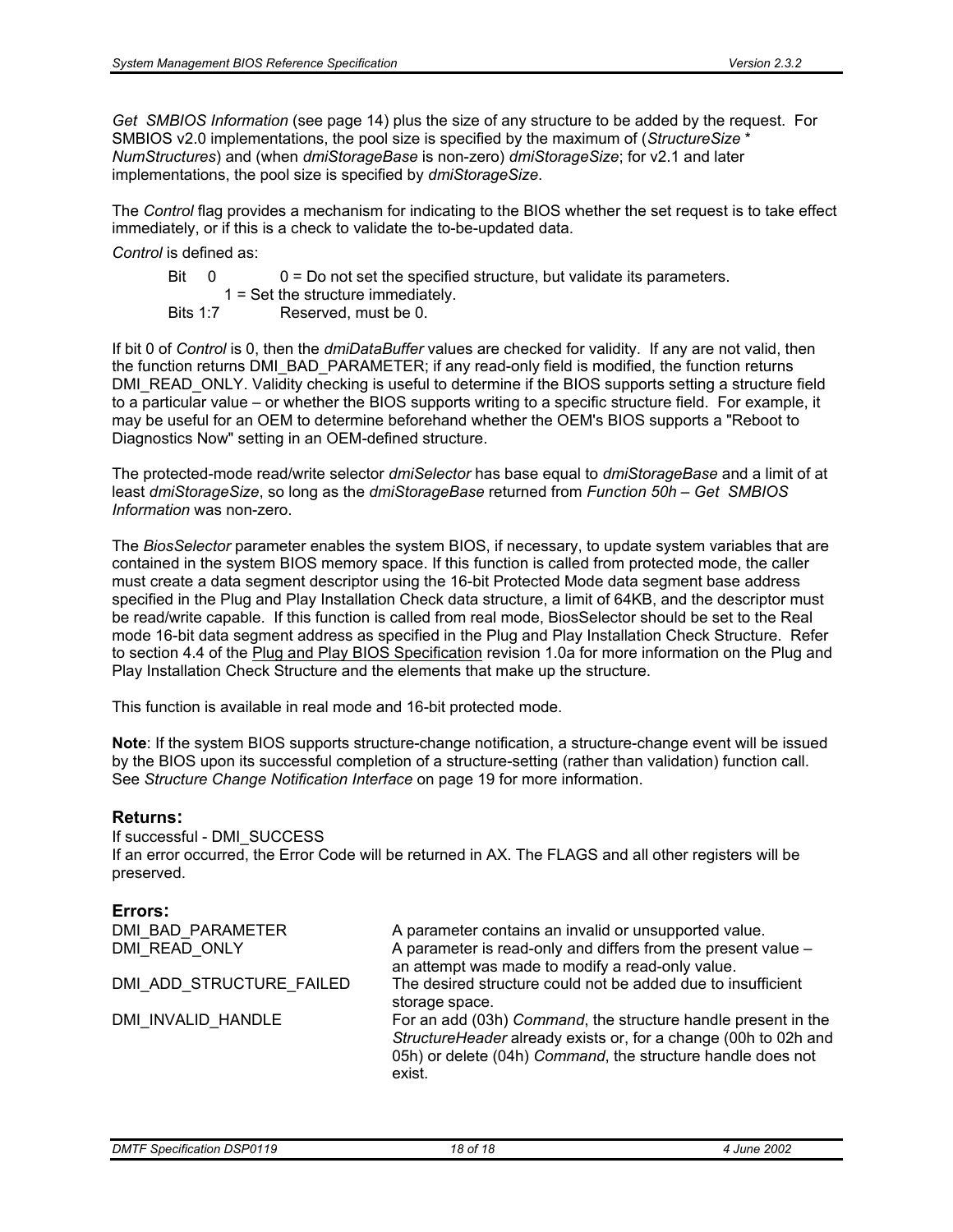*Get SMBIOS Information* (see page 14) plus the size of any structure to be added by the request. For SMBIOS v2.0 implementations, the pool size is specified by the maximum of (*StructureSize* * *NumStructures*) and (when *dmiStorageBase* is non-zero) *dmiStorageSize*; for v2.1 and later implementations, the pool size is specified by *dmiStorageSize*.

The *Control* flag provides a mechanism for indicating to the BIOS whether the set request is to take effect immediately, or if this is a check to validate the to-be-updated data.

*Control* is defined as:

Bit 0 — 0 = Do not set the specified structure, but validate its parameters.
1 = Set the structure immediately.
Bits 1:7 — Reserved, must be 0.

If bit 0 of *Control* is 0, then the *dmiDataBuffer* values are checked for validity. If any are not valid, then the function returns DMI_BAD_PARAMETER; if any read-only field is modified, the function returns DMI_READ_ONLY. Validity checking is useful to determine if the BIOS supports setting a structure field to a particular value – or whether the BIOS supports writing to a specific structure field. For example, it may be useful for an OEM to determine beforehand whether the OEM's BIOS supports a "Reboot to Diagnostics Now" setting in an OEM-defined structure.

The protected-mode read/write selector *dmiSelector* has base equal to *dmiStorageBase* and a limit of at least *dmiStorageSize*, so long as the *dmiStorageBase* returned from *Function 50h – Get SMBIOS Information* was non-zero.

The *BiosSelector* parameter enables the system BIOS, if necessary, to update system variables that are contained in the system BIOS memory space. If this function is called from protected mode, the caller must create a data segment descriptor using the 16-bit Protected Mode data segment base address specified in the Plug and Play Installation Check data structure, a limit of 64KB, and the descriptor must be read/write capable. If this function is called from real mode, BiosSelector should be set to the Real mode 16-bit data segment address as specified in the Plug and Play Installation Check Structure. Refer to section 4.4 of the Plug and Play BIOS Specification revision 1.0a for more information on the Plug and Play Installation Check Structure and the elements that make up the structure.

This function is available in real mode and 16-bit protected mode.

**Note**: If the system BIOS supports structure-change notification, a structure-change event will be issued by the BIOS upon its successful completion of a structure-setting (rather than validation) function call. See *Structure Change Notification Interface* on page 19 for more information.

### Returns:

If successful - DMI_SUCCESS
If an error occurred, the Error Code will be returned in AX. The FLAGS and all other registers will be preserved.

### Errors:

| | |
|---|---|
| DMI_BAD_PARAMETER | A parameter contains an invalid or unsupported value. |
| DMI_READ_ONLY | A parameter is read-only and differs from the present value – an attempt was made to modify a read-only value. |
| DMI_ADD_STRUCTURE_FAILED | The desired structure could not be added due to insufficient storage space. |
| DMI_INVALID_HANDLE | For an add (03h) *Command*, the structure handle present in the *StructureHeader* already exists or, for a change (00h to 02h and 05h) or delete (04h) *Command*, the structure handle does not exist. |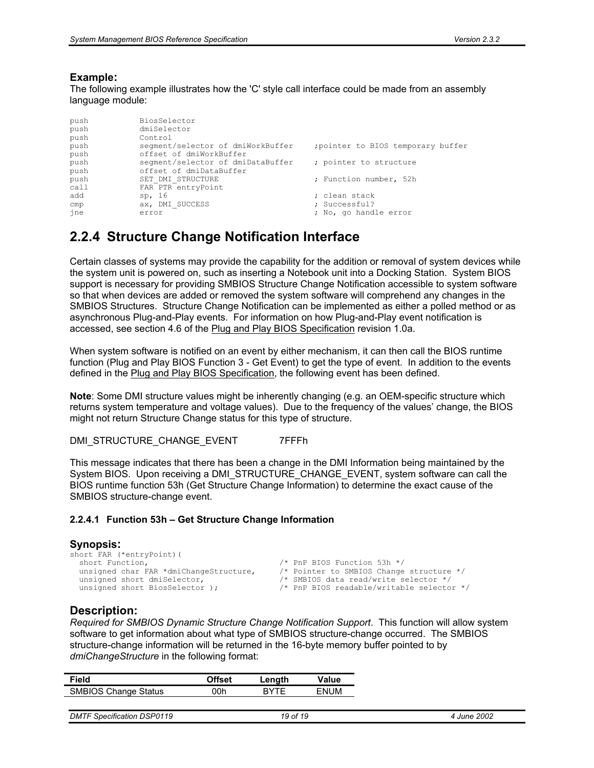**Example:**

The following example illustrates how the 'C' style call interface could be made from an assembly language module:

```
push        BiosSelector
push        dmiSelector
push        Control
push        segment/selector of dmiWorkBuffer     ;pointer to BIOS temporary buffer
push        offset of dmiWorkBuffer
push        segment/selector of dmiDataBuffer     ; pointer to structure
push        offset of dmiDataBuffer
push        SET_DMI_STRUCTURE                     ; Function number, 52h
call        FAR PTR entryPoint
add         sp, 16                                ; clean stack
cmp         ax, DMI_SUCCESS                       ; Successful?
jne         error                                 ; No, go handle error
```

## 2.2.4 Structure Change Notification Interface

Certain classes of systems may provide the capability for the addition or removal of system devices while the system unit is powered on, such as inserting a Notebook unit into a Docking Station. System BIOS support is necessary for providing SMBIOS Structure Change Notification accessible to system software so that when devices are added or removed the system software will comprehend any changes in the SMBIOS Structures. Structure Change Notification can be implemented as either a polled method or as asynchronous Plug-and-Play events. For information on how Plug-and-Play event notification is accessed, see section 4.6 of the Plug and Play BIOS Specification revision 1.0a.

When system software is notified on an event by either mechanism, it can then call the BIOS runtime function (Plug and Play BIOS Function 3 - Get Event) to get the type of event. In addition to the events defined in the Plug and Play BIOS Specification, the following event has been defined.

**Note**: Some DMI structure values might be inherently changing (e.g. an OEM-specific structure which returns system temperature and voltage values). Due to the frequency of the values' change, the BIOS might not return Structure Change status for this type of structure.

DMI_STRUCTURE_CHANGE_EVENT 7FFFh

This message indicates that there has been a change in the DMI Information being maintained by the System BIOS. Upon receiving a DMI_STRUCTURE_CHANGE_EVENT, system software can call the BIOS runtime function 53h (Get Structure Change Information) to determine the exact cause of the SMBIOS structure-change event.

#### 2.2.4.1 Function 53h – Get Structure Change Information

**Synopsis:**

```
short FAR (*entryPoint)(
  short Function,                          /* PnP BIOS Function 53h */
  unsigned char FAR *dmiChangeStructure,   /* Pointer to SMBIOS Change structure */
  unsigned short dmiSelector,              /* SMBIOS data read/write selector */
  unsigned short BiosSelector );           /* PnP BIOS readable/writable selector */
```

**Description:**

*Required for SMBIOS Dynamic Structure Change Notification Support*. This function will allow system software to get information about what type of SMBIOS structure-change occurred. The SMBIOS structure-change information will be returned in the 16-byte memory buffer pointed to by *dmiChangeStructure* in the following format:

| Field | Offset | Length | Value |
|---|---|---|---|
| SMBIOS Change Status | 00h | BYTE | ENUM |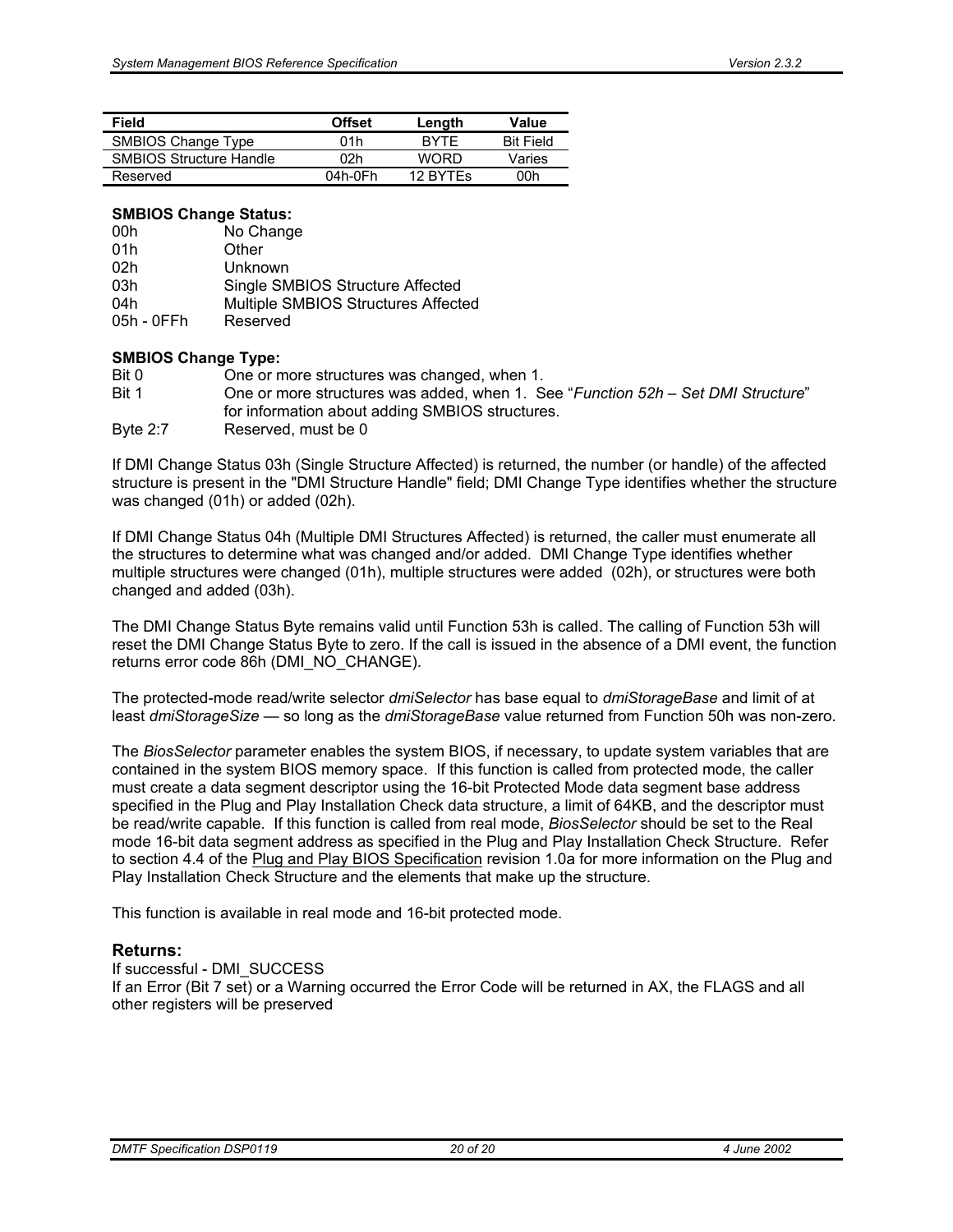| Field | Offset | Length | Value |
|---|---|---|---|
| SMBIOS Change Type | 01h | BYTE | Bit Field |
| SMBIOS Structure Handle | 02h | WORD | Varies |
| Reserved | 04h-0Fh | 12 BYTEs | 00h |

**SMBIOS Change Status:**

| | |
|---|---|
| 00h | No Change |
| 01h | Other |
| 02h | Unknown |
| 03h | Single SMBIOS Structure Affected |
| 04h | Multiple SMBIOS Structures Affected |
| 05h - 0FFh | Reserved |

**SMBIOS Change Type:**

| | |
|---|---|
| Bit 0 | One or more structures was changed, when 1. |
| Bit 1 | One or more structures was added, when 1. See "*Function 52h – Set DMI Structure*" for information about adding SMBIOS structures. |
| Byte 2:7 | Reserved, must be 0 |

If DMI Change Status 03h (Single Structure Affected) is returned, the number (or handle) of the affected structure is present in the "DMI Structure Handle" field; DMI Change Type identifies whether the structure was changed (01h) or added (02h).

If DMI Change Status 04h (Multiple DMI Structures Affected) is returned, the caller must enumerate all the structures to determine what was changed and/or added. DMI Change Type identifies whether multiple structures were changed (01h), multiple structures were added (02h), or structures were both changed and added (03h).

The DMI Change Status Byte remains valid until Function 53h is called. The calling of Function 53h will reset the DMI Change Status Byte to zero. If the call is issued in the absence of a DMI event, the function returns error code 86h (DMI_NO_CHANGE).

The protected-mode read/write selector *dmiSelector* has base equal to *dmiStorageBase* and limit of at least *dmiStorageSize* — so long as the *dmiStorageBase* value returned from Function 50h was non-zero.

The *BiosSelector* parameter enables the system BIOS, if necessary, to update system variables that are contained in the system BIOS memory space. If this function is called from protected mode, the caller must create a data segment descriptor using the 16-bit Protected Mode data segment base address specified in the Plug and Play Installation Check data structure, a limit of 64KB, and the descriptor must be read/write capable. If this function is called from real mode, *BiosSelector* should be set to the Real mode 16-bit data segment address as specified in the Plug and Play Installation Check Structure. Refer to section 4.4 of the Plug and Play BIOS Specification revision 1.0a for more information on the Plug and Play Installation Check Structure and the elements that make up the structure.

This function is available in real mode and 16-bit protected mode.

### Returns:

If successful - DMI_SUCCESS
If an Error (Bit 7 set) or a Warning occurred the Error Code will be returned in AX, the FLAGS and all other registers will be preserved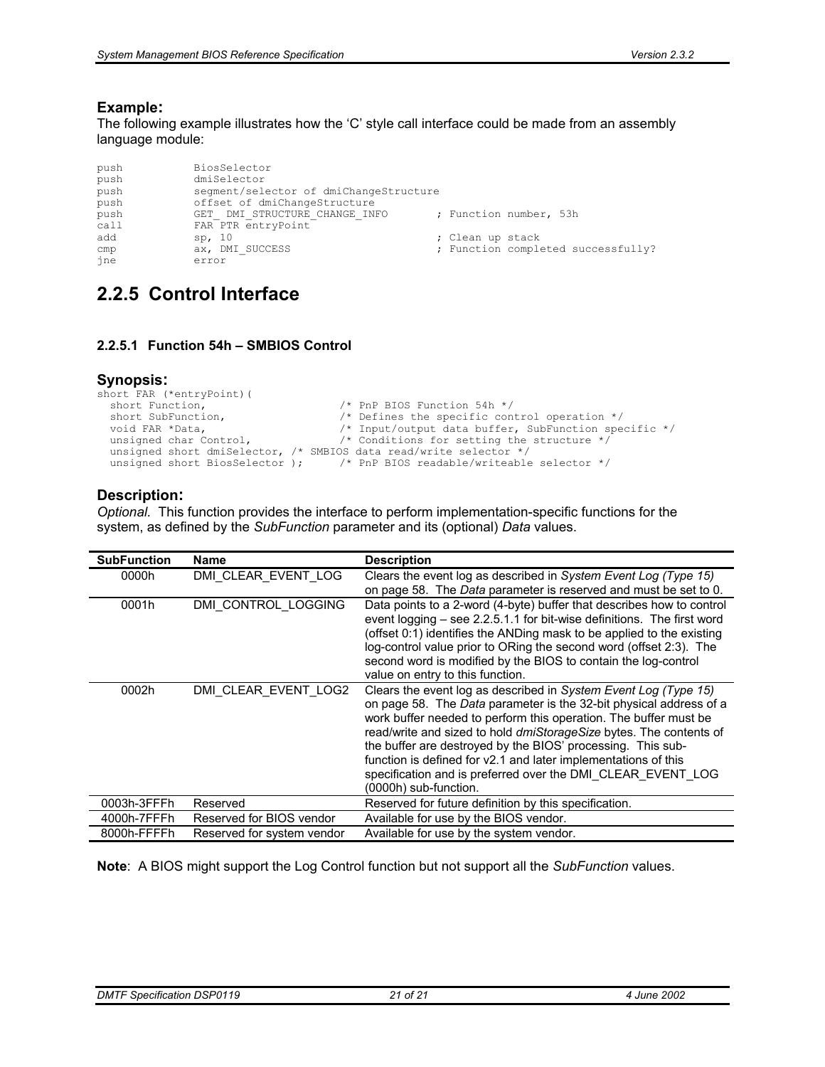**Example:**

The following example illustrates how the 'C' style call interface could be made from an assembly language module:

```
push            BiosSelector
push            dmiSelector
push            segment/selector of dmiChangeStructure
push            offset of dmiChangeStructure
push            GET_ DMI_STRUCTURE_CHANGE_INFO      ; Function number, 53h
call            FAR PTR entryPoint
add             sp, 10                              ; Clean up stack
cmp             ax, DMI_SUCCESS                     ; Function completed successfully?
jne             error
```

## 2.2.5 Control Interface

#### 2.2.5.1 Function 54h – SMBIOS Control

**Synopsis:**

```
short FAR (*entryPoint)(
  short Function,                   /* PnP BIOS Function 54h */
  short SubFunction,                /* Defines the specific control operation */
  void FAR *Data,                   /* Input/output data buffer, SubFunction specific */
  unsigned char Control,            /* Conditions for setting the structure */
  unsigned short dmiSelector, /* SMBIOS data read/write selector */
  unsigned short BiosSelector );    /* PnP BIOS readable/writeable selector */
```

**Description:**

*Optional.* This function provides the interface to perform implementation-specific functions for the system, as defined by the *SubFunction* parameter and its (optional) *Data* values.

| SubFunction | Name | Description |
|---|---|---|
| 0000h | DMI_CLEAR_EVENT_LOG | Clears the event log as described in *System Event Log (Type 15)* on page 58. The *Data* parameter is reserved and must be set to 0. |
| 0001h | DMI_CONTROL_LOGGING | Data points to a 2-word (4-byte) buffer that describes how to control event logging – see 2.2.5.1.1 for bit-wise definitions. The first word (offset 0:1) identifies the ANDing mask to be applied to the existing log-control value prior to ORing the second word (offset 2:3). The second word is modified by the BIOS to contain the log-control value on entry to this function. |
| 0002h | DMI_CLEAR_EVENT_LOG2 | Clears the event log as described in *System Event Log (Type 15)* on page 58. The *Data* parameter is the 32-bit physical address of a work buffer needed to perform this operation. The buffer must be read/write and sized to hold *dmiStorageSize* bytes. The contents of the buffer are destroyed by the BIOS' processing. This sub-function is defined for v2.1 and later implementations of this specification and is preferred over the DMI_CLEAR_EVENT_LOG (0000h) sub-function. |
| 0003h-3FFFh | Reserved | Reserved for future definition by this specification. |
| 4000h-7FFFh | Reserved for BIOS vendor | Available for use by the BIOS vendor. |
| 8000h-FFFFh | Reserved for system vendor | Available for use by the system vendor. |

**Note**: A BIOS might support the Log Control function but not support all the *SubFunction* values.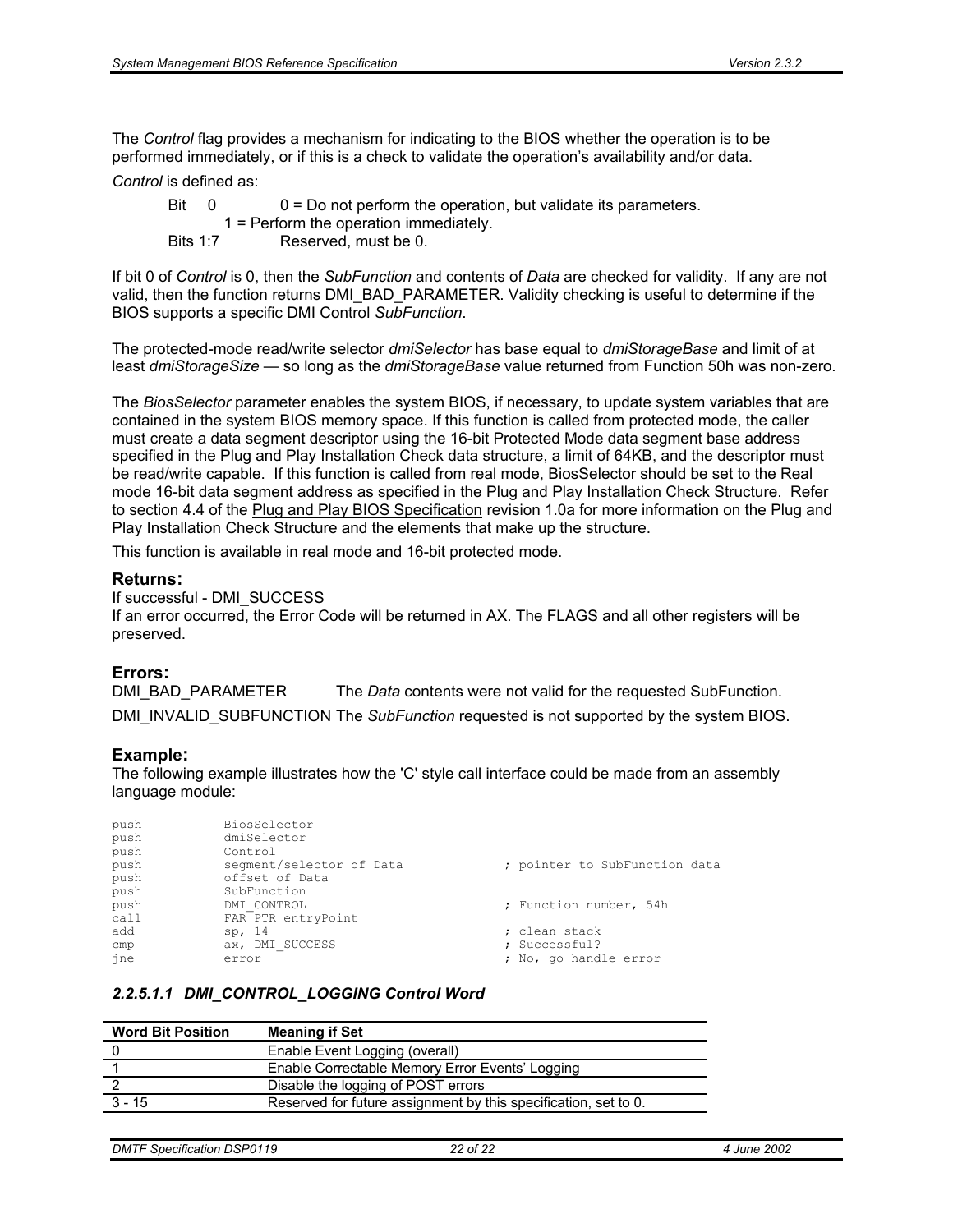The *Control* flag provides a mechanism for indicating to the BIOS whether the operation is to be performed immediately, or if this is a check to validate the operation's availability and/or data.

*Control* is defined as:

Bit 0 0 = Do not perform the operation, but validate its parameters.
1 = Perform the operation immediately.
Bits 1:7 Reserved, must be 0.

If bit 0 of *Control* is 0, then the *SubFunction* and contents of *Data* are checked for validity. If any are not valid, then the function returns DMI_BAD_PARAMETER. Validity checking is useful to determine if the BIOS supports a specific DMI Control *SubFunction*.

The protected-mode read/write selector *dmiSelector* has base equal to *dmiStorageBase* and limit of at least *dmiStorageSize* — so long as the *dmiStorageBase* value returned from Function 50h was non-zero.

The *BiosSelector* parameter enables the system BIOS, if necessary, to update system variables that are contained in the system BIOS memory space. If this function is called from protected mode, the caller must create a data segment descriptor using the 16-bit Protected Mode data segment base address specified in the Plug and Play Installation Check data structure, a limit of 64KB, and the descriptor must be read/write capable. If this function is called from real mode, BiosSelector should be set to the Real mode 16-bit data segment address as specified in the Plug and Play Installation Check Structure. Refer to section 4.4 of the Plug and Play BIOS Specification revision 1.0a for more information on the Plug and Play Installation Check Structure and the elements that make up the structure.

This function is available in real mode and 16-bit protected mode.

### Returns:

If successful - DMI_SUCCESS
If an error occurred, the Error Code will be returned in AX. The FLAGS and all other registers will be preserved.

### Errors:

DMI_BAD_PARAMETER The *Data* contents were not valid for the requested SubFunction.

DMI_INVALID_SUBFUNCTION The *SubFunction* requested is not supported by the system BIOS.

### Example:

The following example illustrates how the 'C' style call interface could be made from an assembly language module:

```
push        BiosSelector
push        dmiSelector
push        Control
push        segment/selector of Data        ; pointer to SubFunction data
push        offset of Data
push        SubFunction
push        DMI_CONTROL                     ; Function number, 54h
call        FAR PTR entryPoint
add         sp, 14                          ; clean stack
cmp         ax, DMI_SUCCESS                 ; Successful?
jne         error                           ; No, go handle error
```

#### *2.2.5.1.1 DMI_CONTROL_LOGGING Control Word*

| Word Bit Position | Meaning if Set |
|---|---|
| 0 | Enable Event Logging (overall) |
| 1 | Enable Correctable Memory Error Events' Logging |
| 2 | Disable the logging of POST errors |
| 3 - 15 | Reserved for future assignment by this specification, set to 0. |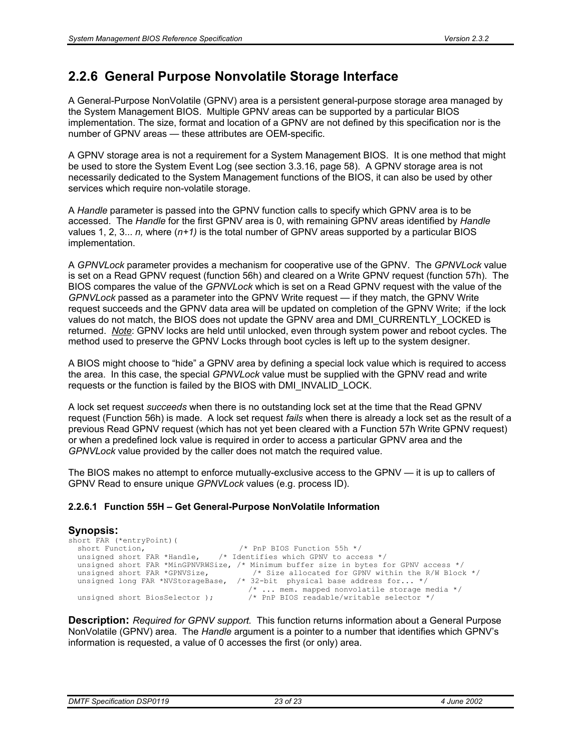## 2.2.6 General Purpose Nonvolatile Storage Interface

A General-Purpose NonVolatile (GPNV) area is a persistent general-purpose storage area managed by the System Management BIOS. Multiple GPNV areas can be supported by a particular BIOS implementation. The size, format and location of a GPNV are not defined by this specification nor is the number of GPNV areas — these attributes are OEM-specific.

A GPNV storage area is not a requirement for a System Management BIOS. It is one method that might be used to store the System Event Log (see section 3.3.16, page 58). A GPNV storage area is not necessarily dedicated to the System Management functions of the BIOS, it can also be used by other services which require non-volatile storage.

A *Handle* parameter is passed into the GPNV function calls to specify which GPNV area is to be accessed. The *Handle* for the first GPNV area is 0, with remaining GPNV areas identified by *Handle* values 1, 2, 3... *n,* where (*n+1)* is the total number of GPNV areas supported by a particular BIOS implementation.

A *GPNVLock* parameter provides a mechanism for cooperative use of the GPNV. The *GPNVLock* value is set on a Read GPNV request (function 56h) and cleared on a Write GPNV request (function 57h). The BIOS compares the value of the *GPNVLock* which is set on a Read GPNV request with the value of the *GPNVLock* passed as a parameter into the GPNV Write request — if they match, the GPNV Write request succeeds and the GPNV data area will be updated on completion of the GPNV Write; if the lock values do not match, the BIOS does not update the GPNV area and DMI_CURRENTLY_LOCKED is returned. *Note*: GPNV locks are held until unlocked, even through system power and reboot cycles. The method used to preserve the GPNV Locks through boot cycles is left up to the system designer.

A BIOS might choose to "hide" a GPNV area by defining a special lock value which is required to access the area. In this case, the special *GPNVLock* value must be supplied with the GPNV read and write requests or the function is failed by the BIOS with DMI_INVALID_LOCK.

A lock set request *succeeds* when there is no outstanding lock set at the time that the Read GPNV request (Function 56h) is made. A lock set request *fails* when there is already a lock set as the result of a previous Read GPNV request (which has not yet been cleared with a Function 57h Write GPNV request) or when a predefined lock value is required in order to access a particular GPNV area and the *GPNVLock* value provided by the caller does not match the required value.

The BIOS makes no attempt to enforce mutually-exclusive access to the GPNV — it is up to callers of GPNV Read to ensure unique *GPNVLock* values (e.g. process ID).

#### 2.2.6.1 Function 55H – Get General-Purpose NonVolatile Information

**Synopsis:**

```
short FAR (*entryPoint)(
  short Function,                    /* PnP BIOS Function 55h */
  unsigned short FAR *Handle,    /* Identifies which GPNV to access */
  unsigned short FAR *MinGPNVRWSize, /* Minimum buffer size in bytes for GPNV access */
  unsigned short FAR *GPNVSize,         /* Size allocated for GPNV within the R/W Block */
  unsigned long FAR *NVStorageBase,  /* 32-bit  physical base address for... */
                                    /* ... mem. mapped nonvolatile storage media */
  unsigned short BiosSelector );       /* PnP BIOS readable/writable selector */
```

**Description:** *Required for GPNV support*. This function returns information about a General Purpose NonVolatile (GPNV) area. The *Handle* argument is a pointer to a number that identifies which GPNV's information is requested, a value of 0 accesses the first (or only) area.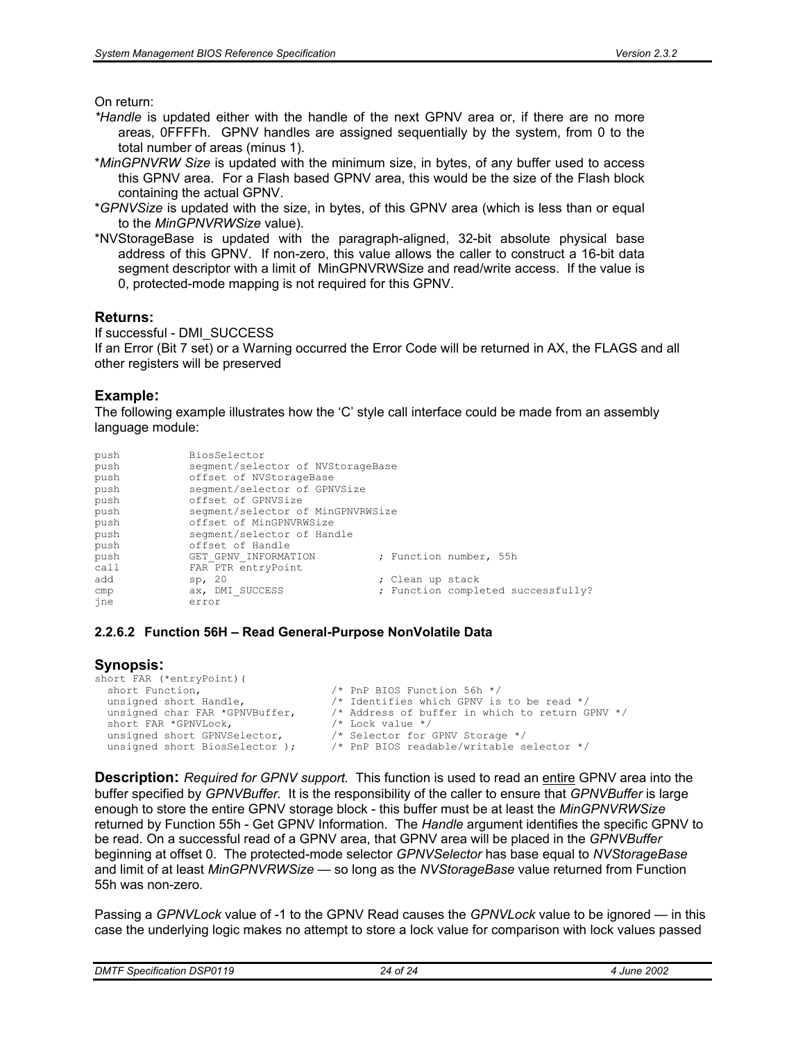On return:

*Handle* is updated either with the handle of the next GPNV area or, if there are no more areas, 0FFFFh. GPNV handles are assigned sequentially by the system, from 0 to the total number of areas (minus 1).

*MinGPNVRW Size* is updated with the minimum size, in bytes, of any buffer used to access this GPNV area. For a Flash based GPNV area, this would be the size of the Flash block containing the actual GPNV.

*GPNVSize* is updated with the size, in bytes, of this GPNV area (which is less than or equal to the *MinGPNVRWSize* value).

*NVStorageBase is updated with the paragraph-aligned, 32-bit absolute physical base address of this GPNV. If non-zero, this value allows the caller to construct a 16-bit data segment descriptor with a limit of MinGPNVRWSize and read/write access. If the value is 0, protected-mode mapping is not required for this GPNV.

### Returns:

If successful - DMI_SUCCESS

If an Error (Bit 7 set) or a Warning occurred the Error Code will be returned in AX, the FLAGS and all other registers will be preserved

### Example:

The following example illustrates how the 'C' style call interface could be made from an assembly language module:

```
push        BiosSelector
push        segment/selector of NVStorageBase
push        offset of NVStorageBase
push        segment/selector of GPNVSize
push        offset of GPNVSize
push        segment/selector of MinGPNVRWSize
push        offset of MinGPNVRWSize
push        segment/selector of Handle
push        offset of Handle
push        GET_GPNV_INFORMATION          ; Function number, 55h
call        FAR PTR entryPoint
add         sp, 20                        ; Clean up stack
cmp         ax, DMI_SUCCESS               ; Function completed successfully?
jne         error
```

#### 2.2.6.2 Function 56H – Read General-Purpose NonVolatile Data

### Synopsis:

```
short FAR (*entryPoint)(
  short Function,                  /* PnP BIOS Function 56h */
  unsigned short Handle,           /* Identifies which GPNV is to be read */
  unsigned char FAR *GPNVBuffer,   /* Address of buffer in which to return GPNV */
  short FAR *GPNVLock,             /* Lock value */
  unsigned short GPNVSelector,     /* Selector for GPNV Storage */
  unsigned short BiosSelector );   /* PnP BIOS readable/writable selector */
```

**Description:** *Required for GPNV support*. This function is used to read an entire GPNV area into the buffer specified by *GPNVBuffer*. It is the responsibility of the caller to ensure that *GPNVBuffer* is large enough to store the entire GPNV storage block - this buffer must be at least the *MinGPNVRWSize* returned by Function 55h - Get GPNV Information. The *Handle* argument identifies the specific GPNV to be read. On a successful read of a GPNV area, that GPNV area will be placed in the *GPNVBuffer* beginning at offset 0. The protected-mode selector *GPNVSelector* has base equal to *NVStorageBase* and limit of at least *MinGPNVRWSize* — so long as the *NVStorageBase* value returned from Function 55h was non-zero.

Passing a *GPNVLock* value of -1 to the GPNV Read causes the *GPNVLock* value to be ignored — in this case the underlying logic makes no attempt to store a lock value for comparison with lock values passed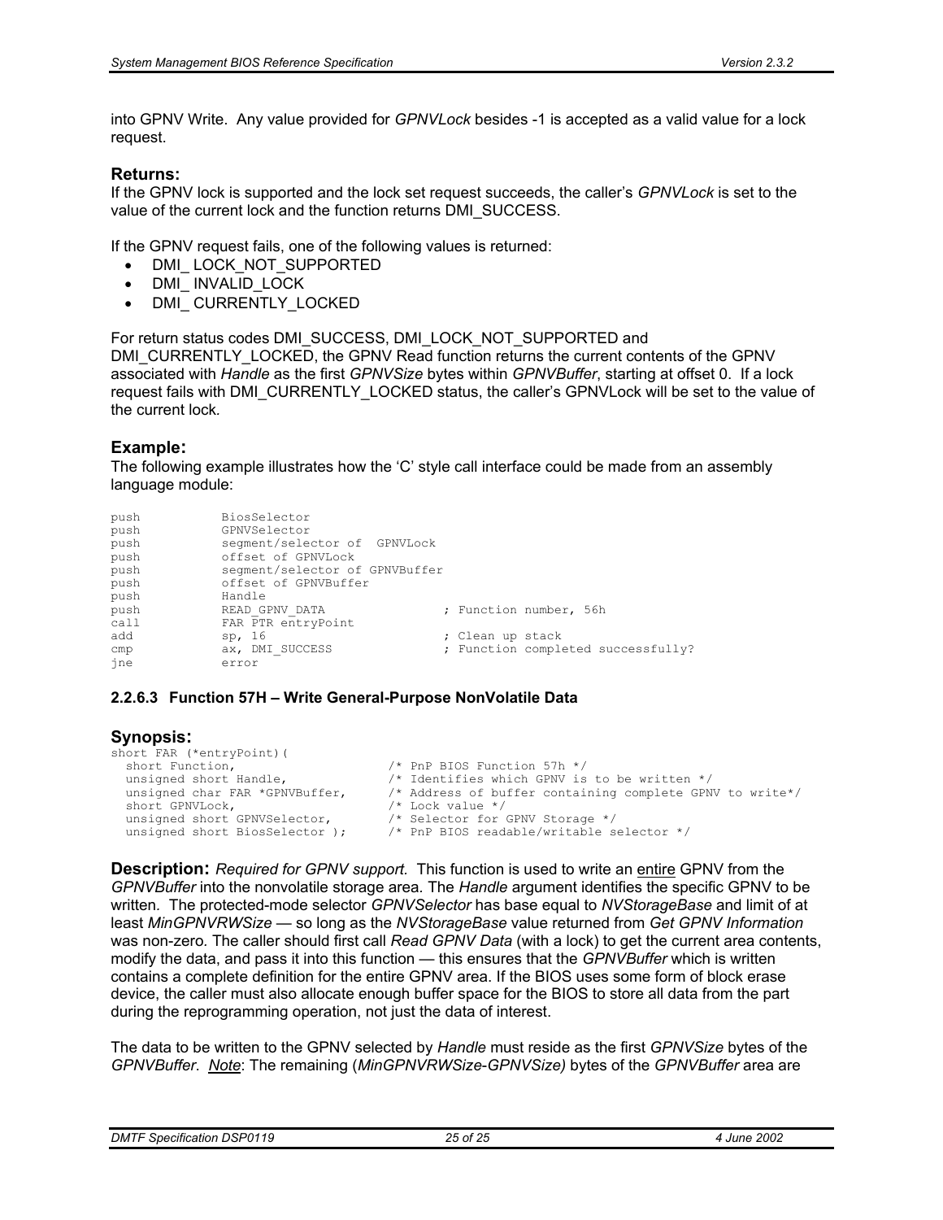into GPNV Write. Any value provided for *GPNVLock* besides -1 is accepted as a valid value for a lock request.

### Returns:

If the GPNV lock is supported and the lock set request succeeds, the caller's *GPNVLock* is set to the value of the current lock and the function returns DMI_SUCCESS.

If the GPNV request fails, one of the following values is returned:

- DMI_ LOCK_NOT_SUPPORTED
- DMI_ INVALID_LOCK
- DMI_ CURRENTLY_LOCKED

For return status codes DMI_SUCCESS, DMI_LOCK_NOT_SUPPORTED and DMI_CURRENTLY_LOCKED, the GPNV Read function returns the current contents of the GPNV associated with *Handle* as the first *GPNVSize* bytes within *GPNVBuffer*, starting at offset 0. If a lock request fails with DMI_CURRENTLY_LOCKED status, the caller's GPNVLock will be set to the value of the current lock.

### Example:

The following example illustrates how the 'C' style call interface could be made from an assembly language module:

```
push           BiosSelector
push           GPNVSelector
push           segment/selector of  GPNVLock
push           offset of GPNVLock
push           segment/selector of GPNVBuffer
push           offset of GPNVBuffer
push           Handle
push           READ_GPNV_DATA                ; Function number, 56h
call           FAR PTR entryPoint
add            sp, 16                        ; Clean up stack
cmp            ax, DMI_SUCCESS               ; Function completed successfully?
jne            error
```

#### 2.2.6.3 Function 57H – Write General-Purpose NonVolatile Data

### Synopsis:

```
short FAR (*entryPoint)(
  short Function,                    /* PnP BIOS Function 57h */
  unsigned short Handle,             /* Identifies which GPNV is to be written */
  unsigned char FAR *GPNVBuffer,     /* Address of buffer containing complete GPNV to write*/
  short GPNVLock,                    /* Lock value */
  unsigned short GPNVSelector,       /* Selector for GPNV Storage */
  unsigned short BiosSelector );     /* PnP BIOS readable/writable selector */
```

**Description:** *Required for GPNV support*. This function is used to write an entire GPNV from the *GPNVBuffer* into the nonvolatile storage area. The *Handle* argument identifies the specific GPNV to be written. The protected-mode selector *GPNVSelector* has base equal to *NVStorageBase* and limit of at least *MinGPNVRWSize* — so long as the *NVStorageBase* value returned from *Get GPNV Information* was non-zero. The caller should first call *Read GPNV Data* (with a lock) to get the current area contents, modify the data, and pass it into this function — this ensures that the *GPNVBuffer* which is written contains a complete definition for the entire GPNV area. If the BIOS uses some form of block erase device, the caller must also allocate enough buffer space for the BIOS to store all data from the part during the reprogramming operation, not just the data of interest.

The data to be written to the GPNV selected by *Handle* must reside as the first *GPNVSize* bytes of the *GPNVBuffer*. Note: The remaining (*MinGPNVRWSize-GPNVSize)* bytes of the *GPNVBuffer* area are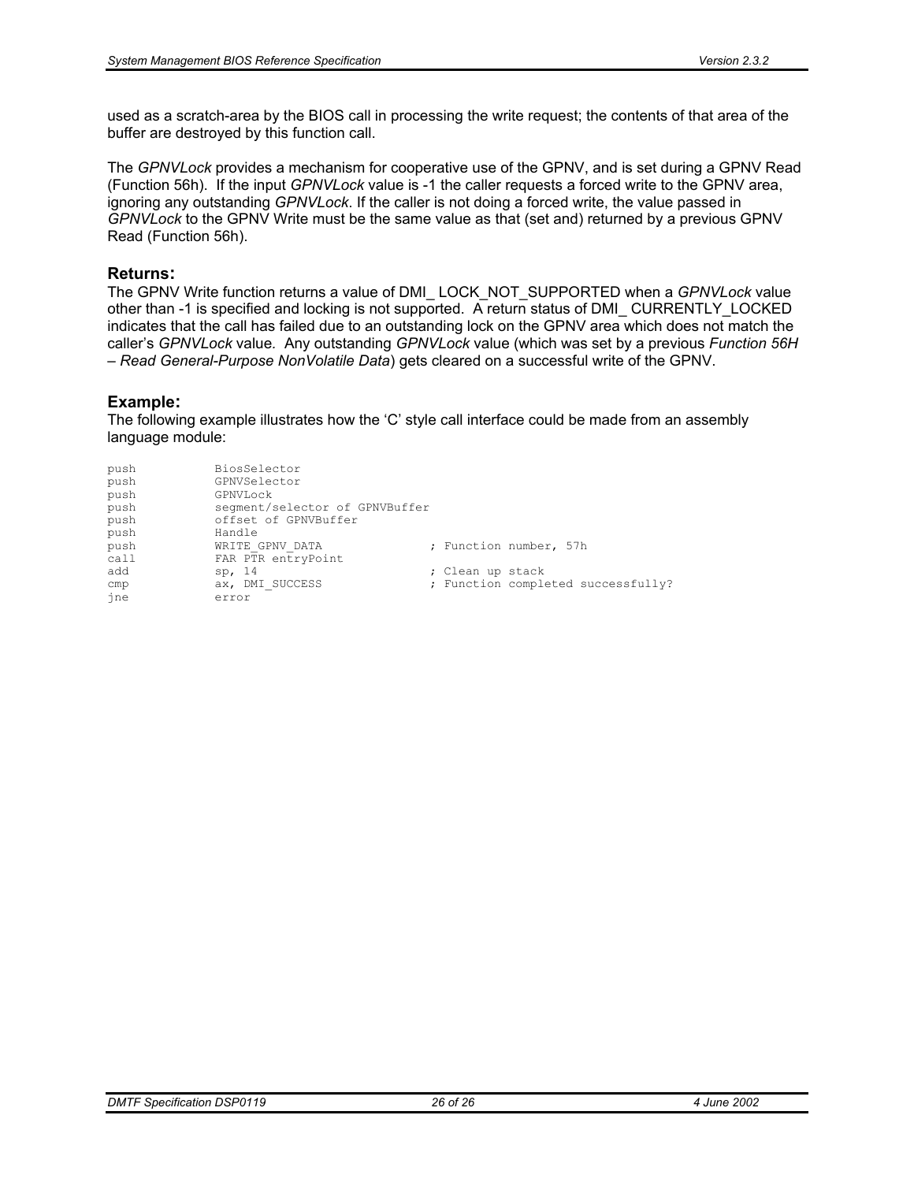used as a scratch-area by the BIOS call in processing the write request; the contents of that area of the buffer are destroyed by this function call.

The *GPNVLock* provides a mechanism for cooperative use of the GPNV, and is set during a GPNV Read (Function 56h). If the input *GPNVLock* value is -1 the caller requests a forced write to the GPNV area, ignoring any outstanding *GPNVLock*. If the caller is not doing a forced write, the value passed in *GPNVLock* to the GPNV Write must be the same value as that (set and) returned by a previous GPNV Read (Function 56h).

### Returns:

The GPNV Write function returns a value of DMI_ LOCK_NOT_SUPPORTED when a *GPNVLock* value other than -1 is specified and locking is not supported. A return status of DMI_ CURRENTLY_LOCKED indicates that the call has failed due to an outstanding lock on the GPNV area which does not match the caller's *GPNVLock* value. Any outstanding *GPNVLock* value (which was set by a previous *Function 56H – Read General-Purpose NonVolatile Data*) gets cleared on a successful write of the GPNV.

### Example:

The following example illustrates how the 'C' style call interface could be made from an assembly language module:

```
push            BiosSelector
push            GPNVSelector
push            GPNVLock
push            segment/selector of GPNVBuffer
push            offset of GPNVBuffer
push            Handle
push            WRITE_GPNV_DATA              ; Function number, 57h
call            FAR PTR entryPoint
add             sp, 14                       ; Clean up stack
cmp             ax, DMI_SUCCESS              ; Function completed successfully?
jne             error
```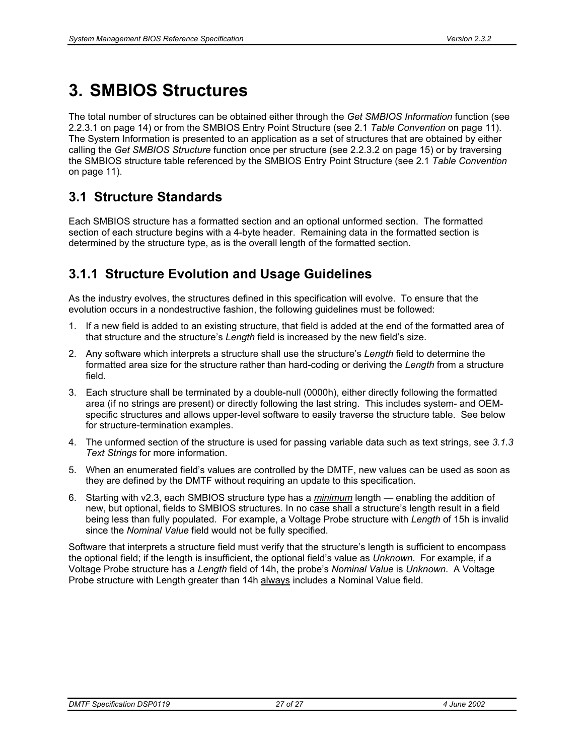# 3. SMBIOS Structures

The total number of structures can be obtained either through the *Get SMBIOS Information* function (see 2.2.3.1 on page 14) or from the SMBIOS Entry Point Structure (see 2.1 *Table Convention* on page 11). The System Information is presented to an application as a set of structures that are obtained by either calling the *Get SMBIOS Structure* function once per structure (see 2.2.3.2 on page 15) or by traversing the SMBIOS structure table referenced by the SMBIOS Entry Point Structure (see 2.1 *Table Convention* on page 11).

## 3.1 Structure Standards

Each SMBIOS structure has a formatted section and an optional unformed section. The formatted section of each structure begins with a 4-byte header. Remaining data in the formatted section is determined by the structure type, as is the overall length of the formatted section.

## 3.1.1 Structure Evolution and Usage Guidelines

As the industry evolves, the structures defined in this specification will evolve. To ensure that the evolution occurs in a nondestructive fashion, the following guidelines must be followed:

1. If a new field is added to an existing structure, that field is added at the end of the formatted area of that structure and the structure's *Length* field is increased by the new field's size.
2. Any software which interprets a structure shall use the structure's *Length* field to determine the formatted area size for the structure rather than hard-coding or deriving the *Length* from a structure field.
3. Each structure shall be terminated by a double-null (0000h), either directly following the formatted area (if no strings are present) or directly following the last string. This includes system- and OEM-specific structures and allows upper-level software to easily traverse the structure table. See below for structure-termination examples.
4. The unformed section of the structure is used for passing variable data such as text strings, see *3.1.3 Text Strings* for more information.
5. When an enumerated field's values are controlled by the DMTF, new values can be used as soon as they are defined by the DMTF without requiring an update to this specification.
6. Starting with v2.3, each SMBIOS structure type has a ***minimum*** length — enabling the addition of new, but optional, fields to SMBIOS structures. In no case shall a structure's length result in a field being less than fully populated. For example, a Voltage Probe structure with *Length* of 15h is invalid since the *Nominal Value* field would not be fully specified.

Software that interprets a structure field must verify that the structure's length is sufficient to encompass the optional field; if the length is insufficient, the optional field's value as *Unknown*. For example, if a Voltage Probe structure has a *Length* field of 14h, the probe's *Nominal Value* is *Unknown*. A Voltage Probe structure with Length greater than 14h always includes a Nominal Value field.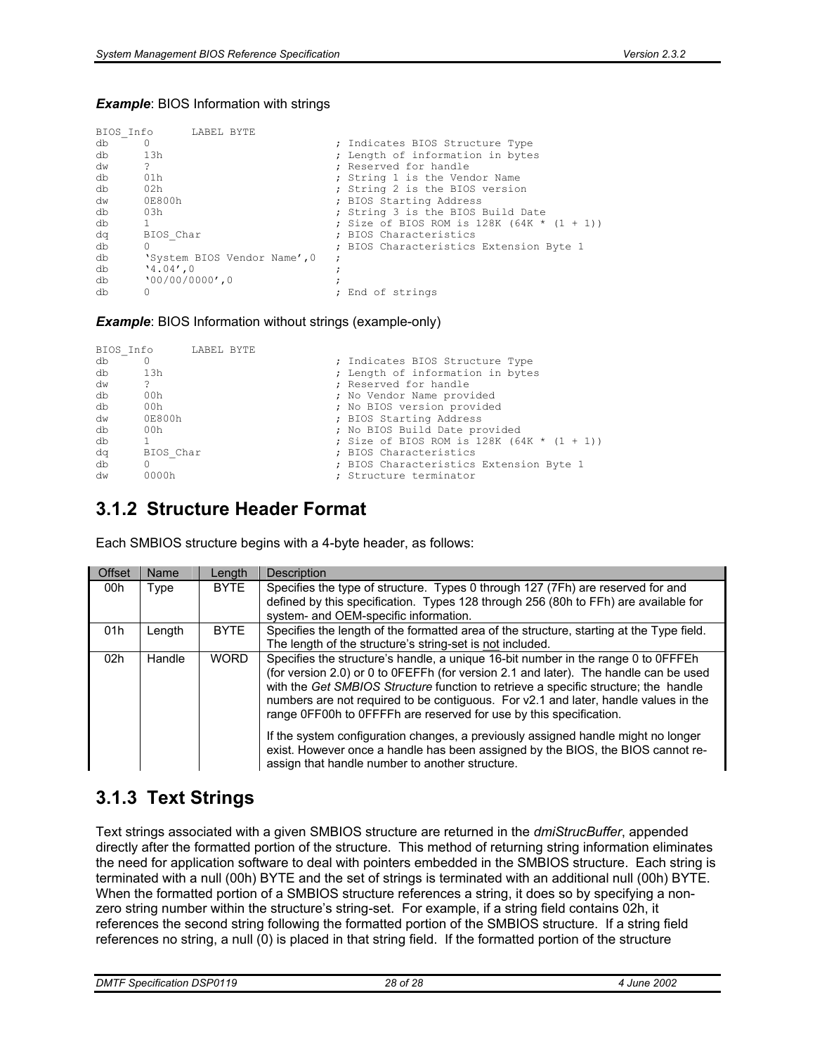***Example***: BIOS Information with strings

```
BIOS_Info      LABEL BYTE
db      0                              ; Indicates BIOS Structure Type
db      13h                            ; Length of information in bytes
dw      ?                              ; Reserved for handle
db      01h                            ; String 1 is the Vendor Name
db      02h                            ; String 2 is the BIOS version
dw      0E800h                         ; BIOS Starting Address
db      03h                            ; String 3 is the BIOS Build Date
db      1                              ; Size of BIOS ROM is 128K (64K * (1 + 1))
dq      BIOS_Char                      ; BIOS Characteristics
db      0                              ; BIOS Characteristics Extension Byte 1
db      'System BIOS Vendor Name',0    ;
db      '4.04',0                       ;
db      '00/00/0000',0                 ;
db      0                              ; End of strings
```

***Example***: BIOS Information without strings (example-only)

```
BIOS_Info      LABEL BYTE
db      0                              ; Indicates BIOS Structure Type
db      13h                            ; Length of information in bytes
dw      ?                              ; Reserved for handle
db      00h                            ; No Vendor Name provided
db      00h                            ; No BIOS version provided
dw      0E800h                         ; BIOS Starting Address
db      00h                            ; No BIOS Build Date provided
db      1                              ; Size of BIOS ROM is 128K (64K * (1 + 1))
dq      BIOS_Char                      ; BIOS Characteristics
db      0                              ; BIOS Characteristics Extension Byte 1
dw      0000h                          ; Structure terminator
```

## 3.1.2 Structure Header Format

Each SMBIOS structure begins with a 4-byte header, as follows:

| Offset | Name | Length | Description |
|---|---|---|---|
| 00h | Type | BYTE | Specifies the type of structure. Types 0 through 127 (7Fh) are reserved for and defined by this specification. Types 128 through 256 (80h to FFh) are available for system- and OEM-specific information. |
| 01h | Length | BYTE | Specifies the length of the formatted area of the structure, starting at the Type field. The length of the structure's string-set is not included. |
| 02h | Handle | WORD | Specifies the structure's handle, a unique 16-bit number in the range 0 to 0FFFEh (for version 2.0) or 0 to 0FEFFh (for version 2.1 and later). The handle can be used with the *Get SMBIOS Structure* function to retrieve a specific structure; the handle numbers are not required to be contiguous. For v2.1 and later, handle values in the range 0FF00h to 0FFFFh are reserved for use by this specification.<br><br>If the system configuration changes, a previously assigned handle might no longer exist. However once a handle has been assigned by the BIOS, the BIOS cannot re-assign that handle number to another structure. |

## 3.1.3 Text Strings

Text strings associated with a given SMBIOS structure are returned in the *dmiStrucBuffer*, appended directly after the formatted portion of the structure. This method of returning string information eliminates the need for application software to deal with pointers embedded in the SMBIOS structure. Each string is terminated with a null (00h) BYTE and the set of strings is terminated with an additional null (00h) BYTE. When the formatted portion of a SMBIOS structure references a string, it does so by specifying a non-zero string number within the structure's string-set. For example, if a string field contains 02h, it references the second string following the formatted portion of the SMBIOS structure. If a string field references no string, a null (0) is placed in that string field. If the formatted portion of the structure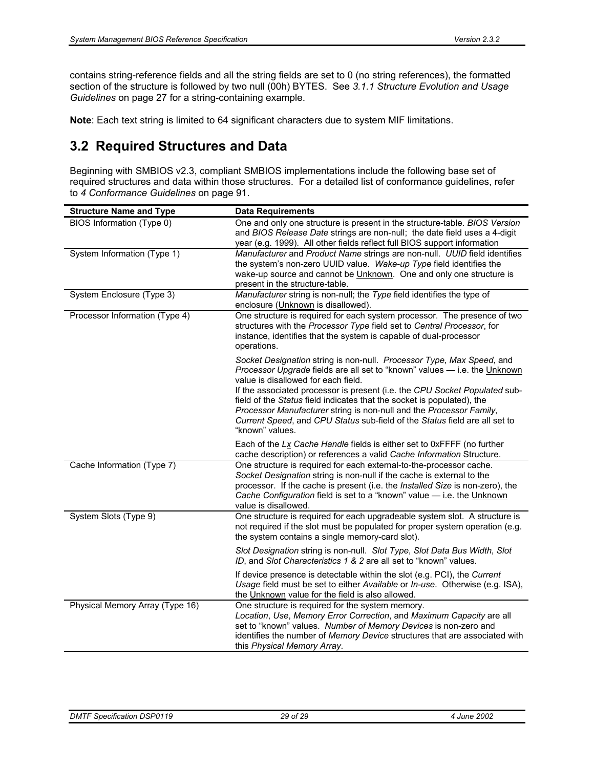contains string-reference fields and all the string fields are set to 0 (no string references), the formatted section of the structure is followed by two null (00h) BYTES. See *3.1.1 Structure Evolution and Usage Guidelines* on page 27 for a string-containing example.

**Note**: Each text string is limited to 64 significant characters due to system MIF limitations.

## 3.2 Required Structures and Data

Beginning with SMBIOS v2.3, compliant SMBIOS implementations include the following base set of required structures and data within those structures. For a detailed list of conformance guidelines, refer to *4 Conformance Guidelines* on page 91.

| Structure Name and Type | Data Requirements |
|---|---|
| BIOS Information (Type 0) | One and only one structure is present in the structure-table. *BIOS Version* and *BIOS Release Date* strings are non-null; the date field uses a 4-digit year (e.g. 1999). All other fields reflect full BIOS support information |
| System Information (Type 1) | *Manufacturer* and *Product Name* strings are non-null. *UUID* field identifies the system's non-zero UUID value. *Wake-up Type* field identifies the wake-up source and cannot be Unknown. One and only one structure is present in the structure-table. |
| System Enclosure (Type 3) | *Manufacturer* string is non-null; the *Type* field identifies the type of enclosure (Unknown is disallowed). |
| Processor Information (Type 4) | One structure is required for each system processor. The presence of two structures with the *Processor Type* field set to *Central Processor*, for instance, identifies that the system is capable of dual-processor operations. |
| | *Socket Designation* string is non-null. *Processor Type*, *Max Speed*, and *Processor Upgrade* fields are all set to "known" values — i.e. the Unknown value is disallowed for each field. If the associated processor is present (i.e. the *CPU Socket Populated* sub-field of the *Status* field indicates that the socket is populated), the *Processor Manufacturer* string is non-null and the *Processor Family*, *Current Speed*, and *CPU Status* sub-field of the *Status* field are all set to "known" values. |
| | Each of the *Lx Cache Handle* fields is either set to 0xFFFF (no further cache description) or references a valid *Cache Information* Structure. |
| Cache Information (Type 7) | One structure is required for each external-to-the-processor cache. *Socket Designation* string is non-null if the cache is external to the processor. If the cache is present (i.e. the *Installed Size* is non-zero), the *Cache Configuration* field is set to a "known" value — i.e. the Unknown value is disallowed. |
| System Slots (Type 9) | One structure is required for each upgradeable system slot. A structure is not required if the slot must be populated for proper system operation (e.g. the system contains a single memory-card slot). |
| | *Slot Designation* string is non-null. *Slot Type*, *Slot Data Bus Width*, *Slot ID*, and *Slot Characteristics 1 & 2* are all set to "known" values. |
| | If device presence is detectable within the slot (e.g. PCI), the *Current Usage* field must be set to either *Available* or *In-use*. Otherwise (e.g. ISA), the Unknown value for the field is also allowed. |
| Physical Memory Array (Type 16) | One structure is required for the system memory. *Location*, *Use*, *Memory Error Correction*, and *Maximum Capacity* are all set to "known" values. *Number of Memory Devices* is non-zero and identifies the number of *Memory Device* structures that are associated with this *Physical Memory Array*. |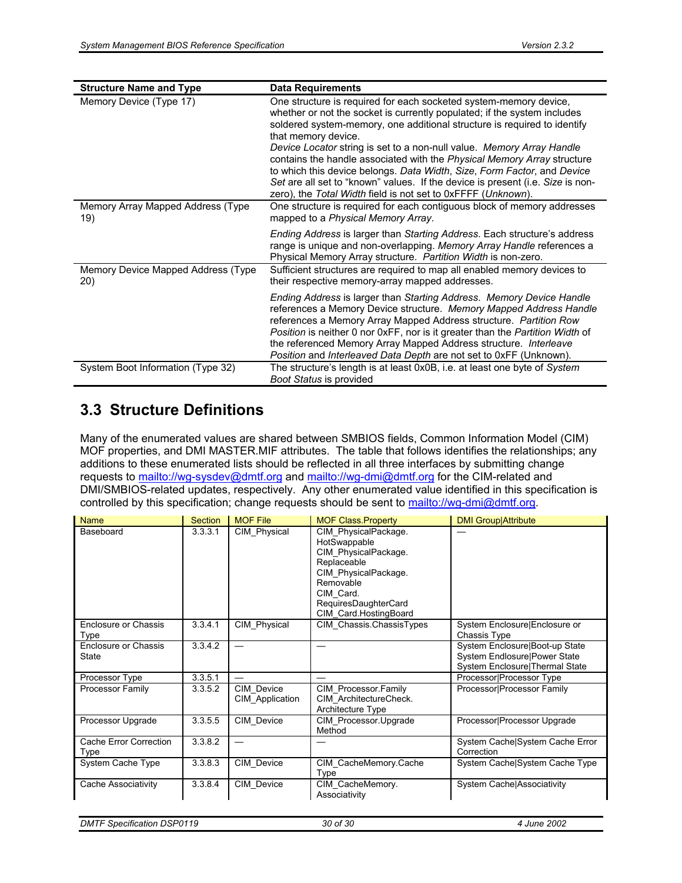| Structure Name and Type | Data Requirements |
| --- | --- |
| Memory Device (Type 17) | One structure is required for each socketed system-memory device, whether or not the socket is currently populated; if the system includes soldered system-memory, one additional structure is required to identify that memory device. *Device Locator* string is set to a non-null value. *Memory Array Handle* contains the handle associated with the *Physical Memory Array* structure to which this device belongs. *Data Width*, *Size*, *Form Factor*, and *Device Set* are all set to "known" values. If the device is present (i.e. *Size* is non-zero), the *Total Width* field is not set to 0xFFFF (*Unknown*). |
| Memory Array Mapped Address (Type 19) | One structure is required for each contiguous block of memory addresses mapped to a *Physical Memory Array*. *Ending Address* is larger than *Starting Address*. Each structure's address range is unique and non-overlapping. *Memory Array Handle* references a Physical Memory Array structure. *Partition Width* is non-zero. |
| Memory Device Mapped Address (Type 20) | Sufficient structures are required to map all enabled memory devices to their respective memory-array mapped addresses. *Ending Address* is larger than *Starting Address*. *Memory Device Handle* references a Memory Device structure. *Memory Mapped Address Handle* references a Memory Array Mapped Address structure. *Partition Row Position* is neither 0 nor 0xFF, nor is it greater than the *Partition Width* of the referenced Memory Array Mapped Address structure. *Interleave Position* and *Interleaved Data Depth* are not set to 0xFF (Unknown). |
| System Boot Information (Type 32) | The structure's length is at least 0x0B, i.e. at least one byte of *System Boot Status* is provided |

## 3.3 Structure Definitions

Many of the enumerated values are shared between SMBIOS fields, Common Information Model (CIM) MOF properties, and DMI MASTER.MIF attributes. The table that follows identifies the relationships; any additions to these enumerated lists should be reflected in all three interfaces by submitting change requests to mailto://wg-sysdev@dmtf.org and mailto://wg-dmi@dmtf.org for the CIM-related and DMI/SMBIOS-related updates, respectively. Any other enumerated value identified in this specification is controlled by this specification; change requests should be sent to mailto://wg-dmi@dmtf.org.

| Name | Section | MOF File | MOF Class.Property | DMI Group\|Attribute |
| --- | --- | --- | --- | --- |
| Baseboard | 3.3.3.1 | CIM_Physical | CIM_PhysicalPackage. HotSwappable CIM_PhysicalPackage. Replaceable CIM_PhysicalPackage. Removable CIM_Card. RequiresDaughterCard CIM_Card.HostingBoard | — |
| Enclosure or Chassis Type | 3.3.4.1 | CIM_Physical | CIM_Chassis.ChassisTypes | System Enclosure\|Enclosure or Chassis Type |
| Enclosure or Chassis State | 3.3.4.2 | — | — | System Enclosure\|Boot-up State System Endlosure\|Power State System Enclosure\|Thermal State |
| Processor Type | 3.3.5.1 | — | — | Processor\|Processor Type |
| Processor Family | 3.3.5.2 | CIM_Device CIM_Application | CIM_Processor.Family CIM_ArchitectureCheck. Architecture Type | Processor\|Processor Family |
| Processor Upgrade | 3.3.5.5 | CIM_Device | CIM_Processor.Upgrade Method | Processor\|Processor Upgrade |
| Cache Error Correction Type | 3.3.8.2 | — | — | System Cache\|System Cache Error Correction |
| System Cache Type | 3.3.8.3 | CIM_Device | CIM_CacheMemory.Cache Type | System Cache\|System Cache Type |
| Cache Associativity | 3.3.8.4 | CIM_Device | CIM_CacheMemory. Associativity | System Cache\|Associativity |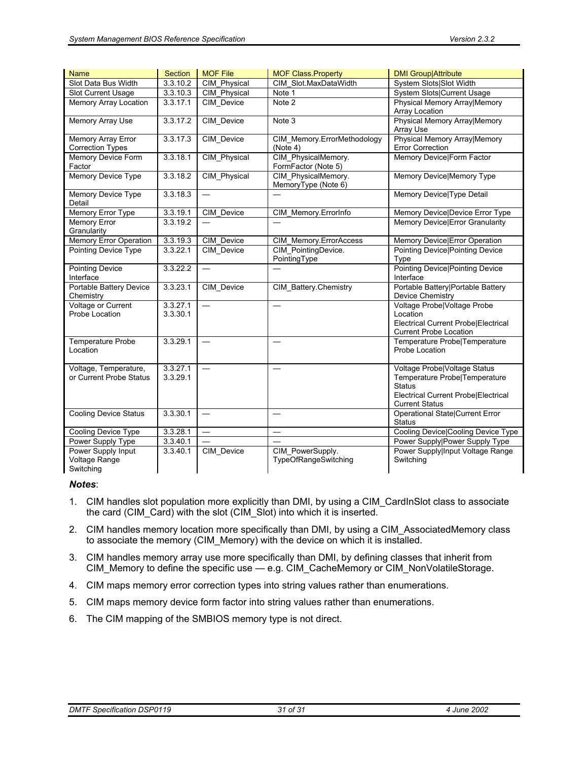| Name | Section | MOF File | MOF Class.Property | DMI Group\|Attribute |
|---|---|---|---|---|
| Slot Data Bus Width | 3.3.10.2 | CIM_Physical | CIM_Slot.MaxDataWidth | System Slots\|Slot Width |
| Slot Current Usage | 3.3.10.3 | CIM_Physical | Note 1 | System Slots\|Current Usage |
| Memory Array Location | 3.3.17.1 | CIM_Device | Note 2 | Physical Memory Array\|Memory Array Location |
| Memory Array Use | 3.3.17.2 | CIM_Device | Note 3 | Physical Memory Array\|Memory Array Use |
| Memory Array Error Correction Types | 3.3.17.3 | CIM_Device | CIM_Memory.ErrorMethodology (Note 4) | Physical Memory Array\|Memory Error Correction |
| Memory Device Form Factor | 3.3.18.1 | CIM_Physical | CIM_PhysicalMemory. FormFactor (Note 5) | Memory Device\|Form Factor |
| Memory Device Type | 3.3.18.2 | CIM_Physical | CIM_PhysicalMemory. MemoryType (Note 6) | Memory Device\|Memory Type |
| Memory Device Type Detail | 3.3.18.3 | — | — | Memory Device\|Type Detail |
| Memory Error Type | 3.3.19.1 | CIM_Device | CIM_Memory.ErrorInfo | Memory Device\|Device Error Type |
| Memory Error Granularity | 3.3.19.2 | — | — | Memory Device\|Error Granularity |
| Memory Error Operation | 3.3.19.3 | CIM_Device | CIM_Memory.ErrorAccess | Memory Device\|Error Operation |
| Pointing Device Type | 3.3.22.1 | CIM_Device | CIM_PointingDevice. PointingType | Pointing Device\|Pointing Device Type |
| Pointing Device Interface | 3.3.22.2 | — | — | Pointing Device\|Pointing Device Interface |
| Portable Battery Device Chemistry | 3.3.23.1 | CIM_Device | CIM_Battery.Chemistry | Portable Battery\|Portable Battery Device Chemistry |
| Voltage or Current Probe Location | 3.3.27.1<br>3.3.30.1 | — | — | Voltage Probe\|Voltage Probe Location<br>Electrical Current Probe\|Electrical Current Probe Location |
| Temperature Probe Location | 3.3.29.1 | — | — | Temperature Probe\|Temperature Probe Location |
| Voltage, Temperature, or Current Probe Status | 3.3.27.1<br>3.3.29.1 | — | — | Voltage Probe\|Voltage Status<br>Temperature Probe\|Temperature Status<br>Electrical Current Probe\|Electrical Current Status |
| Cooling Device Status | 3.3.30.1 | — | — | Operational State\|Current Error Status |
| Cooling Device Type | 3.3.28.1 | — | — | Cooling Device\|Cooling Device Type |
| Power Supply Type | 3.3.40.1 | — | — | Power Supply\|Power Supply Type |
| Power Supply Input Voltage Range Switching | 3.3.40.1 | CIM_Device | CIM_PowerSupply. TypeOfRangeSwitching | Power Supply\|Input Voltage Range Switching |

***Notes***:

1. CIM handles slot population more explicitly than DMI, by using a CIM_CardInSlot class to associate the card (CIM_Card) with the slot (CIM_Slot) into which it is inserted.
2. CIM handles memory location more specifically than DMI, by using a CIM_AssociatedMemory class to associate the memory (CIM_Memory) with the device on which it is installed.
3. CIM handles memory array use more specifically than DMI, by defining classes that inherit from CIM_Memory to define the specific use — e.g. CIM_CacheMemory or CIM_NonVolatileStorage.
4. CIM maps memory error correction types into string values rather than enumerations.
5. CIM maps memory device form factor into string values rather than enumerations.
6. The CIM mapping of the SMBIOS memory type is not direct.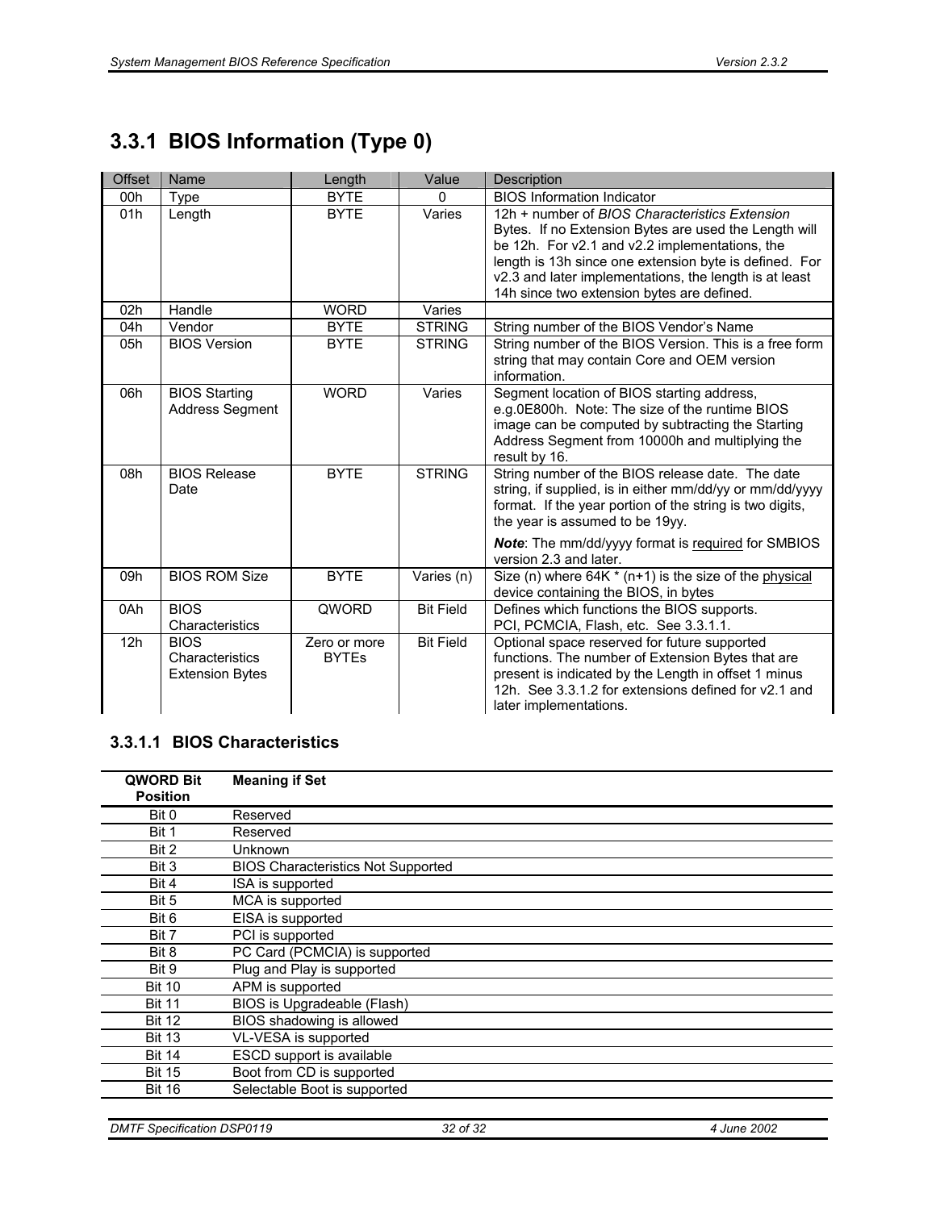## 3.3.1 BIOS Information (Type 0)

| Offset | Name | Length | Value | Description |
|---|---|---|---|---|
| 00h | Type | BYTE | 0 | BIOS Information Indicator |
| 01h | Length | BYTE | Varies | 12h + number of *BIOS Characteristics Extension* Bytes. If no Extension Bytes are used the Length will be 12h. For v2.1 and v2.2 implementations, the length is 13h since one extension byte is defined. For v2.3 and later implementations, the length is at least 14h since two extension bytes are defined. |
| 02h | Handle | WORD | Varies | |
| 04h | Vendor | BYTE | STRING | String number of the BIOS Vendor's Name |
| 05h | BIOS Version | BYTE | STRING | String number of the BIOS Version. This is a free form string that may contain Core and OEM version information. |
| 06h | BIOS Starting Address Segment | WORD | Varies | Segment location of BIOS starting address, e.g.0E800h. Note: The size of the runtime BIOS image can be computed by subtracting the Starting Address Segment from 10000h and multiplying the result by 16. |
| 08h | BIOS Release Date | BYTE | STRING | String number of the BIOS release date. The date string, if supplied, is in either mm/dd/yy or mm/dd/yyyy format. If the year portion of the string is two digits, the year is assumed to be 19yy. ***Note***: The mm/dd/yyyy format is required for SMBIOS version 2.3 and later. |
| 09h | BIOS ROM Size | BYTE | Varies (n) | Size (n) where 64K * (n+1) is the size of the physical device containing the BIOS, in bytes |
| 0Ah | BIOS Characteristics | QWORD | Bit Field | Defines which functions the BIOS supports. PCI, PCMCIA, Flash, etc. See 3.3.1.1. |
| 12h | BIOS Characteristics Extension Bytes | Zero or more BYTEs | Bit Field | Optional space reserved for future supported functions. The number of Extension Bytes that are present is indicated by the Length in offset 1 minus 12h. See 3.3.1.2 for extensions defined for v2.1 and later implementations. |

### 3.3.1.1 BIOS Characteristics

| QWORD Bit Position | Meaning if Set |
|---|---|
| Bit 0 | Reserved |
| Bit 1 | Reserved |
| Bit 2 | Unknown |
| Bit 3 | BIOS Characteristics Not Supported |
| Bit 4 | ISA is supported |
| Bit 5 | MCA is supported |
| Bit 6 | EISA is supported |
| Bit 7 | PCI is supported |
| Bit 8 | PC Card (PCMCIA) is supported |
| Bit 9 | Plug and Play is supported |
| Bit 10 | APM is supported |
| Bit 11 | BIOS is Upgradeable (Flash) |
| Bit 12 | BIOS shadowing is allowed |
| Bit 13 | VL-VESA is supported |
| Bit 14 | ESCD support is available |
| Bit 15 | Boot from CD is supported |
| Bit 16 | Selectable Boot is supported |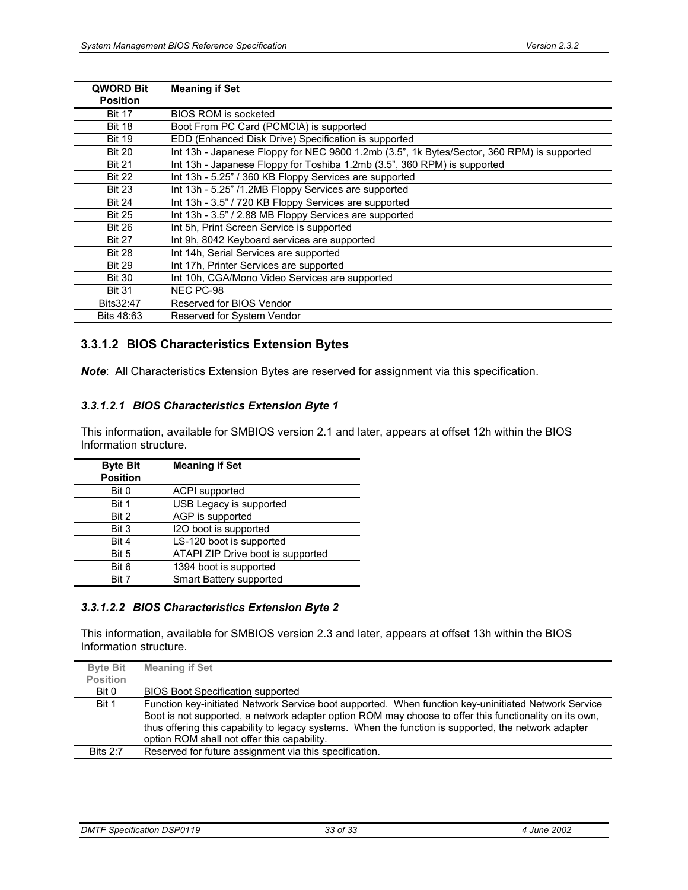| QWORD Bit Position | Meaning if Set |
|---|---|
| Bit 17 | BIOS ROM is socketed |
| Bit 18 | Boot From PC Card (PCMCIA) is supported |
| Bit 19 | EDD (Enhanced Disk Drive) Specification is supported |
| Bit 20 | Int 13h - Japanese Floppy for NEC 9800 1.2mb (3.5", 1k Bytes/Sector, 360 RPM) is supported |
| Bit 21 | Int 13h - Japanese Floppy for Toshiba 1.2mb (3.5", 360 RPM) is supported |
| Bit 22 | Int 13h - 5.25" / 360 KB Floppy Services are supported |
| Bit 23 | Int 13h - 5.25" /1.2MB Floppy Services are supported |
| Bit 24 | Int 13h - 3.5" / 720 KB Floppy Services are supported |
| Bit 25 | Int 13h - 3.5" / 2.88 MB Floppy Services are supported |
| Bit 26 | Int 5h, Print Screen Service is supported |
| Bit 27 | Int 9h, 8042 Keyboard services are supported |
| Bit 28 | Int 14h, Serial Services are supported |
| Bit 29 | Int 17h, Printer Services are supported |
| Bit 30 | Int 10h, CGA/Mono Video Services are supported |
| Bit 31 | NEC PC-98 |
| Bits32:47 | Reserved for BIOS Vendor |
| Bits 48:63 | Reserved for System Vendor |

### 3.3.1.2 BIOS Characteristics Extension Bytes

***Note***: All Characteristics Extension Bytes are reserved for assignment via this specification.

#### *3.3.1.2.1 BIOS Characteristics Extension Byte 1*

This information, available for SMBIOS version 2.1 and later, appears at offset 12h within the BIOS Information structure.

| Byte Bit Position | Meaning if Set |
|---|---|
| Bit 0 | ACPI supported |
| Bit 1 | USB Legacy is supported |
| Bit 2 | AGP is supported |
| Bit 3 | I2O boot is supported |
| Bit 4 | LS-120 boot is supported |
| Bit 5 | ATAPI ZIP Drive boot is supported |
| Bit 6 | 1394 boot is supported |
| Bit 7 | Smart Battery supported |

#### *3.3.1.2.2 BIOS Characteristics Extension Byte 2*

This information, available for SMBIOS version 2.3 and later, appears at offset 13h within the BIOS Information structure.

| Byte Bit Position | Meaning if Set |
|---|---|
| Bit 0 | BIOS Boot Specification supported |
| Bit 1 | Function key-initiated Network Service boot supported. When function key-uninitiated Network Service Boot is not supported, a network adapter option ROM may choose to offer this functionality on its own, thus offering this capability to legacy systems. When the function is supported, the network adapter option ROM shall not offer this capability. |
| Bits 2:7 | Reserved for future assignment via this specification. |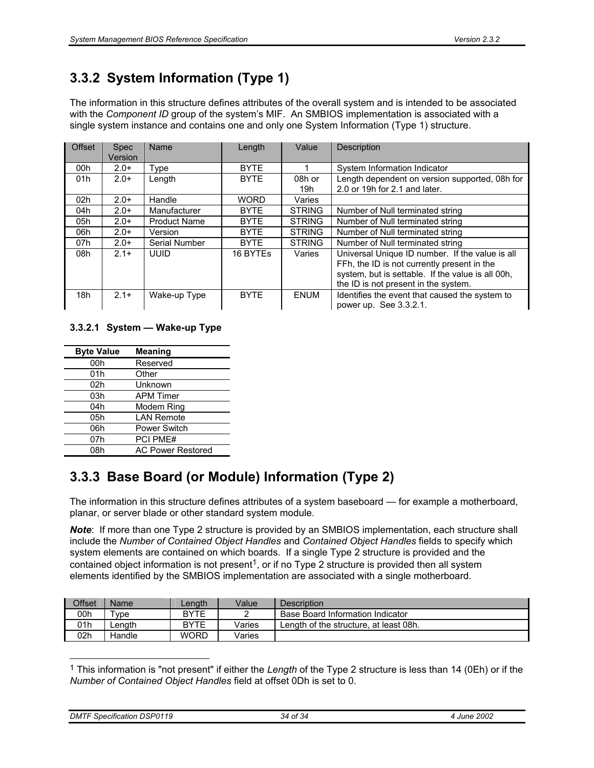## 3.3.2 System Information (Type 1)

The information in this structure defines attributes of the overall system and is intended to be associated with the *Component ID* group of the system's MIF. An SMBIOS implementation is associated with a single system instance and contains one and only one System Information (Type 1) structure.

| Offset | Spec Version | Name | Length | Value | Description |
|---|---|---|---|---|---|
| 00h | 2.0+ | Type | BYTE | 1 | System Information Indicator |
| 01h | 2.0+ | Length | BYTE | 08h or 19h | Length dependent on version supported, 08h for 2.0 or 19h for 2.1 and later. |
| 02h | 2.0+ | Handle | WORD | Varies | |
| 04h | 2.0+ | Manufacturer | BYTE | STRING | Number of Null terminated string |
| 05h | 2.0+ | Product Name | BYTE | STRING | Number of Null terminated string |
| 06h | 2.0+ | Version | BYTE | STRING | Number of Null terminated string |
| 07h | 2.0+ | Serial Number | BYTE | STRING | Number of Null terminated string |
| 08h | 2.1+ | UUID | 16 BYTEs | Varies | Universal Unique ID number. If the value is all FFh, the ID is not currently present in the system, but is settable. If the value is all 00h, the ID is not present in the system. |
| 18h | 2.1+ | Wake-up Type | BYTE | ENUM | Identifies the event that caused the system to power up. See 3.3.2.1. |

#### 3.3.2.1 System — Wake-up Type

| Byte Value | Meaning |
|---|---|
| 00h | Reserved |
| 01h | Other |
| 02h | Unknown |
| 03h | APM Timer |
| 04h | Modem Ring |
| 05h | LAN Remote |
| 06h | Power Switch |
| 07h | PCI PME# |
| 08h | AC Power Restored |

## 3.3.3 Base Board (or Module) Information (Type 2)

The information in this structure defines attributes of a system baseboard — for example a motherboard, planar, or server blade or other standard system module.

***Note***: If more than one Type 2 structure is provided by an SMBIOS implementation, each structure shall include the *Number of Contained Object Handles* and *Contained Object Handles* fields to specify which system elements are contained on which boards. If a single Type 2 structure is provided and the contained object information is not present[1], or if no Type 2 structure is provided then all system elements identified by the SMBIOS implementation are associated with a single motherboard.

| Offset | Name | Length | Value | Description |
|---|---|---|---|---|
| 00h | Type | BYTE | 2 | Base Board Information Indicator |
| 01h | Length | BYTE | Varies | Length of the structure, at least 08h. |
| 02h | Handle | WORD | Varies | |

[1] This information is "not present" if either the *Length* of the Type 2 structure is less than 14 (0Eh) or if the *Number of Contained Object Handles* field at offset 0Dh is set to 0.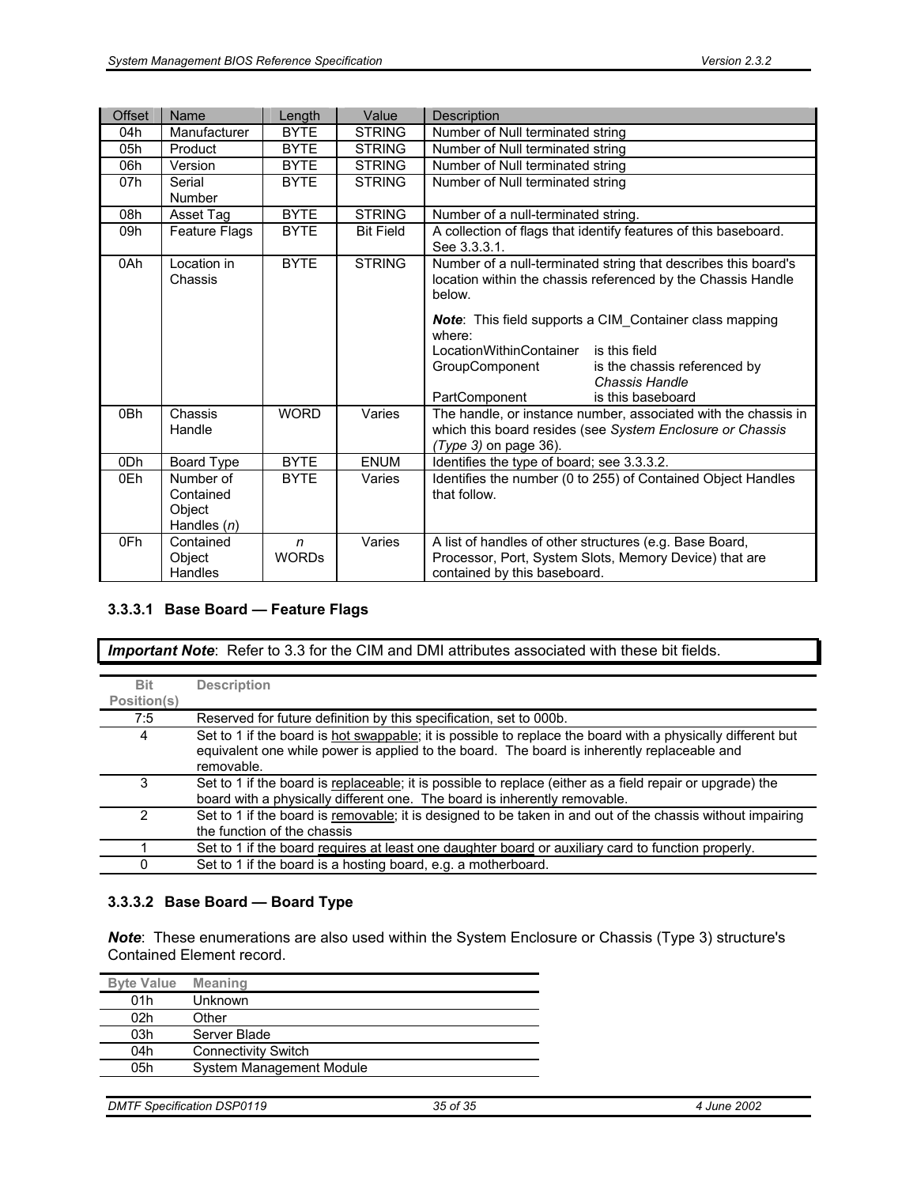| Offset | Name | Length | Value | Description |
|---|---|---|---|---|
| 04h | Manufacturer | BYTE | STRING | Number of Null terminated string |
| 05h | Product | BYTE | STRING | Number of Null terminated string |
| 06h | Version | BYTE | STRING | Number of Null terminated string |
| 07h | Serial Number | BYTE | STRING | Number of Null terminated string |
| 08h | Asset Tag | BYTE | STRING | Number of a null-terminated string. |
| 09h | Feature Flags | BYTE | Bit Field | A collection of flags that identify features of this baseboard. See 3.3.3.1. |
| 0Ah | Location in Chassis | BYTE | STRING | Number of a null-terminated string that describes this board's location within the chassis referenced by the Chassis Handle below.<br><br>***Note***: This field supports a CIM_Container class mapping where:<br>LocationWithinContainer is this field<br>GroupComponent is the chassis referenced by *Chassis Handle*<br>PartComponent is this baseboard |
| 0Bh | Chassis Handle | WORD | Varies | The handle, or instance number, associated with the chassis in which this board resides (see *System Enclosure or Chassis (Type 3)* on page 36). |
| 0Dh | Board Type | BYTE | ENUM | Identifies the type of board; see 3.3.3.2. |
| 0Eh | Number of Contained Object Handles (*n*) | BYTE | Varies | Identifies the number (0 to 255) of Contained Object Handles that follow. |
| 0Fh | Contained Object Handles | *n* WORDs | Varies | A list of handles of other structures (e.g. Base Board, Processor, Port, System Slots, Memory Device) that are contained by this baseboard. |

#### 3.3.3.1 Base Board — Feature Flags

***Important Note***: Refer to 3.3 for the CIM and DMI attributes associated with these bit fields.

| Bit Position(s) | Description |
|---|---|
| 7:5 | Reserved for future definition by this specification, set to 000b. |
| 4 | Set to 1 if the board is hot swappable; it is possible to replace the board with a physically different but equivalent one while power is applied to the board. The board is inherently replaceable and removable. |
| 3 | Set to 1 if the board is replaceable; it is possible to replace (either as a field repair or upgrade) the board with a physically different one. The board is inherently removable. |
| 2 | Set to 1 if the board is removable; it is designed to be taken in and out of the chassis without impairing the function of the chassis |
| 1 | Set to 1 if the board requires at least one daughter board or auxiliary card to function properly. |
| 0 | Set to 1 if the board is a hosting board, e.g. a motherboard. |

#### 3.3.3.2 Base Board — Board Type

***Note***: These enumerations are also used within the System Enclosure or Chassis (Type 3) structure's Contained Element record.

| Byte Value | Meaning |
|---|---|
| 01h | Unknown |
| 02h | Other |
| 03h | Server Blade |
| 04h | Connectivity Switch |
| 05h | System Management Module |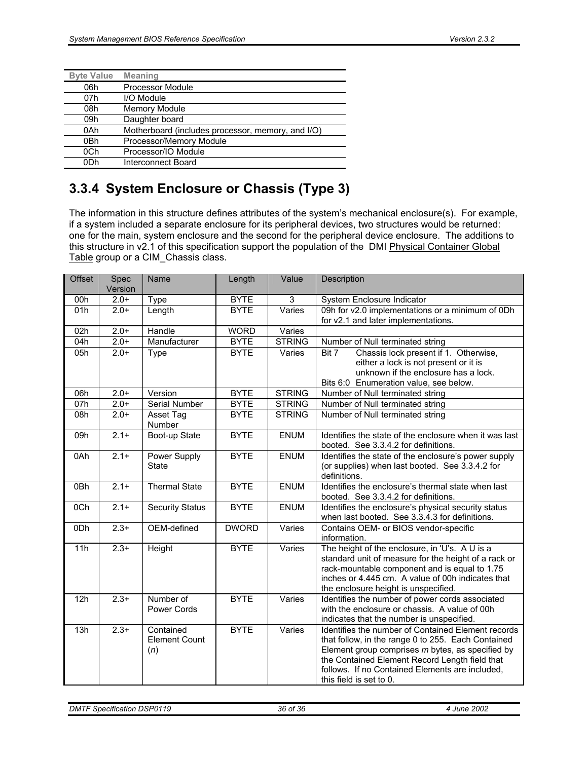| Byte Value | Meaning |
|---|---|
| 06h | Processor Module |
| 07h | I/O Module |
| 08h | Memory Module |
| 09h | Daughter board |
| 0Ah | Motherboard (includes processor, memory, and I/O) |
| 0Bh | Processor/Memory Module |
| 0Ch | Processor/IO Module |
| 0Dh | Interconnect Board |

### 3.3.4 System Enclosure or Chassis (Type 3)

The information in this structure defines attributes of the system's mechanical enclosure(s). For example, if a system included a separate enclosure for its peripheral devices, two structures would be returned: one for the main, system enclosure and the second for the peripheral device enclosure. The additions to this structure in v2.1 of this specification support the population of the DMI Physical Container Global Table group or a CIM_Chassis class.

| Offset | Spec Version | Name | Length | Value | Description |
|---|---|---|---|---|---|
| 00h | 2.0+ | Type | BYTE | 3 | System Enclosure Indicator |
| 01h | 2.0+ | Length | BYTE | Varies | 09h for v2.0 implementations or a minimum of 0Dh for v2.1 and later implementations. |
| 02h | 2.0+ | Handle | WORD | Varies | |
| 04h | 2.0+ | Manufacturer | BYTE | STRING | Number of Null terminated string |
| 05h | 2.0+ | Type | BYTE | Varies | Bit 7 Chassis lock present if 1. Otherwise, either a lock is not present or it is unknown if the enclosure has a lock.<br>Bits 6:0 Enumeration value, see below. |
| 06h | 2.0+ | Version | BYTE | STRING | Number of Null terminated string |
| 07h | 2.0+ | Serial Number | BYTE | STRING | Number of Null terminated string |
| 08h | 2.0+ | Asset Tag Number | BYTE | STRING | Number of Null terminated string |
| 09h | 2.1+ | Boot-up State | BYTE | ENUM | Identifies the state of the enclosure when it was last booted. See 3.3.4.2 for definitions. |
| 0Ah | 2.1+ | Power Supply State | BYTE | ENUM | Identifies the state of the enclosure's power supply (or supplies) when last booted. See 3.3.4.2 for definitions. |
| 0Bh | 2.1+ | Thermal State | BYTE | ENUM | Identifies the enclosure's thermal state when last booted. See 3.3.4.2 for definitions. |
| 0Ch | 2.1+ | Security Status | BYTE | ENUM | Identifies the enclosure's physical security status when last booted. See 3.3.4.3 for definitions. |
| 0Dh | 2.3+ | OEM-defined | DWORD | Varies | Contains OEM- or BIOS vendor-specific information. |
| 11h | 2.3+ | Height | BYTE | Varies | The height of the enclosure, in 'U's. A U is a standard unit of measure for the height of a rack or rack-mountable component and is equal to 1.75 inches or 4.445 cm. A value of 00h indicates that the enclosure height is unspecified. |
| 12h | 2.3+ | Number of Power Cords | BYTE | Varies | Identifies the number of power cords associated with the enclosure or chassis. A value of 00h indicates that the number is unspecified. |
| 13h | 2.3+ | Contained Element Count (*n*) | BYTE | Varies | Identifies the number of Contained Element records that follow, in the range 0 to 255. Each Contained Element group comprises *m* bytes, as specified by the Contained Element Record Length field that follows. If no Contained Elements are included, this field is set to 0. |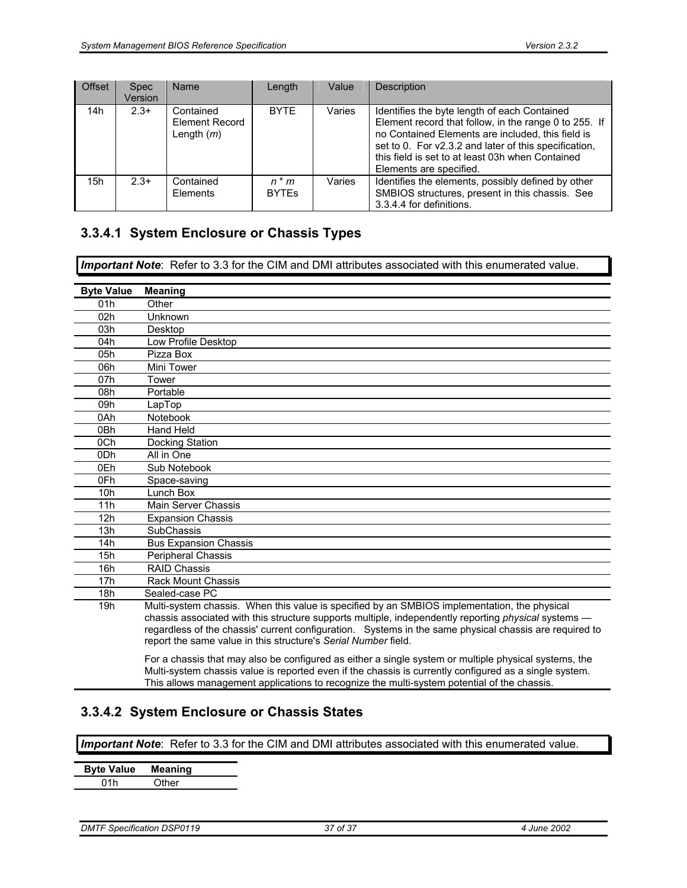| Offset | Spec Version | Name | Length | Value | Description |
|---|---|---|---|---|---|
| 14h | 2.3+ | Contained Element Record Length (*m*) | BYTE | Varies | Identifies the byte length of each Contained Element record that follow, in the range 0 to 255. If no Contained Elements are included, this field is set to 0. For v2.3.2 and later of this specification, this field is set to at least 03h when Contained Elements are specified. |
| 15h | 2.3+ | Contained Elements | *n* * *m* BYTEs | Varies | Identifies the elements, possibly defined by other SMBIOS structures, present in this chassis. See 3.3.4.4 for definitions. |

### 3.3.4.1 System Enclosure or Chassis Types

***Important Note***: Refer to 3.3 for the CIM and DMI attributes associated with this enumerated value.

| Byte Value | Meaning |
|---|---|
| 01h | Other |
| 02h | Unknown |
| 03h | Desktop |
| 04h | Low Profile Desktop |
| 05h | Pizza Box |
| 06h | Mini Tower |
| 07h | Tower |
| 08h | Portable |
| 09h | LapTop |
| 0Ah | Notebook |
| 0Bh | Hand Held |
| 0Ch | Docking Station |
| 0Dh | All in One |
| 0Eh | Sub Notebook |
| 0Fh | Space-saving |
| 10h | Lunch Box |
| 11h | Main Server Chassis |
| 12h | Expansion Chassis |
| 13h | SubChassis |
| 14h | Bus Expansion Chassis |
| 15h | Peripheral Chassis |
| 16h | RAID Chassis |
| 17h | Rack Mount Chassis |
| 18h | Sealed-case PC |
| 19h | Multi-system chassis. When this value is specified by an SMBIOS implementation, the physical chassis associated with this structure supports multiple, independently reporting *physical* systems — regardless of the chassis' current configuration. Systems in the same physical chassis are required to report the same value in this structure's *Serial Number* field.<br><br>For a chassis that may also be configured as either a single system or multiple physical systems, the Multi-system chassis value is reported even if the chassis is currently configured as a single system. This allows management applications to recognize the multi-system potential of the chassis. |

### 3.3.4.2 System Enclosure or Chassis States

***Important Note***: Refer to 3.3 for the CIM and DMI attributes associated with this enumerated value.

| Byte Value | Meaning |
|---|---|
| 01h | Other |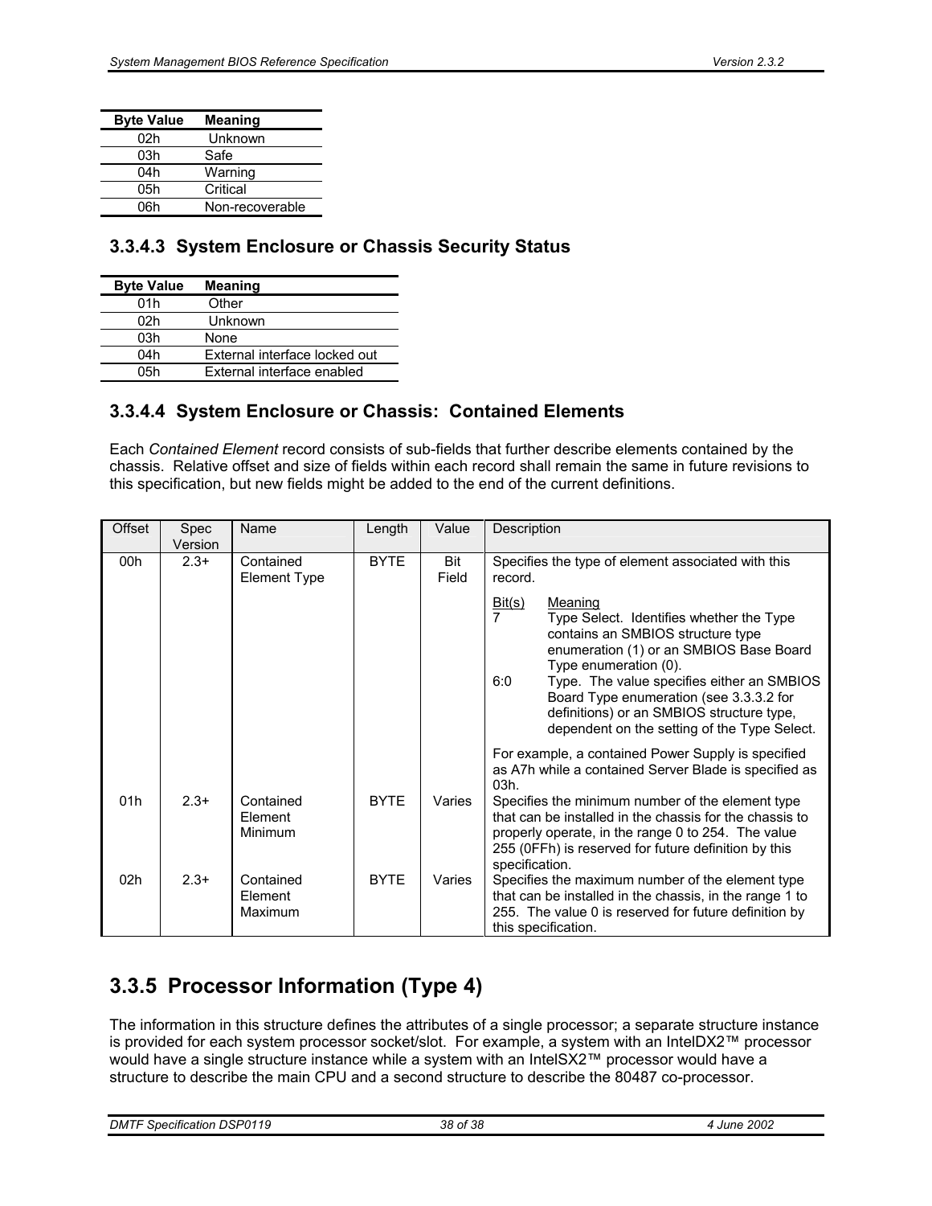| Byte Value | Meaning |
| --- | --- |
| 02h | Unknown |
| 03h | Safe |
| 04h | Warning |
| 05h | Critical |
| 06h | Non-recoverable |

### 3.3.4.3 System Enclosure or Chassis Security Status

| Byte Value | Meaning |
| --- | --- |
| 01h | Other |
| 02h | Unknown |
| 03h | None |
| 04h | External interface locked out |
| 05h | External interface enabled |

### 3.3.4.4 System Enclosure or Chassis: Contained Elements

Each *Contained Element* record consists of sub-fields that further describe elements contained by the chassis. Relative offset and size of fields within each record shall remain the same in future revisions to this specification, but new fields might be added to the end of the current definitions.

| Offset | Spec Version | Name | Length | Value | Description |
| --- | --- | --- | --- | --- | --- |
| 00h | 2.3+ | Contained Element Type | BYTE | Bit Field | Specifies the type of element associated with this record.<br><br>Bit(s) Meaning<br>7 Type Select. Identifies whether the Type contains an SMBIOS structure type enumeration (1) or an SMBIOS Base Board Type enumeration (0).<br>6:0 Type. The value specifies either an SMBIOS Board Type enumeration (see 3.3.3.2 for definitions) or an SMBIOS structure type, dependent on the setting of the Type Select.<br><br>For example, a contained Power Supply is specified as A7h while a contained Server Blade is specified as 03h. |
| 01h | 2.3+ | Contained Element Minimum | BYTE | Varies | Specifies the minimum number of the element type that can be installed in the chassis for the chassis to properly operate, in the range 0 to 254. The value 255 (0FFh) is reserved for future definition by this specification. |
| 02h | 2.3+ | Contained Element Maximum | BYTE | Varies | Specifies the maximum number of the element type that can be installed in the chassis, in the range 1 to 255. The value 0 is reserved for future definition by this specification. |

## 3.3.5 Processor Information (Type 4)

The information in this structure defines the attributes of a single processor; a separate structure instance is provided for each system processor socket/slot. For example, a system with an IntelDX2™ processor would have a single structure instance while a system with an IntelSX2™ processor would have a structure to describe the main CPU and a second structure to describe the 80487 co-processor.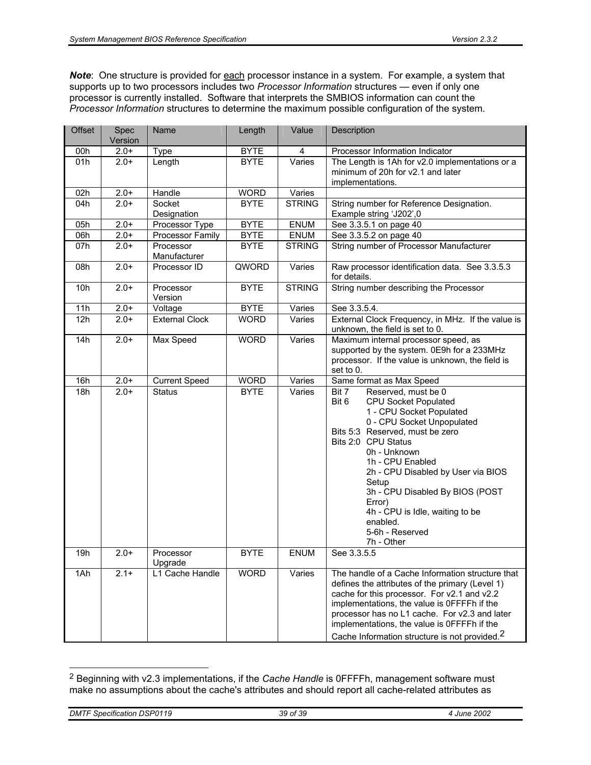***Note***: One structure is provided for each processor instance in a system. For example, a system that supports up to two processors includes two *Processor Information* structures — even if only one processor is currently installed. Software that interprets the SMBIOS information can count the *Processor Information* structures to determine the maximum possible configuration of the system.

| Offset | Spec Version | Name | Length | Value | Description |
|---|---|---|---|---|---|
| 00h | 2.0+ | Type | BYTE | 4 | Processor Information Indicator |
| 01h | 2.0+ | Length | BYTE | Varies | The Length is 1Ah for v2.0 implementations or a minimum of 20h for v2.1 and later implementations. |
| 02h | 2.0+ | Handle | WORD | Varies | |
| 04h | 2.0+ | Socket Designation | BYTE | STRING | String number for Reference Designation. Example string 'J202',0 |
| 05h | 2.0+ | Processor Type | BYTE | ENUM | See 3.3.5.1 on page 40 |
| 06h | 2.0+ | Processor Family | BYTE | ENUM | See 3.3.5.2 on page 40 |
| 07h | 2.0+ | Processor Manufacturer | BYTE | STRING | String number of Processor Manufacturer |
| 08h | 2.0+ | Processor ID | QWORD | Varies | Raw processor identification data. See 3.3.5.3 for details. |
| 10h | 2.0+ | Processor Version | BYTE | STRING | String number describing the Processor |
| 11h | 2.0+ | Voltage | BYTE | Varies | See 3.3.5.4. |
| 12h | 2.0+ | External Clock | WORD | Varies | External Clock Frequency, in MHz. If the value is unknown, the field is set to 0. |
| 14h | 2.0+ | Max Speed | WORD | Varies | Maximum internal processor speed, as supported by the system. 0E9h for a 233MHz processor. If the value is unknown, the field is set to 0. |
| 16h | 2.0+ | Current Speed | WORD | Varies | Same format as Max Speed |
| 18h | 2.0+ | Status | BYTE | Varies | Bit 7 Reserved, must be 0<br>Bit 6 CPU Socket Populated<br>1 - CPU Socket Populated<br>0 - CPU Socket Unpopulated<br>Bits 5:3 Reserved, must be zero<br>Bits 2:0 CPU Status<br>0h - Unknown<br>1h - CPU Enabled<br>2h - CPU Disabled by User via BIOS Setup<br>3h - CPU Disabled By BIOS (POST Error)<br>4h - CPU is Idle, waiting to be enabled.<br>5-6h - Reserved<br>7h - Other |
| 19h | 2.0+ | Processor Upgrade | BYTE | ENUM | See 3.3.5.5 |
| 1Ah | 2.1+ | L1 Cache Handle | WORD | Varies | The handle of a Cache Information structure that defines the attributes of the primary (Level 1) cache for this processor. For v2.1 and v2.2 implementations, the value is 0FFFFh if the processor has no L1 cache. For v2.3 and later implementations, the value is 0FFFFh if the Cache Information structure is not provided.[2] |

[2] Beginning with v2.3 implementations, if the *Cache Handle* is 0FFFFh, management software must make no assumptions about the cache's attributes and should report all cache-related attributes as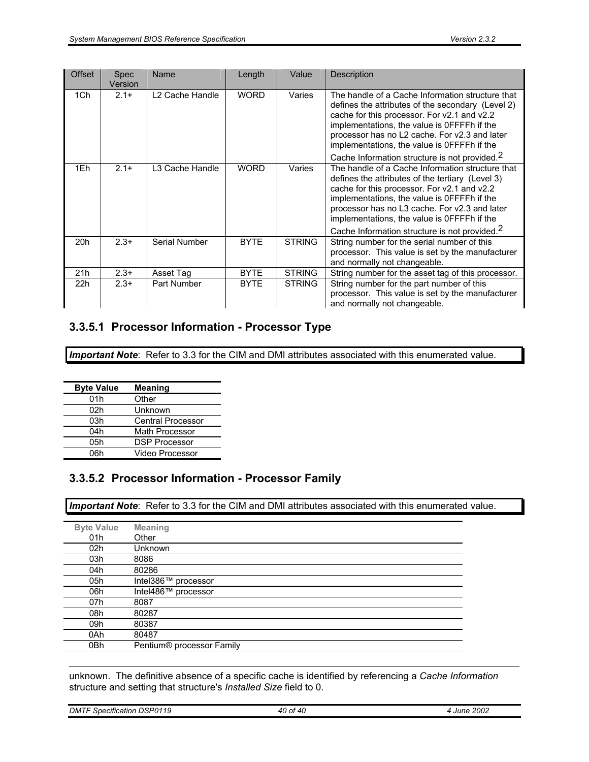| Offset | Spec Version | Name | Length | Value | Description |
|---|---|---|---|---|---|
| 1Ch | 2.1+ | L2 Cache Handle | WORD | Varies | The handle of a Cache Information structure that defines the attributes of the secondary (Level 2) cache for this processor. For v2.1 and v2.2 implementations, the value is 0FFFFh if the processor has no L2 cache. For v2.3 and later implementations, the value is 0FFFFh if the Cache Information structure is not provided.[2] |
| 1Eh | 2.1+ | L3 Cache Handle | WORD | Varies | The handle of a Cache Information structure that defines the attributes of the tertiary (Level 3) cache for this processor. For v2.1 and v2.2 implementations, the value is 0FFFFh if the processor has no L3 cache. For v2.3 and later implementations, the value is 0FFFFh if the Cache Information structure is not provided.[2] |
| 20h | 2.3+ | Serial Number | BYTE | STRING | String number for the serial number of this processor. This value is set by the manufacturer and normally not changeable. |
| 21h | 2.3+ | Asset Tag | BYTE | STRING | String number for the asset tag of this processor. |
| 22h | 2.3+ | Part Number | BYTE | STRING | String number for the part number of this processor. This value is set by the manufacturer and normally not changeable. |

### 3.3.5.1 Processor Information - Processor Type

***Important Note***: Refer to 3.3 for the CIM and DMI attributes associated with this enumerated value.

| Byte Value | Meaning |
|---|---|
| 01h | Other |
| 02h | Unknown |
| 03h | Central Processor |
| 04h | Math Processor |
| 05h | DSP Processor |
| 06h | Video Processor |

### 3.3.5.2 Processor Information - Processor Family

***Important Note***: Refer to 3.3 for the CIM and DMI attributes associated with this enumerated value.

| Byte Value | Meaning |
|---|---|
| 01h | Other |
| 02h | Unknown |
| 03h | 8086 |
| 04h | 80286 |
| 05h | Intel386™ processor |
| 06h | Intel486™ processor |
| 07h | 8087 |
| 08h | 80287 |
| 09h | 80387 |
| 0Ah | 80487 |
| 0Bh | Pentium® processor Family |

unknown. The definitive absence of a specific cache is identified by referencing a *Cache Information* structure and setting that structure's *Installed Size* field to 0.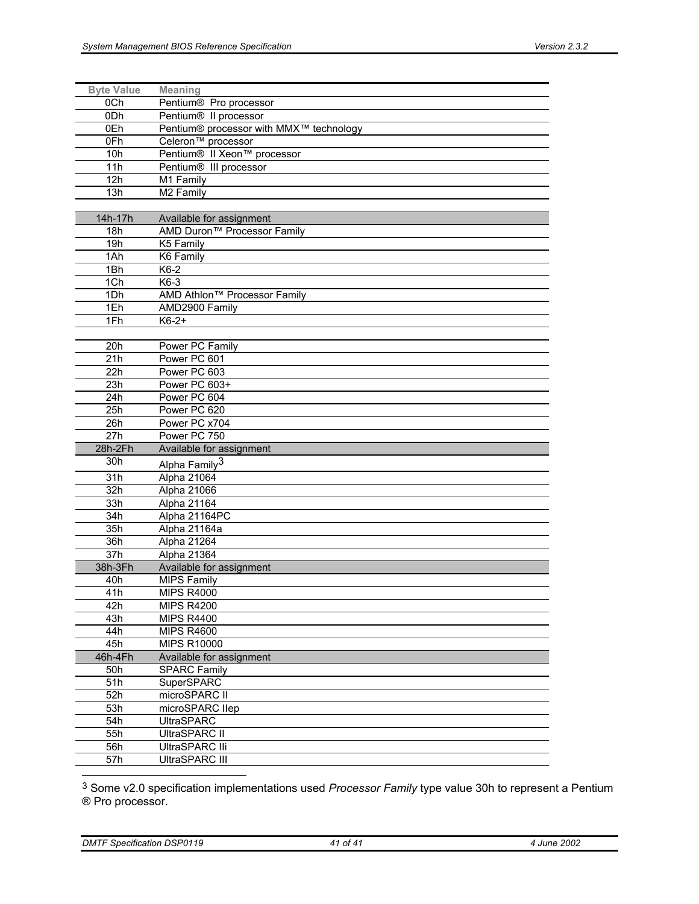| Byte Value | Meaning |
|---|---|
| 0Ch | Pentium® Pro processor |
| 0Dh | Pentium® II processor |
| 0Eh | Pentium® processor with MMX™ technology |
| 0Fh | Celeron™ processor |
| 10h | Pentium® II Xeon™ processor |
| 11h | Pentium® III processor |
| 12h | M1 Family |
| 13h | M2 Family |
| | |
| 14h-17h | Available for assignment |
| 18h | AMD Duron™ Processor Family |
| 19h | K5 Family |
| 1Ah | K6 Family |
| 1Bh | K6-2 |
| 1Ch | K6-3 |
| 1Dh | AMD Athlon™ Processor Family |
| 1Eh | AMD2900 Family |
| 1Fh | K6-2+ |
| | |
| 20h | Power PC Family |
| 21h | Power PC 601 |
| 22h | Power PC 603 |
| 23h | Power PC 603+ |
| 24h | Power PC 604 |
| 25h | Power PC 620 |
| 26h | Power PC x704 |
| 27h | Power PC 750 |
| 28h-2Fh | Available for assignment |
| 30h | Alpha Family[3] |
| 31h | Alpha 21064 |
| 32h | Alpha 21066 |
| 33h | Alpha 21164 |
| 34h | Alpha 21164PC |
| 35h | Alpha 21164a |
| 36h | Alpha 21264 |
| 37h | Alpha 21364 |
| 38h-3Fh | Available for assignment |
| 40h | MIPS Family |
| 41h | MIPS R4000 |
| 42h | MIPS R4200 |
| 43h | MIPS R4400 |
| 44h | MIPS R4600 |
| 45h | MIPS R10000 |
| 46h-4Fh | Available for assignment |
| 50h | SPARC Family |
| 51h | SuperSPARC |
| 52h | microSPARC II |
| 53h | microSPARC IIep |
| 54h | UltraSPARC |
| 55h | UltraSPARC II |
| 56h | UltraSPARC IIi |
| 57h | UltraSPARC III |

[3] Some v2.0 specification implementations used *Processor Family* type value 30h to represent a Pentium ® Pro processor.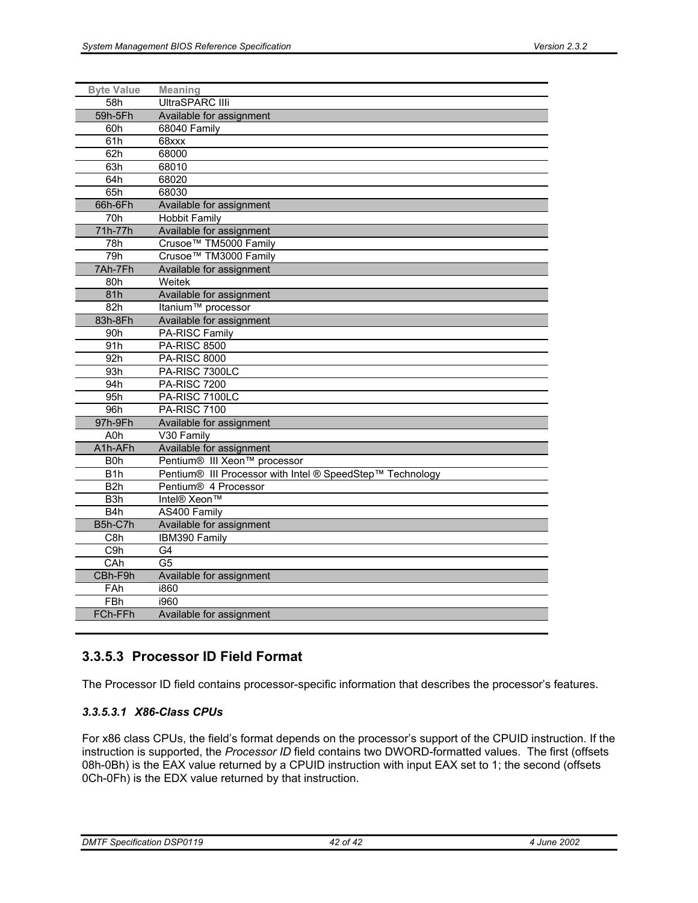| Byte Value | Meaning |
|---|---|
| 58h | UltraSPARC IIIi |
| 59h-5Fh | Available for assignment |
| 60h | 68040 Family |
| 61h | 68xxx |
| 62h | 68000 |
| 63h | 68010 |
| 64h | 68020 |
| 65h | 68030 |
| 66h-6Fh | Available for assignment |
| 70h | Hobbit Family |
| 71h-77h | Available for assignment |
| 78h | Crusoe™ TM5000 Family |
| 79h | Crusoe™ TM3000 Family |
| 7Ah-7Fh | Available for assignment |
| 80h | Weitek |
| 81h | Available for assignment |
| 82h | Itanium™ processor |
| 83h-8Fh | Available for assignment |
| 90h | PA-RISC Family |
| 91h | PA-RISC 8500 |
| 92h | PA-RISC 8000 |
| 93h | PA-RISC 7300LC |
| 94h | PA-RISC 7200 |
| 95h | PA-RISC 7100LC |
| 96h | PA-RISC 7100 |
| 97h-9Fh | Available for assignment |
| A0h | V30 Family |
| A1h-AFh | Available for assignment |
| B0h | Pentium® III Xeon™ processor |
| B1h | Pentium® III Processor with Intel ® SpeedStep™ Technology |
| B2h | Pentium® 4 Processor |
| B3h | Intel® Xeon™ |
| B4h | AS400 Family |
| B5h-C7h | Available for assignment |
| C8h | IBM390 Family |
| C9h | G4 |
| CAh | G5 |
| CBh-F9h | Available for assignment |
| FAh | i860 |
| FBh | i960 |
| FCh-FFh | Available for assignment |

### 3.3.5.3 Processor ID Field Format

The Processor ID field contains processor-specific information that describes the processor's features.

#### *3.3.5.3.1 X86-Class CPUs*

For x86 class CPUs, the field's format depends on the processor's support of the CPUID instruction. If the instruction is supported, the *Processor ID* field contains two DWORD-formatted values. The first (offsets 08h-0Bh) is the EAX value returned by a CPUID instruction with input EAX set to 1; the second (offsets 0Ch-0Fh) is the EDX value returned by that instruction.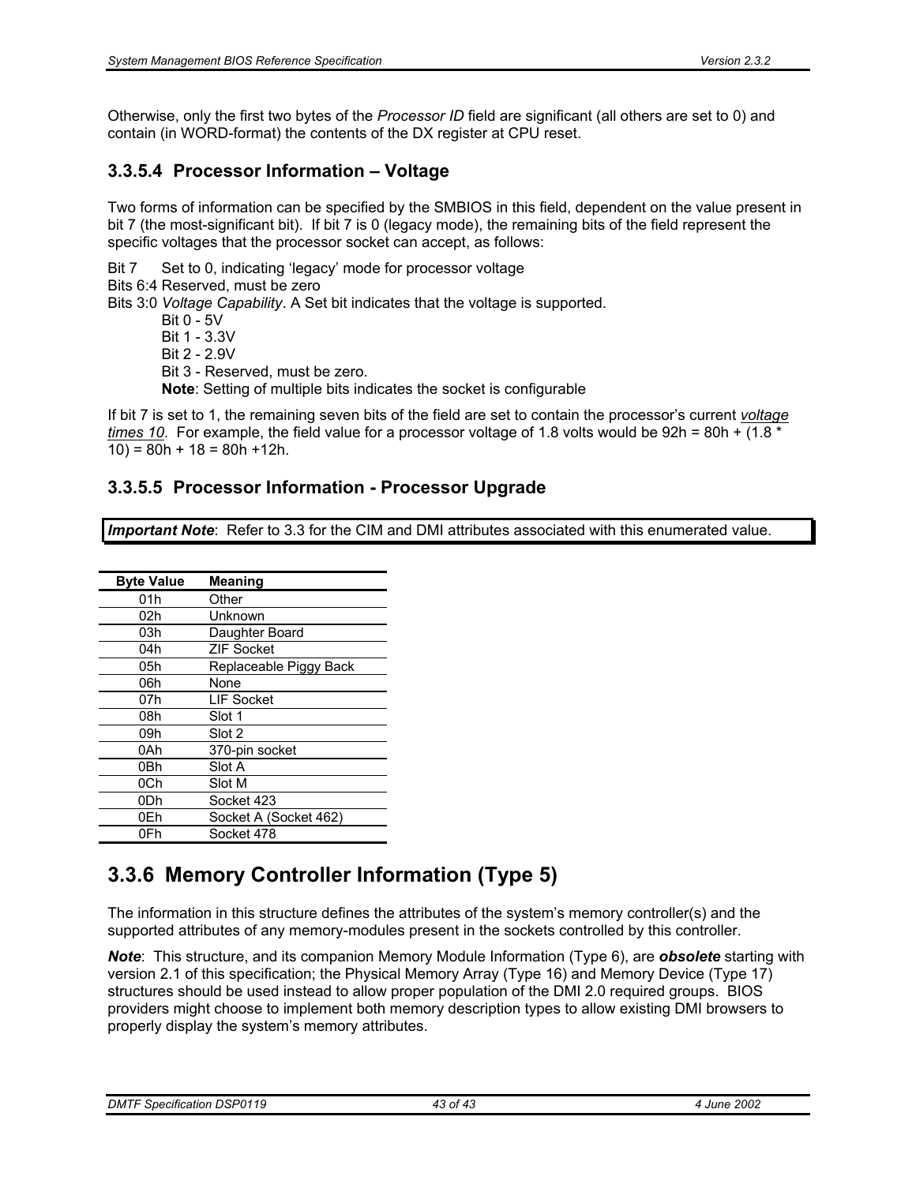Otherwise, only the first two bytes of the *Processor ID* field are significant (all others are set to 0) and contain (in WORD-format) the contents of the DX register at CPU reset.

### 3.3.5.4 Processor Information – Voltage

Two forms of information can be specified by the SMBIOS in this field, dependent on the value present in bit 7 (the most-significant bit). If bit 7 is 0 (legacy mode), the remaining bits of the field represent the specific voltages that the processor socket can accept, as follows:

Bit 7 Set to 0, indicating 'legacy' mode for processor voltage
Bits 6:4 Reserved, must be zero
Bits 3:0 *Voltage Capability*. A Set bit indicates that the voltage is supported.
- Bit 0 - 5V
- Bit 1 - 3.3V
- Bit 2 - 2.9V
- Bit 3 - Reserved, must be zero.
- **Note**: Setting of multiple bits indicates the socket is configurable

If bit 7 is set to 1, the remaining seven bits of the field are set to contain the processor's current *voltage times 10*. For example, the field value for a processor voltage of 1.8 volts would be 92h = 80h + (1.8 * 10) = 80h + 18 = 80h +12h.

### 3.3.5.5 Processor Information - Processor Upgrade

***Important Note***: Refer to 3.3 for the CIM and DMI attributes associated with this enumerated value.

| Byte Value | Meaning |
|---|---|
| 01h | Other |
| 02h | Unknown |
| 03h | Daughter Board |
| 04h | ZIF Socket |
| 05h | Replaceable Piggy Back |
| 06h | None |
| 07h | LIF Socket |
| 08h | Slot 1 |
| 09h | Slot 2 |
| 0Ah | 370-pin socket |
| 0Bh | Slot A |
| 0Ch | Slot M |
| 0Dh | Socket 423 |
| 0Eh | Socket A (Socket 462) |
| 0Fh | Socket 478 |

## 3.3.6 Memory Controller Information (Type 5)

The information in this structure defines the attributes of the system's memory controller(s) and the supported attributes of any memory-modules present in the sockets controlled by this controller.

***Note***: This structure, and its companion Memory Module Information (Type 6), are ***obsolete*** starting with version 2.1 of this specification; the Physical Memory Array (Type 16) and Memory Device (Type 17) structures should be used instead to allow proper population of the DMI 2.0 required groups. BIOS providers might choose to implement both memory description types to allow existing DMI browsers to properly display the system's memory attributes.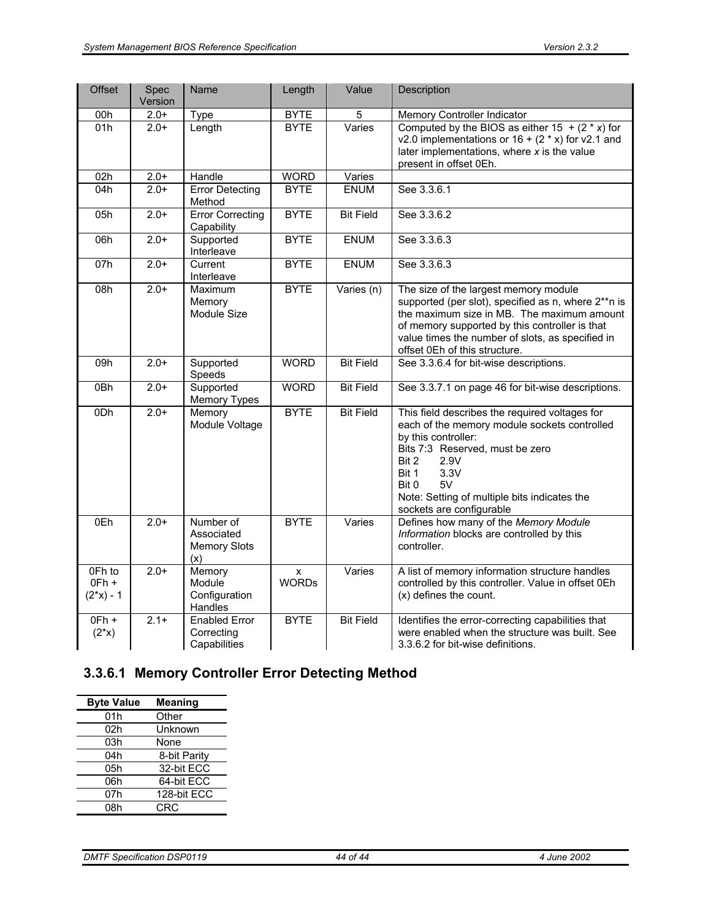| Offset | Spec Version | Name | Length | Value | Description |
|---|---|---|---|---|---|
| 00h | 2.0+ | Type | BYTE | 5 | Memory Controller Indicator |
| 01h | 2.0+ | Length | BYTE | Varies | Computed by the BIOS as either 15 + (2 * *x*) for v2.0 implementations or 16 + (2 * x) for v2.1 and later implementations, where *x* is the value present in offset 0Eh. |
| 02h | 2.0+ | Handle | WORD | Varies | |
| 04h | 2.0+ | Error Detecting Method | BYTE | ENUM | See 3.3.6.1 |
| 05h | 2.0+ | Error Correcting Capability | BYTE | Bit Field | See 3.3.6.2 |
| 06h | 2.0+ | Supported Interleave | BYTE | ENUM | See 3.3.6.3 |
| 07h | 2.0+ | Current Interleave | BYTE | ENUM | See 3.3.6.3 |
| 08h | 2.0+ | Maximum Memory Module Size | BYTE | Varies (n) | The size of the largest memory module supported (per slot), specified as n, where 2**n is the maximum size in MB. The maximum amount of memory supported by this controller is that value times the number of slots, as specified in offset 0Eh of this structure. |
| 09h | 2.0+ | Supported Speeds | WORD | Bit Field | See 3.3.6.4 for bit-wise descriptions. |
| 0Bh | 2.0+ | Supported Memory Types | WORD | Bit Field | See 3.3.7.1 on page 46 for bit-wise descriptions. |
| 0Dh | 2.0+ | Memory Module Voltage | BYTE | Bit Field | This field describes the required voltages for each of the memory module sockets controlled by this controller:<br>Bits 7:3 Reserved, must be zero<br>Bit 2 2.9V<br>Bit 1 3.3V<br>Bit 0 5V<br>Note: Setting of multiple bits indicates the sockets are configurable |
| 0Eh | 2.0+ | Number of Associated Memory Slots (x) | BYTE | Varies | Defines how many of the *Memory Module Information* blocks are controlled by this controller. |
| 0Fh to 0Fh + (2*x) - 1 | 2.0+ | Memory Module Configuration Handles | x WORDs | Varies | A list of memory information structure handles controlled by this controller. Value in offset 0Eh (x) defines the count. |
| 0Fh + (2*x) | 2.1+ | Enabled Error Correcting Capabilities | BYTE | Bit Field | Identifies the error-correcting capabilities that were enabled when the structure was built. See 3.3.6.2 for bit-wise definitions. |

### 3.3.6.1 Memory Controller Error Detecting Method

| Byte Value | Meaning |
|---|---|
| 01h | Other |
| 02h | Unknown |
| 03h | None |
| 04h | 8-bit Parity |
| 05h | 32-bit ECC |
| 06h | 64-bit ECC |
| 07h | 128-bit ECC |
| 08h | CRC |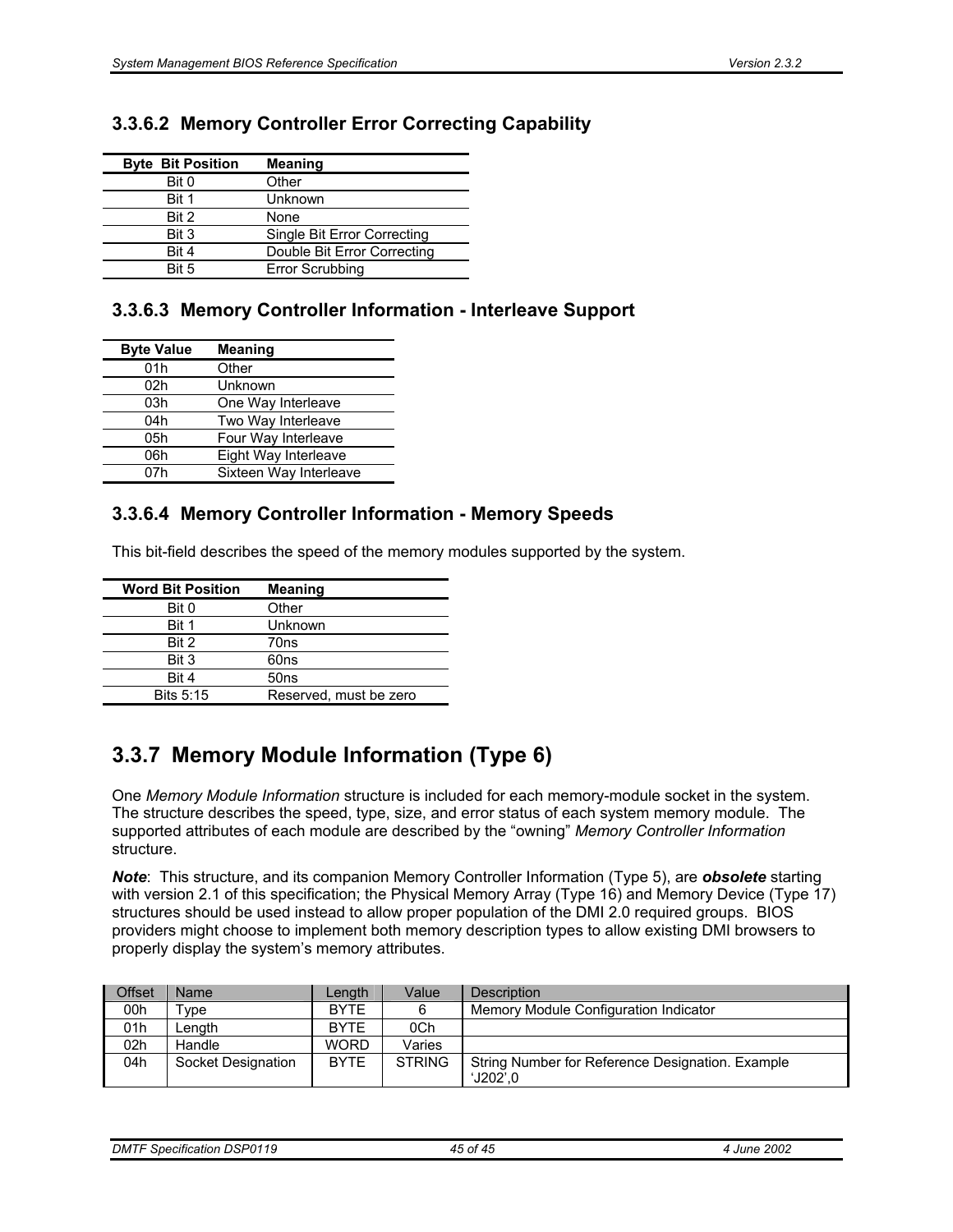### 3.3.6.2 Memory Controller Error Correcting Capability

| Byte Bit Position | Meaning |
|---|---|
| Bit 0 | Other |
| Bit 1 | Unknown |
| Bit 2 | None |
| Bit 3 | Single Bit Error Correcting |
| Bit 4 | Double Bit Error Correcting |
| Bit 5 | Error Scrubbing |

### 3.3.6.3 Memory Controller Information - Interleave Support

| Byte Value | Meaning |
|---|---|
| 01h | Other |
| 02h | Unknown |
| 03h | One Way Interleave |
| 04h | Two Way Interleave |
| 05h | Four Way Interleave |
| 06h | Eight Way Interleave |
| 07h | Sixteen Way Interleave |

### 3.3.6.4 Memory Controller Information - Memory Speeds

This bit-field describes the speed of the memory modules supported by the system.

| Word Bit Position | Meaning |
|---|---|
| Bit 0 | Other |
| Bit 1 | Unknown |
| Bit 2 | 70ns |
| Bit 3 | 60ns |
| Bit 4 | 50ns |
| Bits 5:15 | Reserved, must be zero |

## 3.3.7 Memory Module Information (Type 6)

One *Memory Module Information* structure is included for each memory-module socket in the system. The structure describes the speed, type, size, and error status of each system memory module. The supported attributes of each module are described by the “owning” *Memory Controller Information* structure.

***Note***: This structure, and its companion Memory Controller Information (Type 5), are ***obsolete*** starting with version 2.1 of this specification; the Physical Memory Array (Type 16) and Memory Device (Type 17) structures should be used instead to allow proper population of the DMI 2.0 required groups. BIOS providers might choose to implement both memory description types to allow existing DMI browsers to properly display the system’s memory attributes.

| Offset | Name | Length | Value | Description |
|---|---|---|---|---|
| 00h | Type | BYTE | 6 | Memory Module Configuration Indicator |
| 01h | Length | BYTE | 0Ch | |
| 02h | Handle | WORD | Varies | |
| 04h | Socket Designation | BYTE | STRING | String Number for Reference Designation. Example ‘J202’,0 |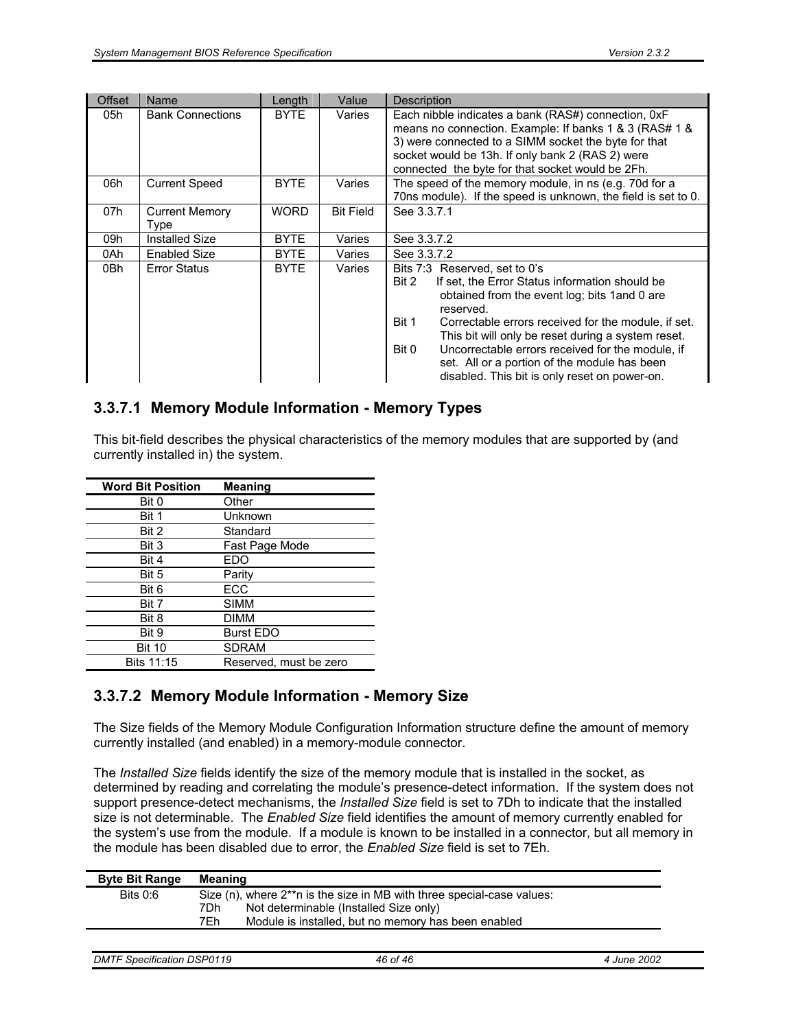| Offset | Name | Length | Value | Description |
|---|---|---|---|---|
| 05h | Bank Connections | BYTE | Varies | Each nibble indicates a bank (RAS#) connection, 0xF means no connection. Example: If banks 1 & 3 (RAS# 1 & 3) were connected to a SIMM socket the byte for that socket would be 13h. If only bank 2 (RAS 2) were connected the byte for that socket would be 2Fh. |
| 06h | Current Speed | BYTE | Varies | The speed of the memory module, in ns (e.g. 70d for a 70ns module). If the speed is unknown, the field is set to 0. |
| 07h | Current Memory Type | WORD | Bit Field | See 3.3.7.1 |
| 09h | Installed Size | BYTE | Varies | See 3.3.7.2 |
| 0Ah | Enabled Size | BYTE | Varies | See 3.3.7.2 |
| 0Bh | Error Status | BYTE | Varies | Bits 7:3 Reserved, set to 0's<br>Bit 2 If set, the Error Status information should be obtained from the event log; bits 1and 0 are reserved.<br>Bit 1 Correctable errors received for the module, if set. This bit will only be reset during a system reset.<br>Bit 0 Uncorrectable errors received for the module, if set. All or a portion of the module has been disabled. This bit is only reset on power-on. |

### 3.3.7.1 Memory Module Information - Memory Types

This bit-field describes the physical characteristics of the memory modules that are supported by (and currently installed in) the system.

| Word Bit Position | Meaning |
|---|---|
| Bit 0 | Other |
| Bit 1 | Unknown |
| Bit 2 | Standard |
| Bit 3 | Fast Page Mode |
| Bit 4 | EDO |
| Bit 5 | Parity |
| Bit 6 | ECC |
| Bit 7 | SIMM |
| Bit 8 | DIMM |
| Bit 9 | Burst EDO |
| Bit 10 | SDRAM |
| Bits 11:15 | Reserved, must be zero |

### 3.3.7.2 Memory Module Information - Memory Size

The Size fields of the Memory Module Configuration Information structure define the amount of memory currently installed (and enabled) in a memory-module connector.

The *Installed Size* fields identify the size of the memory module that is installed in the socket, as determined by reading and correlating the module's presence-detect information. If the system does not support presence-detect mechanisms, the *Installed Size* field is set to 7Dh to indicate that the installed size is not determinable. The *Enabled Size* field identifies the amount of memory currently enabled for the system's use from the module. If a module is known to be installed in a connector, but all memory in the module has been disabled due to error, the *Enabled Size* field is set to 7Eh.

| Byte Bit Range | Meaning |
|---|---|
| Bits 0:6 | Size (n), where 2**n is the size in MB with three special-case values:<br>7Dh Not determinable (Installed Size only)<br>7Eh Module is installed, but no memory has been enabled |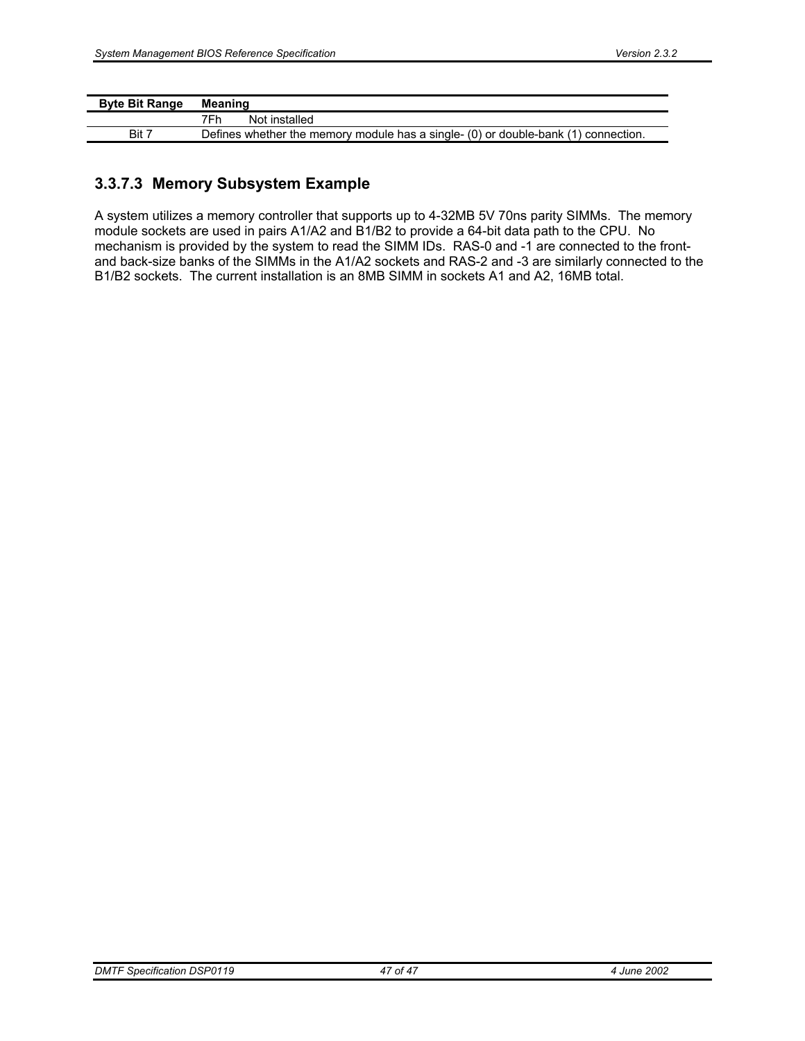| Byte Bit Range | Meaning |
| --- | --- |
| | 7Fh Not installed |
| Bit 7 | Defines whether the memory module has a single- (0) or double-bank (1) connection. |

### 3.3.7.3 Memory Subsystem Example

A system utilizes a memory controller that supports up to 4-32MB 5V 70ns parity SIMMs. The memory module sockets are used in pairs A1/A2 and B1/B2 to provide a 64-bit data path to the CPU. No mechanism is provided by the system to read the SIMM IDs. RAS-0 and -1 are connected to the front- and back-size banks of the SIMMs in the A1/A2 sockets and RAS-2 and -3 are similarly connected to the B1/B2 sockets. The current installation is an 8MB SIMM in sockets A1 and A2, 16MB total.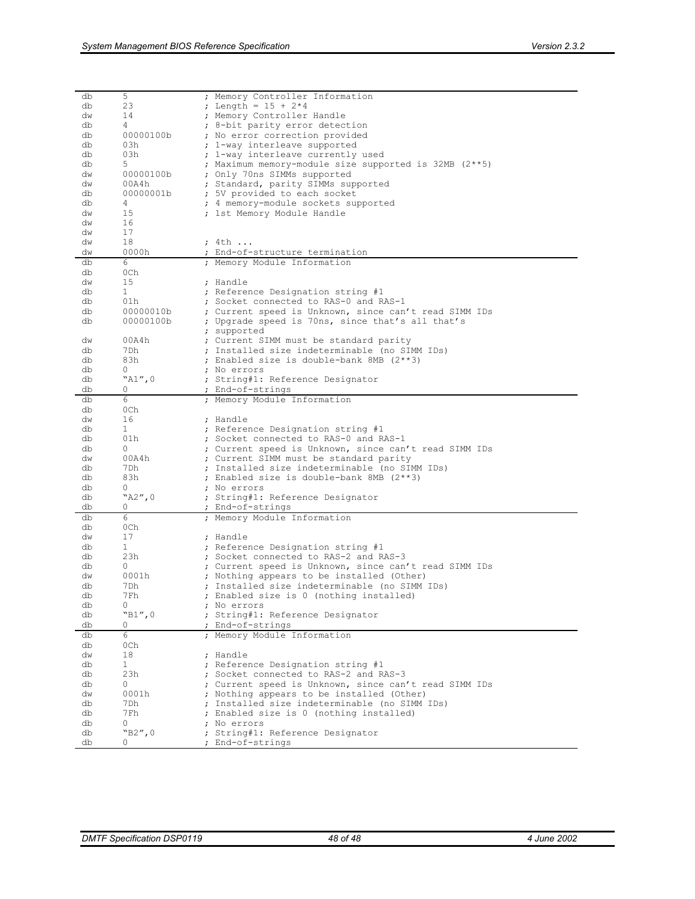```
db      5              ; Memory Controller Information
db      23             ; Length = 15 + 2*4
dw      14             ; Memory Controller Handle
db      4              ; 8-bit parity error detection
db      00000100b      ; No error correction provided
db      03h            ; 1-way interleave supported
db      03h            ; 1-way interleave currently used
db      5              ; Maximum memory-module size supported is 32MB (2**5)
dw      00000100b      ; Only 70ns SIMMs supported
dw      00A4h          ; Standard, parity SIMMs supported
db      00000001b      ; 5V provided to each socket
db      4              ; 4 memory-module sockets supported
dw      15             ; 1st Memory Module Handle
dw      16
dw      17
dw      18             ; 4th ...
dw      0000h          ; End-of-structure termination
```

```
db      6              ; Memory Module Information
db      0Ch
dw      15             ; Handle
db      1              ; Reference Designation string #1
db      01h            ; Socket connected to RAS-0 and RAS-1
db      00000010b      ; Current speed is Unknown, since can't read SIMM IDs
db      00000100b      ; Upgrade speed is 70ns, since that's all that's
                       ; supported
dw      00A4h          ; Current SIMM must be standard parity
db      7Dh            ; Installed size indeterminable (no SIMM IDs)
db      83h            ; Enabled size is double-bank 8MB (2**3)
db      0              ; No errors
db      "A1",0         ; String#1: Reference Designator
db      0              ; End-of-strings
```

```
db      6              ; Memory Module Information
db      0Ch
dw      16             ; Handle
db      1              ; Reference Designation string #1
db      01h            ; Socket connected to RAS-0 and RAS-1
db      0              ; Current speed is Unknown, since can't read SIMM IDs
dw      00A4h          ; Current SIMM must be standard parity
db      7Dh            ; Installed size indeterminable (no SIMM IDs)
db      83h            ; Enabled size is double-bank 8MB (2**3)
db      0              ; No errors
db      "A2",0         ; String#1: Reference Designator
db      0              ; End-of-strings
```

```
db      6              ; Memory Module Information
db      0Ch
dw      17             ; Handle
db      1              ; Reference Designation string #1
db      23h            ; Socket connected to RAS-2 and RAS-3
db      0              ; Current speed is Unknown, since can't read SIMM IDs
dw      0001h          ; Nothing appears to be installed (Other)
db      7Dh            ; Installed size indeterminable (no SIMM IDs)
db      7Fh            ; Enabled size is 0 (nothing installed)
db      0              ; No errors
db      "B1",0         ; String#1: Reference Designator
db      0              ; End-of-strings
```

```
db      6              ; Memory Module Information
db      0Ch
dw      18             ; Handle
db      1              ; Reference Designation string #1
db      23h            ; Socket connected to RAS-2 and RAS-3
db      0              ; Current speed is Unknown, since can't read SIMM IDs
dw      0001h          ; Nothing appears to be installed (Other)
db      7Dh            ; Installed size indeterminable (no SIMM IDs)
db      7Fh            ; Enabled size is 0 (nothing installed)
db      0              ; No errors
db      "B2",0         ; String#1: Reference Designator
db      0              ; End-of-strings
```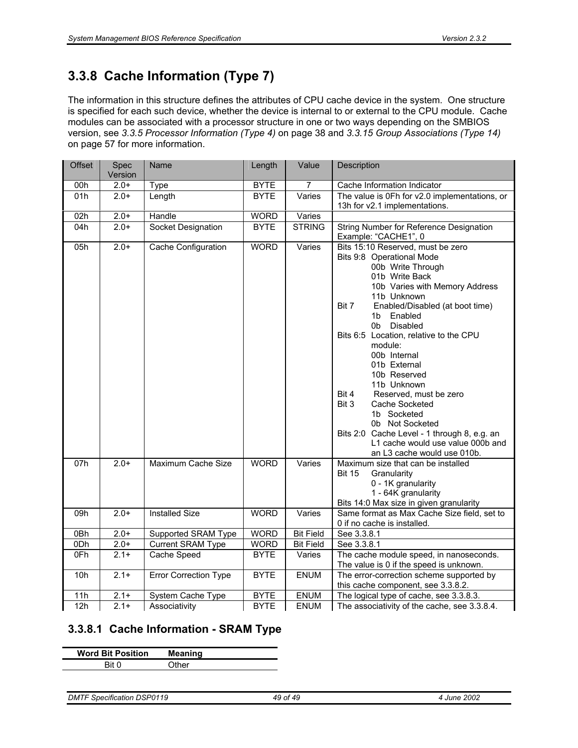### 3.3.8 Cache Information (Type 7)

The information in this structure defines the attributes of CPU cache device in the system. One structure is specified for each such device, whether the device is internal to or external to the CPU module. Cache modules can be associated with a processor structure in one or two ways depending on the SMBIOS version, see *3.3.5 Processor Information (Type 4)* on page 38 and *3.3.15 Group Associations (Type 14)* on page 57 for more information.

| Offset | Spec Version | Name | Length | Value | Description |
|---|---|---|---|---|---|
| 00h | 2.0+ | Type | BYTE | 7 | Cache Information Indicator |
| 01h | 2.0+ | Length | BYTE | Varies | The value is 0Fh for v2.0 implementations, or 13h for v2.1 implementations. |
| 02h | 2.0+ | Handle | WORD | Varies | |
| 04h | 2.0+ | Socket Designation | BYTE | STRING | String Number for Reference Designation<br>Example: “CACHE1”, 0 |
| 05h | 2.0+ | Cache Configuration | WORD | Varies | Bits 15:10 Reserved, must be zero<br>Bits 9:8 Operational Mode<br>00b Write Through<br>01b Write Back<br>10b Varies with Memory Address<br>11b Unknown<br>Bit 7 Enabled/Disabled (at boot time)<br>1b Enabled<br>0b Disabled<br>Bits 6:5 Location, relative to the CPU module:<br>00b Internal<br>01b External<br>10b Reserved<br>11b Unknown<br>Bit 4 Reserved, must be zero<br>Bit 3 Cache Socketed<br>1b Socketed<br>0b Not Socketed<br>Bits 2:0 Cache Level - 1 through 8, e.g. an L1 cache would use value 000b and an L3 cache would use 010b. |
| 07h | 2.0+ | Maximum Cache Size | WORD | Varies | Maximum size that can be installed<br>Bit 15 Granularity<br>0 - 1K granularity<br>1 - 64K granularity<br>Bits 14:0 Max size in given granularity |
| 09h | 2.0+ | Installed Size | WORD | Varies | Same format as Max Cache Size field, set to 0 if no cache is installed. |
| 0Bh | 2.0+ | Supported SRAM Type | WORD | Bit Field | See 3.3.8.1 |
| 0Dh | 2.0+ | Current SRAM Type | WORD | Bit Field | See 3.3.8.1 |
| 0Fh | 2.1+ | Cache Speed | BYTE | Varies | The cache module speed, in nanoseconds. The value is 0 if the speed is unknown. |
| 10h | 2.1+ | Error Correction Type | BYTE | ENUM | The error-correction scheme supported by this cache component, see 3.3.8.2. |
| 11h | 2.1+ | System Cache Type | BYTE | ENUM | The logical type of cache, see 3.3.8.3. |
| 12h | 2.1+ | Associativity | BYTE | ENUM | The associativity of the cache, see 3.3.8.4. |

#### 3.3.8.1 Cache Information - SRAM Type

| Word Bit Position | Meaning |
|---|---|
| Bit 0 | Other |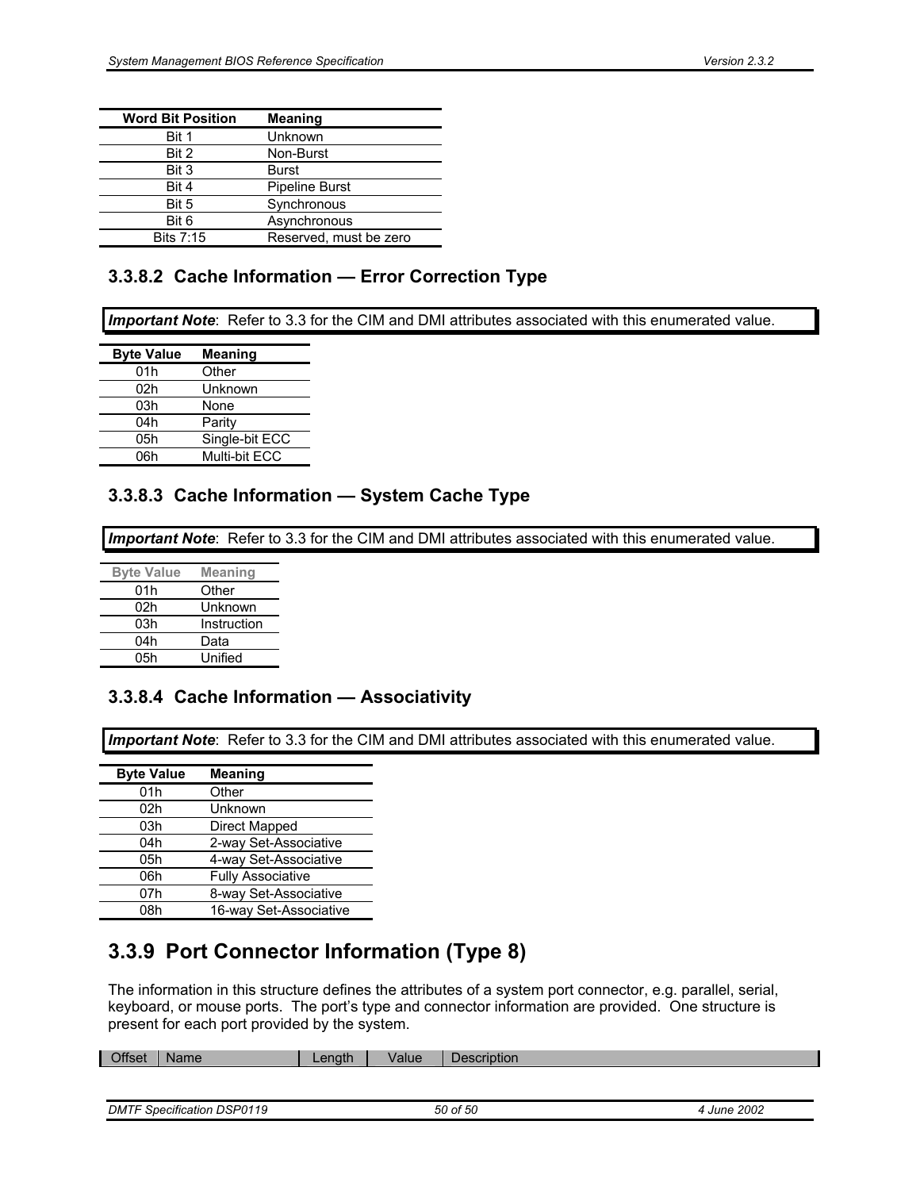| Word Bit Position | Meaning |
| --- | --- |
| Bit 1 | Unknown |
| Bit 2 | Non-Burst |
| Bit 3 | Burst |
| Bit 4 | Pipeline Burst |
| Bit 5 | Synchronous |
| Bit 6 | Asynchronous |
| Bits 7:15 | Reserved, must be zero |

### 3.3.8.2 Cache Information — Error Correction Type

***Important Note***: Refer to 3.3 for the CIM and DMI attributes associated with this enumerated value.

| Byte Value | Meaning |
| --- | --- |
| 01h | Other |
| 02h | Unknown |
| 03h | None |
| 04h | Parity |
| 05h | Single-bit ECC |
| 06h | Multi-bit ECC |

### 3.3.8.3 Cache Information — System Cache Type

***Important Note***: Refer to 3.3 for the CIM and DMI attributes associated with this enumerated value.

| Byte Value | Meaning |
| --- | --- |
| 01h | Other |
| 02h | Unknown |
| 03h | Instruction |
| 04h | Data |
| 05h | Unified |

### 3.3.8.4 Cache Information — Associativity

***Important Note***: Refer to 3.3 for the CIM and DMI attributes associated with this enumerated value.

| Byte Value | Meaning |
| --- | --- |
| 01h | Other |
| 02h | Unknown |
| 03h | Direct Mapped |
| 04h | 2-way Set-Associative |
| 05h | 4-way Set-Associative |
| 06h | Fully Associative |
| 07h | 8-way Set-Associative |
| 08h | 16-way Set-Associative |

## 3.3.9 Port Connector Information (Type 8)

The information in this structure defines the attributes of a system port connector, e.g. parallel, serial, keyboard, or mouse ports. The port's type and connector information are provided. One structure is present for each port provided by the system.

| Offset | Name | Length | Value | Description |
| --- | --- | --- | --- | --- |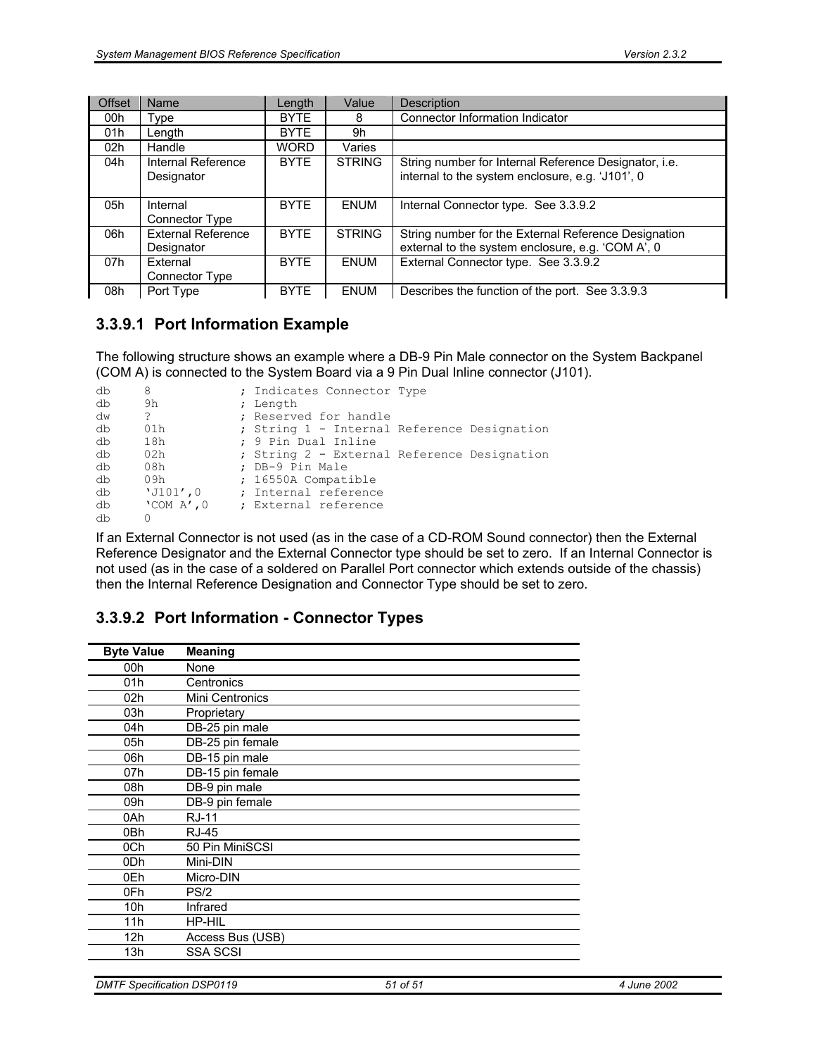| Offset | Name | Length | Value | Description |
|---|---|---|---|---|
| 00h | Type | BYTE | 8 | Connector Information Indicator |
| 01h | Length | BYTE | 9h | |
| 02h | Handle | WORD | Varies | |
| 04h | Internal Reference Designator | BYTE | STRING | String number for Internal Reference Designator, i.e. internal to the system enclosure, e.g. 'J101', 0 |
| 05h | Internal Connector Type | BYTE | ENUM | Internal Connector type. See 3.3.9.2 |
| 06h | External Reference Designator | BYTE | STRING | String number for the External Reference Designation external to the system enclosure, e.g. 'COM A', 0 |
| 07h | External Connector Type | BYTE | ENUM | External Connector type. See 3.3.9.2 |
| 08h | Port Type | BYTE | ENUM | Describes the function of the port. See 3.3.9.3 |

### 3.3.9.1 Port Information Example

The following structure shows an example where a DB-9 Pin Male connector on the System Backpanel (COM A) is connected to the System Board via a 9 Pin Dual Inline connector (J101).

```
db     8            ; Indicates Connector Type
db     9h           ; Length
dw     ?            ; Reserved for handle
db     01h          ; String 1 - Internal Reference Designation
db     18h          ; 9 Pin Dual Inline
db     02h          ; String 2 - External Reference Designation
db     08h          ; DB-9 Pin Male
db     09h          ; 16550A Compatible
db     'J101',0     ; Internal reference
db     'COM A',0    ; External reference
db     0
```

If an External Connector is not used (as in the case of a CD-ROM Sound connector) then the External Reference Designator and the External Connector type should be set to zero. If an Internal Connector is not used (as in the case of a soldered on Parallel Port connector which extends outside of the chassis) then the Internal Reference Designation and Connector Type should be set to zero.

### 3.3.9.2 Port Information - Connector Types

| Byte Value | Meaning |
|---|---|
| 00h | None |
| 01h | Centronics |
| 02h | Mini Centronics |
| 03h | Proprietary |
| 04h | DB-25 pin male |
| 05h | DB-25 pin female |
| 06h | DB-15 pin male |
| 07h | DB-15 pin female |
| 08h | DB-9 pin male |
| 09h | DB-9 pin female |
| 0Ah | RJ-11 |
| 0Bh | RJ-45 |
| 0Ch | 50 Pin MiniSCSI |
| 0Dh | Mini-DIN |
| 0Eh | Micro-DIN |
| 0Fh | PS/2 |
| 10h | Infrared |
| 11h | HP-HIL |
| 12h | Access Bus (USB) |
| 13h | SSA SCSI |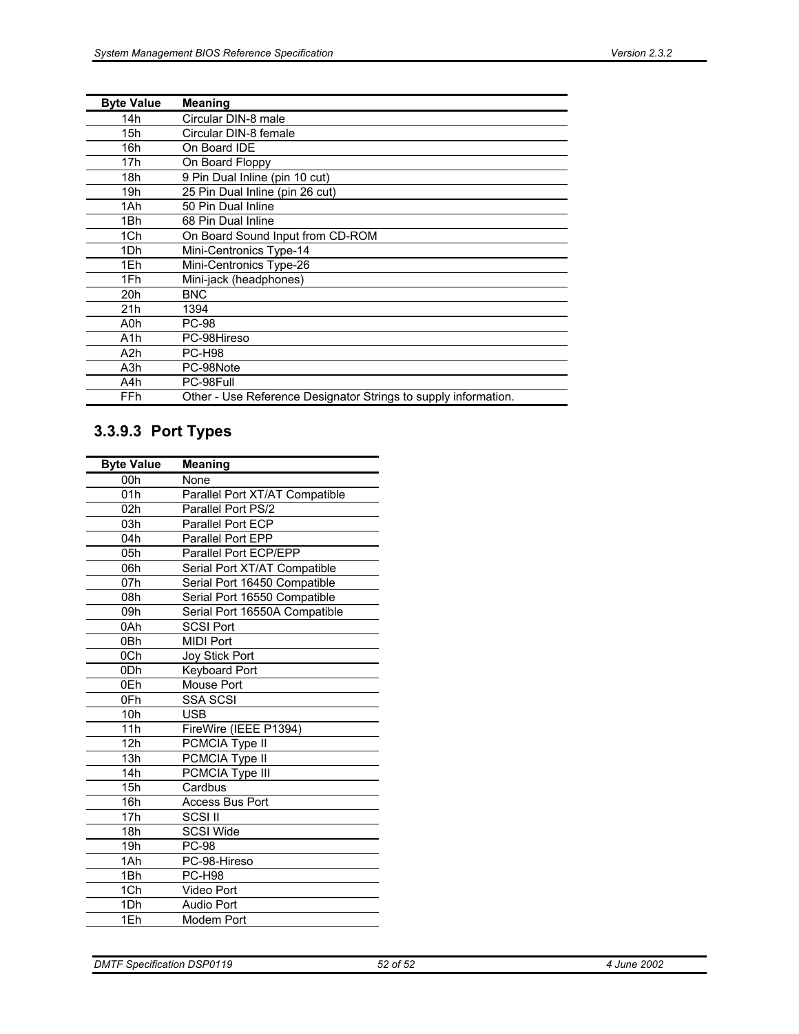| Byte Value | Meaning |
|---|---|
| 14h | Circular DIN-8 male |
| 15h | Circular DIN-8 female |
| 16h | On Board IDE |
| 17h | On Board Floppy |
| 18h | 9 Pin Dual Inline (pin 10 cut) |
| 19h | 25 Pin Dual Inline (pin 26 cut) |
| 1Ah | 50 Pin Dual Inline |
| 1Bh | 68 Pin Dual Inline |
| 1Ch | On Board Sound Input from CD-ROM |
| 1Dh | Mini-Centronics Type-14 |
| 1Eh | Mini-Centronics Type-26 |
| 1Fh | Mini-jack (headphones) |
| 20h | BNC |
| 21h | 1394 |
| A0h | PC-98 |
| A1h | PC-98Hireso |
| A2h | PC-H98 |
| A3h | PC-98Note |
| A4h | PC-98Full |
| FFh | Other - Use Reference Designator Strings to supply information. |

### 3.3.9.3 Port Types

| Byte Value | Meaning |
|---|---|
| 00h | None |
| 01h | Parallel Port XT/AT Compatible |
| 02h | Parallel Port PS/2 |
| 03h | Parallel Port ECP |
| 04h | Parallel Port EPP |
| 05h | Parallel Port ECP/EPP |
| 06h | Serial Port XT/AT Compatible |
| 07h | Serial Port 16450 Compatible |
| 08h | Serial Port 16550 Compatible |
| 09h | Serial Port 16550A Compatible |
| 0Ah | SCSI Port |
| 0Bh | MIDI Port |
| 0Ch | Joy Stick Port |
| 0Dh | Keyboard Port |
| 0Eh | Mouse Port |
| 0Fh | SSA SCSI |
| 10h | USB |
| 11h | FireWire (IEEE P1394) |
| 12h | PCMCIA Type II |
| 13h | PCMCIA Type II |
| 14h | PCMCIA Type III |
| 15h | Cardbus |
| 16h | Access Bus Port |
| 17h | SCSI II |
| 18h | SCSI Wide |
| 19h | PC-98 |
| 1Ah | PC-98-Hireso |
| 1Bh | PC-H98 |
| 1Ch | Video Port |
| 1Dh | Audio Port |
| 1Eh | Modem Port |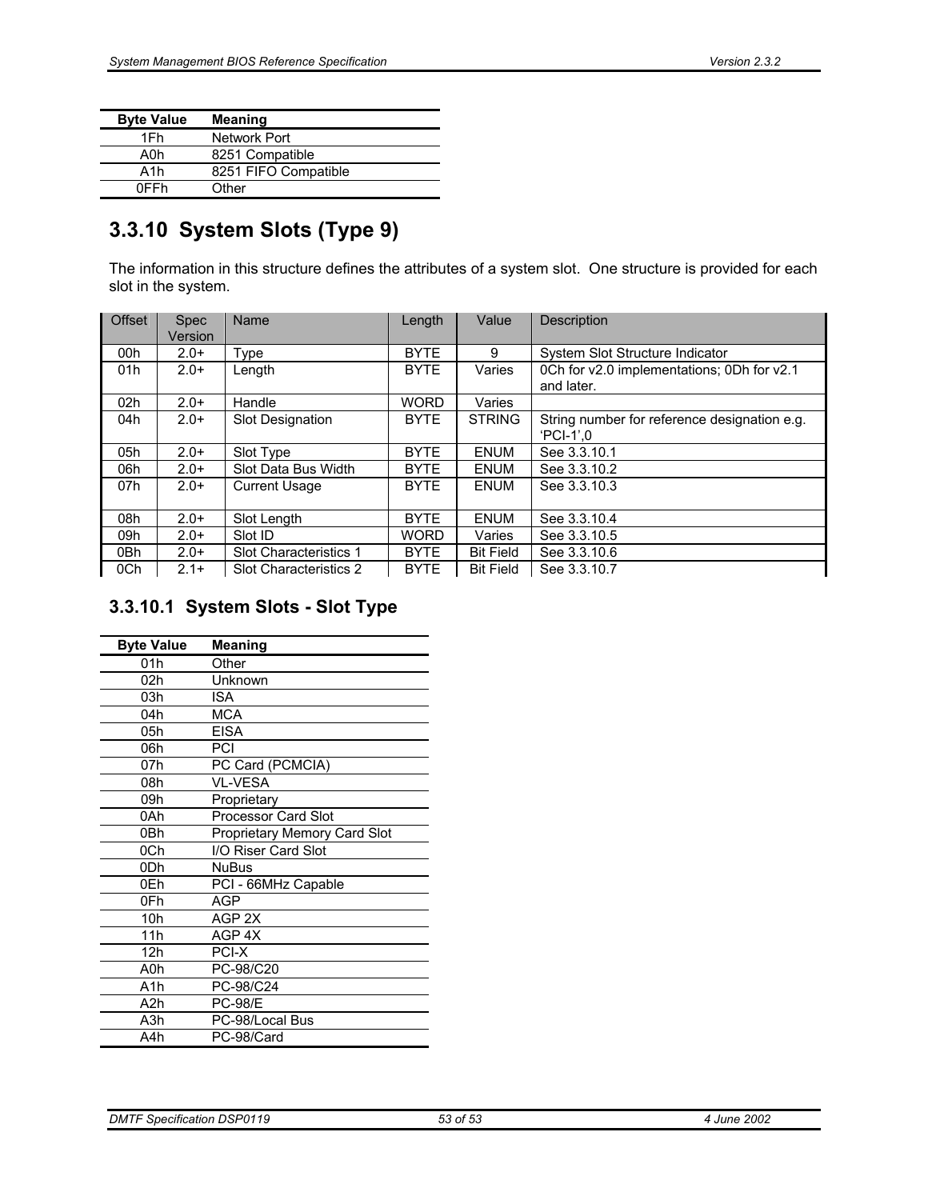| Byte Value | Meaning |
|---|---|
| 1Fh | Network Port |
| A0h | 8251 Compatible |
| A1h | 8251 FIFO Compatible |
| 0FFh | Other |

## 3.3.10 System Slots (Type 9)

The information in this structure defines the attributes of a system slot. One structure is provided for each slot in the system.

| Offset | Spec Version | Name | Length | Value | Description |
|---|---|---|---|---|---|
| 00h | 2.0+ | Type | BYTE | 9 | System Slot Structure Indicator |
| 01h | 2.0+ | Length | BYTE | Varies | 0Ch for v2.0 implementations; 0Dh for v2.1 and later. |
| 02h | 2.0+ | Handle | WORD | Varies | |
| 04h | 2.0+ | Slot Designation | BYTE | STRING | String number for reference designation e.g. 'PCI-1',0 |
| 05h | 2.0+ | Slot Type | BYTE | ENUM | See 3.3.10.1 |
| 06h | 2.0+ | Slot Data Bus Width | BYTE | ENUM | See 3.3.10.2 |
| 07h | 2.0+ | Current Usage | BYTE | ENUM | See 3.3.10.3 |
| 08h | 2.0+ | Slot Length | BYTE | ENUM | See 3.3.10.4 |
| 09h | 2.0+ | Slot ID | WORD | Varies | See 3.3.10.5 |
| 0Bh | 2.0+ | Slot Characteristics 1 | BYTE | Bit Field | See 3.3.10.6 |
| 0Ch | 2.1+ | Slot Characteristics 2 | BYTE | Bit Field | See 3.3.10.7 |

### 3.3.10.1 System Slots - Slot Type

| Byte Value | Meaning |
|---|---|
| 01h | Other |
| 02h | Unknown |
| 03h | ISA |
| 04h | MCA |
| 05h | EISA |
| 06h | PCI |
| 07h | PC Card (PCMCIA) |
| 08h | VL-VESA |
| 09h | Proprietary |
| 0Ah | Processor Card Slot |
| 0Bh | Proprietary Memory Card Slot |
| 0Ch | I/O Riser Card Slot |
| 0Dh | NuBus |
| 0Eh | PCI - 66MHz Capable |
| 0Fh | AGP |
| 10h | AGP 2X |
| 11h | AGP 4X |
| 12h | PCI-X |
| A0h | PC-98/C20 |
| A1h | PC-98/C24 |
| A2h | PC-98/E |
| A3h | PC-98/Local Bus |
| A4h | PC-98/Card |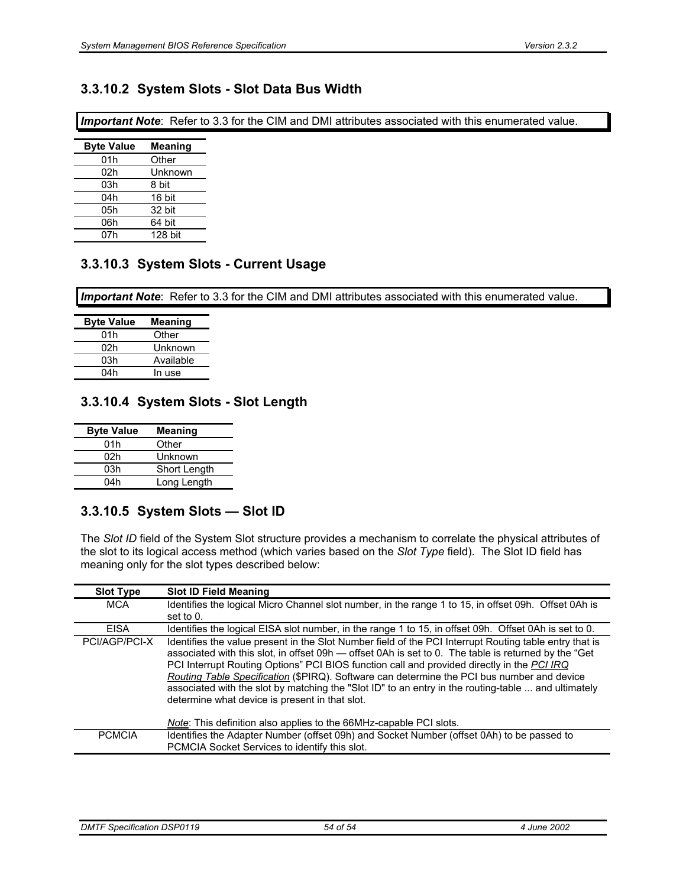### 3.3.10.2 System Slots - Slot Data Bus Width

***Important Note***: Refer to 3.3 for the CIM and DMI attributes associated with this enumerated value.

| Byte Value | Meaning |
|---|---|
| 01h | Other |
| 02h | Unknown |
| 03h | 8 bit |
| 04h | 16 bit |
| 05h | 32 bit |
| 06h | 64 bit |
| 07h | 128 bit |

### 3.3.10.3 System Slots - Current Usage

***Important Note***: Refer to 3.3 for the CIM and DMI attributes associated with this enumerated value.

| Byte Value | Meaning |
|---|---|
| 01h | Other |
| 02h | Unknown |
| 03h | Available |
| 04h | In use |

### 3.3.10.4 System Slots - Slot Length

| Byte Value | Meaning |
|---|---|
| 01h | Other |
| 02h | Unknown |
| 03h | Short Length |
| 04h | Long Length |

### 3.3.10.5 System Slots — Slot ID

The *Slot ID* field of the System Slot structure provides a mechanism to correlate the physical attributes of the slot to its logical access method (which varies based on the *Slot Type* field). The Slot ID field has meaning only for the slot types described below:

| Slot Type | Slot ID Field Meaning |
|---|---|
| MCA | Identifies the logical Micro Channel slot number, in the range 1 to 15, in offset 09h. Offset 0Ah is set to 0. |
| EISA | Identifies the logical EISA slot number, in the range 1 to 15, in offset 09h. Offset 0Ah is set to 0. |
| PCI/AGP/PCI-X | Identifies the value present in the Slot Number field of the PCI Interrupt Routing table entry that is associated with this slot, in offset 09h — offset 0Ah is set to 0. The table is returned by the “Get PCI Interrupt Routing Options” PCI BIOS function call and provided directly in the *PCI IRQ Routing Table Specification* ($PIRQ). Software can determine the PCI bus number and device associated with the slot by matching the "Slot ID" to an entry in the routing-table ... and ultimately determine what device is present in that slot.<br><br>*Note*: This definition also applies to the 66MHz-capable PCI slots. |
| PCMCIA | Identifies the Adapter Number (offset 09h) and Socket Number (offset 0Ah) to be passed to PCMCIA Socket Services to identify this slot. |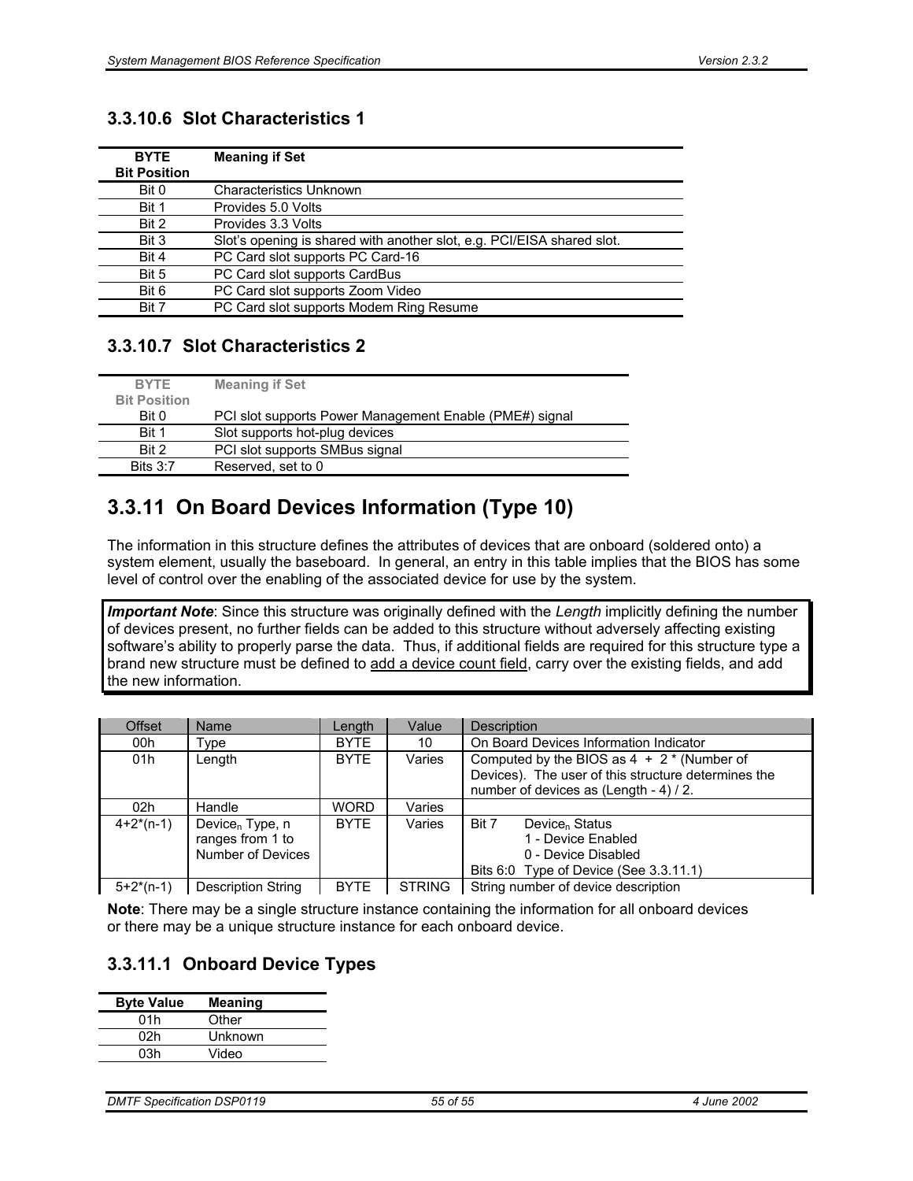### 3.3.10.6 Slot Characteristics 1

| BYTE Bit Position | Meaning if Set |
|---|---|
| Bit 0 | Characteristics Unknown |
| Bit 1 | Provides 5.0 Volts |
| Bit 2 | Provides 3.3 Volts |
| Bit 3 | Slot's opening is shared with another slot, e.g. PCI/EISA shared slot. |
| Bit 4 | PC Card slot supports PC Card-16 |
| Bit 5 | PC Card slot supports CardBus |
| Bit 6 | PC Card slot supports Zoom Video |
| Bit 7 | PC Card slot supports Modem Ring Resume |

### 3.3.10.7 Slot Characteristics 2

| BYTE Bit Position | Meaning if Set |
|---|---|
| Bit 0 | PCI slot supports Power Management Enable (PME#) signal |
| Bit 1 | Slot supports hot-plug devices |
| Bit 2 | PCI slot supports SMBus signal |
| Bits 3:7 | Reserved, set to 0 |

## 3.3.11 On Board Devices Information (Type 10)

The information in this structure defines the attributes of devices that are onboard (soldered onto) a system element, usually the baseboard. In general, an entry in this table implies that the BIOS has some level of control over the enabling of the associated device for use by the system.

> ***Important Note***: Since this structure was originally defined with the *Length* implicitly defining the number of devices present, no further fields can be added to this structure without adversely affecting existing software's ability to properly parse the data. Thus, if additional fields are required for this structure type a brand new structure must be defined to add a device count field, carry over the existing fields, and add the new information.

| Offset | Name | Length | Value | Description |
|---|---|---|---|---|
| 00h | Type | BYTE | 10 | On Board Devices Information Indicator |
| 01h | Length | BYTE | Varies | Computed by the BIOS as 4 + 2 * (Number of Devices). The user of this structure determines the number of devices as (Length - 4) / 2. |
| 02h | Handle | WORD | Varies | |
| 4+2*(n-1) | $\text{Device}_n$ Type, n ranges from 1 to Number of Devices | BYTE | Varies | Bit 7 $\text{Device}_n$ Status<br>1 - Device Enabled<br>0 - Device Disabled<br>Bits 6:0 Type of Device (See 3.3.11.1) |
| 5+2*(n-1) | Description String | BYTE | STRING | String number of device description |

**Note**: There may be a single structure instance containing the information for all onboard devices or there may be a unique structure instance for each onboard device.

### 3.3.11.1 Onboard Device Types

| Byte Value | Meaning |
|---|---|
| 01h | Other |
| 02h | Unknown |
| 03h | Video |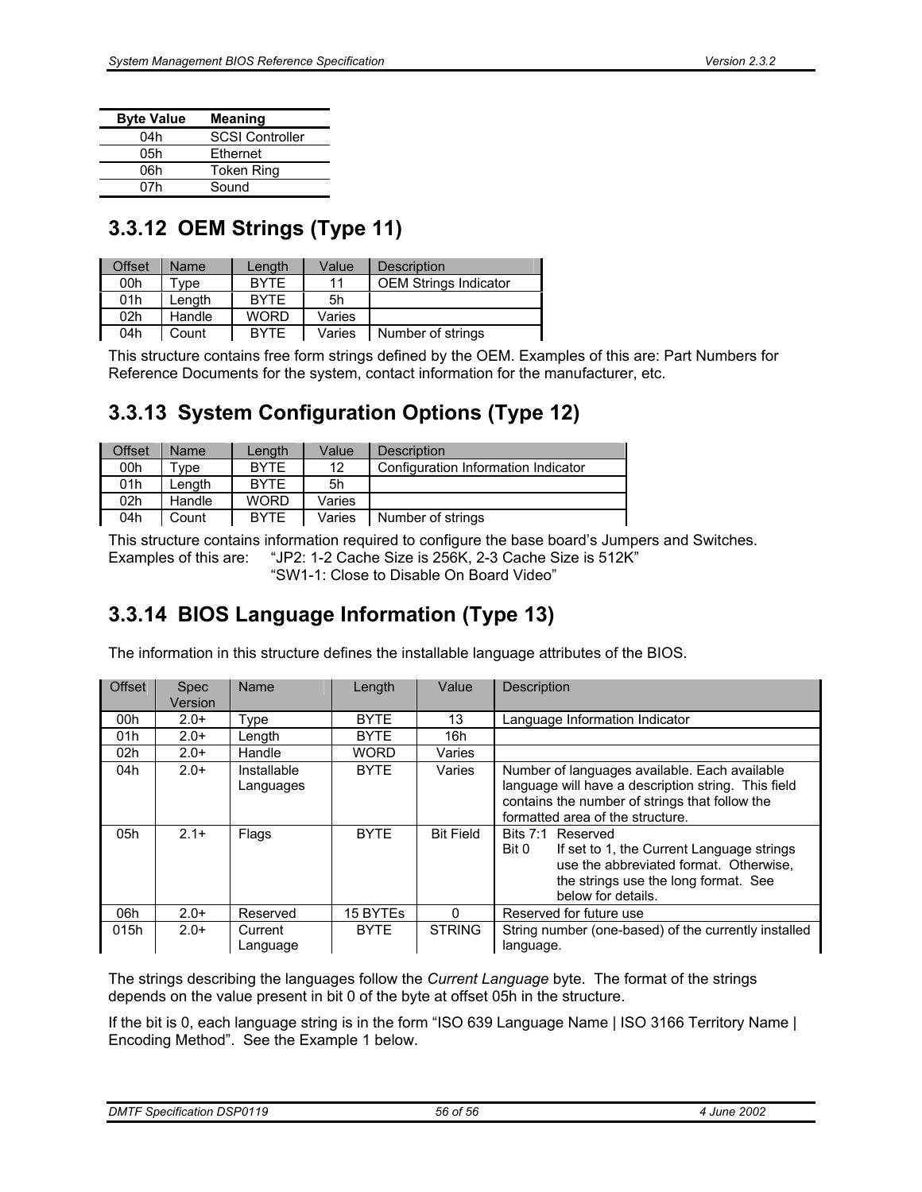| Byte Value | Meaning |
| --- | --- |
| 04h | SCSI Controller |
| 05h | Ethernet |
| 06h | Token Ring |
| 07h | Sound |

### 3.3.12 OEM Strings (Type 11)

| Offset | Name | Length | Value | Description |
| --- | --- | --- | --- | --- |
| 00h | Type | BYTE | 11 | OEM Strings Indicator |
| 01h | Length | BYTE | 5h | |
| 02h | Handle | WORD | Varies | |
| 04h | Count | BYTE | Varies | Number of strings |

This structure contains free form strings defined by the OEM. Examples of this are: Part Numbers for Reference Documents for the system, contact information for the manufacturer, etc.

### 3.3.13 System Configuration Options (Type 12)

| Offset | Name | Length | Value | Description |
| --- | --- | --- | --- | --- |
| 00h | Type | BYTE | 12 | Configuration Information Indicator |
| 01h | Length | BYTE | 5h | |
| 02h | Handle | WORD | Varies | |
| 04h | Count | BYTE | Varies | Number of strings |

This structure contains information required to configure the base board's Jumpers and Switches.
Examples of this are: "JP2: 1-2 Cache Size is 256K, 2-3 Cache Size is 512K"
"SW1-1: Close to Disable On Board Video"

### 3.3.14 BIOS Language Information (Type 13)

The information in this structure defines the installable language attributes of the BIOS.

| Offset | Spec Version | Name | Length | Value | Description |
| --- | --- | --- | --- | --- | --- |
| 00h | 2.0+ | Type | BYTE | 13 | Language Information Indicator |
| 01h | 2.0+ | Length | BYTE | 16h | |
| 02h | 2.0+ | Handle | WORD | Varies | |
| 04h | 2.0+ | Installable Languages | BYTE | Varies | Number of languages available. Each available language will have a description string. This field contains the number of strings that follow the formatted area of the structure. |
| 05h | 2.1+ | Flags | BYTE | Bit Field | Bits 7:1 Reserved<br>Bit 0 If set to 1, the Current Language strings use the abbreviated format. Otherwise, the strings use the long format. See below for details. |
| 06h | 2.0+ | Reserved | 15 BYTEs | 0 | Reserved for future use |
| 015h | 2.0+ | Current Language | BYTE | STRING | String number (one-based) of the currently installed language. |

The strings describing the languages follow the *Current Language* byte. The format of the strings depends on the value present in bit 0 of the byte at offset 05h in the structure.

If the bit is 0, each language string is in the form "ISO 639 Language Name | ISO 3166 Territory Name | Encoding Method". See the Example 1 below.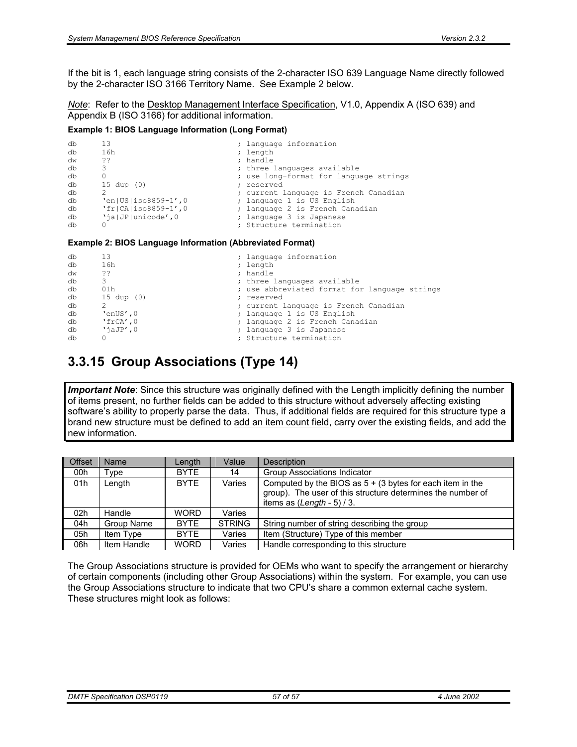If the bit is 1, each language string consists of the 2-character ISO 639 Language Name directly followed by the 2-character ISO 3166 Territory Name. See Example 2 below.

*Note*: Refer to the Desktop Management Interface Specification, V1.0, Appendix A (ISO 639) and Appendix B (ISO 3166) for additional information.

**Example 1: BIOS Language Information (Long Format)**

```
db      13                          ; language information
db      16h                         ; length
dw      ??                          ; handle
db      3                           ; three languages available
db      0                           ; use long-format for language strings
db      15 dup (0)                  ; reserved
db      2                           ; current language is French Canadian
db      'en|US|iso8859-1',0         ; language 1 is US English
db      'fr|CA|iso8859-1',0         ; language 2 is French Canadian
db      'ja|JP|unicode',0           ; language 3 is Japanese
db      0                           ; Structure termination
```

**Example 2: BIOS Language Information (Abbreviated Format)**

```
db      13                          ; language information
db      16h                         ; length
dw      ??                          ; handle
db      3                           ; three languages available
db      01h                         ; use abbreviated format for language strings
db      15 dup (0)                  ; reserved
db      2                           ; current language is French Canadian
db      'enUS',0                    ; language 1 is US English
db      'frCA',0                    ; language 2 is French Canadian
db      'jaJP',0                    ; language 3 is Japanese
db      0                           ; Structure termination
```

## 3.3.15 Group Associations (Type 14)

***Important Note***: Since this structure was originally defined with the Length implicitly defining the number of items present, no further fields can be added to this structure without adversely affecting existing software's ability to properly parse the data. Thus, if additional fields are required for this structure type a brand new structure must be defined to add an item count field, carry over the existing fields, and add the new information.

| Offset | Name | Length | Value | Description |
|---|---|---|---|---|
| 00h | Type | BYTE | 14 | Group Associations Indicator |
| 01h | Length | BYTE | Varies | Computed by the BIOS as 5 + (3 bytes for each item in the group). The user of this structure determines the number of items as (*Length* - 5) / 3. |
| 02h | Handle | WORD | Varies | |
| 04h | Group Name | BYTE | STRING | String number of string describing the group |
| 05h | Item Type | BYTE | Varies | Item (Structure) Type of this member |
| 06h | Item Handle | WORD | Varies | Handle corresponding to this structure |

The Group Associations structure is provided for OEMs who want to specify the arrangement or hierarchy of certain components (including other Group Associations) within the system. For example, you can use the Group Associations structure to indicate that two CPU's share a common external cache system. These structures might look as follows: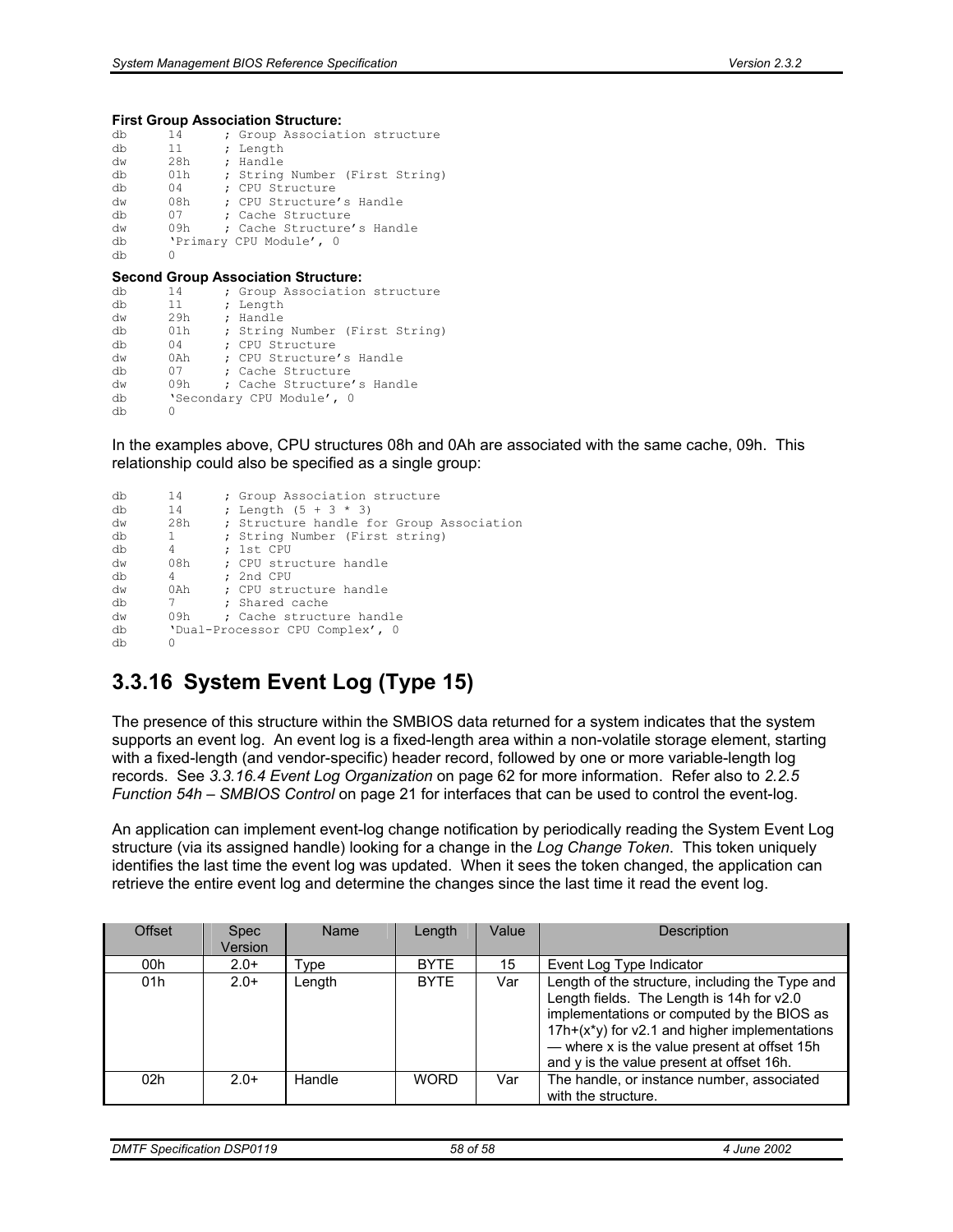**First Group Association Structure:**

```
db      14      ; Group Association structure
db      11      ; Length
dw      28h     ; Handle
db      01h     ; String Number (First String)
db      04      ; CPU Structure
dw      08h     ; CPU Structure's Handle
db      07      ; Cache Structure
dw      09h     ; Cache Structure's Handle
db      'Primary CPU Module', 0
db      0
```

**Second Group Association Structure:**

```
db      14      ; Group Association structure
db      11      ; Length
dw      29h     ; Handle
db      01h     ; String Number (First String)
db      04      ; CPU Structure
dw      0Ah     ; CPU Structure's Handle
db      07      ; Cache Structure
dw      09h     ; Cache Structure's Handle
db      'Secondary CPU Module', 0
db      0
```

In the examples above, CPU structures 08h and 0Ah are associated with the same cache, 09h. This relationship could also be specified as a single group:

```
db      14      ; Group Association structure
db      14      ; Length (5 + 3 * 3)
dw      28h     ; Structure handle for Group Association
db      1       ; String Number (First string)
db      4       ; 1st CPU
dw      08h     ; CPU structure handle
db      4       ; 2nd CPU
dw      0Ah     ; CPU structure handle
db      7       ; Shared cache
dw      09h     ; Cache structure handle
db      'Dual-Processor CPU Complex', 0
db      0
```

## 3.3.16 System Event Log (Type 15)

The presence of this structure within the SMBIOS data returned for a system indicates that the system supports an event log. An event log is a fixed-length area within a non-volatile storage element, starting with a fixed-length (and vendor-specific) header record, followed by one or more variable-length log records. See *3.3.16.4 Event Log Organization* on page 62 for more information. Refer also to *2.2.5 Function 54h – SMBIOS Control* on page 21 for interfaces that can be used to control the event-log.

An application can implement event-log change notification by periodically reading the System Event Log structure (via its assigned handle) looking for a change in the *Log Change Token*. This token uniquely identifies the last time the event log was updated. When it sees the token changed, the application can retrieve the entire event log and determine the changes since the last time it read the event log.

| Offset | Spec Version | Name | Length | Value | Description |
|---|---|---|---|---|---|
| 00h | 2.0+ | Type | BYTE | 15 | Event Log Type Indicator |
| 01h | 2.0+ | Length | BYTE | Var | Length of the structure, including the Type and Length fields. The Length is 14h for v2.0 implementations or computed by the BIOS as 17h+(x*y) for v2.1 and higher implementations — where x is the value present at offset 15h and y is the value present at offset 16h. |
| 02h | 2.0+ | Handle | WORD | Var | The handle, or instance number, associated with the structure. |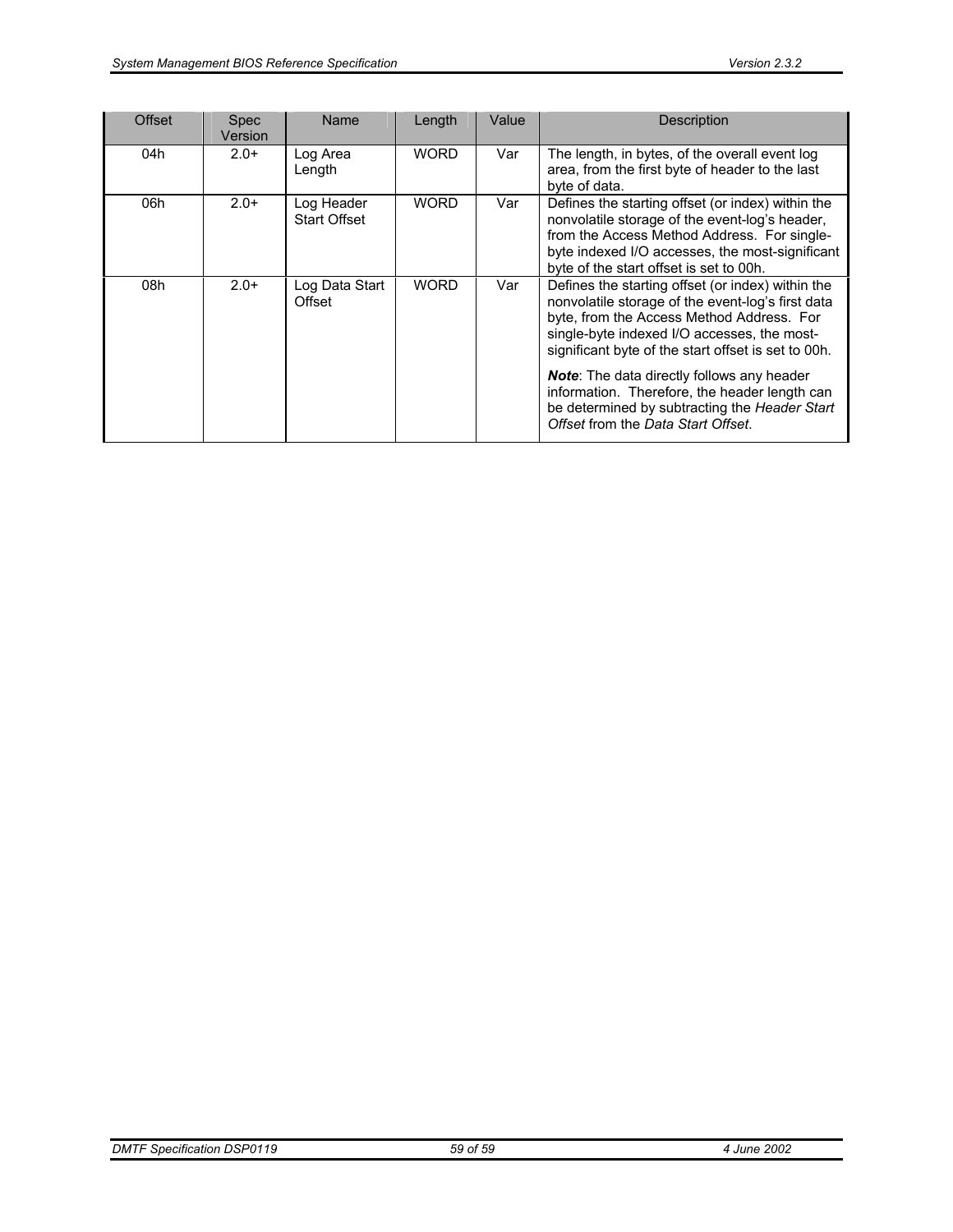| Offset | Spec Version | Name | Length | Value | Description |
|---|---|---|---|---|---|
| 04h | 2.0+ | Log Area Length | WORD | Var | The length, in bytes, of the overall event log area, from the first byte of header to the last byte of data. |
| 06h | 2.0+ | Log Header Start Offset | WORD | Var | Defines the starting offset (or index) within the nonvolatile storage of the event-log's header, from the Access Method Address. For single-byte indexed I/O accesses, the most-significant byte of the start offset is set to 00h. |
| 08h | 2.0+ | Log Data Start Offset | WORD | Var | Defines the starting offset (or index) within the nonvolatile storage of the event-log's first data byte, from the Access Method Address. For single-byte indexed I/O accesses, the most-significant byte of the start offset is set to 00h.<br><br>***Note***: The data directly follows any header information. Therefore, the header length can be determined by subtracting the *Header Start Offset* from the *Data Start Offset*. |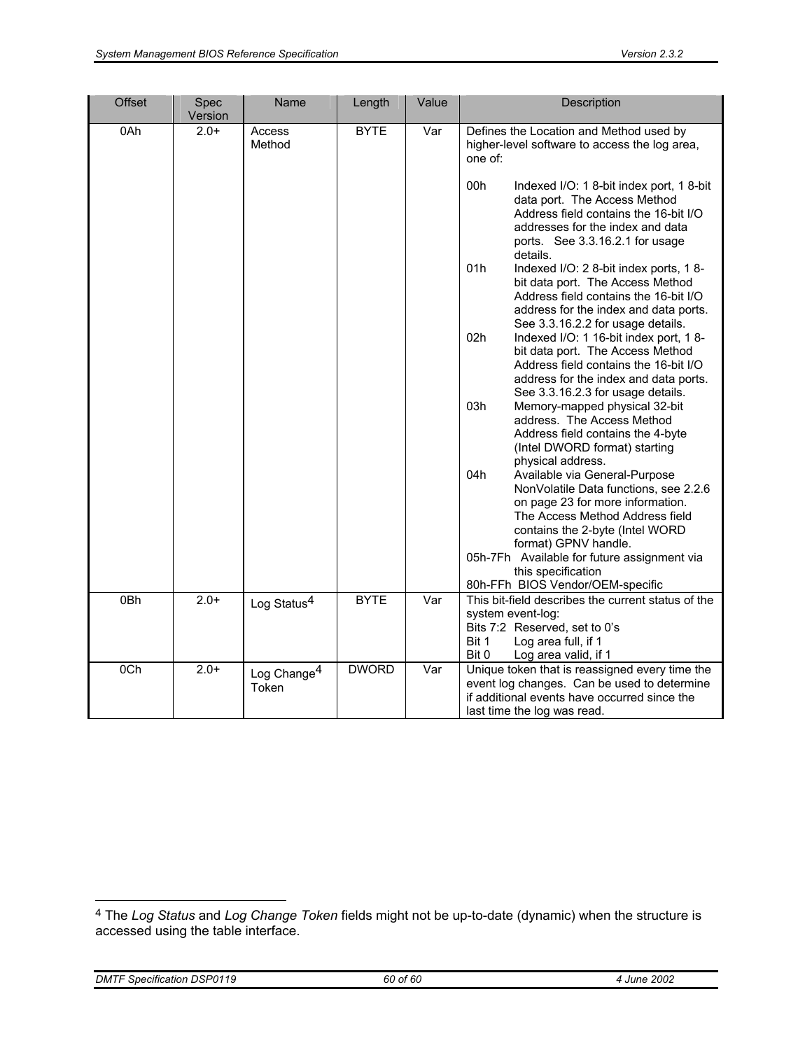| Offset | Spec Version | Name | Length | Value | Description |
|---|---|---|---|---|---|
| 0Ah | 2.0+ | Access Method | BYTE | Var | Defines the Location and Method used by higher-level software to access the log area, one of:<br><br>00h Indexed I/O: 1 8-bit index port, 1 8-bit data port. The Access Method Address field contains the 16-bit I/O addresses for the index and data ports. See 3.3.16.2.1 for usage details.<br>01h Indexed I/O: 2 8-bit index ports, 1 8-bit data port. The Access Method Address field contains the 16-bit I/O address for the index and data ports. See 3.3.16.2.2 for usage details.<br>02h Indexed I/O: 1 16-bit index port, 1 8-bit data port. The Access Method Address field contains the 16-bit I/O address for the index and data ports. See 3.3.16.2.3 for usage details.<br>03h Memory-mapped physical 32-bit address. The Access Method Address field contains the 4-byte (Intel DWORD format) starting physical address.<br>04h Available via General-Purpose NonVolatile Data functions, see 2.2.6 on page 23 for more information. The Access Method Address field contains the 2-byte (Intel WORD format) GPNV handle.<br>05h-7Fh Available for future assignment via this specification<br>80h-FFh BIOS Vendor/OEM-specific |
| 0Bh | 2.0+ | Log Status[4] | BYTE | Var | This bit-field describes the current status of the system event-log:<br>Bits 7:2 Reserved, set to 0's<br>Bit 1 Log area full, if 1<br>Bit 0 Log area valid, if 1 |
| 0Ch | 2.0+ | Log Change[4] Token | DWORD | Var | Unique token that is reassigned every time the event log changes. Can be used to determine if additional events have occurred since the last time the log was read. |

[4] The *Log Status* and *Log Change Token* fields might not be up-to-date (dynamic) when the structure is accessed using the table interface.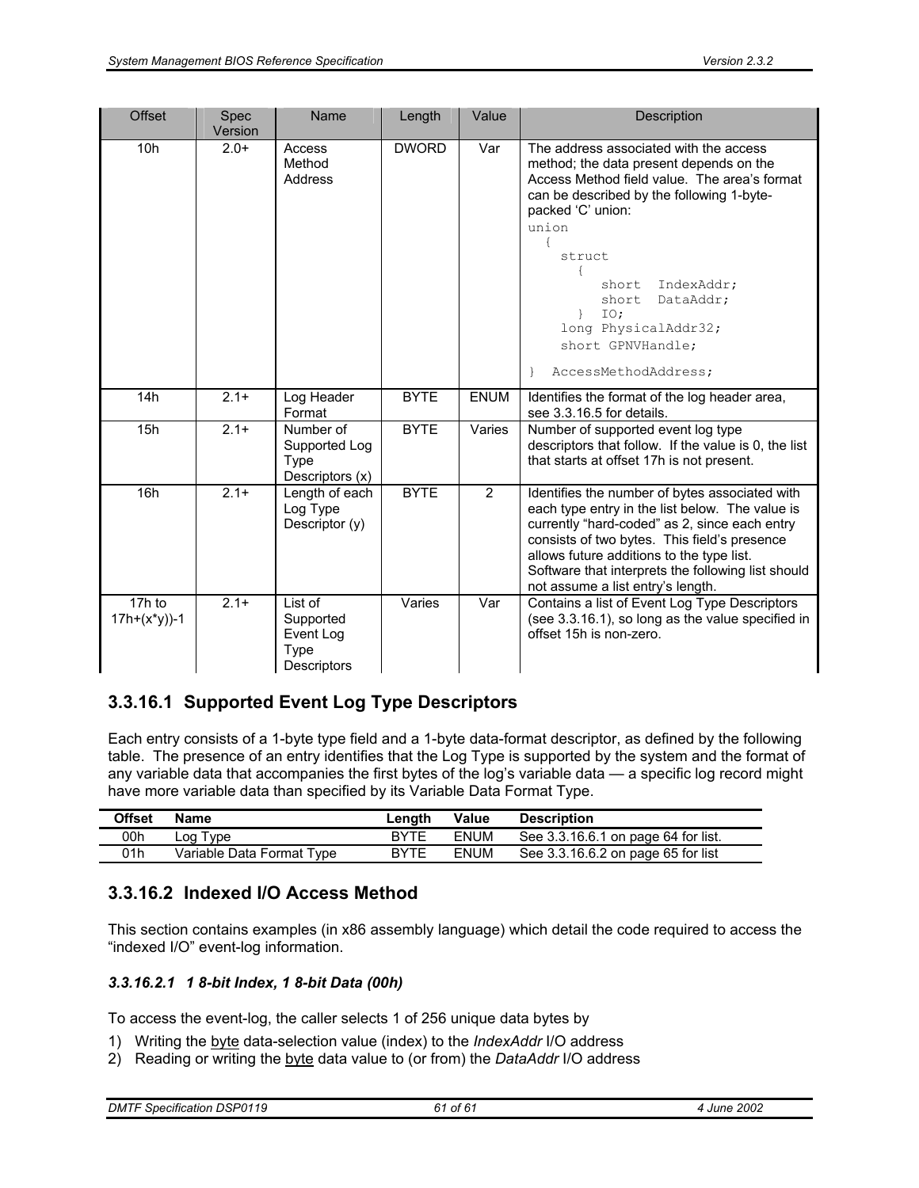| Offset | Spec Version | Name | Length | Value | Description |
|---|---|---|---|---|---|
| 10h | 2.0+ | Access Method Address | DWORD | Var | The address associated with the access method; the data present depends on the Access Method field value. The area's format can be described by the following 1-byte-packed 'C' union:<br>`union {  struct { short IndexAddr; short DataAddr; } IO; long PhysicalAddr32; short GPNVHandle; } AccessMethodAddress;` |
| 14h | 2.1+ | Log Header Format | BYTE | ENUM | Identifies the format of the log header area, see 3.3.16.5 for details. |
| 15h | 2.1+ | Number of Supported Log Type Descriptors (x) | BYTE | Varies | Number of supported event log type descriptors that follow. If the value is 0, the list that starts at offset 17h is not present. |
| 16h | 2.1+ | Length of each Log Type Descriptor (y) | BYTE | 2 | Identifies the number of bytes associated with each type entry in the list below. The value is currently "hard-coded" as 2, since each entry consists of two bytes. This field's presence allows future additions to the type list. Software that interprets the following list should not assume a list entry's length. |
| 17h to 17h+(x*y))-1 | 2.1+ | List of Supported Event Log Type Descriptors | Varies | Var | Contains a list of Event Log Type Descriptors (see 3.3.16.1), so long as the value specified in offset 15h is non-zero. |

### 3.3.16.1 Supported Event Log Type Descriptors

Each entry consists of a 1-byte type field and a 1-byte data-format descriptor, as defined by the following table. The presence of an entry identifies that the Log Type is supported by the system and the format of any variable data that accompanies the first bytes of the log's variable data — a specific log record might have more variable data than specified by its Variable Data Format Type.

| Offset | Name | Length | Value | Description |
|---|---|---|---|---|
| 00h | Log Type | BYTE | ENUM | See 3.3.16.6.1 on page 64 for list. |
| 01h | Variable Data Format Type | BYTE | ENUM | See 3.3.16.6.2 on page 65 for list |

### 3.3.16.2 Indexed I/O Access Method

This section contains examples (in x86 assembly language) which detail the code required to access the "indexed I/O" event-log information.

#### *3.3.16.2.1 1 8-bit Index, 1 8-bit Data (00h)*

To access the event-log, the caller selects 1 of 256 unique data bytes by

1) Writing the byte data-selection value (index) to the *IndexAddr* I/O address
2) Reading or writing the byte data value to (or from) the *DataAddr* I/O address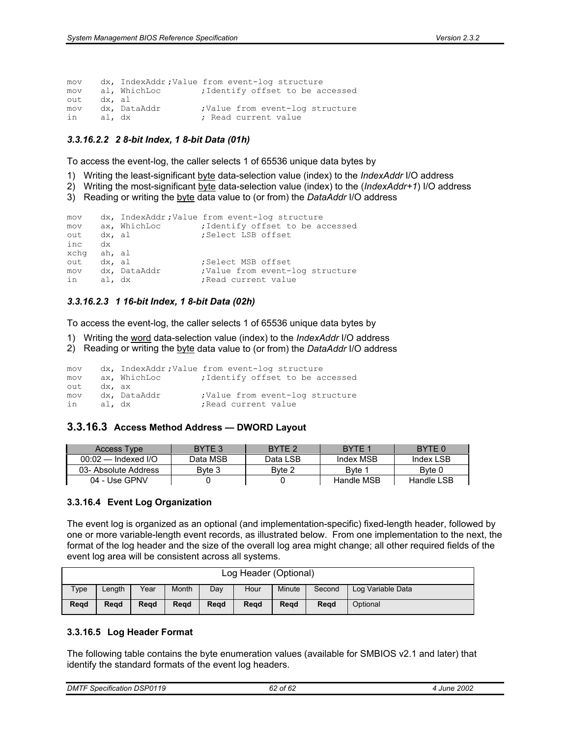```
mov    dx, IndexAddr ;Value from event-log structure
mov    al, WhichLoc        ;Identify offset to be accessed
out    dx, al
mov    dx, DataAddr        ;Value from event-log structure
in     al, dx              ; Read current value
```

#### 3.3.16.2.2 2 8-bit Index, 1 8-bit Data (01h)

To access the event-log, the caller selects 1 of 65536 unique data bytes by

1) Writing the least-significant byte data-selection value (index) to the *IndexAddr* I/O address
2) Writing the most-significant byte data-selection value (index) to the (*IndexAddr+1*) I/O address
3) Reading or writing the byte data value to (or from) the *DataAddr* I/O address

```
mov    dx, IndexAddr ;Value from event-log structure
mov    ax, WhichLoc        ;Identify offset to be accessed
out    dx, al              ;Select LSB offset
inc    dx
xchg   ah, al
out    dx, al              ;Select MSB offset
mov    dx, DataAddr        ;Value from event-log structure
in     al, dx              ;Read current value
```

#### 3.3.16.2.3 1 16-bit Index, 1 8-bit Data (02h)

To access the event-log, the caller selects 1 of 65536 unique data bytes by

1) Writing the word data-selection value (index) to the *IndexAddr* I/O address
2) Reading or writing the byte data value to (or from) the *DataAddr* I/O address

```
mov    dx, IndexAddr ;Value from event-log structure
mov    ax, WhichLoc        ;Identify offset to be accessed
out    dx, ax
mov    dx, DataAddr        ;Value from event-log structure
in     al, dx              ;Read current value
```

## 3.3.16.3 Access Method Address — DWORD Layout

| Access Type | BYTE 3 | BYTE 2 | BYTE 1 | BYTE 0 |
|---|---|---|---|---|
| 00:02 — Indexed I/O | Data MSB | Data LSB | Index MSB | Index LSB |
| 03- Absolute Address | Byte 3 | Byte 2 | Byte 1 | Byte 0 |
| 04 - Use GPNV | 0 | 0 | Handle MSB | Handle LSB |

### 3.3.16.4 Event Log Organization

The event log is organized as an optional (and implementation-specific) fixed-length header, followed by one or more variable-length event records, as illustrated below. From one implementation to the next, the format of the log header and the size of the overall log area might change; all other required fields of the event log area will be consistent across all systems.

| Log Header (Optional) | | | | | | | | |
|---|---|---|---|---|---|---|---|---|
| Type | Length | Year | Month | Day | Hour | Minute | Second | Log Variable Data |
| **Reqd** | **Reqd** | **Reqd** | **Reqd** | **Reqd** | **Reqd** | **Reqd** | **Reqd** | Optional |

### 3.3.16.5 Log Header Format

The following table contains the byte enumeration values (available for SMBIOS v2.1 and later) that identify the standard formats of the event log headers.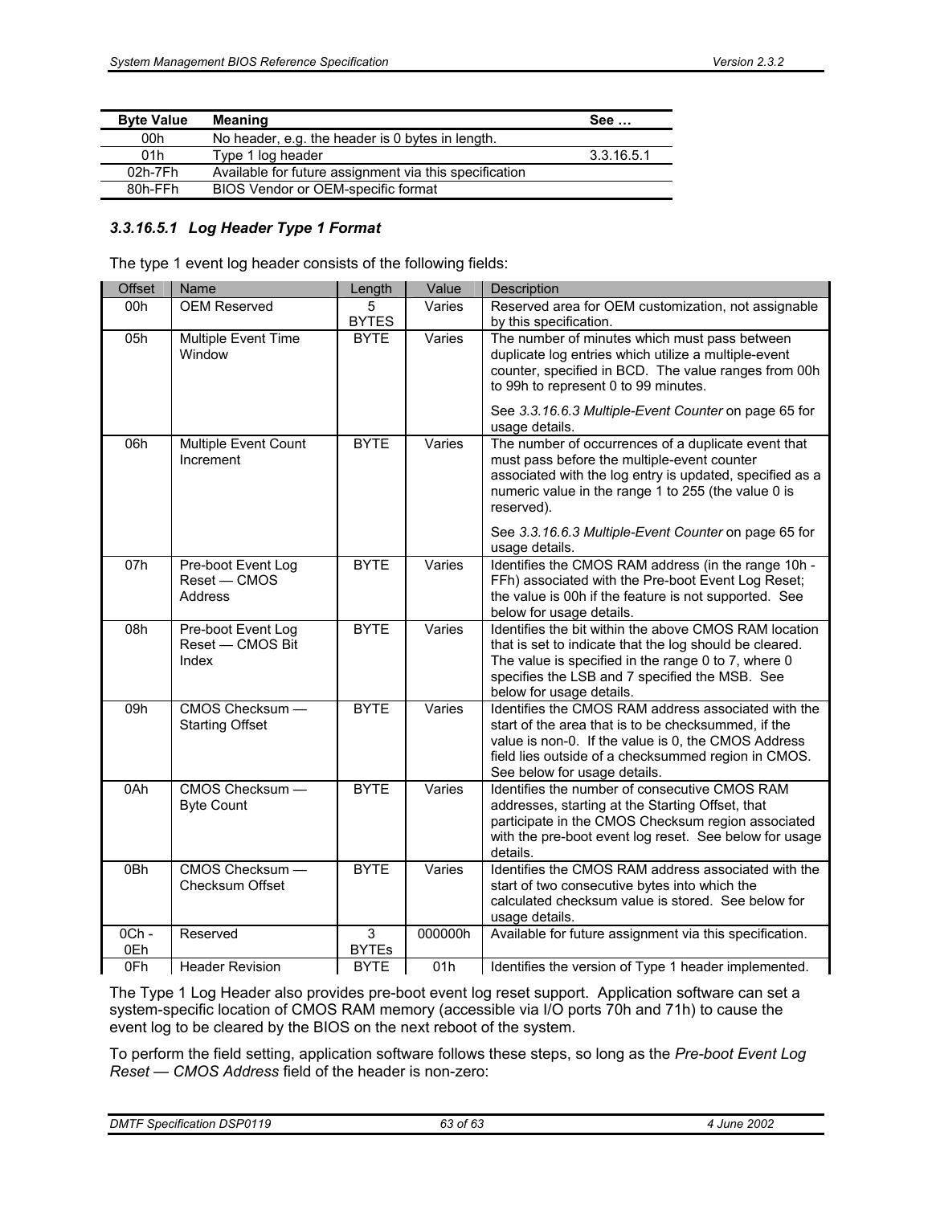| Byte Value | Meaning | See … |
| --- | --- | --- |
| 00h | No header, e.g. the header is 0 bytes in length. | |
| 01h | Type 1 log header | 3.3.16.5.1 |
| 02h-7Fh | Available for future assignment via this specification | |
| 80h-FFh | BIOS Vendor or OEM-specific format | |

#### *3.3.16.5.1 Log Header Type 1 Format*

The type 1 event log header consists of the following fields:

| Offset | Name | Length | Value | Description |
| --- | --- | --- | --- | --- |
| 00h | OEM Reserved | 5 BYTES | Varies | Reserved area for OEM customization, not assignable by this specification. |
| 05h | Multiple Event Time Window | BYTE | Varies | The number of minutes which must pass between duplicate log entries which utilize a multiple-event counter, specified in BCD. The value ranges from 00h to 99h to represent 0 to 99 minutes.<br><br>See *3.3.16.6.3 Multiple-Event Counter* on page 65 for usage details. |
| 06h | Multiple Event Count Increment | BYTE | Varies | The number of occurrences of a duplicate event that must pass before the multiple-event counter associated with the log entry is updated, specified as a numeric value in the range 1 to 255 (the value 0 is reserved).<br><br>See *3.3.16.6.3 Multiple-Event Counter* on page 65 for usage details. |
| 07h | Pre-boot Event Log Reset — CMOS Address | BYTE | Varies | Identifies the CMOS RAM address (in the range 10h - FFh) associated with the Pre-boot Event Log Reset; the value is 00h if the feature is not supported. See below for usage details. |
| 08h | Pre-boot Event Log Reset — CMOS Bit Index | BYTE | Varies | Identifies the bit within the above CMOS RAM location that is set to indicate that the log should be cleared. The value is specified in the range 0 to 7, where 0 specifies the LSB and 7 specified the MSB. See below for usage details. |
| 09h | CMOS Checksum — Starting Offset | BYTE | Varies | Identifies the CMOS RAM address associated with the start of the area that is to be checksummed, if the value is non-0. If the value is 0, the CMOS Address field lies outside of a checksummed region in CMOS. See below for usage details. |
| 0Ah | CMOS Checksum — Byte Count | BYTE | Varies | Identifies the number of consecutive CMOS RAM addresses, starting at the Starting Offset, that participate in the CMOS Checksum region associated with the pre-boot event log reset. See below for usage details. |
| 0Bh | CMOS Checksum — Checksum Offset | BYTE | Varies | Identifies the CMOS RAM address associated with the start of two consecutive bytes into which the calculated checksum value is stored. See below for usage details. |
| 0Ch - 0Eh | Reserved | 3 BYTEs | 000000h | Available for future assignment via this specification. |
| 0Fh | Header Revision | BYTE | 01h | Identifies the version of Type 1 header implemented. |

The Type 1 Log Header also provides pre-boot event log reset support. Application software can set a system-specific location of CMOS RAM memory (accessible via I/O ports 70h and 71h) to cause the event log to be cleared by the BIOS on the next reboot of the system.

To perform the field setting, application software follows these steps, so long as the *Pre-boot Event Log Reset — CMOS Address* field of the header is non-zero: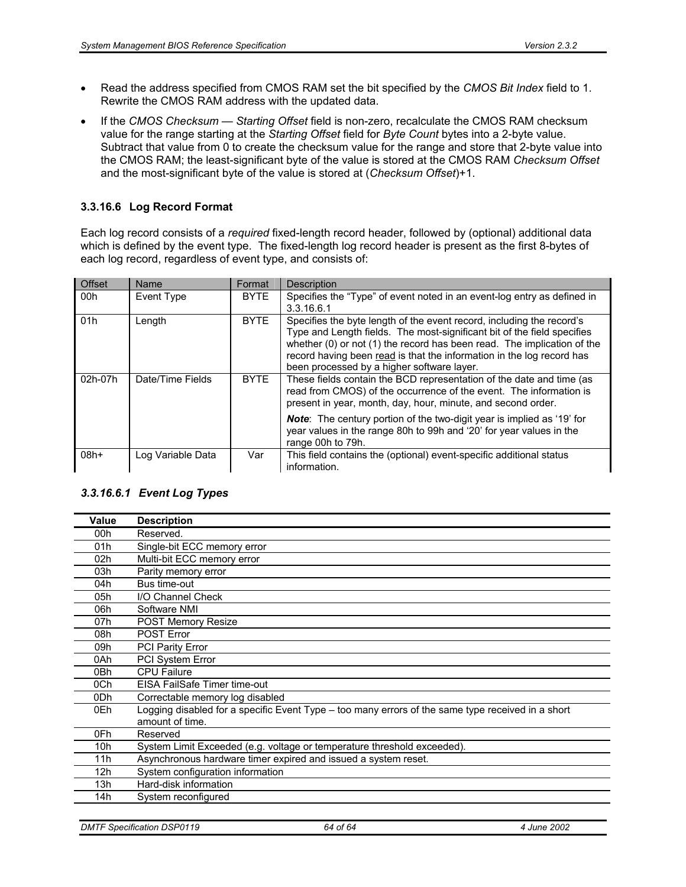- Read the address specified from CMOS RAM set the bit specified by the *CMOS Bit Index* field to 1. Rewrite the CMOS RAM address with the updated data.
- If the *CMOS Checksum — Starting Offset* field is non-zero, recalculate the CMOS RAM checksum value for the range starting at the *Starting Offset* field for *Byte Count* bytes into a 2-byte value. Subtract that value from 0 to create the checksum value for the range and store that 2-byte value into the CMOS RAM; the least-significant byte of the value is stored at the CMOS RAM *Checksum Offset* and the most-significant byte of the value is stored at (*Checksum Offset*)+1.

### 3.3.16.6 Log Record Format

Each log record consists of a *required* fixed-length record header, followed by (optional) additional data which is defined by the event type. The fixed-length log record header is present as the first 8-bytes of each log record, regardless of event type, and consists of:

| Offset | Name | Format | Description |
|---|---|---|---|
| 00h | Event Type | BYTE | Specifies the "Type" of event noted in an event-log entry as defined in 3.3.16.6.1 |
| 01h | Length | BYTE | Specifies the byte length of the event record, including the record's Type and Length fields. The most-significant bit of the field specifies whether (0) or not (1) the record has been read. The implication of the record having been read is that the information in the log record has been processed by a higher software layer. |
| 02h-07h | Date/Time Fields | BYTE | These fields contain the BCD representation of the date and time (as read from CMOS) of the occurrence of the event. The information is present in year, month, day, hour, minute, and second order.<br><br>***Note***: The century portion of the two-digit year is implied as '19' for year values in the range 80h to 99h and '20' for year values in the range 00h to 79h. |
| 08h+ | Log Variable Data | Var | This field contains the (optional) event-specific additional status information. |

#### *3.3.16.6.1 Event Log Types*

| Value | Description |
|---|---|
| 00h | Reserved. |
| 01h | Single-bit ECC memory error |
| 02h | Multi-bit ECC memory error |
| 03h | Parity memory error |
| 04h | Bus time-out |
| 05h | I/O Channel Check |
| 06h | Software NMI |
| 07h | POST Memory Resize |
| 08h | POST Error |
| 09h | PCI Parity Error |
| 0Ah | PCI System Error |
| 0Bh | CPU Failure |
| 0Ch | EISA FailSafe Timer time-out |
| 0Dh | Correctable memory log disabled |
| 0Eh | Logging disabled for a specific Event Type – too many errors of the same type received in a short amount of time. |
| 0Fh | Reserved |
| 10h | System Limit Exceeded (e.g. voltage or temperature threshold exceeded). |
| 11h | Asynchronous hardware timer expired and issued a system reset. |
| 12h | System configuration information |
| 13h | Hard-disk information |
| 14h | System reconfigured |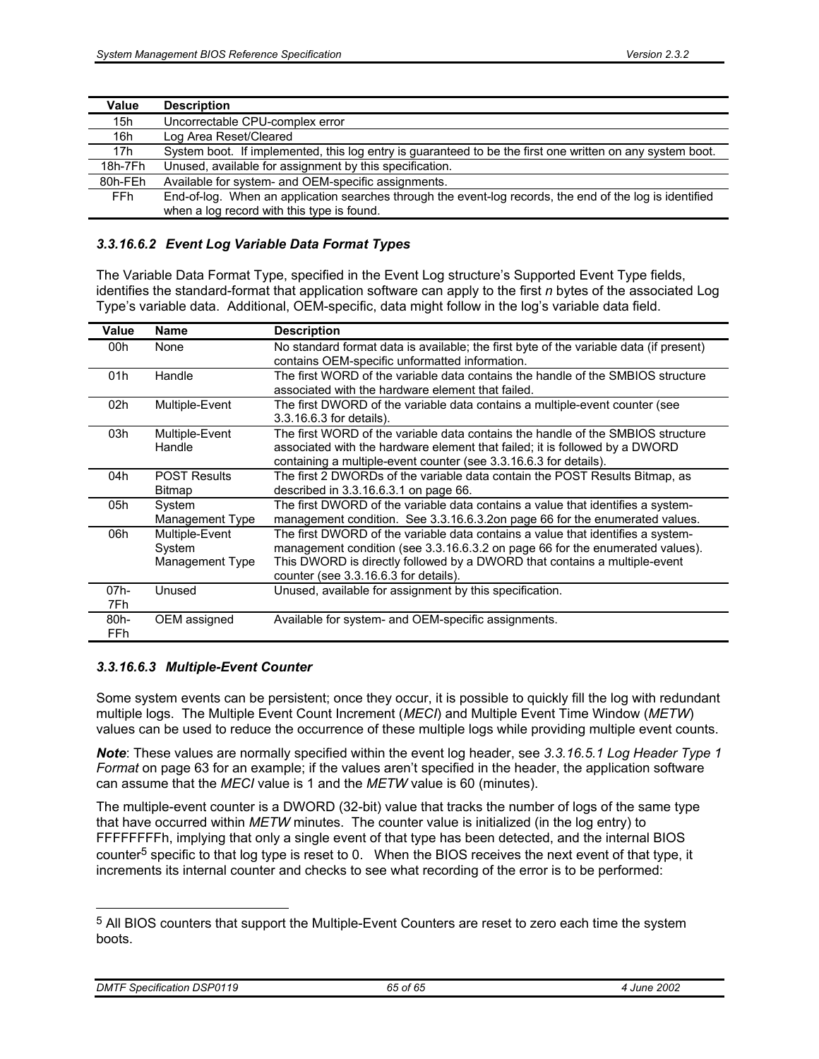| Value | Description |
|---|---|
| 15h | Uncorrectable CPU-complex error |
| 16h | Log Area Reset/Cleared |
| 17h | System boot. If implemented, this log entry is guaranteed to be the first one written on any system boot. |
| 18h-7Fh | Unused, available for assignment by this specification. |
| 80h-FEh | Available for system- and OEM-specific assignments. |
| FFh | End-of-log. When an application searches through the event-log records, the end of the log is identified when a log record with this type is found. |

#### *3.3.16.6.2 Event Log Variable Data Format Types*

The Variable Data Format Type, specified in the Event Log structure's Supported Event Type fields, identifies the standard-format that application software can apply to the first *n* bytes of the associated Log Type's variable data. Additional, OEM-specific, data might follow in the log's variable data field.

| Value | Name | Description |
|---|---|---|
| 00h | None | No standard format data is available; the first byte of the variable data (if present) contains OEM-specific unformatted information. |
| 01h | Handle | The first WORD of the variable data contains the handle of the SMBIOS structure associated with the hardware element that failed. |
| 02h | Multiple-Event | The first DWORD of the variable data contains a multiple-event counter (see 3.3.16.6.3 for details). |
| 03h | Multiple-Event Handle | The first WORD of the variable data contains the handle of the SMBIOS structure associated with the hardware element that failed; it is followed by a DWORD containing a multiple-event counter (see 3.3.16.6.3 for details). |
| 04h | POST Results Bitmap | The first 2 DWORDs of the variable data contain the POST Results Bitmap, as described in 3.3.16.6.3.1 on page 66. |
| 05h | System Management Type | The first DWORD of the variable data contains a value that identifies a system-management condition. See 3.3.16.6.3.2on page 66 for the enumerated values. |
| 06h | Multiple-Event System Management Type | The first DWORD of the variable data contains a value that identifies a system-management condition (see 3.3.16.6.3.2 on page 66 for the enumerated values). This DWORD is directly followed by a DWORD that contains a multiple-event counter (see 3.3.16.6.3 for details). |
| 07h-7Fh | Unused | Unused, available for assignment by this specification. |
| 80h-FFh | OEM assigned | Available for system- and OEM-specific assignments. |

#### *3.3.16.6.3 Multiple-Event Counter*

Some system events can be persistent; once they occur, it is possible to quickly fill the log with redundant multiple logs. The Multiple Event Count Increment (*MECI*) and Multiple Event Time Window (*METW*) values can be used to reduce the occurrence of these multiple logs while providing multiple event counts.

***Note***: These values are normally specified within the event log header, see *3.3.16.5.1 Log Header Type 1 Format* on page 63 for an example; if the values aren't specified in the header, the application software can assume that the *MECI* value is 1 and the *METW* value is 60 (minutes).

The multiple-event counter is a DWORD (32-bit) value that tracks the number of logs of the same type that have occurred within *METW* minutes. The counter value is initialized (in the log entry) to FFFFFFFFh, implying that only a single event of that type has been detected, and the internal BIOS counter[5] specific to that log type is reset to 0. When the BIOS receives the next event of that type, it increments its internal counter and checks to see what recording of the error is to be performed:

[5] All BIOS counters that support the Multiple-Event Counters are reset to zero each time the system boots.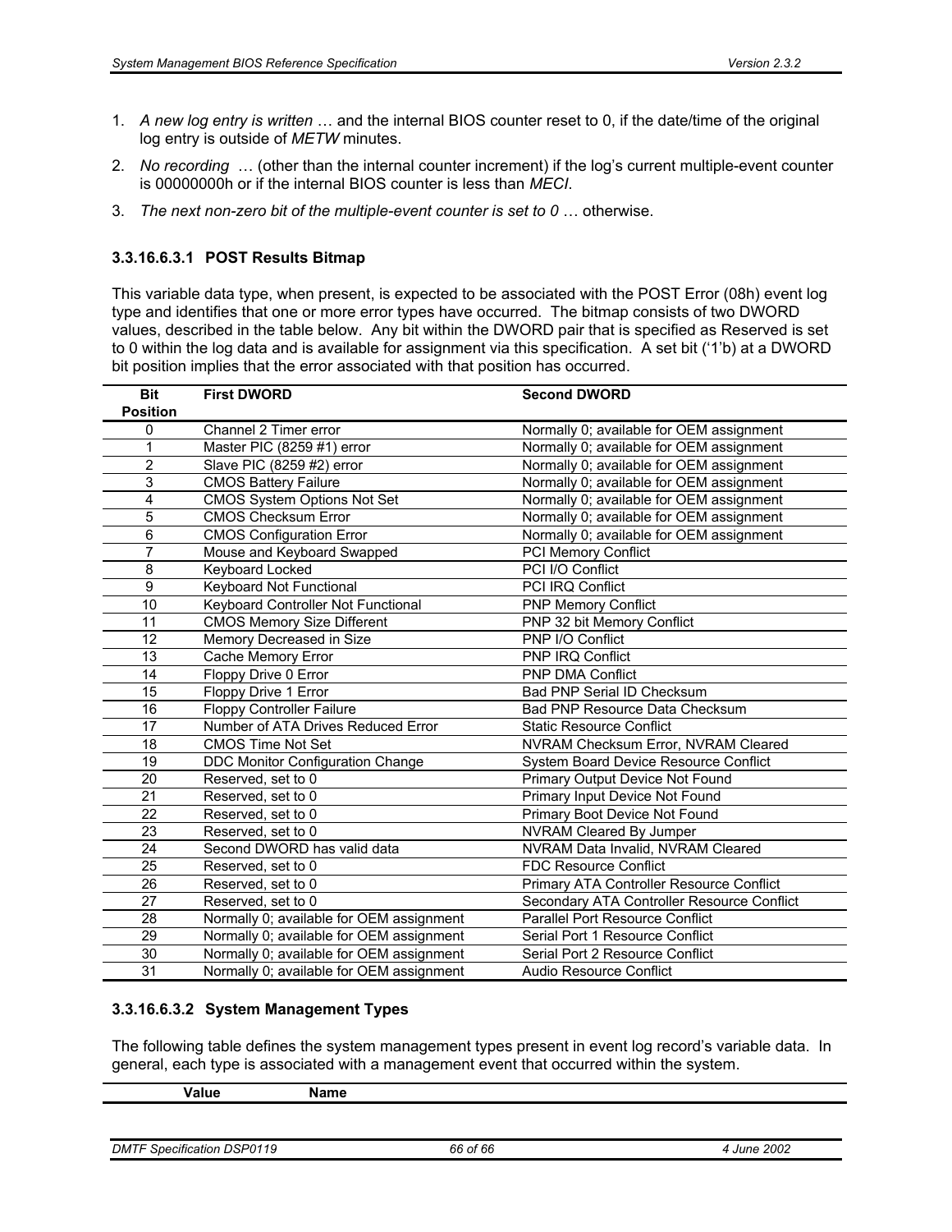1. *A new log entry is written* … and the internal BIOS counter reset to 0, if the date/time of the original log entry is outside of *METW* minutes.
2. *No recording* … (other than the internal counter increment) if the log's current multiple-event counter is 00000000h or if the internal BIOS counter is less than *MECI*.
3. *The next non-zero bit of the multiple-event counter is set to 0* … otherwise.

#### 3.3.16.6.3.1 POST Results Bitmap

This variable data type, when present, is expected to be associated with the POST Error (08h) event log type and identifies that one or more error types have occurred. The bitmap consists of two DWORD values, described in the table below. Any bit within the DWORD pair that is specified as Reserved is set to 0 within the log data and is available for assignment via this specification. A set bit ('1'b) at a DWORD bit position implies that the error associated with that position has occurred.

| Bit Position | First DWORD | Second DWORD |
|---|---|---|
| 0 | Channel 2 Timer error | Normally 0; available for OEM assignment |
| 1 | Master PIC (8259 #1) error | Normally 0; available for OEM assignment |
| 2 | Slave PIC (8259 #2) error | Normally 0; available for OEM assignment |
| 3 | CMOS Battery Failure | Normally 0; available for OEM assignment |
| 4 | CMOS System Options Not Set | Normally 0; available for OEM assignment |
| 5 | CMOS Checksum Error | Normally 0; available for OEM assignment |
| 6 | CMOS Configuration Error | Normally 0; available for OEM assignment |
| 7 | Mouse and Keyboard Swapped | PCI Memory Conflict |
| 8 | Keyboard Locked | PCI I/O Conflict |
| 9 | Keyboard Not Functional | PCI IRQ Conflict |
| 10 | Keyboard Controller Not Functional | PNP Memory Conflict |
| 11 | CMOS Memory Size Different | PNP 32 bit Memory Conflict |
| 12 | Memory Decreased in Size | PNP I/O Conflict |
| 13 | Cache Memory Error | PNP IRQ Conflict |
| 14 | Floppy Drive 0 Error | PNP DMA Conflict |
| 15 | Floppy Drive 1 Error | Bad PNP Serial ID Checksum |
| 16 | Floppy Controller Failure | Bad PNP Resource Data Checksum |
| 17 | Number of ATA Drives Reduced Error | Static Resource Conflict |
| 18 | CMOS Time Not Set | NVRAM Checksum Error, NVRAM Cleared |
| 19 | DDC Monitor Configuration Change | System Board Device Resource Conflict |
| 20 | Reserved, set to 0 | Primary Output Device Not Found |
| 21 | Reserved, set to 0 | Primary Input Device Not Found |
| 22 | Reserved, set to 0 | Primary Boot Device Not Found |
| 23 | Reserved, set to 0 | NVRAM Cleared By Jumper |
| 24 | Second DWORD has valid data | NVRAM Data Invalid, NVRAM Cleared |
| 25 | Reserved, set to 0 | FDC Resource Conflict |
| 26 | Reserved, set to 0 | Primary ATA Controller Resource Conflict |
| 27 | Reserved, set to 0 | Secondary ATA Controller Resource Conflict |
| 28 | Normally 0; available for OEM assignment | Parallel Port Resource Conflict |
| 29 | Normally 0; available for OEM assignment | Serial Port 1 Resource Conflict |
| 30 | Normally 0; available for OEM assignment | Serial Port 2 Resource Conflict |
| 31 | Normally 0; available for OEM assignment | Audio Resource Conflict |

#### 3.3.16.6.3.2 System Management Types

The following table defines the system management types present in event log record's variable data. In general, each type is associated with a management event that occurred within the system.

| Value | Name |
|---|---|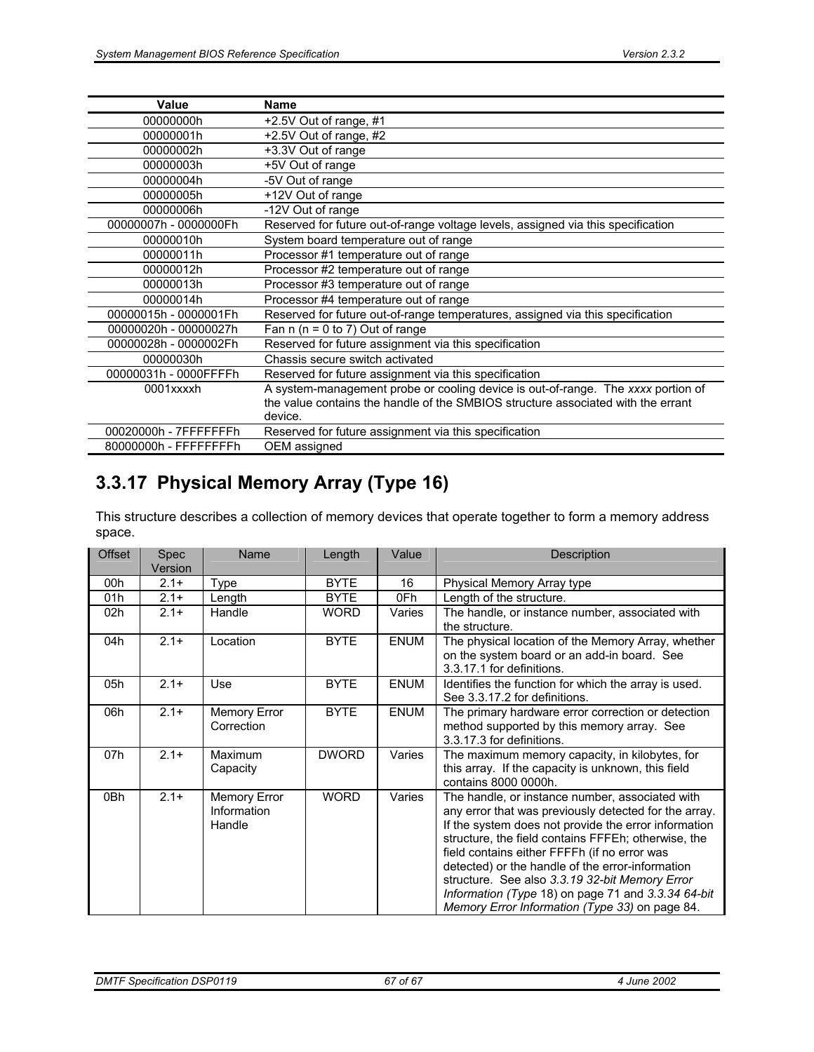| Value | Name |
|---|---|
| 00000000h | +2.5V Out of range, #1 |
| 00000001h | +2.5V Out of range, #2 |
| 00000002h | +3.3V Out of range |
| 00000003h | +5V Out of range |
| 00000004h | -5V Out of range |
| 00000005h | +12V Out of range |
| 00000006h | -12V Out of range |
| 00000007h - 0000000Fh | Reserved for future out-of-range voltage levels, assigned via this specification |
| 00000010h | System board temperature out of range |
| 00000011h | Processor #1 temperature out of range |
| 00000012h | Processor #2 temperature out of range |
| 00000013h | Processor #3 temperature out of range |
| 00000014h | Processor #4 temperature out of range |
| 00000015h - 0000001Fh | Reserved for future out-of-range temperatures, assigned via this specification |
| 00000020h - 00000027h | Fan n (n = 0 to 7) Out of range |
| 00000028h - 0000002Fh | Reserved for future assignment via this specification |
| 00000030h | Chassis secure switch activated |
| 00000031h - 0000FFFFh | Reserved for future assignment via this specification |
| 0001xxxxh | A system-management probe or cooling device is out-of-range. The *xxxx* portion of the value contains the handle of the SMBIOS structure associated with the errant device. |
| 00020000h - 7FFFFFFFh | Reserved for future assignment via this specification |
| 80000000h - FFFFFFFFh | OEM assigned |

## 3.3.17 Physical Memory Array (Type 16)

This structure describes a collection of memory devices that operate together to form a memory address space.

| Offset | Spec Version | Name | Length | Value | Description |
|---|---|---|---|---|---|
| 00h | 2.1+ | Type | BYTE | 16 | Physical Memory Array type |
| 01h | 2.1+ | Length | BYTE | 0Fh | Length of the structure. |
| 02h | 2.1+ | Handle | WORD | Varies | The handle, or instance number, associated with the structure. |
| 04h | 2.1+ | Location | BYTE | ENUM | The physical location of the Memory Array, whether on the system board or an add-in board. See 3.3.17.1 for definitions. |
| 05h | 2.1+ | Use | BYTE | ENUM | Identifies the function for which the array is used. See 3.3.17.2 for definitions. |
| 06h | 2.1+ | Memory Error Correction | BYTE | ENUM | The primary hardware error correction or detection method supported by this memory array. See 3.3.17.3 for definitions. |
| 07h | 2.1+ | Maximum Capacity | DWORD | Varies | The maximum memory capacity, in kilobytes, for this array. If the capacity is unknown, this field contains 8000 0000h. |
| 0Bh | 2.1+ | Memory Error Information Handle | WORD | Varies | The handle, or instance number, associated with any error that was previously detected for the array. If the system does not provide the error information structure, the field contains FFFEh; otherwise, the field contains either FFFFh (if no error was detected) or the handle of the error-information structure. See also *3.3.19 32-bit Memory Error Information (Type* 18) on page 71 and *3.3.34 64-bit Memory Error Information (Type 33)* on page 84. |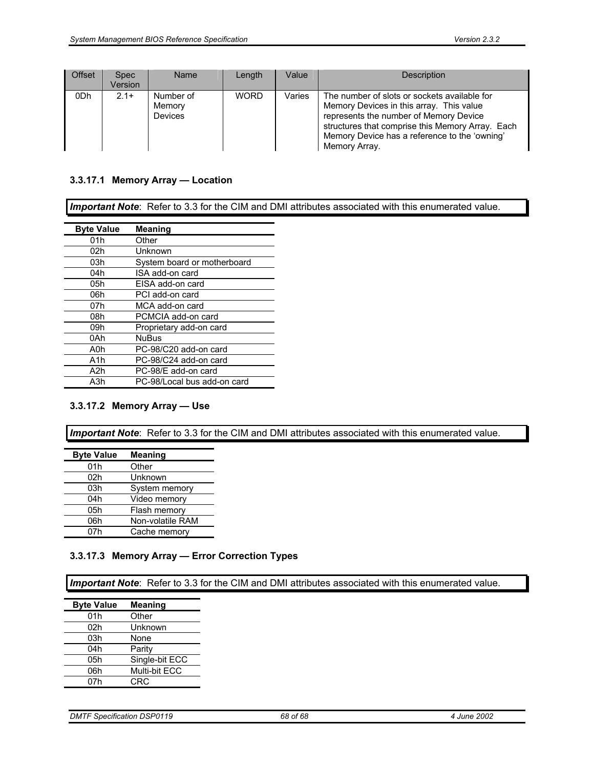| Offset | Spec Version | Name | Length | Value | Description |
|---|---|---|---|---|---|
| 0Dh | 2.1+ | Number of Memory Devices | WORD | Varies | The number of slots or sockets available for Memory Devices in this array. This value represents the number of Memory Device structures that comprise this Memory Array. Each Memory Device has a reference to the 'owning' Memory Array. |

#### 3.3.17.1 Memory Array — Location

***Important Note***: Refer to 3.3 for the CIM and DMI attributes associated with this enumerated value.

| Byte Value | Meaning |
|---|---|
| 01h | Other |
| 02h | Unknown |
| 03h | System board or motherboard |
| 04h | ISA add-on card |
| 05h | EISA add-on card |
| 06h | PCI add-on card |
| 07h | MCA add-on card |
| 08h | PCMCIA add-on card |
| 09h | Proprietary add-on card |
| 0Ah | NuBus |
| A0h | PC-98/C20 add-on card |
| A1h | PC-98/C24 add-on card |
| A2h | PC-98/E add-on card |
| A3h | PC-98/Local bus add-on card |

#### 3.3.17.2 Memory Array — Use

***Important Note***: Refer to 3.3 for the CIM and DMI attributes associated with this enumerated value.

| Byte Value | Meaning |
|---|---|
| 01h | Other |
| 02h | Unknown |
| 03h | System memory |
| 04h | Video memory |
| 05h | Flash memory |
| 06h | Non-volatile RAM |
| 07h | Cache memory |

#### 3.3.17.3 Memory Array — Error Correction Types

***Important Note***: Refer to 3.3 for the CIM and DMI attributes associated with this enumerated value.

| Byte Value | Meaning |
|---|---|
| 01h | Other |
| 02h | Unknown |
| 03h | None |
| 04h | Parity |
| 05h | Single-bit ECC |
| 06h | Multi-bit ECC |
| 07h | CRC |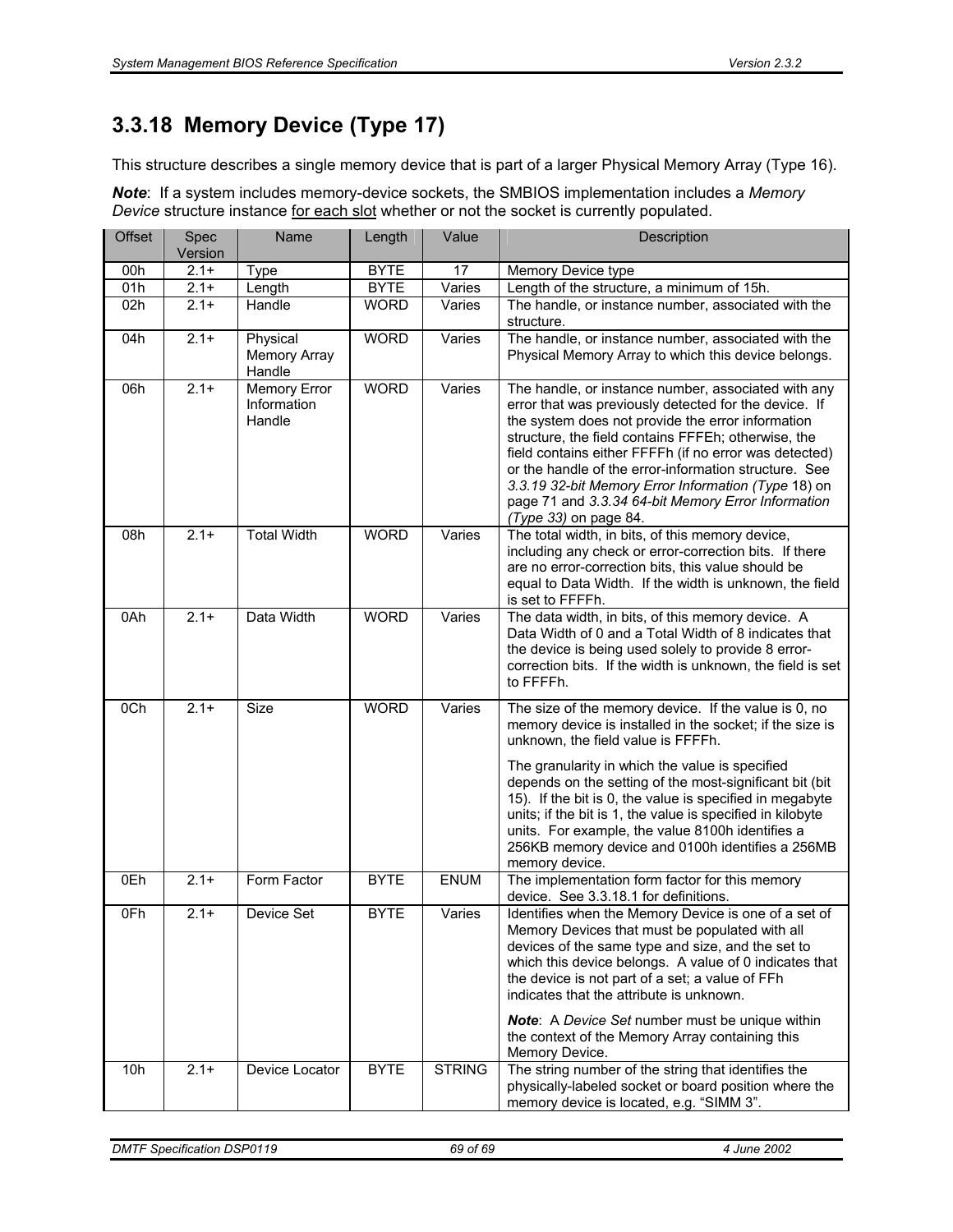## 3.3.18 Memory Device (Type 17)

This structure describes a single memory device that is part of a larger Physical Memory Array (Type 16).

***Note***: If a system includes memory-device sockets, the SMBIOS implementation includes a *Memory Device* structure instance for each slot whether or not the socket is currently populated.

| Offset | Spec Version | Name | Length | Value | Description |
|---|---|---|---|---|---|
| 00h | 2.1+ | Type | BYTE | 17 | Memory Device type |
| 01h | 2.1+ | Length | BYTE | Varies | Length of the structure, a minimum of 15h. |
| 02h | 2.1+ | Handle | WORD | Varies | The handle, or instance number, associated with the structure. |
| 04h | 2.1+ | Physical Memory Array Handle | WORD | Varies | The handle, or instance number, associated with the Physical Memory Array to which this device belongs. |
| 06h | 2.1+ | Memory Error Information Handle | WORD | Varies | The handle, or instance number, associated with any error that was previously detected for the device. If the system does not provide the error information structure, the field contains FFFEh; otherwise, the field contains either FFFFh (if no error was detected) or the handle of the error-information structure. See *3.3.19 32-bit Memory Error Information (Type* 18) on page 71 and *3.3.34 64-bit Memory Error Information (Type 33)* on page 84. |
| 08h | 2.1+ | Total Width | WORD | Varies | The total width, in bits, of this memory device, including any check or error-correction bits. If there are no error-correction bits, this value should be equal to Data Width. If the width is unknown, the field is set to FFFFh. |
| 0Ah | 2.1+ | Data Width | WORD | Varies | The data width, in bits, of this memory device. A Data Width of 0 and a Total Width of 8 indicates that the device is being used solely to provide 8 error-correction bits. If the width is unknown, the field is set to FFFFh. |
| 0Ch | 2.1+ | Size | WORD | Varies | The size of the memory device. If the value is 0, no memory device is installed in the socket; if the size is unknown, the field value is FFFFh.<br><br>The granularity in which the value is specified depends on the setting of the most-significant bit (bit 15). If the bit is 0, the value is specified in megabyte units; if the bit is 1, the value is specified in kilobyte units. For example, the value 8100h identifies a 256KB memory device and 0100h identifies a 256MB memory device. |
| 0Eh | 2.1+ | Form Factor | BYTE | ENUM | The implementation form factor for this memory device. See 3.3.18.1 for definitions. |
| 0Fh | 2.1+ | Device Set | BYTE | Varies | Identifies when the Memory Device is one of a set of Memory Devices that must be populated with all devices of the same type and size, and the set to which this device belongs. A value of 0 indicates that the device is not part of a set; a value of FFh indicates that the attribute is unknown.<br><br>***Note***: A *Device Set* number must be unique within the context of the Memory Array containing this Memory Device. |
| 10h | 2.1+ | Device Locator | BYTE | STRING | The string number of the string that identifies the physically-labeled socket or board position where the memory device is located, e.g. "SIMM 3". |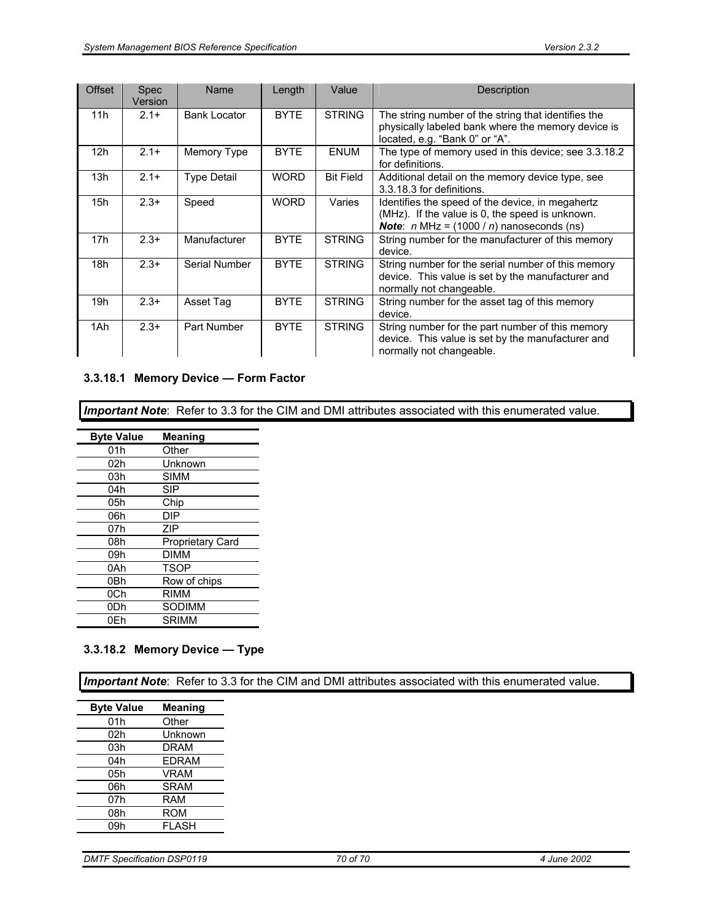| Offset | Spec Version | Name | Length | Value | Description |
|---|---|---|---|---|---|
| 11h | 2.1+ | Bank Locator | BYTE | STRING | The string number of the string that identifies the physically labeled bank where the memory device is located, e.g. “Bank 0” or “A”. |
| 12h | 2.1+ | Memory Type | BYTE | ENUM | The type of memory used in this device; see 3.3.18.2 for definitions. |
| 13h | 2.1+ | Type Detail | WORD | Bit Field | Additional detail on the memory device type, see 3.3.18.3 for definitions. |
| 15h | 2.3+ | Speed | WORD | Varies | Identifies the speed of the device, in megahertz (MHz). If the value is 0, the speed is unknown. ***Note***: *n* MHz = (1000 / *n*) nanoseconds (ns) |
| 17h | 2.3+ | Manufacturer | BYTE | STRING | String number for the manufacturer of this memory device. |
| 18h | 2.3+ | Serial Number | BYTE | STRING | String number for the serial number of this memory device. This value is set by the manufacturer and normally not changeable. |
| 19h | 2.3+ | Asset Tag | BYTE | STRING | String number for the asset tag of this memory device. |
| 1Ah | 2.3+ | Part Number | BYTE | STRING | String number for the part number of this memory device. This value is set by the manufacturer and normally not changeable. |

#### 3.3.18.1 Memory Device — Form Factor

***Important Note***: Refer to 3.3 for the CIM and DMI attributes associated with this enumerated value.

| Byte Value | Meaning |
|---|---|
| 01h | Other |
| 02h | Unknown |
| 03h | SIMM |
| 04h | SIP |
| 05h | Chip |
| 06h | DIP |
| 07h | ZIP |
| 08h | Proprietary Card |
| 09h | DIMM |
| 0Ah | TSOP |
| 0Bh | Row of chips |
| 0Ch | RIMM |
| 0Dh | SODIMM |
| 0Eh | SRIMM |

#### 3.3.18.2 Memory Device — Type

***Important Note***: Refer to 3.3 for the CIM and DMI attributes associated with this enumerated value.

| Byte Value | Meaning |
|---|---|
| 01h | Other |
| 02h | Unknown |
| 03h | DRAM |
| 04h | EDRAM |
| 05h | VRAM |
| 06h | SRAM |
| 07h | RAM |
| 08h | ROM |
| 09h | FLASH |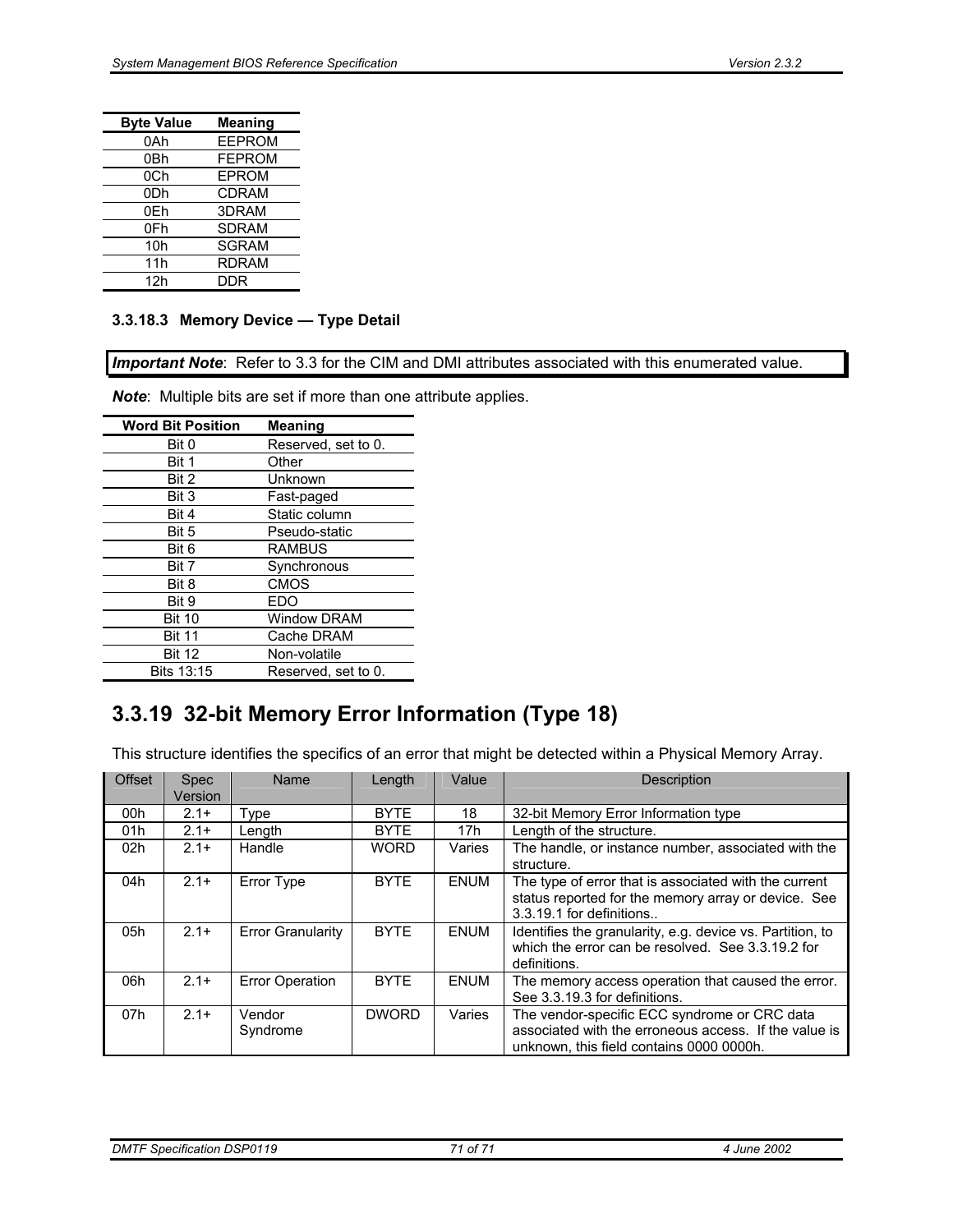| Byte Value | Meaning |
|---|---|
| 0Ah | EEPROM |
| 0Bh | FEPROM |
| 0Ch | EPROM |
| 0Dh | CDRAM |
| 0Eh | 3DRAM |
| 0Fh | SDRAM |
| 10h | SGRAM |
| 11h | RDRAM |
| 12h | DDR |

### 3.3.18.3 Memory Device — Type Detail

***Important Note***: Refer to 3.3 for the CIM and DMI attributes associated with this enumerated value.

***Note***: Multiple bits are set if more than one attribute applies.

| Word Bit Position | Meaning |
|---|---|
| Bit 0 | Reserved, set to 0. |
| Bit 1 | Other |
| Bit 2 | Unknown |
| Bit 3 | Fast-paged |
| Bit 4 | Static column |
| Bit 5 | Pseudo-static |
| Bit 6 | RAMBUS |
| Bit 7 | Synchronous |
| Bit 8 | CMOS |
| Bit 9 | EDO |
| Bit 10 | Window DRAM |
| Bit 11 | Cache DRAM |
| Bit 12 | Non-volatile |
| Bits 13:15 | Reserved, set to 0. |

## 3.3.19 32-bit Memory Error Information (Type 18)

This structure identifies the specifics of an error that might be detected within a Physical Memory Array.

| Offset | Spec Version | Name | Length | Value | Description |
|---|---|---|---|---|---|
| 00h | 2.1+ | Type | BYTE | 18 | 32-bit Memory Error Information type |
| 01h | 2.1+ | Length | BYTE | 17h | Length of the structure. |
| 02h | 2.1+ | Handle | WORD | Varies | The handle, or instance number, associated with the structure. |
| 04h | 2.1+ | Error Type | BYTE | ENUM | The type of error that is associated with the current status reported for the memory array or device. See 3.3.19.1 for definitions.. |
| 05h | 2.1+ | Error Granularity | BYTE | ENUM | Identifies the granularity, e.g. device vs. Partition, to which the error can be resolved. See 3.3.19.2 for definitions. |
| 06h | 2.1+ | Error Operation | BYTE | ENUM | The memory access operation that caused the error. See 3.3.19.3 for definitions. |
| 07h | 2.1+ | Vendor Syndrome | DWORD | Varies | The vendor-specific ECC syndrome or CRC data associated with the erroneous access. If the value is unknown, this field contains 0000 0000h. |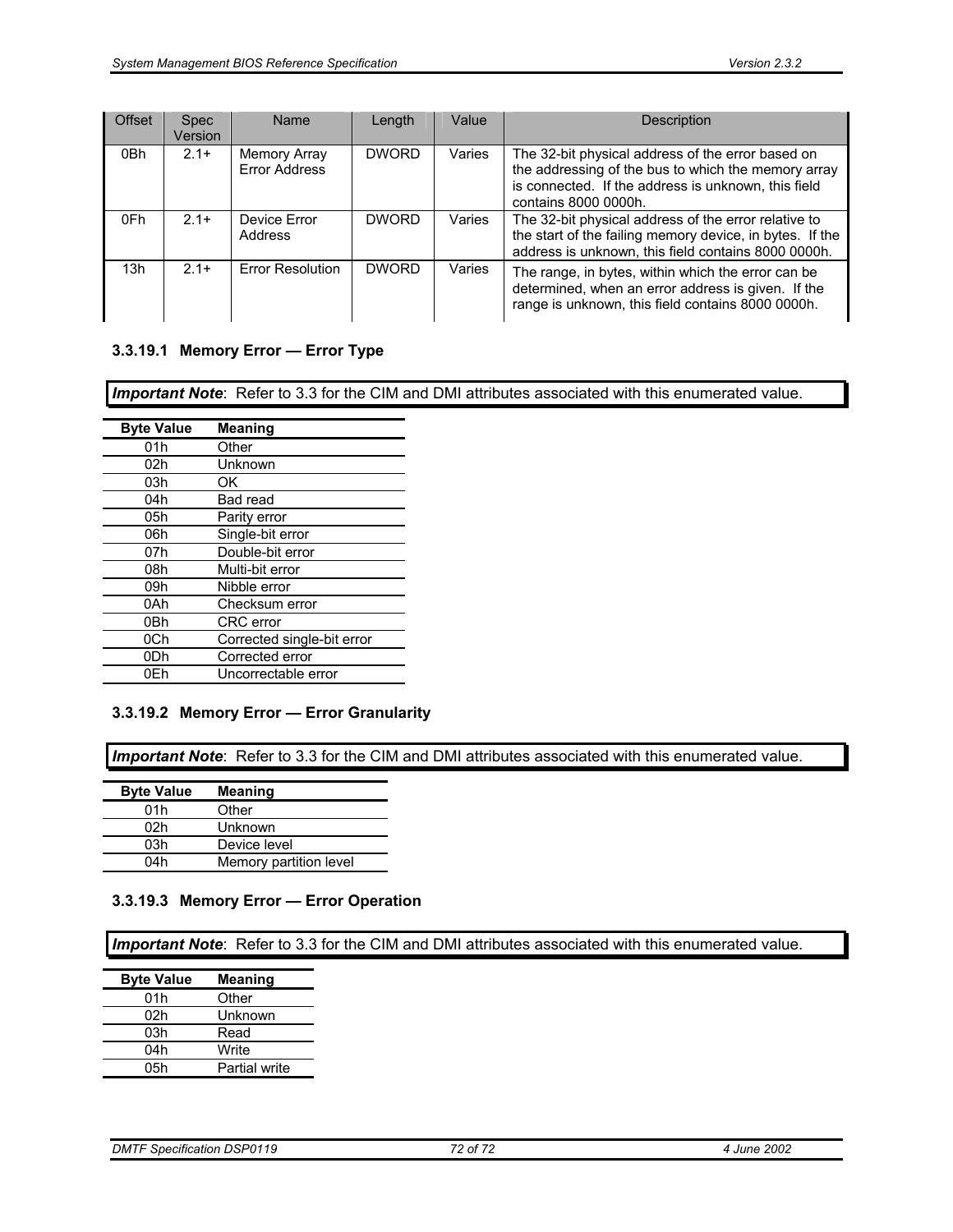| Offset | Spec Version | Name | Length | Value | Description |
|---|---|---|---|---|---|
| 0Bh | 2.1+ | Memory Array Error Address | DWORD | Varies | The 32-bit physical address of the error based on the addressing of the bus to which the memory array is connected. If the address is unknown, this field contains 8000 0000h. |
| 0Fh | 2.1+ | Device Error Address | DWORD | Varies | The 32-bit physical address of the error relative to the start of the failing memory device, in bytes. If the address is unknown, this field contains 8000 0000h. |
| 13h | 2.1+ | Error Resolution | DWORD | Varies | The range, in bytes, within which the error can be determined, when an error address is given. If the range is unknown, this field contains 8000 0000h. |

### 3.3.19.1 Memory Error — Error Type

***Important Note***: Refer to 3.3 for the CIM and DMI attributes associated with this enumerated value.

| Byte Value | Meaning |
|---|---|
| 01h | Other |
| 02h | Unknown |
| 03h | OK |
| 04h | Bad read |
| 05h | Parity error |
| 06h | Single-bit error |
| 07h | Double-bit error |
| 08h | Multi-bit error |
| 09h | Nibble error |
| 0Ah | Checksum error |
| 0Bh | CRC error |
| 0Ch | Corrected single-bit error |
| 0Dh | Corrected error |
| 0Eh | Uncorrectable error |

### 3.3.19.2 Memory Error — Error Granularity

***Important Note***: Refer to 3.3 for the CIM and DMI attributes associated with this enumerated value.

| Byte Value | Meaning |
|---|---|
| 01h | Other |
| 02h | Unknown |
| 03h | Device level |
| 04h | Memory partition level |

### 3.3.19.3 Memory Error — Error Operation

***Important Note***: Refer to 3.3 for the CIM and DMI attributes associated with this enumerated value.

| Byte Value | Meaning |
|---|---|
| 01h | Other |
| 02h | Unknown |
| 03h | Read |
| 04h | Write |
| 05h | Partial write |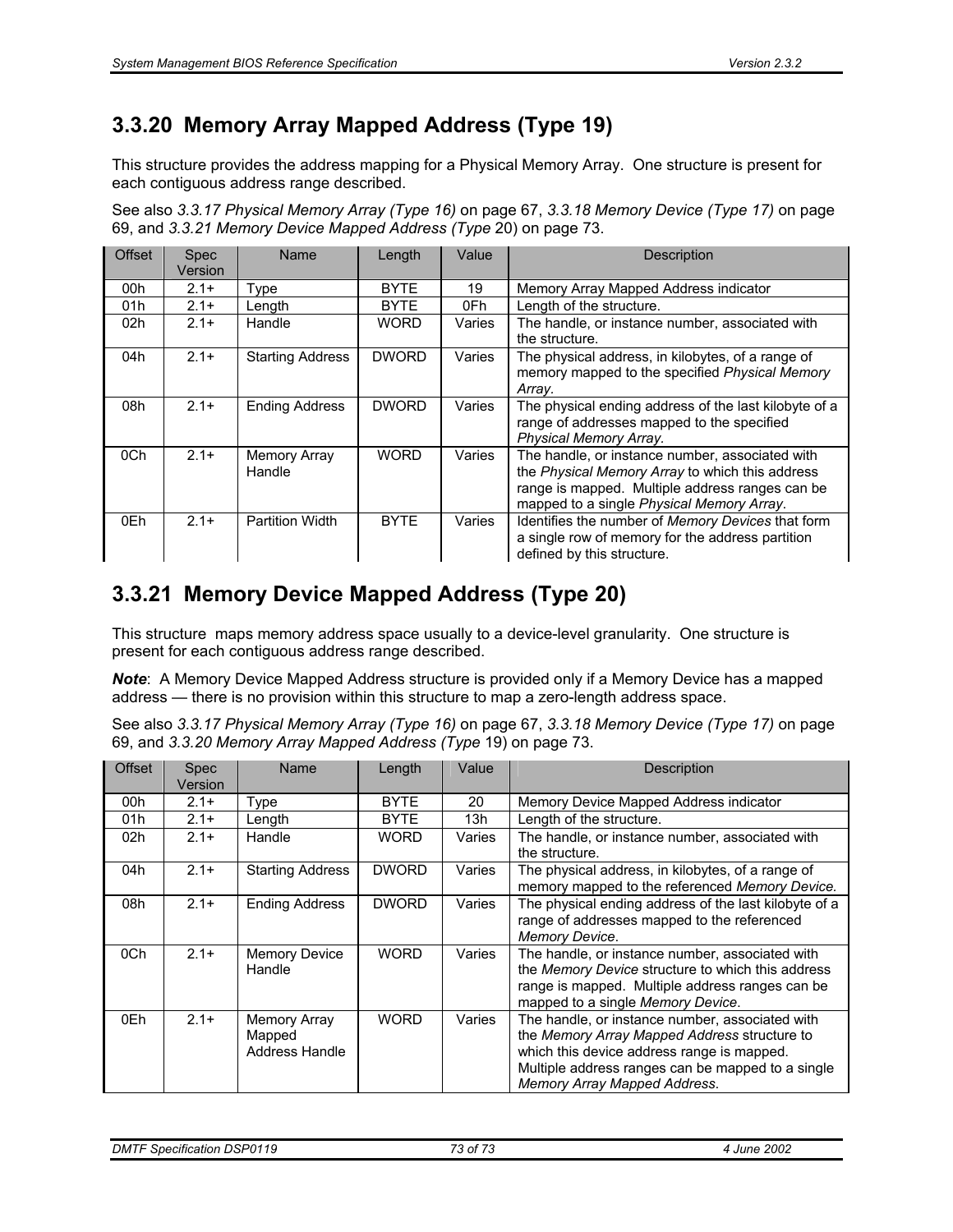### 3.3.20 Memory Array Mapped Address (Type 19)

This structure provides the address mapping for a Physical Memory Array. One structure is present for each contiguous address range described.

See also *3.3.17 Physical Memory Array (Type 16)* on page 67, *3.3.18 Memory Device (Type 17)* on page 69, and *3.3.21 Memory Device Mapped Address (Type* 20) on page 73.

| Offset | Spec Version | Name | Length | Value | Description |
|---|---|---|---|---|---|
| 00h | 2.1+ | Type | BYTE | 19 | Memory Array Mapped Address indicator |
| 01h | 2.1+ | Length | BYTE | 0Fh | Length of the structure. |
| 02h | 2.1+ | Handle | WORD | Varies | The handle, or instance number, associated with the structure. |
| 04h | 2.1+ | Starting Address | DWORD | Varies | The physical address, in kilobytes, of a range of memory mapped to the specified *Physical Memory Array*. |
| 08h | 2.1+ | Ending Address | DWORD | Varies | The physical ending address of the last kilobyte of a range of addresses mapped to the specified *Physical Memory Array*. |
| 0Ch | 2.1+ | Memory Array Handle | WORD | Varies | The handle, or instance number, associated with the *Physical Memory Array* to which this address range is mapped. Multiple address ranges can be mapped to a single *Physical Memory Array*. |
| 0Eh | 2.1+ | Partition Width | BYTE | Varies | Identifies the number of *Memory Devices* that form a single row of memory for the address partition defined by this structure. |

### 3.3.21 Memory Device Mapped Address (Type 20)

This structure maps memory address space usually to a device-level granularity. One structure is present for each contiguous address range described.

***Note***: A Memory Device Mapped Address structure is provided only if a Memory Device has a mapped address — there is no provision within this structure to map a zero-length address space.

See also *3.3.17 Physical Memory Array (Type 16)* on page 67, *3.3.18 Memory Device (Type 17)* on page 69, and *3.3.20 Memory Array Mapped Address (Type* 19) on page 73.

| Offset | Spec Version | Name | Length | Value | Description |
|---|---|---|---|---|---|
| 00h | 2.1+ | Type | BYTE | 20 | Memory Device Mapped Address indicator |
| 01h | 2.1+ | Length | BYTE | 13h | Length of the structure. |
| 02h | 2.1+ | Handle | WORD | Varies | The handle, or instance number, associated with the structure. |
| 04h | 2.1+ | Starting Address | DWORD | Varies | The physical address, in kilobytes, of a range of memory mapped to the referenced *Memory Device.* |
| 08h | 2.1+ | Ending Address | DWORD | Varies | The physical ending address of the last kilobyte of a range of addresses mapped to the referenced *Memory Device*. |
| 0Ch | 2.1+ | Memory Device Handle | WORD | Varies | The handle, or instance number, associated with the *Memory Device* structure to which this address range is mapped. Multiple address ranges can be mapped to a single *Memory Device*. |
| 0Eh | 2.1+ | Memory Array Mapped Address Handle | WORD | Varies | The handle, or instance number, associated with the *Memory Array Mapped Address* structure to which this device address range is mapped. Multiple address ranges can be mapped to a single *Memory Array Mapped Address*. |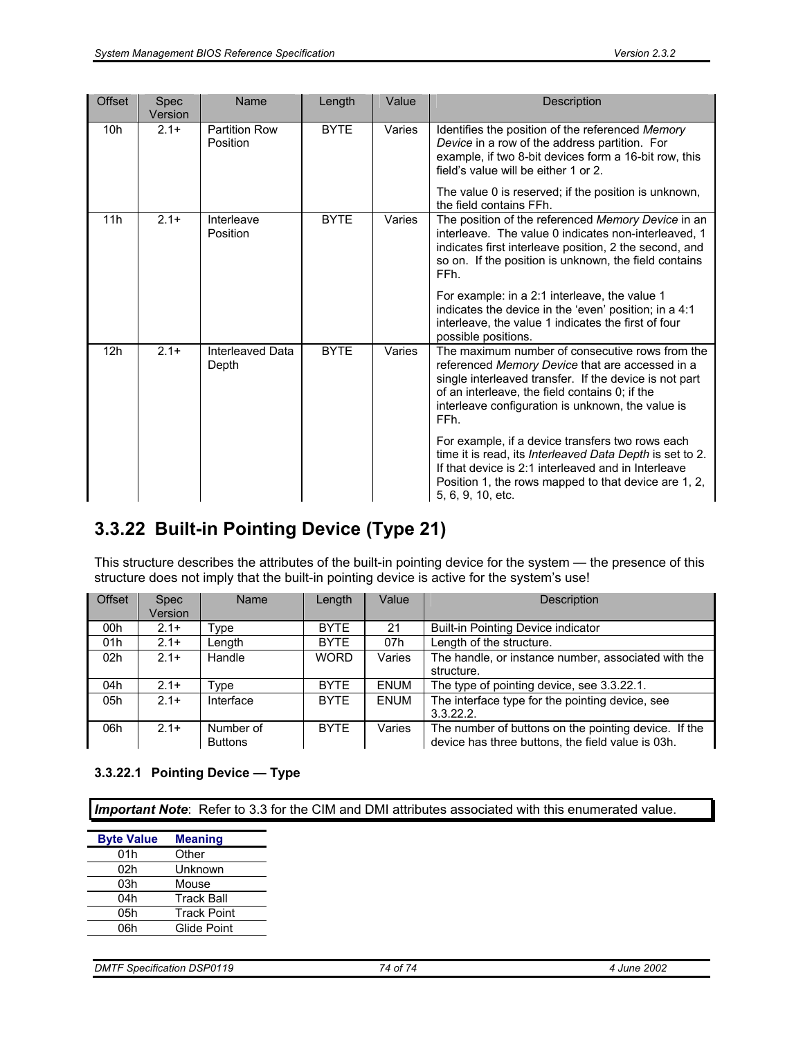| Offset | Spec Version | Name | Length | Value | Description |
|---|---|---|---|---|---|
| 10h | 2.1+ | Partition Row Position | BYTE | Varies | Identifies the position of the referenced *Memory Device* in a row of the address partition. For example, if two 8-bit devices form a 16-bit row, this field's value will be either 1 or 2.<br><br>The value 0 is reserved; if the position is unknown, the field contains FFh. |
| 11h | 2.1+ | Interleave Position | BYTE | Varies | The position of the referenced *Memory Device* in an interleave. The value 0 indicates non-interleaved, 1 indicates first interleave position, 2 the second, and so on. If the position is unknown, the field contains FFh.<br><br>For example: in a 2:1 interleave, the value 1 indicates the device in the 'even' position; in a 4:1 interleave, the value 1 indicates the first of four possible positions. |
| 12h | 2.1+ | Interleaved Data Depth | BYTE | Varies | The maximum number of consecutive rows from the referenced *Memory Device* that are accessed in a single interleaved transfer. If the device is not part of an interleave, the field contains 0; if the interleave configuration is unknown, the value is FFh.<br><br>For example, if a device transfers two rows each time it is read, its *Interleaved Data Depth* is set to 2. If that device is 2:1 interleaved and in Interleave Position 1, the rows mapped to that device are 1, 2, 5, 6, 9, 10, etc. |

## 3.3.22 Built-in Pointing Device (Type 21)

This structure describes the attributes of the built-in pointing device for the system — the presence of this structure does not imply that the built-in pointing device is active for the system's use!

| Offset | Spec Version | Name | Length | Value | Description |
|---|---|---|---|---|---|
| 00h | 2.1+ | Type | BYTE | 21 | Built-in Pointing Device indicator |
| 01h | 2.1+ | Length | BYTE | 07h | Length of the structure. |
| 02h | 2.1+ | Handle | WORD | Varies | The handle, or instance number, associated with the structure. |
| 04h | 2.1+ | Type | BYTE | ENUM | The type of pointing device, see 3.3.22.1. |
| 05h | 2.1+ | Interface | BYTE | ENUM | The interface type for the pointing device, see 3.3.22.2. |
| 06h | 2.1+ | Number of Buttons | BYTE | Varies | The number of buttons on the pointing device. If the device has three buttons, the field value is 03h. |

### 3.3.22.1 Pointing Device — Type

***Important Note***: Refer to 3.3 for the CIM and DMI attributes associated with this enumerated value.

| Byte Value | Meaning |
|---|---|
| 01h | Other |
| 02h | Unknown |
| 03h | Mouse |
| 04h | Track Ball |
| 05h | Track Point |
| 06h | Glide Point |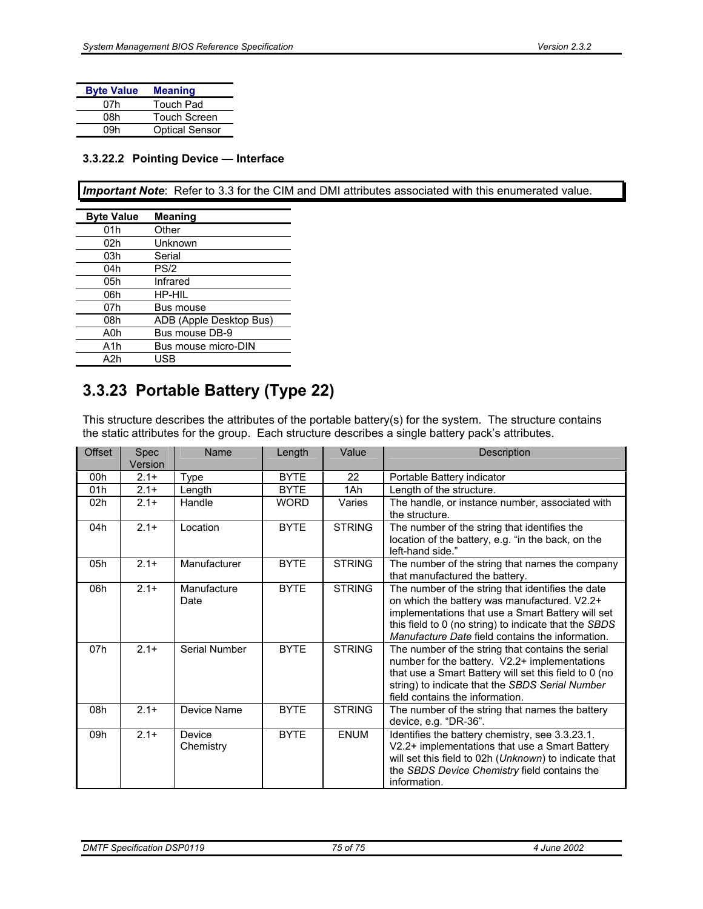| Byte Value | Meaning |
|---|---|
| 07h | Touch Pad |
| 08h | Touch Screen |
| 09h | Optical Sensor |

#### 3.3.22.2 Pointing Device — Interface

***Important Note***: Refer to 3.3 for the CIM and DMI attributes associated with this enumerated value.

| Byte Value | Meaning |
|---|---|
| 01h | Other |
| 02h | Unknown |
| 03h | Serial |
| 04h | PS/2 |
| 05h | Infrared |
| 06h | HP-HIL |
| 07h | Bus mouse |
| 08h | ADB (Apple Desktop Bus) |
| A0h | Bus mouse DB-9 |
| A1h | Bus mouse micro-DIN |
| A2h | USB |

## 3.3.23 Portable Battery (Type 22)

This structure describes the attributes of the portable battery(s) for the system. The structure contains the static attributes for the group. Each structure describes a single battery pack's attributes.

| Offset | Spec Version | Name | Length | Value | Description |
|---|---|---|---|---|---|
| 00h | 2.1+ | Type | BYTE | 22 | Portable Battery indicator |
| 01h | 2.1+ | Length | BYTE | 1Ah | Length of the structure. |
| 02h | 2.1+ | Handle | WORD | Varies | The handle, or instance number, associated with the structure. |
| 04h | 2.1+ | Location | BYTE | STRING | The number of the string that identifies the location of the battery, e.g. "in the back, on the left-hand side." |
| 05h | 2.1+ | Manufacturer | BYTE | STRING | The number of the string that names the company that manufactured the battery. |
| 06h | 2.1+ | Manufacture Date | BYTE | STRING | The number of the string that identifies the date on which the battery was manufactured. V2.2+ implementations that use a Smart Battery will set this field to 0 (no string) to indicate that the *SBDS Manufacture Date* field contains the information. |
| 07h | 2.1+ | Serial Number | BYTE | STRING | The number of the string that contains the serial number for the battery. V2.2+ implementations that use a Smart Battery will set this field to 0 (no string) to indicate that the *SBDS Serial Number* field contains the information. |
| 08h | 2.1+ | Device Name | BYTE | STRING | The number of the string that names the battery device, e.g. "DR-36". |
| 09h | 2.1+ | Device Chemistry | BYTE | ENUM | Identifies the battery chemistry, see 3.3.23.1. V2.2+ implementations that use a Smart Battery will set this field to 02h (*Unknown*) to indicate that the *SBDS Device Chemistry* field contains the information. |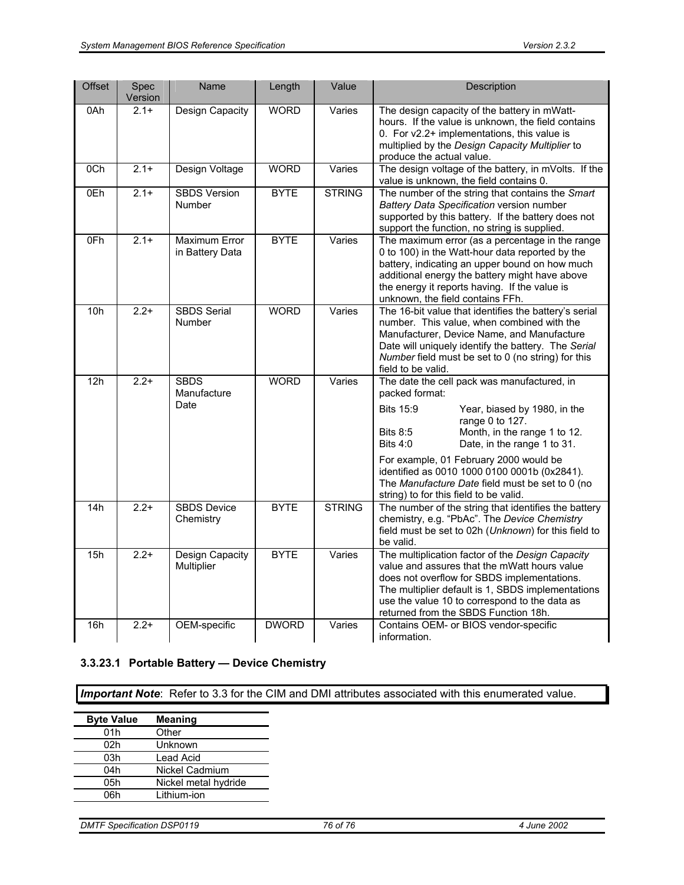| Offset | Spec Version | Name | Length | Value | Description |
|---|---|---|---|---|---|
| 0Ah | 2.1+ | Design Capacity | WORD | Varies | The design capacity of the battery in mWatt-hours. If the value is unknown, the field contains 0. For v2.2+ implementations, this value is multiplied by the *Design Capacity Multiplier* to produce the actual value. |
| 0Ch | 2.1+ | Design Voltage | WORD | Varies | The design voltage of the battery, in mVolts. If the value is unknown, the field contains 0. |
| 0Eh | 2.1+ | SBDS Version Number | BYTE | STRING | The number of the string that contains the *Smart Battery Data Specification* version number supported by this battery. If the battery does not support the function, no string is supplied. |
| 0Fh | 2.1+ | Maximum Error in Battery Data | BYTE | Varies | The maximum error (as a percentage in the range 0 to 100) in the Watt-hour data reported by the battery, indicating an upper bound on how much additional energy the battery might have above the energy it reports having. If the value is unknown, the field contains FFh. |
| 10h | 2.2+ | SBDS Serial Number | WORD | Varies | The 16-bit value that identifies the battery's serial number. This value, when combined with the Manufacturer, Device Name, and Manufacture Date will uniquely identify the battery. The *Serial Number* field must be set to 0 (no string) for this field to be valid. |
| 12h | 2.2+ | SBDS Manufacture Date | WORD | Varies | The date the cell pack was manufactured, in packed format:<br>Bits 15:9 Year, biased by 1980, in the range 0 to 127.<br>Bits 8:5 Month, in the range 1 to 12.<br>Bits 4:0 Date, in the range 1 to 31.<br>For example, 01 February 2000 would be identified as 0010 1000 0100 0001b (0x2841). The *Manufacture Date* field must be set to 0 (no string) to for this field to be valid. |
| 14h | 2.2+ | SBDS Device Chemistry | BYTE | STRING | The number of the string that identifies the battery chemistry, e.g. "PbAc". The *Device Chemistry* field must be set to 02h (*Unknown*) for this field to be valid. |
| 15h | 2.2+ | Design Capacity Multiplier | BYTE | Varies | The multiplication factor of the *Design Capacity* value and assures that the mWatt hours value does not overflow for SBDS implementations. The multiplier default is 1, SBDS implementations use the value 10 to correspond to the data as returned from the SBDS Function 18h. |
| 16h | 2.2+ | OEM-specific | DWORD | Varies | Contains OEM- or BIOS vendor-specific information. |

#### 3.3.23.1 Portable Battery — Device Chemistry

***Important Note***: Refer to 3.3 for the CIM and DMI attributes associated with this enumerated value.

| Byte Value | Meaning |
|---|---|
| 01h | Other |
| 02h | Unknown |
| 03h | Lead Acid |
| 04h | Nickel Cadmium |
| 05h | Nickel metal hydride |
| 06h | Lithium-ion |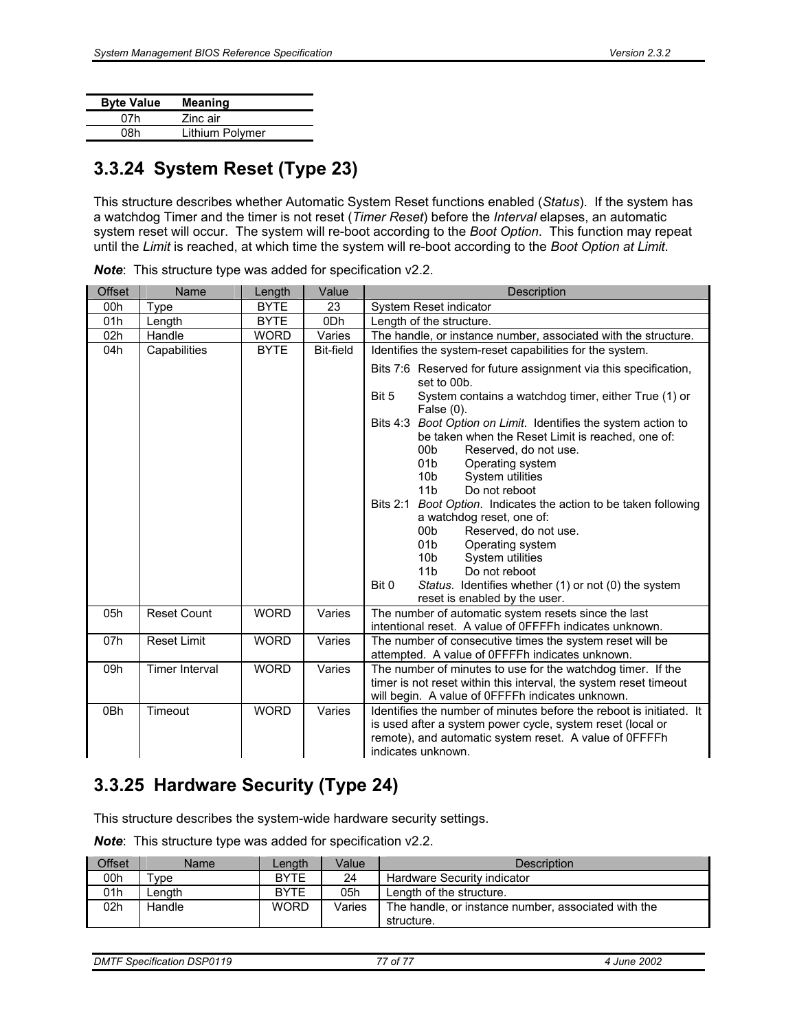| Byte Value | Meaning |
| --- | --- |
| 07h | Zinc air |
| 08h | Lithium Polymer |

### 3.3.24 System Reset (Type 23)

This structure describes whether Automatic System Reset functions enabled (*Status*). If the system has a watchdog Timer and the timer is not reset (*Timer Reset*) before the *Interval* elapses, an automatic system reset will occur. The system will re-boot according to the *Boot Option*. This function may repeat until the *Limit* is reached, at which time the system will re-boot according to the *Boot Option at Limit*.

***Note***: This structure type was added for specification v2.2.

| Offset | Name | Length | Value | Description |
| --- | --- | --- | --- | --- |
| 00h | Type | BYTE | 23 | System Reset indicator |
| 01h | Length | BYTE | 0Dh | Length of the structure. |
| 02h | Handle | WORD | Varies | The handle, or instance number, associated with the structure. |
| 04h | Capabilities | BYTE | Bit-field | Identifies the system-reset capabilities for the system.<br><br>Bits 7:6 Reserved for future assignment via this specification, set to 00b.<br>Bit 5 System contains a watchdog timer, either True (1) or False (0).<br>Bits 4:3 *Boot Option on Limit*. Identifies the system action to be taken when the Reset Limit is reached, one of:<br>00b Reserved, do not use.<br>01b Operating system<br>10b System utilities<br>11b Do not reboot<br>Bits 2:1 *Boot Option*. Indicates the action to be taken following a watchdog reset, one of:<br>00b Reserved, do not use.<br>01b Operating system<br>10b System utilities<br>11b Do not reboot<br>Bit 0 *Status*. Identifies whether (1) or not (0) the system reset is enabled by the user. |
| 05h | Reset Count | WORD | Varies | The number of automatic system resets since the last intentional reset. A value of 0FFFFh indicates unknown. |
| 07h | Reset Limit | WORD | Varies | The number of consecutive times the system reset will be attempted. A value of 0FFFFh indicates unknown. |
| 09h | Timer Interval | WORD | Varies | The number of minutes to use for the watchdog timer. If the timer is not reset within this interval, the system reset timeout will begin. A value of 0FFFFh indicates unknown. |
| 0Bh | Timeout | WORD | Varies | Identifies the number of minutes before the reboot is initiated. It is used after a system power cycle, system reset (local or remote), and automatic system reset. A value of 0FFFFh indicates unknown. |

### 3.3.25 Hardware Security (Type 24)

This structure describes the system-wide hardware security settings.

***Note***: This structure type was added for specification v2.2.

| Offset | Name | Length | Value | Description |
| --- | --- | --- | --- | --- |
| 00h | Type | BYTE | 24 | Hardware Security indicator |
| 01h | Length | BYTE | 05h | Length of the structure. |
| 02h | Handle | WORD | Varies | The handle, or instance number, associated with the structure. |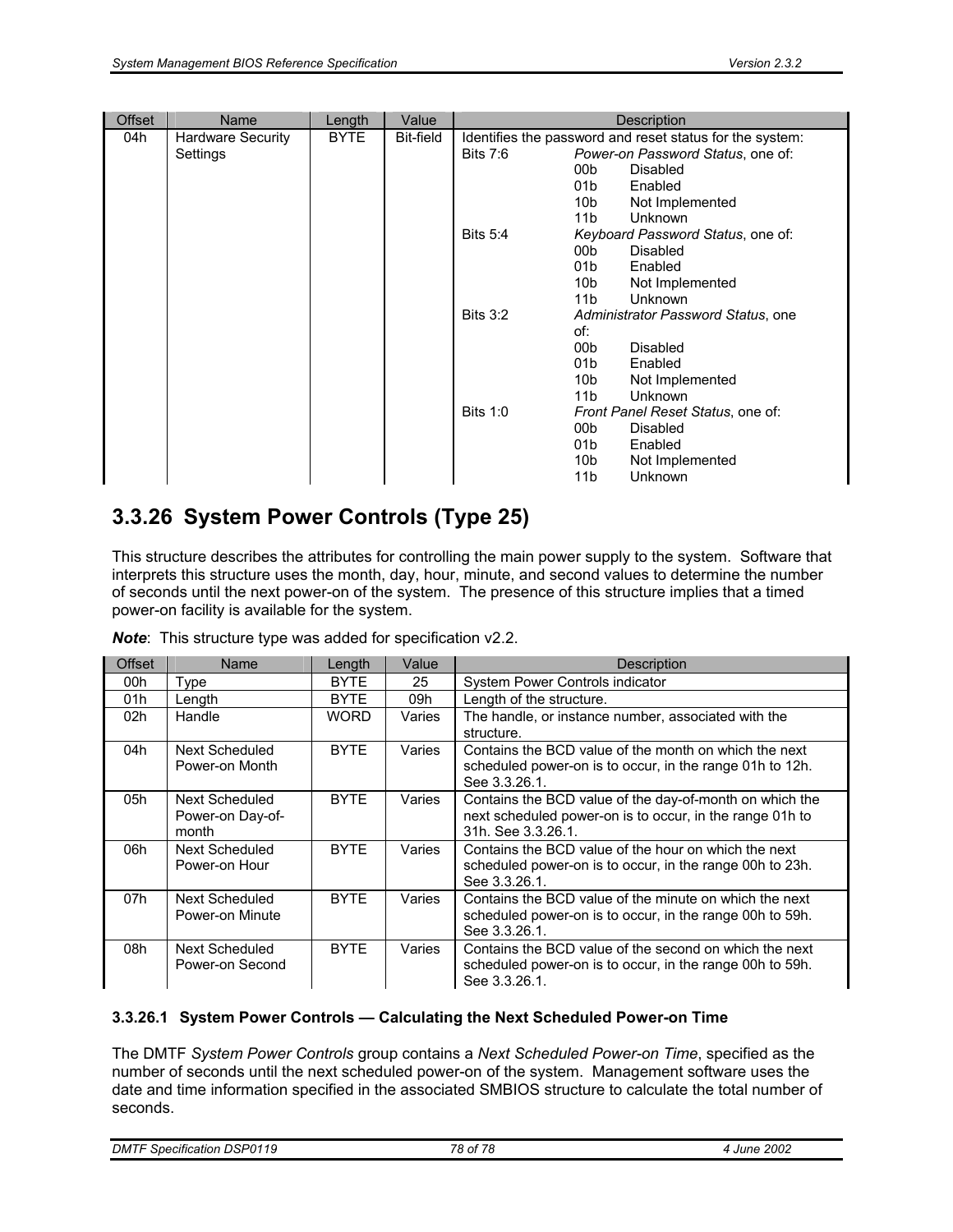| Offset | Name | Length | Value | Description |
|---|---|---|---|---|
| 04h | Hardware Security Settings | BYTE | Bit-field | Identifies the password and reset status for the system:<br>Bits 7:6 *Power-on Password Status*, one of:<br>00b Disabled<br>01b Enabled<br>10b Not Implemented<br>11b Unknown<br>Bits 5:4 *Keyboard Password Status*, one of:<br>00b Disabled<br>01b Enabled<br>10b Not Implemented<br>11b Unknown<br>Bits 3:2 *Administrator Password Status*, one of:<br>00b Disabled<br>01b Enabled<br>10b Not Implemented<br>11b Unknown<br>Bits 1:0 *Front Panel Reset Status*, one of:<br>00b Disabled<br>01b Enabled<br>10b Not Implemented<br>11b Unknown |

## 3.3.26 System Power Controls (Type 25)

This structure describes the attributes for controlling the main power supply to the system. Software that interprets this structure uses the month, day, hour, minute, and second values to determine the number of seconds until the next power-on of the system. The presence of this structure implies that a timed power-on facility is available for the system.

***Note***: This structure type was added for specification v2.2.

| Offset | Name | Length | Value | Description |
|---|---|---|---|---|
| 00h | Type | BYTE | 25 | System Power Controls indicator |
| 01h | Length | BYTE | 09h | Length of the structure. |
| 02h | Handle | WORD | Varies | The handle, or instance number, associated with the structure. |
| 04h | Next Scheduled Power-on Month | BYTE | Varies | Contains the BCD value of the month on which the next scheduled power-on is to occur, in the range 01h to 12h. See 3.3.26.1. |
| 05h | Next Scheduled Power-on Day-of-month | BYTE | Varies | Contains the BCD value of the day-of-month on which the next scheduled power-on is to occur, in the range 01h to 31h. See 3.3.26.1. |
| 06h | Next Scheduled Power-on Hour | BYTE | Varies | Contains the BCD value of the hour on which the next scheduled power-on is to occur, in the range 00h to 23h. See 3.3.26.1. |
| 07h | Next Scheduled Power-on Minute | BYTE | Varies | Contains the BCD value of the minute on which the next scheduled power-on is to occur, in the range 00h to 59h. See 3.3.26.1. |
| 08h | Next Scheduled Power-on Second | BYTE | Varies | Contains the BCD value of the second on which the next scheduled power-on is to occur, in the range 00h to 59h. See 3.3.26.1. |

#### 3.3.26.1 System Power Controls — Calculating the Next Scheduled Power-on Time

The DMTF *System Power Controls* group contains a *Next Scheduled Power-on Time*, specified as the number of seconds until the next scheduled power-on of the system. Management software uses the date and time information specified in the associated SMBIOS structure to calculate the total number of seconds.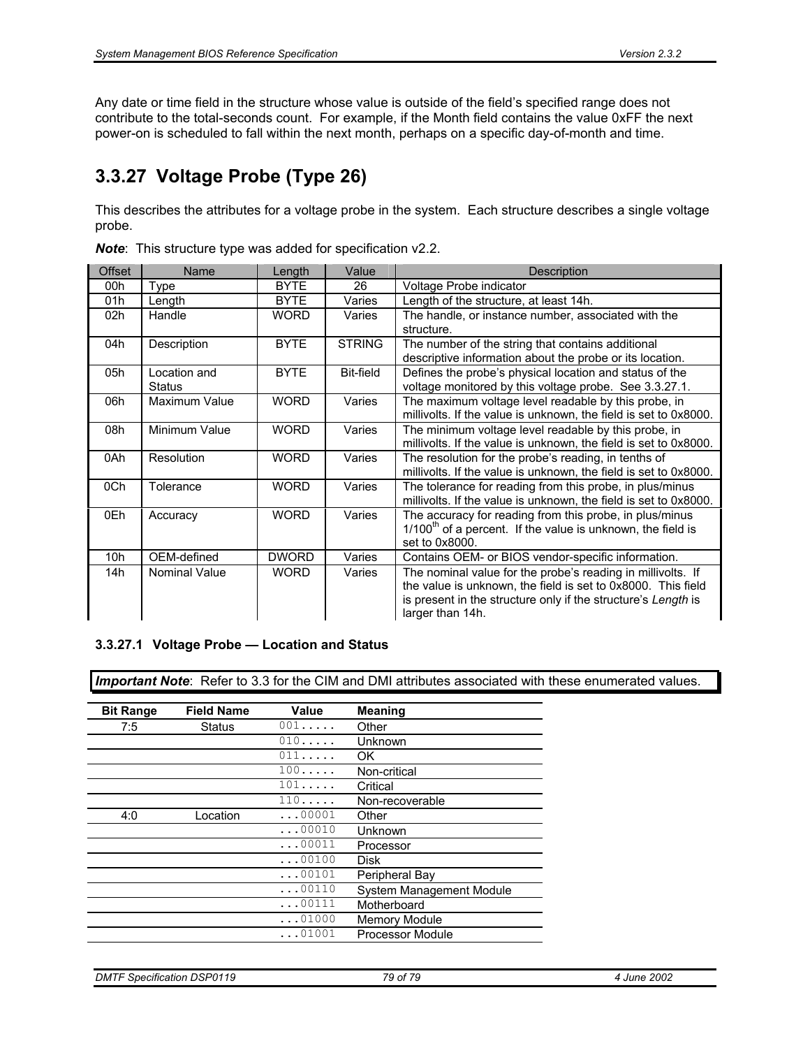Any date or time field in the structure whose value is outside of the field's specified range does not contribute to the total-seconds count. For example, if the Month field contains the value 0xFF the next power-on is scheduled to fall within the next month, perhaps on a specific day-of-month and time.

## 3.3.27 Voltage Probe (Type 26)

This describes the attributes for a voltage probe in the system. Each structure describes a single voltage probe.

***Note***: This structure type was added for specification v2.2.

| Offset | Name | Length | Value | Description |
|---|---|---|---|---|
| 00h | Type | BYTE | 26 | Voltage Probe indicator |
| 01h | Length | BYTE | Varies | Length of the structure, at least 14h. |
| 02h | Handle | WORD | Varies | The handle, or instance number, associated with the structure. |
| 04h | Description | BYTE | STRING | The number of the string that contains additional descriptive information about the probe or its location. |
| 05h | Location and Status | BYTE | Bit-field | Defines the probe's physical location and status of the voltage monitored by this voltage probe. See 3.3.27.1. |
| 06h | Maximum Value | WORD | Varies | The maximum voltage level readable by this probe, in millivolts. If the value is unknown, the field is set to 0x8000. |
| 08h | Minimum Value | WORD | Varies | The minimum voltage level readable by this probe, in millivolts. If the value is unknown, the field is set to 0x8000. |
| 0Ah | Resolution | WORD | Varies | The resolution for the probe's reading, in tenths of millivolts. If the value is unknown, the field is set to 0x8000. |
| 0Ch | Tolerance | WORD | Varies | The tolerance for reading from this probe, in plus/minus millivolts. If the value is unknown, the field is set to 0x8000. |
| 0Eh | Accuracy | WORD | Varies | The accuracy for reading from this probe, in plus/minus 1/100th of a percent. If the value is unknown, the field is set to 0x8000. |
| 10h | OEM-defined | DWORD | Varies | Contains OEM- or BIOS vendor-specific information. |
| 14h | Nominal Value | WORD | Varies | The nominal value for the probe's reading in millivolts. If the value is unknown, the field is set to 0x8000. This field is present in the structure only if the structure's *Length* is larger than 14h. |

### 3.3.27.1 Voltage Probe — Location and Status

***Important Note***: Refer to 3.3 for the CIM and DMI attributes associated with these enumerated values.

| Bit Range | Field Name | Value | Meaning |
|---|---|---|---|
| 7:5 | Status | 001..... | Other |
| | | 010..... | Unknown |
| | | 011..... | OK |
| | | 100..... | Non-critical |
| | | 101..... | Critical |
| | | 110..... | Non-recoverable |
| 4:0 | Location | ...00001 | Other |
| | | ...00010 | Unknown |
| | | ...00011 | Processor |
| | | ...00100 | Disk |
| | | ...00101 | Peripheral Bay |
| | | ...00110 | System Management Module |
| | | ...00111 | Motherboard |
| | | ...01000 | Memory Module |
| | | ...01001 | Processor Module |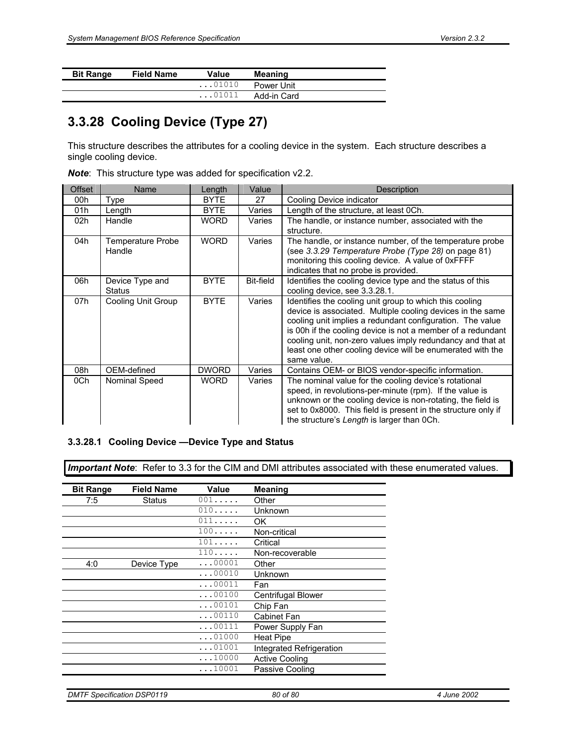| Bit Range | Field Name | Value | Meaning |
|---|---|---|---|
| | | ...01010 | Power Unit |
| | | ...01011 | Add-in Card |

## 3.3.28 Cooling Device (Type 27)

This structure describes the attributes for a cooling device in the system. Each structure describes a single cooling device.

***Note***: This structure type was added for specification v2.2.

| Offset | Name | Length | Value | Description |
|---|---|---|---|---|
| 00h | Type | BYTE | 27 | Cooling Device indicator |
| 01h | Length | BYTE | Varies | Length of the structure, at least 0Ch. |
| 02h | Handle | WORD | Varies | The handle, or instance number, associated with the structure. |
| 04h | Temperature Probe Handle | WORD | Varies | The handle, or instance number, of the temperature probe (see *3.3.29 Temperature Probe (Type 28)* on page 81) monitoring this cooling device. A value of 0xFFFF indicates that no probe is provided. |
| 06h | Device Type and Status | BYTE | Bit-field | Identifies the cooling device type and the status of this cooling device, see 3.3.28.1. |
| 07h | Cooling Unit Group | BYTE | Varies | Identifies the cooling unit group to which this cooling device is associated. Multiple cooling devices in the same cooling unit implies a redundant configuration. The value is 00h if the cooling device is not a member of a redundant cooling unit, non-zero values imply redundancy and that at least one other cooling device will be enumerated with the same value. |
| 08h | OEM-defined | DWORD | Varies | Contains OEM- or BIOS vendor-specific information. |
| 0Ch | Nominal Speed | WORD | Varies | The nominal value for the cooling device's rotational speed, in revolutions-per-minute (rpm). If the value is unknown or the cooling device is non-rotating, the field is set to 0x8000. This field is present in the structure only if the structure's *Length* is larger than 0Ch. |

#### 3.3.28.1 Cooling Device —Device Type and Status

***Important Note***: Refer to 3.3 for the CIM and DMI attributes associated with these enumerated values.

| Bit Range | Field Name | Value | Meaning |
|---|---|---|---|
| 7:5 | Status | 001..... | Other |
| | | 010..... | Unknown |
| | | 011..... | OK |
| | | 100..... | Non-critical |
| | | 101..... | Critical |
| | | 110..... | Non-recoverable |
| 4:0 | Device Type | ...00001 | Other |
| | | ...00010 | Unknown |
| | | ...00011 | Fan |
| | | ...00100 | Centrifugal Blower |
| | | ...00101 | Chip Fan |
| | | ...00110 | Cabinet Fan |
| | | ...00111 | Power Supply Fan |
| | | ...01000 | Heat Pipe |
| | | ...01001 | Integrated Refrigeration |
| | | ...10000 | Active Cooling |
| | | ...10001 | Passive Cooling |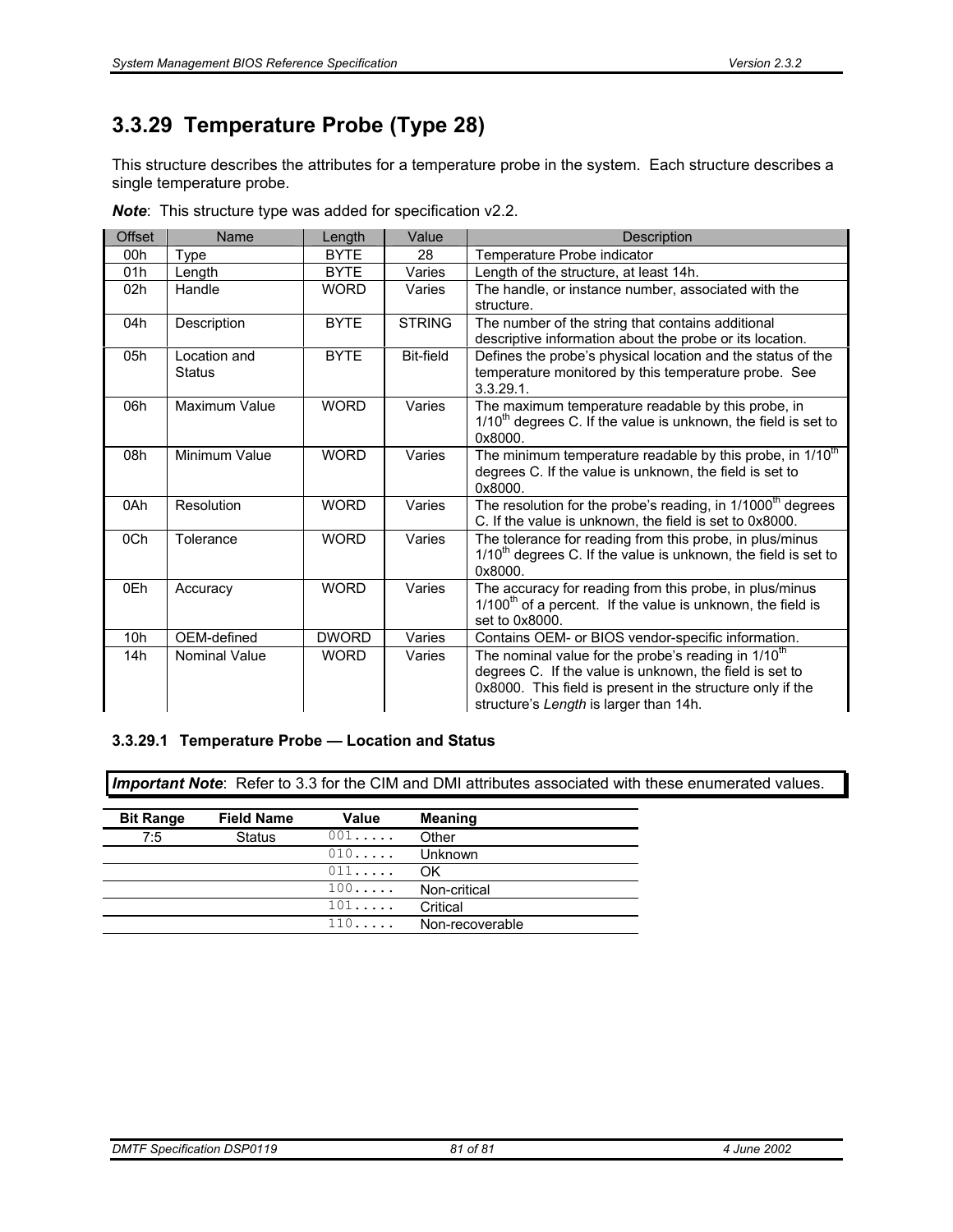## 3.3.29 Temperature Probe (Type 28)

This structure describes the attributes for a temperature probe in the system. Each structure describes a single temperature probe.

***Note***: This structure type was added for specification v2.2.

| Offset | Name | Length | Value | Description |
|---|---|---|---|---|
| 00h | Type | BYTE | 28 | Temperature Probe indicator |
| 01h | Length | BYTE | Varies | Length of the structure, at least 14h. |
| 02h | Handle | WORD | Varies | The handle, or instance number, associated with the structure. |
| 04h | Description | BYTE | STRING | The number of the string that contains additional descriptive information about the probe or its location. |
| 05h | Location and Status | BYTE | Bit-field | Defines the probe's physical location and the status of the temperature monitored by this temperature probe. See 3.3.29.1. |
| 06h | Maximum Value | WORD | Varies | The maximum temperature readable by this probe, in 1/10th degrees C. If the value is unknown, the field is set to 0x8000. |
| 08h | Minimum Value | WORD | Varies | The minimum temperature readable by this probe, in 1/10th degrees C. If the value is unknown, the field is set to 0x8000. |
| 0Ah | Resolution | WORD | Varies | The resolution for the probe's reading, in 1/1000th degrees C. If the value is unknown, the field is set to 0x8000. |
| 0Ch | Tolerance | WORD | Varies | The tolerance for reading from this probe, in plus/minus 1/10th degrees C. If the value is unknown, the field is set to 0x8000. |
| 0Eh | Accuracy | WORD | Varies | The accuracy for reading from this probe, in plus/minus 1/100th of a percent. If the value is unknown, the field is set to 0x8000. |
| 10h | OEM-defined | DWORD | Varies | Contains OEM- or BIOS vendor-specific information. |
| 14h | Nominal Value | WORD | Varies | The nominal value for the probe's reading in 1/10th degrees C. If the value is unknown, the field is set to 0x8000. This field is present in the structure only if the structure's *Length* is larger than 14h. |

### 3.3.29.1 Temperature Probe — Location and Status

***Important Note***: Refer to 3.3 for the CIM and DMI attributes associated with these enumerated values.

| Bit Range | Field Name | Value | Meaning |
|---|---|---|---|
| 7:5 | Status | 001..... | Other |
| | | 010..... | Unknown |
| | | 011..... | OK |
| | | 100..... | Non-critical |
| | | 101..... | Critical |
| | | 110..... | Non-recoverable |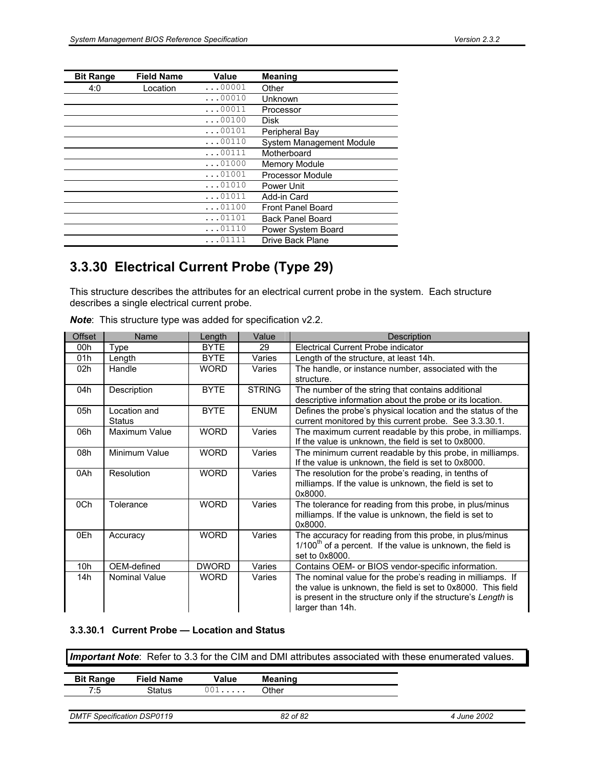| Bit Range | Field Name | Value | Meaning |
|---|---|---|---|
| 4:0 | Location | ...00001 | Other |
| | | ...00010 | Unknown |
| | | ...00011 | Processor |
| | | ...00100 | Disk |
| | | ...00101 | Peripheral Bay |
| | | ...00110 | System Management Module |
| | | ...00111 | Motherboard |
| | | ...01000 | Memory Module |
| | | ...01001 | Processor Module |
| | | ...01010 | Power Unit |
| | | ...01011 | Add-in Card |
| | | ...01100 | Front Panel Board |
| | | ...01101 | Back Panel Board |
| | | ...01110 | Power System Board |
| | | ...01111 | Drive Back Plane |

## 3.3.30 Electrical Current Probe (Type 29)

This structure describes the attributes for an electrical current probe in the system. Each structure describes a single electrical current probe.

***Note***: This structure type was added for specification v2.2.

| Offset | Name | Length | Value | Description |
|---|---|---|---|---|
| 00h | Type | BYTE | 29 | Electrical Current Probe indicator |
| 01h | Length | BYTE | Varies | Length of the structure, at least 14h. |
| 02h | Handle | WORD | Varies | The handle, or instance number, associated with the structure. |
| 04h | Description | BYTE | STRING | The number of the string that contains additional descriptive information about the probe or its location. |
| 05h | Location and Status | BYTE | ENUM | Defines the probe's physical location and the status of the current monitored by this current probe. See 3.3.30.1. |
| 06h | Maximum Value | WORD | Varies | The maximum current readable by this probe, in milliamps. If the value is unknown, the field is set to 0x8000. |
| 08h | Minimum Value | WORD | Varies | The minimum current readable by this probe, in milliamps. If the value is unknown, the field is set to 0x8000. |
| 0Ah | Resolution | WORD | Varies | The resolution for the probe's reading, in tenths of milliamps. If the value is unknown, the field is set to 0x8000. |
| 0Ch | Tolerance | WORD | Varies | The tolerance for reading from this probe, in plus/minus milliamps. If the value is unknown, the field is set to 0x8000. |
| 0Eh | Accuracy | WORD | Varies | The accuracy for reading from this probe, in plus/minus 1/100th of a percent. If the value is unknown, the field is set to 0x8000. |
| 10h | OEM-defined | DWORD | Varies | Contains OEM- or BIOS vendor-specific information. |
| 14h | Nominal Value | WORD | Varies | The nominal value for the probe's reading in milliamps. If the value is unknown, the field is set to 0x8000. This field is present in the structure only if the structure's *Length* is larger than 14h. |

### 3.3.30.1 Current Probe — Location and Status

***Important Note***: Refer to 3.3 for the CIM and DMI attributes associated with these enumerated values.

| Bit Range | Field Name | Value | Meaning |
|---|---|---|---|
| 7:5 | Status | 001..... | Other |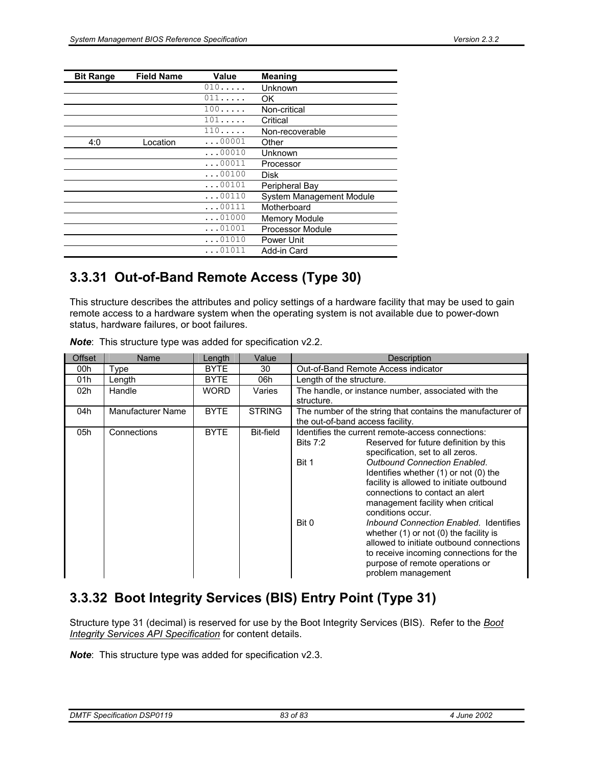| Bit Range | Field Name | Value | Meaning |
|---|---|---|---|
| | | 010..... | Unknown |
| | | 011..... | OK |
| | | 100..... | Non-critical |
| | | 101..... | Critical |
| | | 110..... | Non-recoverable |
| 4:0 | Location | ...00001 | Other |
| | | ...00010 | Unknown |
| | | ...00011 | Processor |
| | | ...00100 | Disk |
| | | ...00101 | Peripheral Bay |
| | | ...00110 | System Management Module |
| | | ...00111 | Motherboard |
| | | ...01000 | Memory Module |
| | | ...01001 | Processor Module |
| | | ...01010 | Power Unit |
| | | ...01011 | Add-in Card |

### 3.3.31 Out-of-Band Remote Access (Type 30)

This structure describes the attributes and policy settings of a hardware facility that may be used to gain remote access to a hardware system when the operating system is not available due to power-down status, hardware failures, or boot failures.

***Note***: This structure type was added for specification v2.2.

| Offset | Name | Length | Value | Description |
|---|---|---|---|---|
| 00h | Type | BYTE | 30 | Out-of-Band Remote Access indicator |
| 01h | Length | BYTE | 06h | Length of the structure. |
| 02h | Handle | WORD | Varies | The handle, or instance number, associated with the structure. |
| 04h | Manufacturer Name | BYTE | STRING | The number of the string that contains the manufacturer of the out-of-band access facility. |
| 05h | Connections | BYTE | Bit-field | Identifies the current remote-access connections:<br>Bits 7:2 — Reserved for future definition by this specification, set to all zeros.<br>Bit 1 — *Outbound Connection Enabled*. Identifies whether (1) or not (0) the facility is allowed to initiate outbound connections to contact an alert management facility when critical conditions occur.<br>Bit 0 — *Inbound Connection Enabled*. Identifies whether (1) or not (0) the facility is allowed to initiate outbound connections to receive incoming connections for the purpose of remote operations or problem management |

### 3.3.32 Boot Integrity Services (BIS) Entry Point (Type 31)

Structure type 31 (decimal) is reserved for use by the Boot Integrity Services (BIS). Refer to the *Boot Integrity Services API Specification* for content details.

***Note***: This structure type was added for specification v2.3.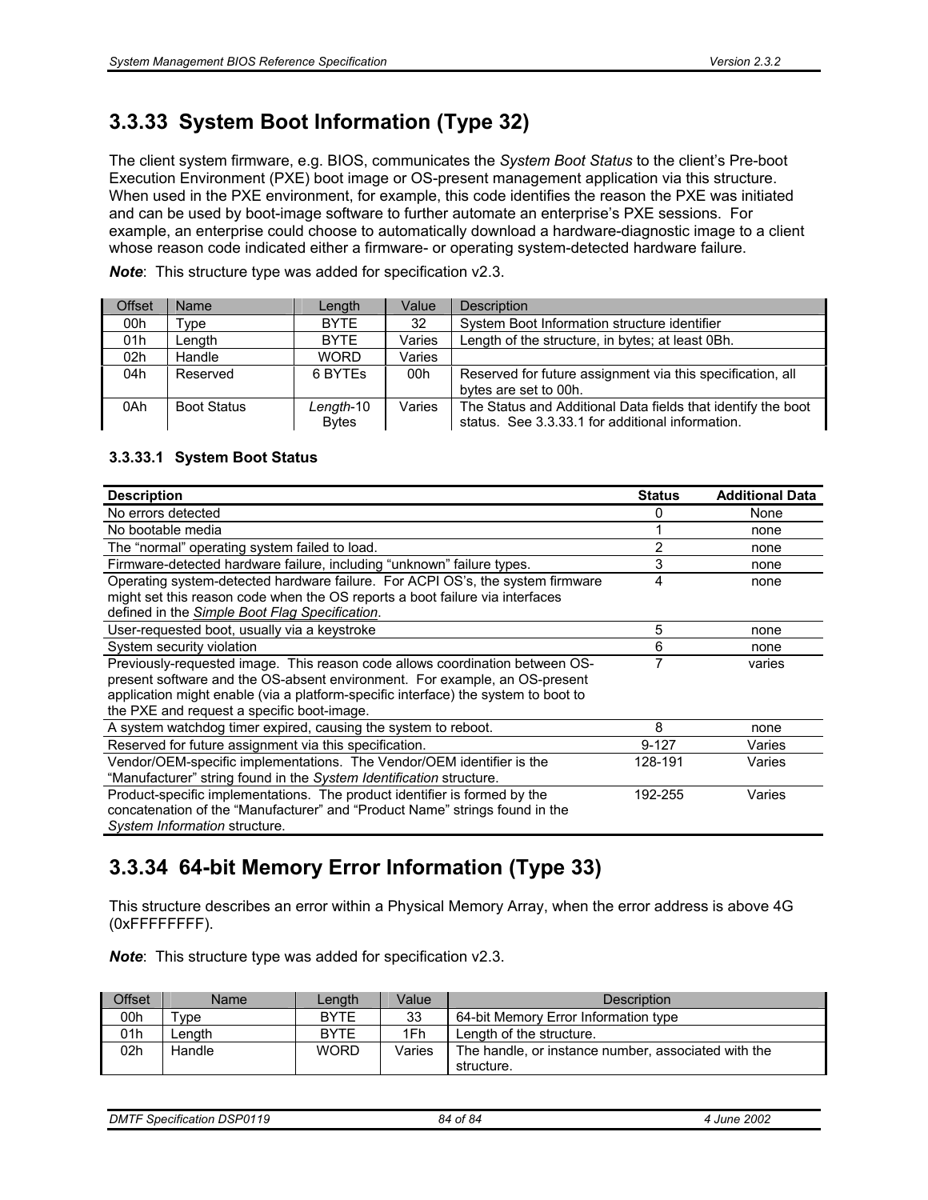## 3.3.33 System Boot Information (Type 32)

The client system firmware, e.g. BIOS, communicates the *System Boot Status* to the client's Pre-boot Execution Environment (PXE) boot image or OS-present management application via this structure. When used in the PXE environment, for example, this code identifies the reason the PXE was initiated and can be used by boot-image software to further automate an enterprise's PXE sessions. For example, an enterprise could choose to automatically download a hardware-diagnostic image to a client whose reason code indicated either a firmware- or operating system-detected hardware failure.

***Note***: This structure type was added for specification v2.3.

| Offset | Name | Length | Value | Description |
|---|---|---|---|---|
| 00h | Type | BYTE | 32 | System Boot Information structure identifier |
| 01h | Length | BYTE | Varies | Length of the structure, in bytes; at least 0Bh. |
| 02h | Handle | WORD | Varies | |
| 04h | Reserved | 6 BYTEs | 00h | Reserved for future assignment via this specification, all bytes are set to 00h. |
| 0Ah | Boot Status | *Length*-10 Bytes | Varies | The Status and Additional Data fields that identify the boot status. See 3.3.33.1 for additional information. |

### 3.3.33.1 System Boot Status

| Description | Status | Additional Data |
|---|---|---|
| No errors detected | 0 | None |
| No bootable media | 1 | none |
| The "normal" operating system failed to load. | 2 | none |
| Firmware-detected hardware failure, including "unknown" failure types. | 3 | none |
| Operating system-detected hardware failure. For ACPI OS's, the system firmware might set this reason code when the OS reports a boot failure via interfaces defined in the *Simple Boot Flag Specification*. | 4 | none |
| User-requested boot, usually via a keystroke | 5 | none |
| System security violation | 6 | none |
| Previously-requested image. This reason code allows coordination between OS-present software and the OS-absent environment. For example, an OS-present application might enable (via a platform-specific interface) the system to boot to the PXE and request a specific boot-image. | 7 | varies |
| A system watchdog timer expired, causing the system to reboot. | 8 | none |
| Reserved for future assignment via this specification. | 9-127 | Varies |
| Vendor/OEM-specific implementations. The Vendor/OEM identifier is the "Manufacturer" string found in the *System Identification* structure. | 128-191 | Varies |
| Product-specific implementations. The product identifier is formed by the concatenation of the "Manufacturer" and "Product Name" strings found in the *System Information* structure. | 192-255 | Varies |

## 3.3.34 64-bit Memory Error Information (Type 33)

This structure describes an error within a Physical Memory Array, when the error address is above 4G (0xFFFFFFFF).

***Note***: This structure type was added for specification v2.3.

| Offset | Name | Length | Value | Description |
|---|---|---|---|---|
| 00h | Type | BYTE | 33 | 64-bit Memory Error Information type |
| 01h | Length | BYTE | 1Fh | Length of the structure. |
| 02h | Handle | WORD | Varies | The handle, or instance number, associated with the structure. |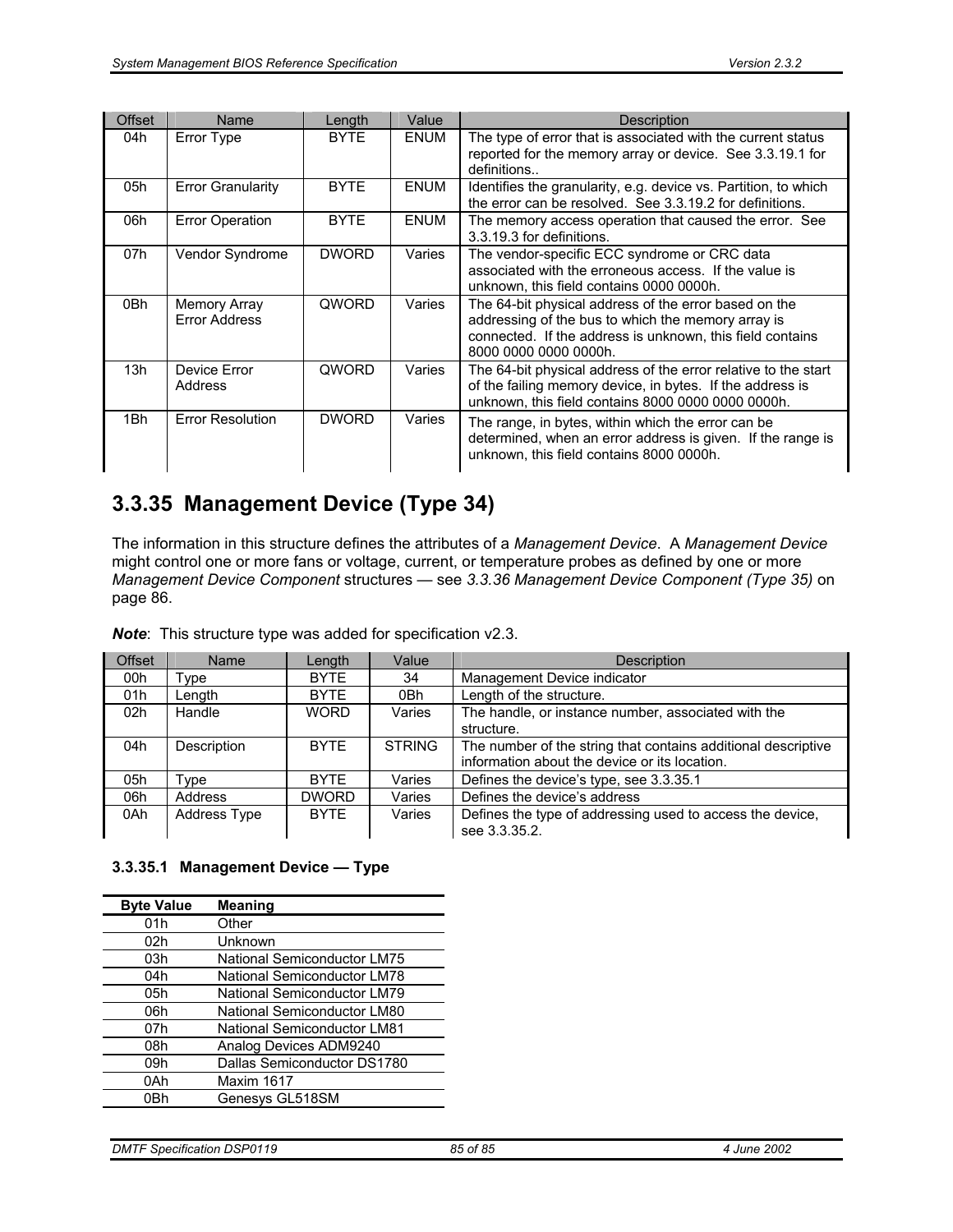| Offset | Name | Length | Value | Description |
| --- | --- | --- | --- | --- |
| 04h | Error Type | BYTE | ENUM | The type of error that is associated with the current status reported for the memory array or device. See 3.3.19.1 for definitions.. |
| 05h | Error Granularity | BYTE | ENUM | Identifies the granularity, e.g. device vs. Partition, to which the error can be resolved. See 3.3.19.2 for definitions. |
| 06h | Error Operation | BYTE | ENUM | The memory access operation that caused the error. See 3.3.19.3 for definitions. |
| 07h | Vendor Syndrome | DWORD | Varies | The vendor-specific ECC syndrome or CRC data associated with the erroneous access. If the value is unknown, this field contains 0000 0000h. |
| 0Bh | Memory Array Error Address | QWORD | Varies | The 64-bit physical address of the error based on the addressing of the bus to which the memory array is connected. If the address is unknown, this field contains 8000 0000 0000 0000h. |
| 13h | Device Error Address | QWORD | Varies | The 64-bit physical address of the error relative to the start of the failing memory device, in bytes. If the address is unknown, this field contains 8000 0000 0000 0000h. |
| 1Bh | Error Resolution | DWORD | Varies | The range, in bytes, within which the error can be determined, when an error address is given. If the range is unknown, this field contains 8000 0000h. |

## 3.3.35 Management Device (Type 34)

The information in this structure defines the attributes of a *Management Device*. A *Management Device* might control one or more fans or voltage, current, or temperature probes as defined by one or more *Management Device Component* structures — see *3.3.36 Management Device Component (Type 35)* on page 86.

***Note***: This structure type was added for specification v2.3.

| Offset | Name | Length | Value | Description |
| --- | --- | --- | --- | --- |
| 00h | Type | BYTE | 34 | Management Device indicator |
| 01h | Length | BYTE | 0Bh | Length of the structure. |
| 02h | Handle | WORD | Varies | The handle, or instance number, associated with the structure. |
| 04h | Description | BYTE | STRING | The number of the string that contains additional descriptive information about the device or its location. |
| 05h | Type | BYTE | Varies | Defines the device's type, see 3.3.35.1 |
| 06h | Address | DWORD | Varies | Defines the device's address |
| 0Ah | Address Type | BYTE | Varies | Defines the type of addressing used to access the device, see 3.3.35.2. |

### 3.3.35.1 Management Device — Type

| Byte Value | Meaning |
| --- | --- |
| 01h | Other |
| 02h | Unknown |
| 03h | National Semiconductor LM75 |
| 04h | National Semiconductor LM78 |
| 05h | National Semiconductor LM79 |
| 06h | National Semiconductor LM80 |
| 07h | National Semiconductor LM81 |
| 08h | Analog Devices ADM9240 |
| 09h | Dallas Semiconductor DS1780 |
| 0Ah | Maxim 1617 |
| 0Bh | Genesys GL518SM |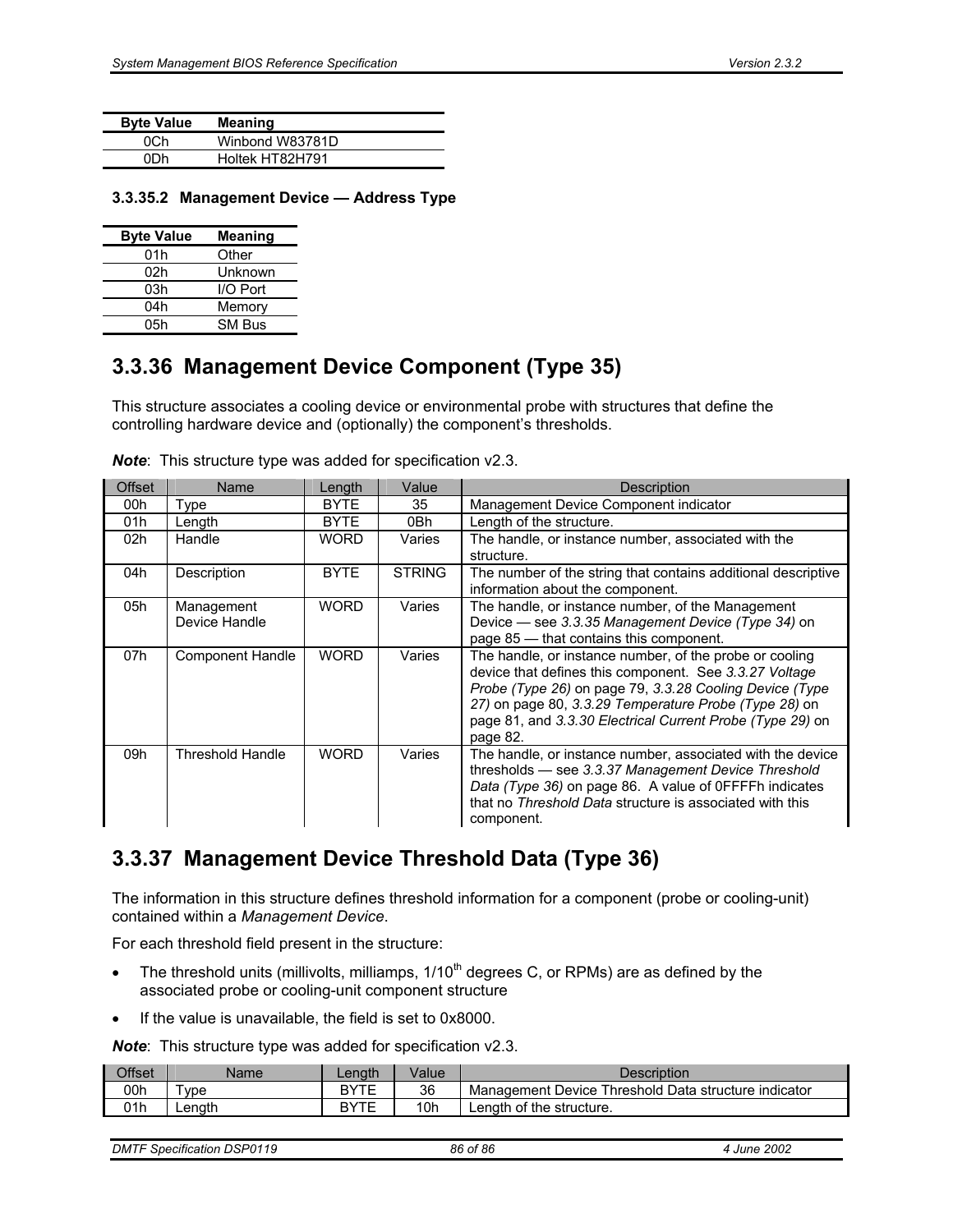| Byte Value | Meaning |
|---|---|
| 0Ch | Winbond W83781D |
| 0Dh | Holtek HT82H791 |

#### 3.3.35.2 Management Device — Address Type

| Byte Value | Meaning |
|---|---|
| 01h | Other |
| 02h | Unknown |
| 03h | I/O Port |
| 04h | Memory |
| 05h | SM Bus |

## 3.3.36 Management Device Component (Type 35)

This structure associates a cooling device or environmental probe with structures that define the controlling hardware device and (optionally) the component's thresholds.

***Note***: This structure type was added for specification v2.3.

| Offset | Name | Length | Value | Description |
|---|---|---|---|---|
| 00h | Type | BYTE | 35 | Management Device Component indicator |
| 01h | Length | BYTE | 0Bh | Length of the structure. |
| 02h | Handle | WORD | Varies | The handle, or instance number, associated with the structure. |
| 04h | Description | BYTE | STRING | The number of the string that contains additional descriptive information about the component. |
| 05h | Management Device Handle | WORD | Varies | The handle, or instance number, of the Management Device — see *3.3.35 Management Device (Type 34)* on page 85 — that contains this component. |
| 07h | Component Handle | WORD | Varies | The handle, or instance number, of the probe or cooling device that defines this component. See *3.3.27 Voltage Probe (Type 26)* on page 79, *3.3.28 Cooling Device (Type 27)* on page 80, *3.3.29 Temperature Probe (Type 28)* on page 81, and *3.3.30 Electrical Current Probe (Type 29)* on page 82. |
| 09h | Threshold Handle | WORD | Varies | The handle, or instance number, associated with the device thresholds — see *3.3.37 Management Device Threshold Data (Type 36)* on page 86. A value of 0FFFFh indicates that no *Threshold Data* structure is associated with this component. |

## 3.3.37 Management Device Threshold Data (Type 36)

The information in this structure defines threshold information for a component (probe or cooling-unit) contained within a *Management Device*.

For each threshold field present in the structure:

- The threshold units (millivolts, milliamps, 1/10$^{th}$ degrees C, or RPMs) are as defined by the associated probe or cooling-unit component structure
- If the value is unavailable, the field is set to 0x8000.

***Note***: This structure type was added for specification v2.3.

| Offset | Name | Length | Value | Description |
|---|---|---|---|---|
| 00h | Type | BYTE | 36 | Management Device Threshold Data structure indicator |
| 01h | Length | BYTE | 10h | Length of the structure. |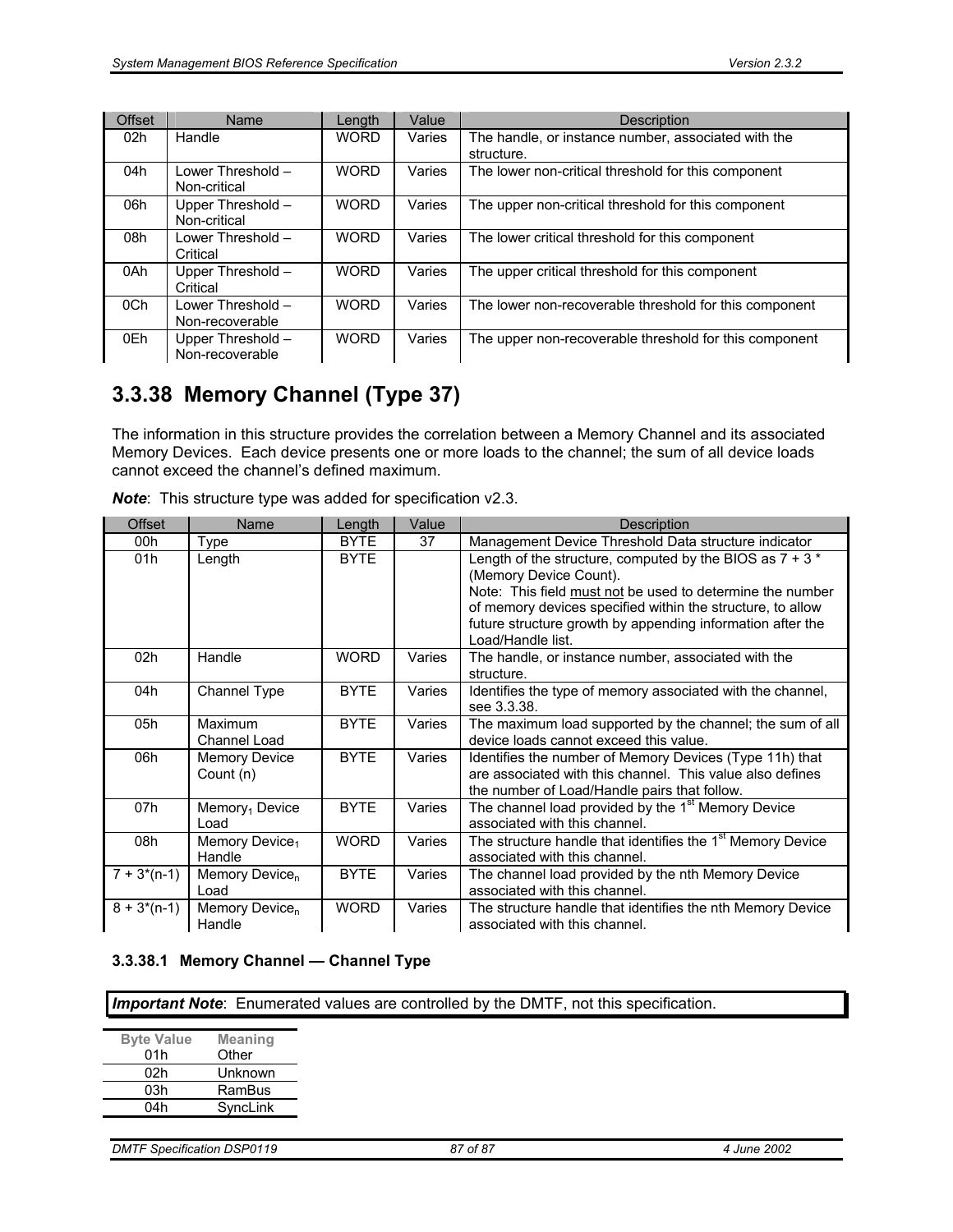| Offset | Name | Length | Value | Description |
|---|---|---|---|---|
| 02h | Handle | WORD | Varies | The handle, or instance number, associated with the structure. |
| 04h | Lower Threshold – Non-critical | WORD | Varies | The lower non-critical threshold for this component |
| 06h | Upper Threshold – Non-critical | WORD | Varies | The upper non-critical threshold for this component |
| 08h | Lower Threshold – Critical | WORD | Varies | The lower critical threshold for this component |
| 0Ah | Upper Threshold – Critical | WORD | Varies | The upper critical threshold for this component |
| 0Ch | Lower Threshold – Non-recoverable | WORD | Varies | The lower non-recoverable threshold for this component |
| 0Eh | Upper Threshold – Non-recoverable | WORD | Varies | The upper non-recoverable threshold for this component |

## 3.3.38 Memory Channel (Type 37)

The information in this structure provides the correlation between a Memory Channel and its associated Memory Devices. Each device presents one or more loads to the channel; the sum of all device loads cannot exceed the channel's defined maximum.

***Note***: This structure type was added for specification v2.3.

| Offset | Name | Length | Value | Description |
|---|---|---|---|---|
| 00h | Type | BYTE | 37 | Management Device Threshold Data structure indicator |
| 01h | Length | BYTE | | Length of the structure, computed by the BIOS as 7 + 3 * (Memory Device Count). Note: This field must not be used to determine the number of memory devices specified within the structure, to allow future structure growth by appending information after the Load/Handle list. |
| 02h | Handle | WORD | Varies | The handle, or instance number, associated with the structure. |
| 04h | Channel Type | BYTE | Varies | Identifies the type of memory associated with the channel, see 3.3.38. |
| 05h | Maximum Channel Load | BYTE | Varies | The maximum load supported by the channel; the sum of all device loads cannot exceed this value. |
| 06h | Memory Device Count (n) | BYTE | Varies | Identifies the number of Memory Devices (Type 11h) that are associated with this channel. This value also defines the number of Load/Handle pairs that follow. |
| 07h | $Memory_1$ Device Load | BYTE | Varies | The channel load provided by the 1st Memory Device associated with this channel. |
| 08h | Memory $Device_1$ Handle | WORD | Varies | The structure handle that identifies the 1st Memory Device associated with this channel. |
| 7 + 3*(n-1) | Memory $Device_n$ Load | BYTE | Varies | The channel load provided by the nth Memory Device associated with this channel. |
| 8 + 3*(n-1) | Memory $Device_n$ Handle | WORD | Varies | The structure handle that identifies the nth Memory Device associated with this channel. |

### 3.3.38.1 Memory Channel — Channel Type

***Important Note***: Enumerated values are controlled by the DMTF, not this specification.

| Byte Value | Meaning |
|---|---|
| 01h | Other |
| 02h | Unknown |
| 03h | RamBus |
| 04h | SyncLink |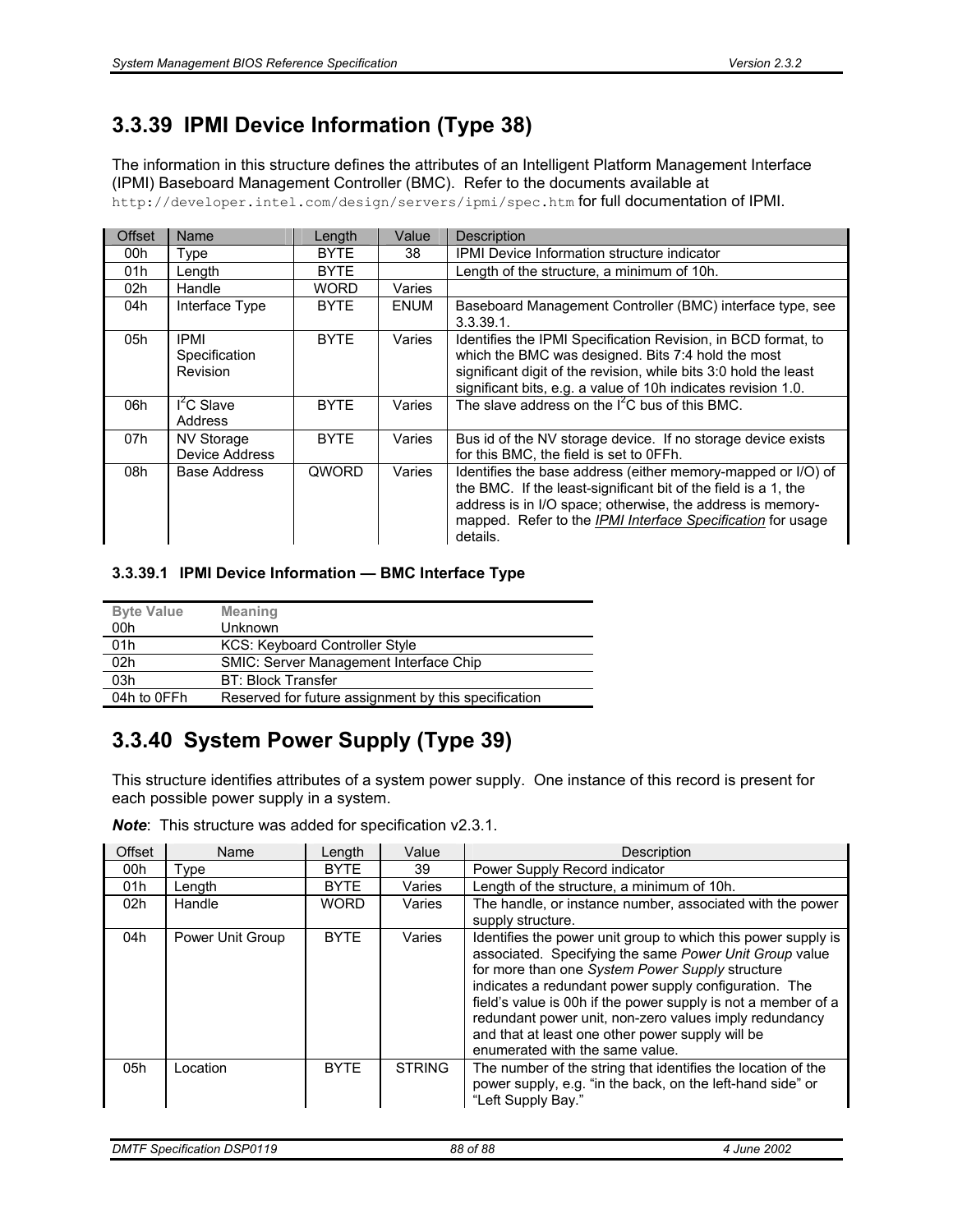### 3.3.39 IPMI Device Information (Type 38)

The information in this structure defines the attributes of an Intelligent Platform Management Interface (IPMI) Baseboard Management Controller (BMC). Refer to the documents available at `http://developer.intel.com/design/servers/ipmi/spec.htm` for full documentation of IPMI.

| Offset | Name | Length | Value | Description |
|---|---|---|---|---|
| 00h | Type | BYTE | 38 | IPMI Device Information structure indicator |
| 01h | Length | BYTE | | Length of the structure, a minimum of 10h. |
| 02h | Handle | WORD | Varies | |
| 04h | Interface Type | BYTE | ENUM | Baseboard Management Controller (BMC) interface type, see 3.3.39.1. |
| 05h | IPMI Specification Revision | BYTE | Varies | Identifies the IPMI Specification Revision, in BCD format, to which the BMC was designed. Bits 7:4 hold the most significant digit of the revision, while bits 3:0 hold the least significant bits, e.g. a value of 10h indicates revision 1.0. |
| 06h | $I^2C$ Slave Address | BYTE | Varies | The slave address on the $I^2C$ bus of this BMC. |
| 07h | NV Storage Device Address | BYTE | Varies | Bus id of the NV storage device. If no storage device exists for this BMC, the field is set to 0FFh. |
| 08h | Base Address | QWORD | Varies | Identifies the base address (either memory-mapped or I/O) of the BMC. If the least-significant bit of the field is a 1, the address is in I/O space; otherwise, the address is memory-mapped. Refer to the *IPMI Interface Specification* for usage details. |

#### 3.3.39.1 IPMI Device Information — BMC Interface Type

| Byte Value | Meaning |
|---|---|
| 00h | Unknown |
| 01h | KCS: Keyboard Controller Style |
| 02h | SMIC: Server Management Interface Chip |
| 03h | BT: Block Transfer |
| 04h to 0FFh | Reserved for future assignment by this specification |

### 3.3.40 System Power Supply (Type 39)

This structure identifies attributes of a system power supply. One instance of this record is present for each possible power supply in a system.

***Note***: This structure was added for specification v2.3.1.

| Offset | Name | Length | Value | Description |
|---|---|---|---|---|
| 00h | Type | BYTE | 39 | Power Supply Record indicator |
| 01h | Length | BYTE | Varies | Length of the structure, a minimum of 10h. |
| 02h | Handle | WORD | Varies | The handle, or instance number, associated with the power supply structure. |
| 04h | Power Unit Group | BYTE | Varies | Identifies the power unit group to which this power supply is associated. Specifying the same *Power Unit Group* value for more than one *System Power Supply* structure indicates a redundant power supply configuration. The field's value is 00h if the power supply is not a member of a redundant power unit, non-zero values imply redundancy and that at least one other power supply will be enumerated with the same value. |
| 05h | Location | BYTE | STRING | The number of the string that identifies the location of the power supply, e.g. "in the back, on the left-hand side" or "Left Supply Bay." |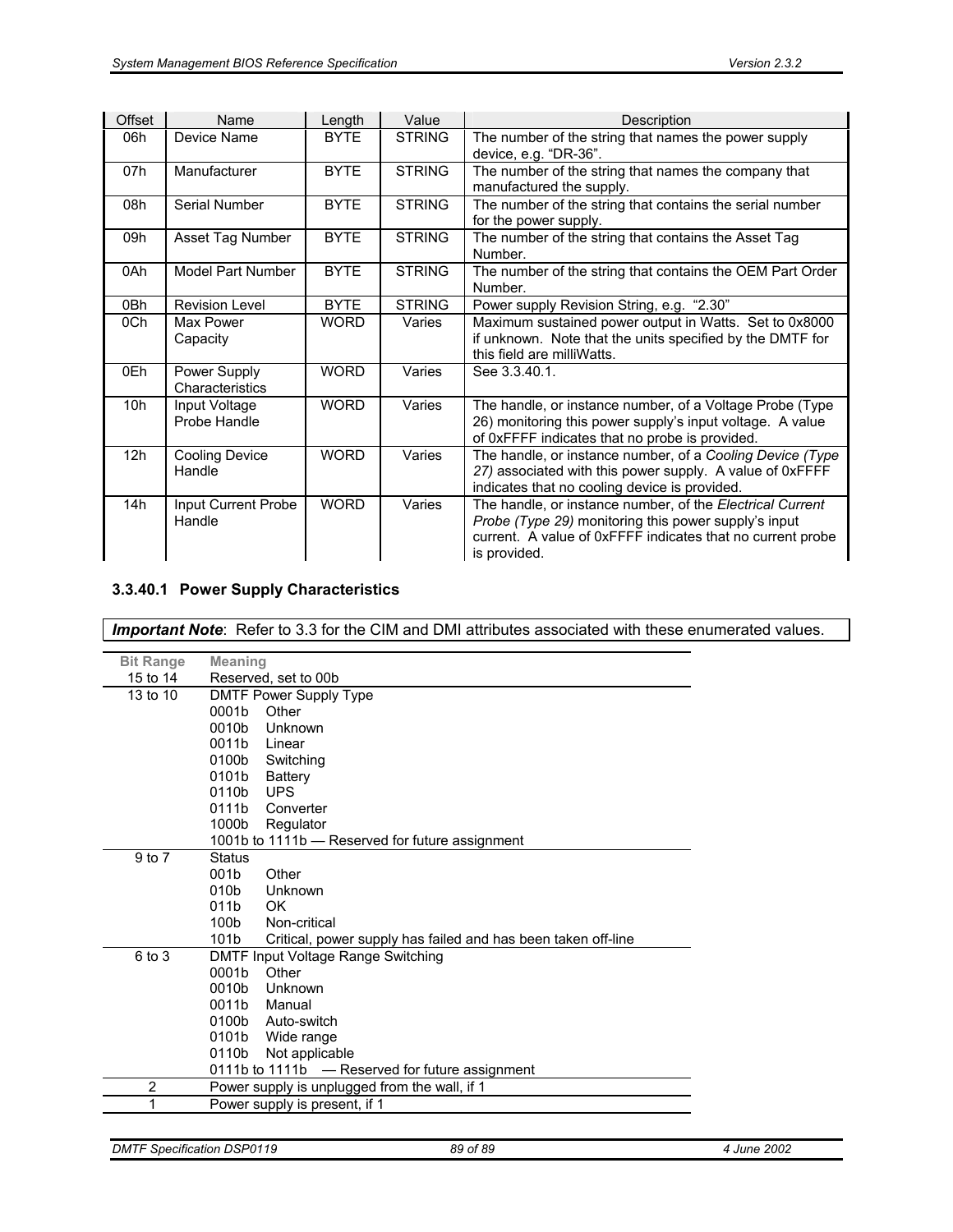| Offset | Name | Length | Value | Description |
|---|---|---|---|---|
| 06h | Device Name | BYTE | STRING | The number of the string that names the power supply device, e.g. “DR-36”. |
| 07h | Manufacturer | BYTE | STRING | The number of the string that names the company that manufactured the supply. |
| 08h | Serial Number | BYTE | STRING | The number of the string that contains the serial number for the power supply. |
| 09h | Asset Tag Number | BYTE | STRING | The number of the string that contains the Asset Tag Number. |
| 0Ah | Model Part Number | BYTE | STRING | The number of the string that contains the OEM Part Order Number. |
| 0Bh | Revision Level | BYTE | STRING | Power supply Revision String, e.g. “2.30” |
| 0Ch | Max Power Capacity | WORD | Varies | Maximum sustained power output in Watts. Set to 0x8000 if unknown. Note that the units specified by the DMTF for this field are milliWatts. |
| 0Eh | Power Supply Characteristics | WORD | Varies | See 3.3.40.1. |
| 10h | Input Voltage Probe Handle | WORD | Varies | The handle, or instance number, of a Voltage Probe (Type 26) monitoring this power supply’s input voltage. A value of 0xFFFF indicates that no probe is provided. |
| 12h | Cooling Device Handle | WORD | Varies | The handle, or instance number, of a *Cooling Device (Type 27)* associated with this power supply. A value of 0xFFFF indicates that no cooling device is provided. |
| 14h | Input Current Probe Handle | WORD | Varies | The handle, or instance number, of the *Electrical Current Probe (Type 29)* monitoring this power supply’s input current. A value of 0xFFFF indicates that no current probe is provided. |

### 3.3.40.1 Power Supply Characteristics

***Important Note***: Refer to 3.3 for the CIM and DMI attributes associated with these enumerated values.

| Bit Range | Meaning |
|---|---|
| 15 to 14 | Reserved, set to 00b |
| 13 to 10 | DMTF Power Supply Type<br>0001b Other<br>0010b Unknown<br>0011b Linear<br>0100b Switching<br>0101b Battery<br>0110b UPS<br>0111b Converter<br>1000b Regulator<br>1001b to 1111b — Reserved for future assignment |
| 9 to 7 | Status<br>001b Other<br>010b Unknown<br>011b OK<br>100b Non-critical<br>101b Critical, power supply has failed and has been taken off-line |
| 6 to 3 | DMTF Input Voltage Range Switching<br>0001b Other<br>0010b Unknown<br>0011b Manual<br>0100b Auto-switch<br>0101b Wide range<br>0110b Not applicable<br>0111b to 1111b — Reserved for future assignment |
| 2 | Power supply is unplugged from the wall, if 1 |
| 1 | Power supply is present, if 1 |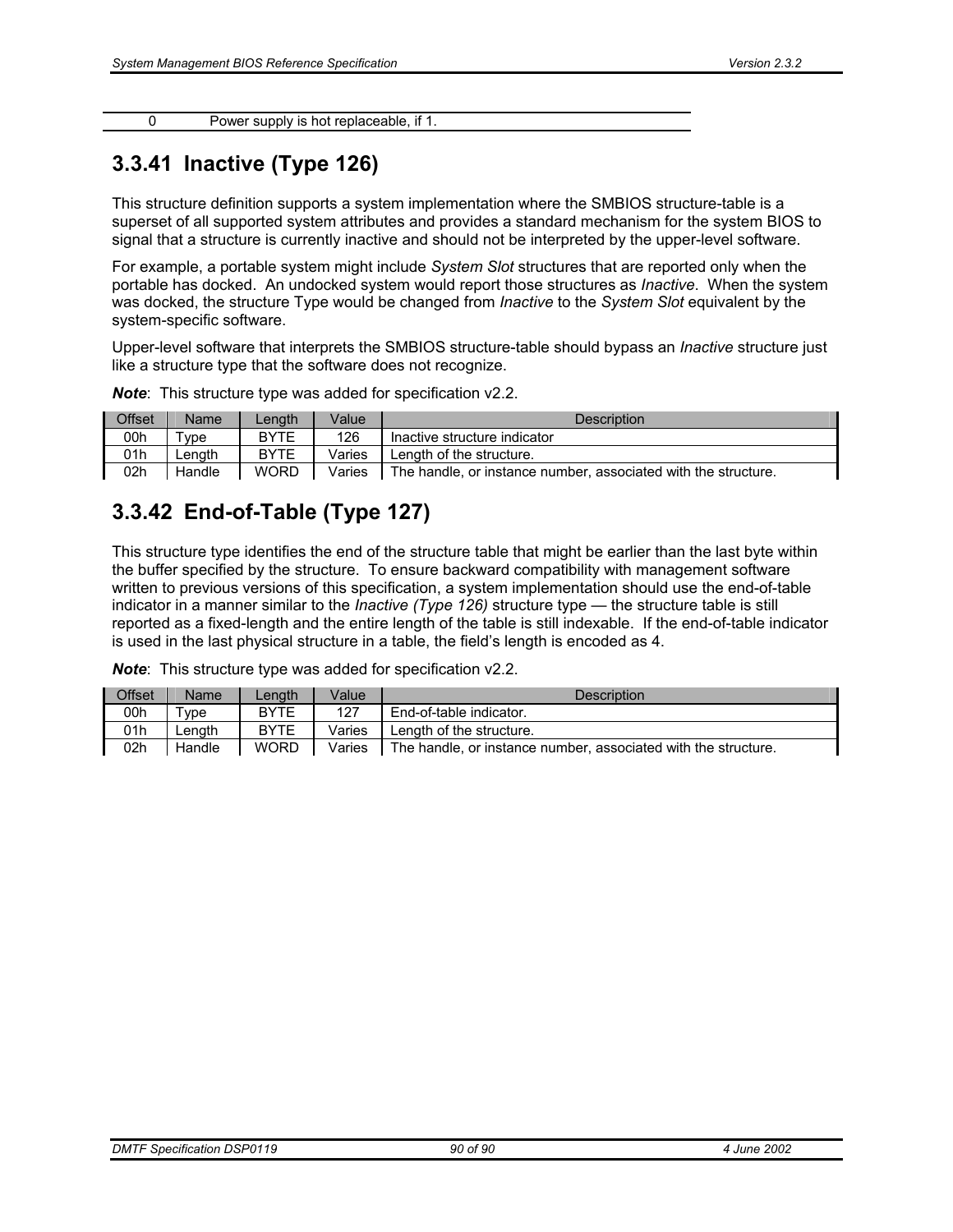| 0 | Power supply is hot replaceable, if 1. |
|---|---|

### 3.3.41 Inactive (Type 126)

This structure definition supports a system implementation where the SMBIOS structure-table is a superset of all supported system attributes and provides a standard mechanism for the system BIOS to signal that a structure is currently inactive and should not be interpreted by the upper-level software.

For example, a portable system might include *System Slot* structures that are reported only when the portable has docked. An undocked system would report those structures as *Inactive*. When the system was docked, the structure Type would be changed from *Inactive* to the *System Slot* equivalent by the system-specific software.

Upper-level software that interprets the SMBIOS structure-table should bypass an *Inactive* structure just like a structure type that the software does not recognize.

***Note***: This structure type was added for specification v2.2.

| Offset | Name | Length | Value | Description |
|---|---|---|---|---|
| 00h | Type | BYTE | 126 | Inactive structure indicator |
| 01h | Length | BYTE | Varies | Length of the structure. |
| 02h | Handle | WORD | Varies | The handle, or instance number, associated with the structure. |

### 3.3.42 End-of-Table (Type 127)

This structure type identifies the end of the structure table that might be earlier than the last byte within the buffer specified by the structure. To ensure backward compatibility with management software written to previous versions of this specification, a system implementation should use the end-of-table indicator in a manner similar to the *Inactive (Type 126)* structure type — the structure table is still reported as a fixed-length and the entire length of the table is still indexable. If the end-of-table indicator is used in the last physical structure in a table, the field's length is encoded as 4.

***Note***: This structure type was added for specification v2.2.

| Offset | Name | Length | Value | Description |
|---|---|---|---|---|
| 00h | Type | BYTE | 127 | End-of-table indicator. |
| 01h | Length | BYTE | Varies | Length of the structure. |
| 02h | Handle | WORD | Varies | The handle, or instance number, associated with the structure. |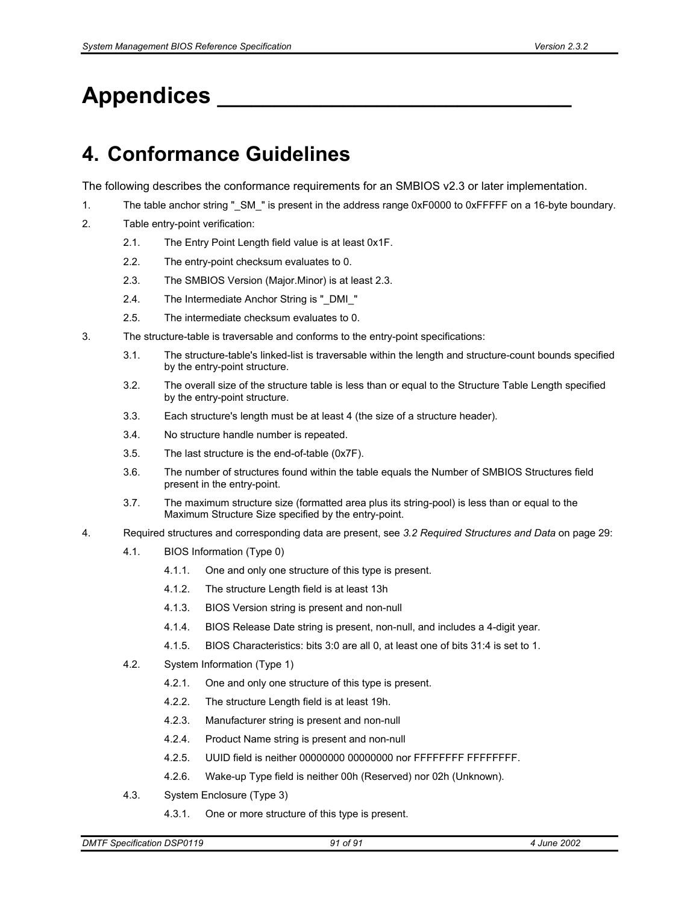# Appendices

# 4. Conformance Guidelines

The following describes the conformance requirements for an SMBIOS v2.3 or later implementation.

1. The table anchor string "_SM_" is present in the address range 0xF0000 to 0xFFFFF on a 16-byte boundary.
2. Table entry-point verification:
   - 2.1. The Entry Point Length field value is at least 0x1F.
   - 2.2. The entry-point checksum evaluates to 0.
   - 2.3. The SMBIOS Version (Major.Minor) is at least 2.3.
   - 2.4. The Intermediate Anchor String is "_DMI_"
   - 2.5. The intermediate checksum evaluates to 0.
3. The structure-table is traversable and conforms to the entry-point specifications:
   - 3.1. The structure-table's linked-list is traversable within the length and structure-count bounds specified by the entry-point structure.
   - 3.2. The overall size of the structure table is less than or equal to the Structure Table Length specified by the entry-point structure.
   - 3.3. Each structure's length must be at least 4 (the size of a structure header).
   - 3.4. No structure handle number is repeated.
   - 3.5. The last structure is the end-of-table (0x7F).
   - 3.6. The number of structures found within the table equals the Number of SMBIOS Structures field present in the entry-point.
   - 3.7. The maximum structure size (formatted area plus its string-pool) is less than or equal to the Maximum Structure Size specified by the entry-point.
4. Required structures and corresponding data are present, see *3.2 Required Structures and Data* on page 29:
   - 4.1. BIOS Information (Type 0)
     - 4.1.1. One and only one structure of this type is present.
     - 4.1.2. The structure Length field is at least 13h
     - 4.1.3. BIOS Version string is present and non-null
     - 4.1.4. BIOS Release Date string is present, non-null, and includes a 4-digit year.
     - 4.1.5. BIOS Characteristics: bits 3:0 are all 0, at least one of bits 31:4 is set to 1.
   - 4.2. System Information (Type 1)
     - 4.2.1. One and only one structure of this type is present.
     - 4.2.2. The structure Length field is at least 19h.
     - 4.2.3. Manufacturer string is present and non-null
     - 4.2.4. Product Name string is present and non-null
     - 4.2.5. UUID field is neither 00000000 00000000 nor FFFFFFFF FFFFFFFF.
     - 4.2.6. Wake-up Type field is neither 00h (Reserved) nor 02h (Unknown).
   - 4.3. System Enclosure (Type 3)
     - 4.3.1. One or more structure of this type is present.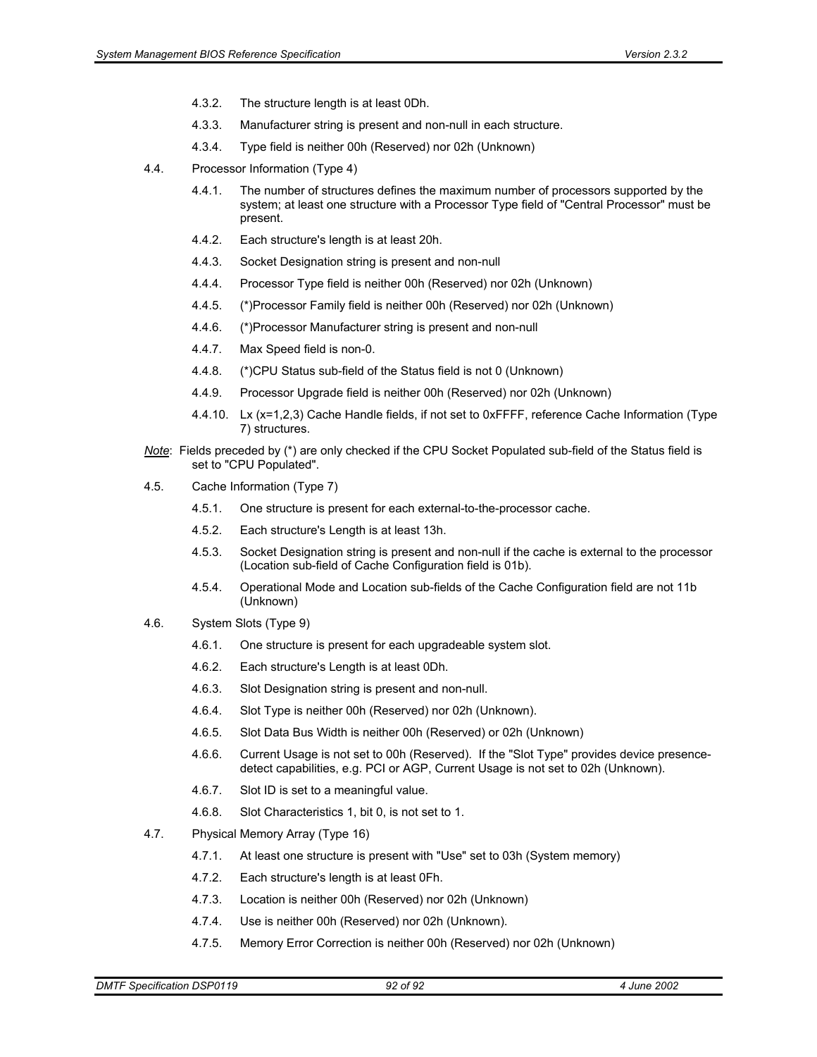4.3.2. The structure length is at least 0Dh.

4.3.3. Manufacturer string is present and non-null in each structure.

4.3.4. Type field is neither 00h (Reserved) nor 02h (Unknown)

4.4. Processor Information (Type 4)

4.4.1. The number of structures defines the maximum number of processors supported by the system; at least one structure with a Processor Type field of "Central Processor" must be present.

4.4.2. Each structure's length is at least 20h.

4.4.3. Socket Designation string is present and non-null

4.4.4. Processor Type field is neither 00h (Reserved) nor 02h (Unknown)

4.4.5. (*)Processor Family field is neither 00h (Reserved) nor 02h (Unknown)

4.4.6. (*)Processor Manufacturer string is present and non-null

4.4.7. Max Speed field is non-0.

4.4.8. (*)CPU Status sub-field of the Status field is not 0 (Unknown)

4.4.9. Processor Upgrade field is neither 00h (Reserved) nor 02h (Unknown)

4.4.10. Lx (x=1,2,3) Cache Handle fields, if not set to 0xFFFF, reference Cache Information (Type 7) structures.

*Note*: Fields preceded by (*) are only checked if the CPU Socket Populated sub-field of the Status field is set to "CPU Populated".

4.5. Cache Information (Type 7)

4.5.1. One structure is present for each external-to-the-processor cache.

4.5.2. Each structure's Length is at least 13h.

4.5.3. Socket Designation string is present and non-null if the cache is external to the processor (Location sub-field of Cache Configuration field is 01b).

4.5.4. Operational Mode and Location sub-fields of the Cache Configuration field are not 11b (Unknown)

4.6. System Slots (Type 9)

4.6.1. One structure is present for each upgradeable system slot.

4.6.2. Each structure's Length is at least 0Dh.

4.6.3. Slot Designation string is present and non-null.

4.6.4. Slot Type is neither 00h (Reserved) nor 02h (Unknown).

4.6.5. Slot Data Bus Width is neither 00h (Reserved) or 02h (Unknown)

4.6.6. Current Usage is not set to 00h (Reserved). If the "Slot Type" provides device presence-detect capabilities, e.g. PCI or AGP, Current Usage is not set to 02h (Unknown).

4.6.7. Slot ID is set to a meaningful value.

4.6.8. Slot Characteristics 1, bit 0, is not set to 1.

4.7. Physical Memory Array (Type 16)

4.7.1. At least one structure is present with "Use" set to 03h (System memory)

4.7.2. Each structure's length is at least 0Fh.

4.7.3. Location is neither 00h (Reserved) nor 02h (Unknown)

4.7.4. Use is neither 00h (Reserved) nor 02h (Unknown).

4.7.5. Memory Error Correction is neither 00h (Reserved) nor 02h (Unknown)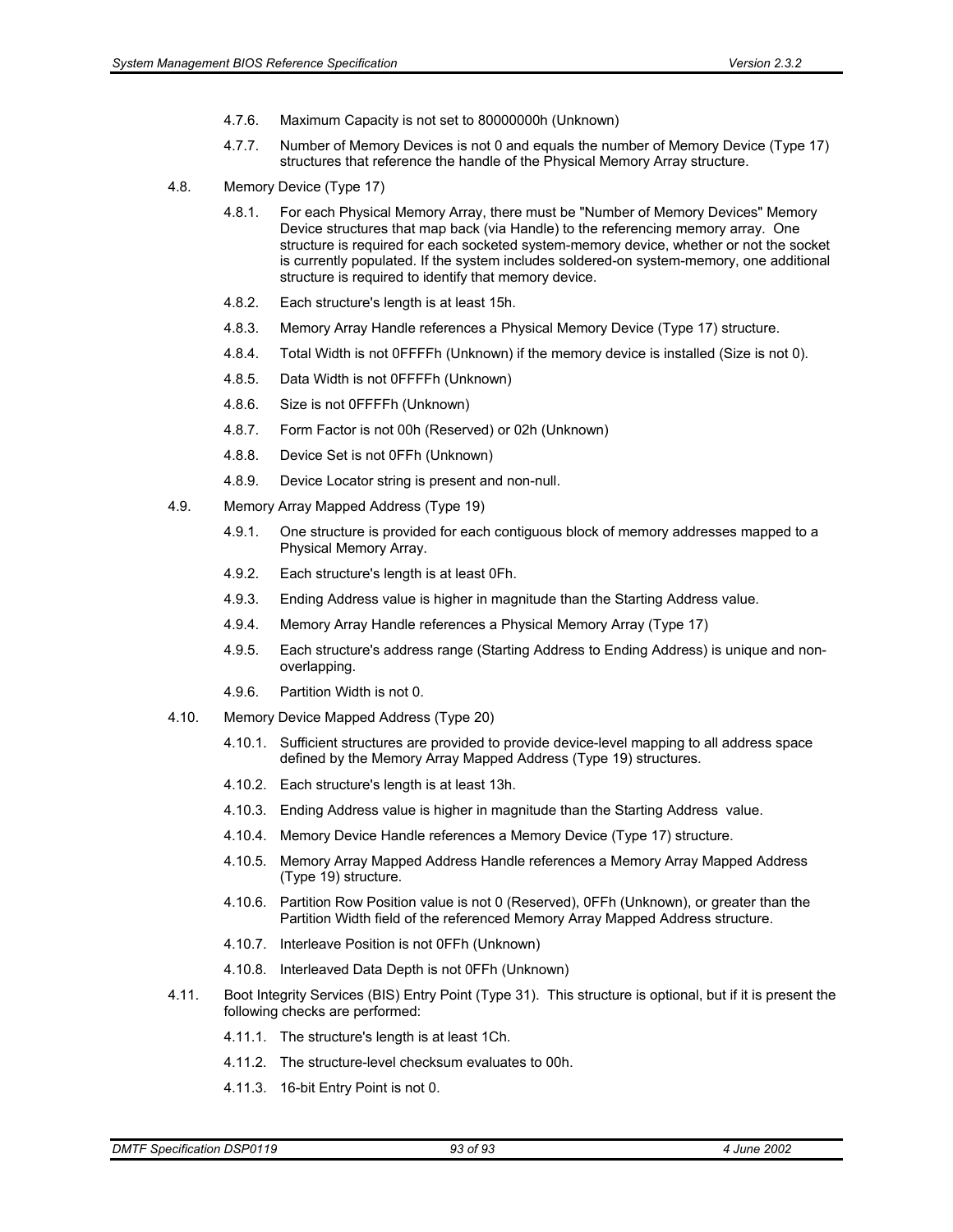4.7.6. Maximum Capacity is not set to 80000000h (Unknown)

4.7.7. Number of Memory Devices is not 0 and equals the number of Memory Device (Type 17) structures that reference the handle of the Physical Memory Array structure.

4.8. Memory Device (Type 17)

4.8.1. For each Physical Memory Array, there must be "Number of Memory Devices" Memory Device structures that map back (via Handle) to the referencing memory array. One structure is required for each socketed system-memory device, whether or not the socket is currently populated. If the system includes soldered-on system-memory, one additional structure is required to identify that memory device.

4.8.2. Each structure's length is at least 15h.

4.8.3. Memory Array Handle references a Physical Memory Device (Type 17) structure.

4.8.4. Total Width is not 0FFFFh (Unknown) if the memory device is installed (Size is not 0).

4.8.5. Data Width is not 0FFFFh (Unknown)

4.8.6. Size is not 0FFFFh (Unknown)

4.8.7. Form Factor is not 00h (Reserved) or 02h (Unknown)

4.8.8. Device Set is not 0FFh (Unknown)

4.8.9. Device Locator string is present and non-null.

4.9. Memory Array Mapped Address (Type 19)

4.9.1. One structure is provided for each contiguous block of memory addresses mapped to a Physical Memory Array.

4.9.2. Each structure's length is at least 0Fh.

4.9.3. Ending Address value is higher in magnitude than the Starting Address value.

4.9.4. Memory Array Handle references a Physical Memory Array (Type 17)

4.9.5. Each structure's address range (Starting Address to Ending Address) is unique and non-overlapping.

4.9.6. Partition Width is not 0.

4.10. Memory Device Mapped Address (Type 20)

4.10.1. Sufficient structures are provided to provide device-level mapping to all address space defined by the Memory Array Mapped Address (Type 19) structures.

4.10.2. Each structure's length is at least 13h.

4.10.3. Ending Address value is higher in magnitude than the Starting Address value.

4.10.4. Memory Device Handle references a Memory Device (Type 17) structure.

4.10.5. Memory Array Mapped Address Handle references a Memory Array Mapped Address (Type 19) structure.

4.10.6. Partition Row Position value is not 0 (Reserved), 0FFh (Unknown), or greater than the Partition Width field of the referenced Memory Array Mapped Address structure.

4.10.7. Interleave Position is not 0FFh (Unknown)

4.10.8. Interleaved Data Depth is not 0FFh (Unknown)

4.11. Boot Integrity Services (BIS) Entry Point (Type 31). This structure is optional, but if it is present the following checks are performed:

4.11.1. The structure's length is at least 1Ch.

4.11.2. The structure-level checksum evaluates to 00h.

4.11.3. 16-bit Entry Point is not 0.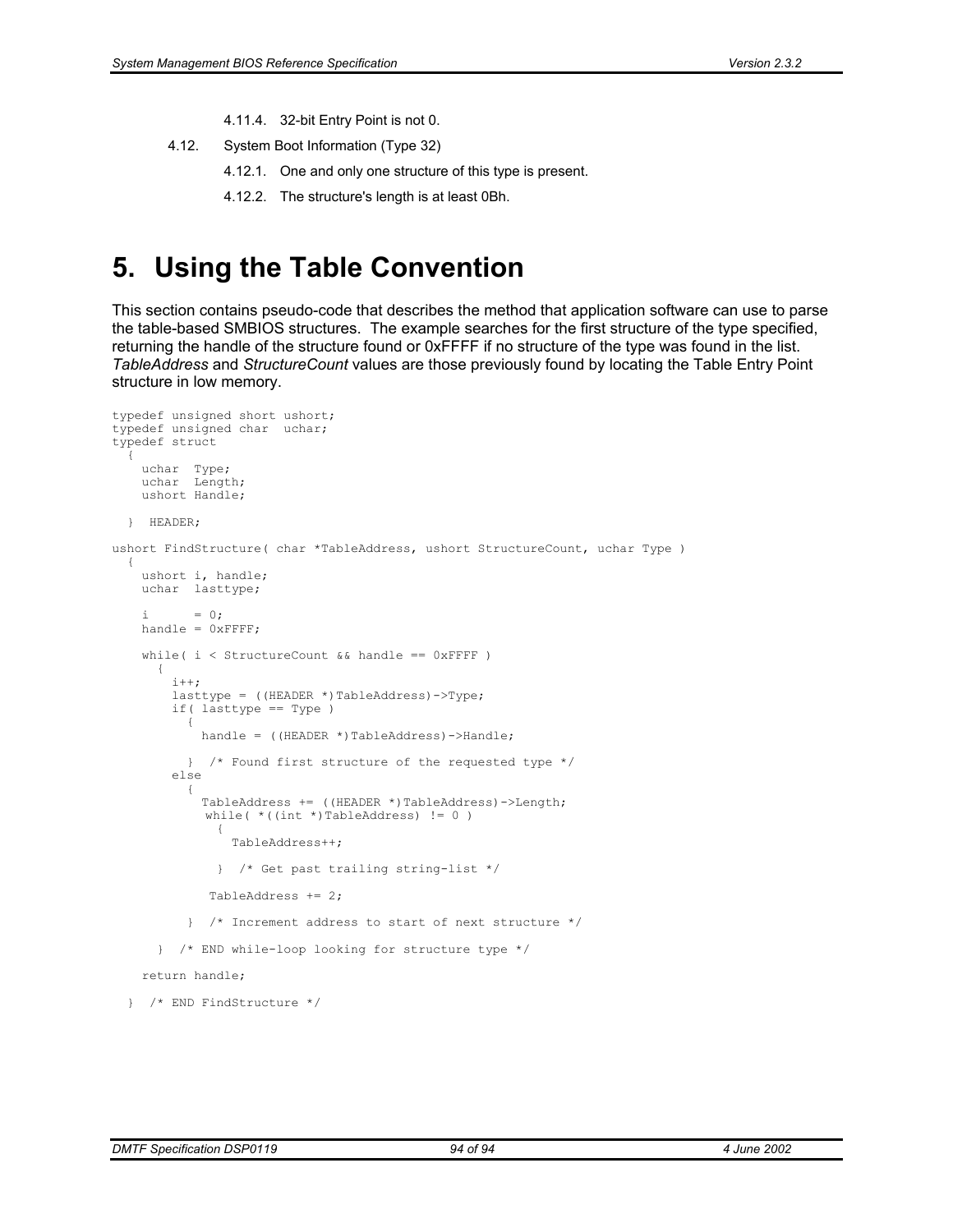4.11.4. 32-bit Entry Point is not 0.

4.12. System Boot Information (Type 32)

4.12.1. One and only one structure of this type is present.

4.12.2. The structure's length is at least 0Bh.

# 5. Using the Table Convention

This section contains pseudo-code that describes the method that application software can use to parse the table-based SMBIOS structures. The example searches for the first structure of the type specified, returning the handle of the structure found or 0xFFFF if no structure of the type was found in the list. *TableAddress* and *StructureCount* values are those previously found by locating the Table Entry Point structure in low memory.

```
typedef unsigned short ushort;
typedef unsigned char  uchar;
typedef struct
  {
    uchar  Type;
    uchar  Length;
    ushort Handle;

  }  HEADER;

ushort FindStructure( char *TableAddress, ushort StructureCount, uchar Type )
  {
    ushort i, handle;
    uchar  lasttype;

    i      = 0;
    handle = 0xFFFF;

    while( i < StructureCount && handle == 0xFFFF )
      {
        i++;
        lasttype = ((HEADER *)TableAddress)->Type;
        if( lasttype == Type )
          {
            handle = ((HEADER *)TableAddress)->Handle;

          }  /* Found first structure of the requested type */
        else
          {
            TableAddress += ((HEADER *)TableAddress)->Length;
             while( *((int *)TableAddress) != 0 )
              {
                TableAddress++;

              }  /* Get past trailing string-list */

             TableAddress += 2;

          }  /* Increment address to start of next structure */

      }  /* END while-loop looking for structure type */

    return handle;

  }  /* END FindStructure */
```